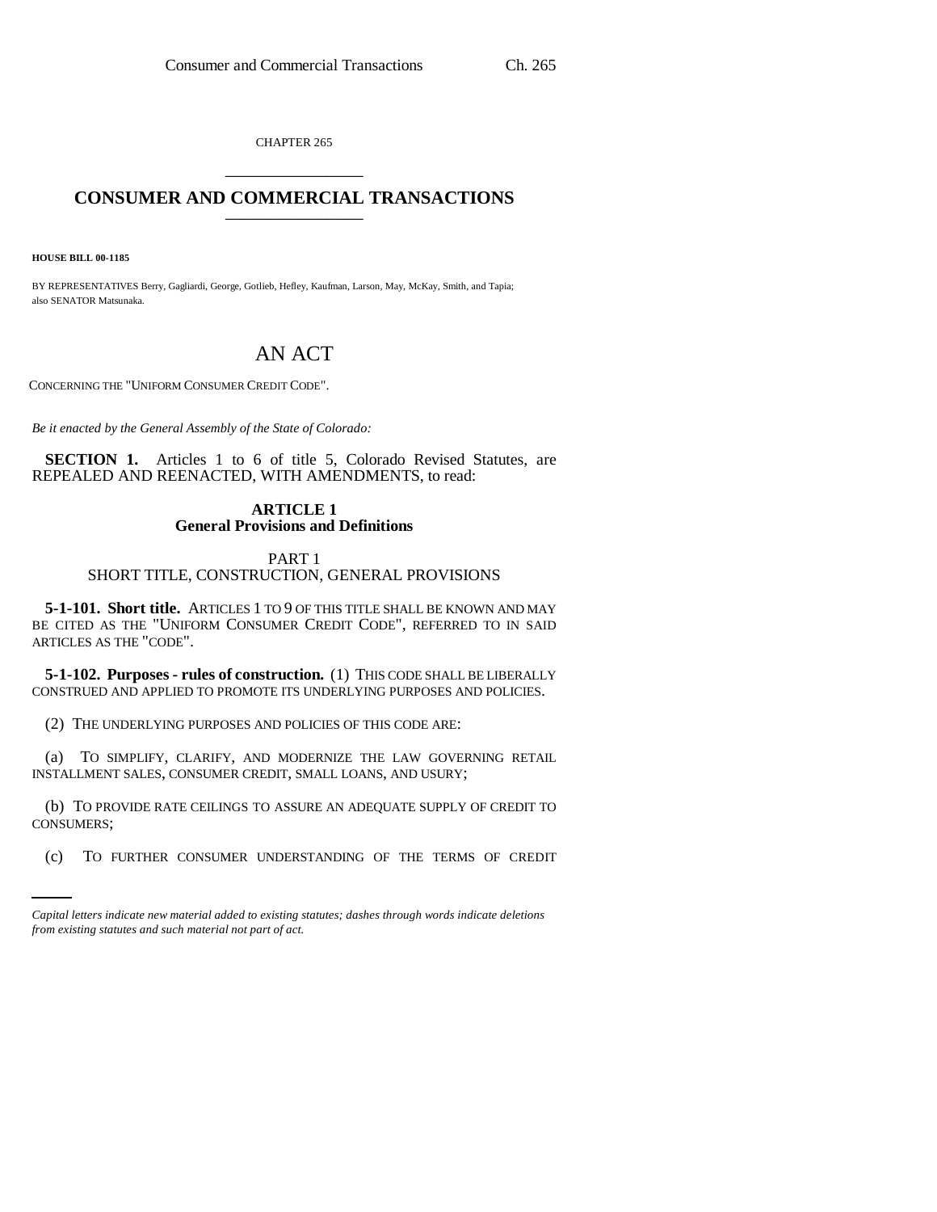CHAPTER 265

# CONSUMER AND COMMERCIAL TRANSACTIONS

**HOUSE BILL 00-1185**

BY REPRESENTATIVES Berry, Gagliardi, George, Gotlieb, Hefley, Kaufman, Larson, May, McKay, Smith, and Tapia; also SENATOR Matsunaka.

## AN ACT

CONCERNING THE "UNIFORM CONSUMER CREDIT CODE".

*Be it enacted by the General Assembly of the State of Colorado:*

**SECTION 1.** Articles 1 to 6 of title 5, Colorado Revised Statutes, are REPEALED AND REENACTED, WITH AMENDMENTS, to read:

### ARTICLE 1
### General Provisions and Definitions

PART 1
SHORT TITLE, CONSTRUCTION, GENERAL PROVISIONS

**5-1-101. Short title.** ARTICLES 1 TO 9 OF THIS TITLE SHALL BE KNOWN AND MAY BE CITED AS THE "UNIFORM CONSUMER CREDIT CODE", REFERRED TO IN SAID ARTICLES AS THE "CODE".

**5-1-102. Purposes - rules of construction.** (1) THIS CODE SHALL BE LIBERALLY CONSTRUED AND APPLIED TO PROMOTE ITS UNDERLYING PURPOSES AND POLICIES.

(2) THE UNDERLYING PURPOSES AND POLICIES OF THIS CODE ARE:

(a) TO SIMPLIFY, CLARIFY, AND MODERNIZE THE LAW GOVERNING RETAIL INSTALLMENT SALES, CONSUMER CREDIT, SMALL LOANS, AND USURY;

(b) TO PROVIDE RATE CEILINGS TO ASSURE AN ADEQUATE SUPPLY OF CREDIT TO CONSUMERS;

(c) TO FURTHER CONSUMER UNDERSTANDING OF THE TERMS OF CREDIT

*Capital letters indicate new material added to existing statutes; dashes through words indicate deletions from existing statutes and such material not part of act.*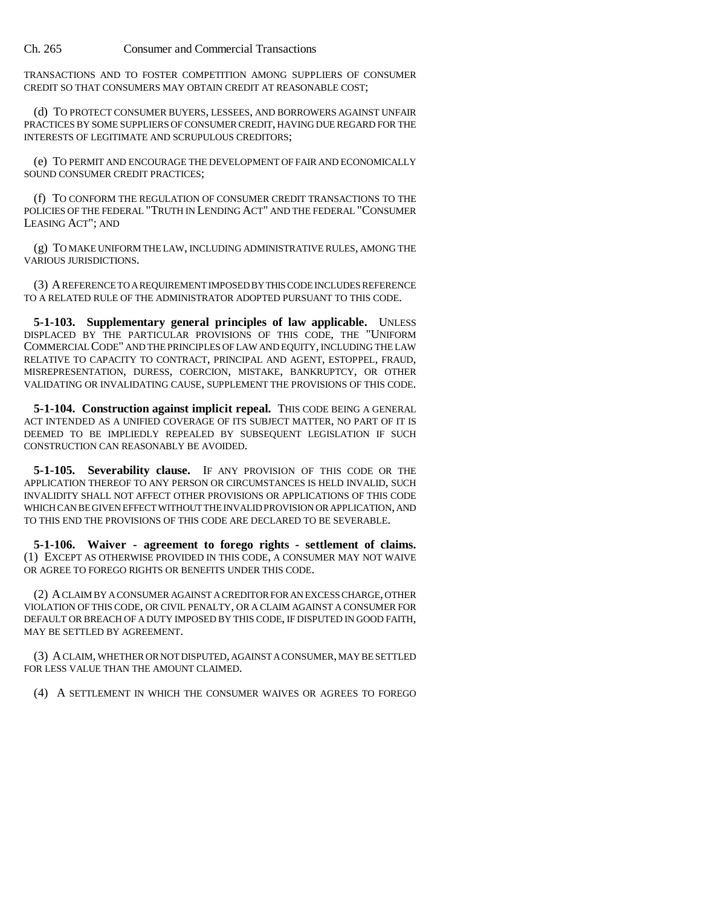TRANSACTIONS AND TO FOSTER COMPETITION AMONG SUPPLIERS OF CONSUMER CREDIT SO THAT CONSUMERS MAY OBTAIN CREDIT AT REASONABLE COST;

(d) TO PROTECT CONSUMER BUYERS, LESSEES, AND BORROWERS AGAINST UNFAIR PRACTICES BY SOME SUPPLIERS OF CONSUMER CREDIT, HAVING DUE REGARD FOR THE INTERESTS OF LEGITIMATE AND SCRUPULOUS CREDITORS;

(e) TO PERMIT AND ENCOURAGE THE DEVELOPMENT OF FAIR AND ECONOMICALLY SOUND CONSUMER CREDIT PRACTICES;

(f) TO CONFORM THE REGULATION OF CONSUMER CREDIT TRANSACTIONS TO THE POLICIES OF THE FEDERAL "TRUTH IN LENDING ACT" AND THE FEDERAL "CONSUMER LEASING ACT"; AND

(g) TO MAKE UNIFORM THE LAW, INCLUDING ADMINISTRATIVE RULES, AMONG THE VARIOUS JURISDICTIONS.

(3) A REFERENCE TO A REQUIREMENT IMPOSED BY THIS CODE INCLUDES REFERENCE TO A RELATED RULE OF THE ADMINISTRATOR ADOPTED PURSUANT TO THIS CODE.

**5-1-103. Supplementary general principles of law applicable.** UNLESS DISPLACED BY THE PARTICULAR PROVISIONS OF THIS CODE, THE "UNIFORM COMMERCIAL CODE" AND THE PRINCIPLES OF LAW AND EQUITY, INCLUDING THE LAW RELATIVE TO CAPACITY TO CONTRACT, PRINCIPAL AND AGENT, ESTOPPEL, FRAUD, MISREPRESENTATION, DURESS, COERCION, MISTAKE, BANKRUPTCY, OR OTHER VALIDATING OR INVALIDATING CAUSE, SUPPLEMENT THE PROVISIONS OF THIS CODE.

**5-1-104. Construction against implicit repeal.** THIS CODE BEING A GENERAL ACT INTENDED AS A UNIFIED COVERAGE OF ITS SUBJECT MATTER, NO PART OF IT IS DEEMED TO BE IMPLIEDLY REPEALED BY SUBSEQUENT LEGISLATION IF SUCH CONSTRUCTION CAN REASONABLY BE AVOIDED.

**5-1-105. Severability clause.** IF ANY PROVISION OF THIS CODE OR THE APPLICATION THEREOF TO ANY PERSON OR CIRCUMSTANCES IS HELD INVALID, SUCH INVALIDITY SHALL NOT AFFECT OTHER PROVISIONS OR APPLICATIONS OF THIS CODE WHICH CAN BE GIVEN EFFECT WITHOUT THE INVALID PROVISION OR APPLICATION, AND TO THIS END THE PROVISIONS OF THIS CODE ARE DECLARED TO BE SEVERABLE.

**5-1-106. Waiver - agreement to forego rights - settlement of claims.** (1) EXCEPT AS OTHERWISE PROVIDED IN THIS CODE, A CONSUMER MAY NOT WAIVE OR AGREE TO FOREGO RIGHTS OR BENEFITS UNDER THIS CODE.

(2) A CLAIM BY A CONSUMER AGAINST A CREDITOR FOR AN EXCESS CHARGE, OTHER VIOLATION OF THIS CODE, OR CIVIL PENALTY, OR A CLAIM AGAINST A CONSUMER FOR DEFAULT OR BREACH OF A DUTY IMPOSED BY THIS CODE, IF DISPUTED IN GOOD FAITH, MAY BE SETTLED BY AGREEMENT.

(3) A CLAIM, WHETHER OR NOT DISPUTED, AGAINST A CONSUMER, MAY BE SETTLED FOR LESS VALUE THAN THE AMOUNT CLAIMED.

(4) A SETTLEMENT IN WHICH THE CONSUMER WAIVES OR AGREES TO FOREGO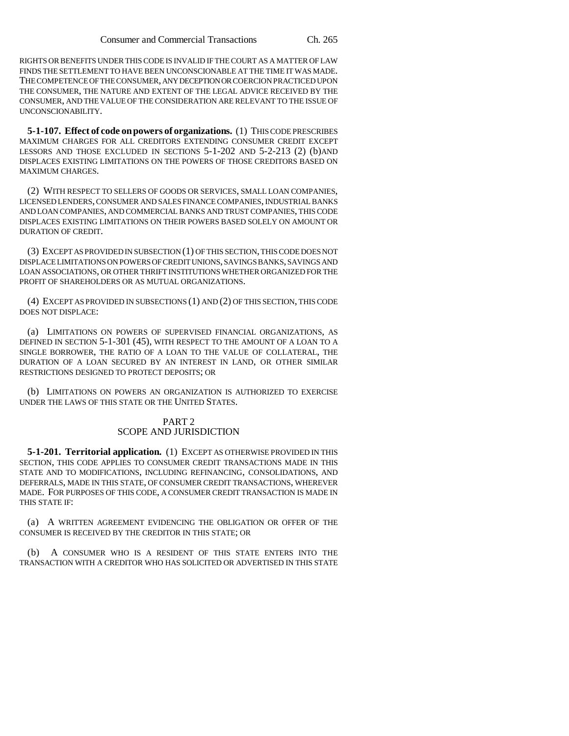RIGHTS OR BENEFITS UNDER THIS CODE IS INVALID IF THE COURT AS A MATTER OF LAW FINDS THE SETTLEMENT TO HAVE BEEN UNCONSCIONABLE AT THE TIME IT WAS MADE. THE COMPETENCE OF THE CONSUMER, ANY DECEPTION OR COERCION PRACTICED UPON THE CONSUMER, THE NATURE AND EXTENT OF THE LEGAL ADVICE RECEIVED BY THE CONSUMER, AND THE VALUE OF THE CONSIDERATION ARE RELEVANT TO THE ISSUE OF UNCONSCIONABILITY.

**5-1-107. Effect of code on powers of organizations.** (1) THIS CODE PRESCRIBES MAXIMUM CHARGES FOR ALL CREDITORS EXTENDING CONSUMER CREDIT EXCEPT LESSORS AND THOSE EXCLUDED IN SECTIONS 5-1-202 AND 5-2-213 (2) (b)AND DISPLACES EXISTING LIMITATIONS ON THE POWERS OF THOSE CREDITORS BASED ON MAXIMUM CHARGES.

(2) WITH RESPECT TO SELLERS OF GOODS OR SERVICES, SMALL LOAN COMPANIES, LICENSED LENDERS, CONSUMER AND SALES FINANCE COMPANIES, INDUSTRIAL BANKS AND LOAN COMPANIES, AND COMMERCIAL BANKS AND TRUST COMPANIES, THIS CODE DISPLACES EXISTING LIMITATIONS ON THEIR POWERS BASED SOLELY ON AMOUNT OR DURATION OF CREDIT.

(3) EXCEPT AS PROVIDED IN SUBSECTION (1) OF THIS SECTION, THIS CODE DOES NOT DISPLACE LIMITATIONS ON POWERS OF CREDIT UNIONS, SAVINGS BANKS, SAVINGS AND LOAN ASSOCIATIONS, OR OTHER THRIFT INSTITUTIONS WHETHER ORGANIZED FOR THE PROFIT OF SHAREHOLDERS OR AS MUTUAL ORGANIZATIONS.

(4) EXCEPT AS PROVIDED IN SUBSECTIONS (1) AND (2) OF THIS SECTION, THIS CODE DOES NOT DISPLACE:

(a) LIMITATIONS ON POWERS OF SUPERVISED FINANCIAL ORGANIZATIONS, AS DEFINED IN SECTION 5-1-301 (45), WITH RESPECT TO THE AMOUNT OF A LOAN TO A SINGLE BORROWER, THE RATIO OF A LOAN TO THE VALUE OF COLLATERAL, THE DURATION OF A LOAN SECURED BY AN INTEREST IN LAND, OR OTHER SIMILAR RESTRICTIONS DESIGNED TO PROTECT DEPOSITS; OR

(b) LIMITATIONS ON POWERS AN ORGANIZATION IS AUTHORIZED TO EXERCISE UNDER THE LAWS OF THIS STATE OR THE UNITED STATES.

## PART 2
## SCOPE AND JURISDICTION

**5-1-201. Territorial application.** (1) EXCEPT AS OTHERWISE PROVIDED IN THIS SECTION, THIS CODE APPLIES TO CONSUMER CREDIT TRANSACTIONS MADE IN THIS STATE AND TO MODIFICATIONS, INCLUDING REFINANCING, CONSOLIDATIONS, AND DEFERRALS, MADE IN THIS STATE, OF CONSUMER CREDIT TRANSACTIONS, WHEREVER MADE. FOR PURPOSES OF THIS CODE, A CONSUMER CREDIT TRANSACTION IS MADE IN THIS STATE IF:

(a) A WRITTEN AGREEMENT EVIDENCING THE OBLIGATION OR OFFER OF THE CONSUMER IS RECEIVED BY THE CREDITOR IN THIS STATE; OR

(b) A CONSUMER WHO IS A RESIDENT OF THIS STATE ENTERS INTO THE TRANSACTION WITH A CREDITOR WHO HAS SOLICITED OR ADVERTISED IN THIS STATE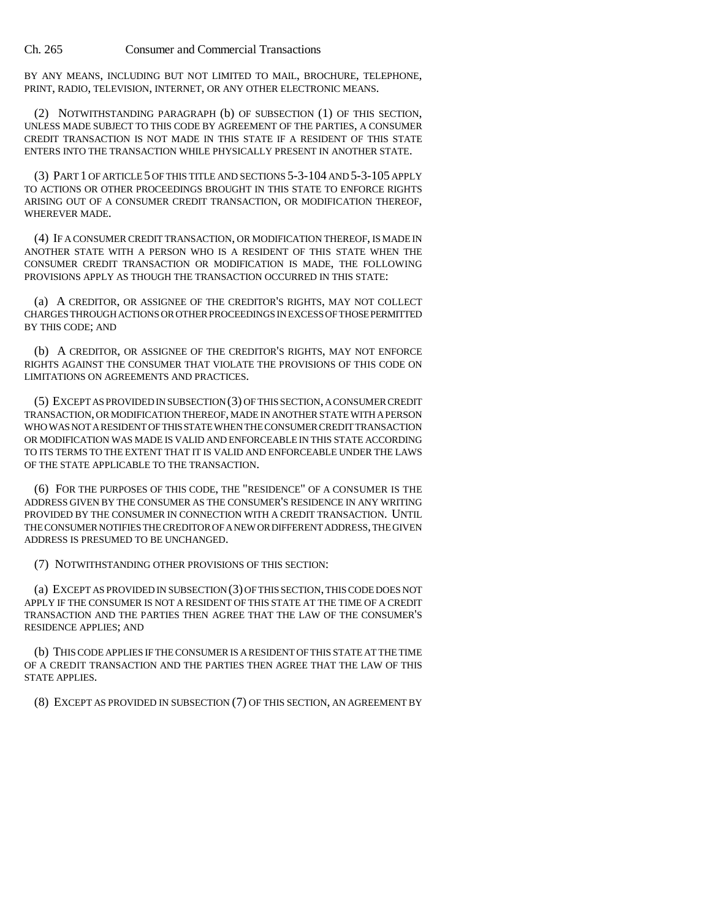BY ANY MEANS, INCLUDING BUT NOT LIMITED TO MAIL, BROCHURE, TELEPHONE, PRINT, RADIO, TELEVISION, INTERNET, OR ANY OTHER ELECTRONIC MEANS.

(2) NOTWITHSTANDING PARAGRAPH (b) OF SUBSECTION (1) OF THIS SECTION, UNLESS MADE SUBJECT TO THIS CODE BY AGREEMENT OF THE PARTIES, A CONSUMER CREDIT TRANSACTION IS NOT MADE IN THIS STATE IF A RESIDENT OF THIS STATE ENTERS INTO THE TRANSACTION WHILE PHYSICALLY PRESENT IN ANOTHER STATE.

(3) PART 1 OF ARTICLE 5 OF THIS TITLE AND SECTIONS 5-3-104 AND 5-3-105 APPLY TO ACTIONS OR OTHER PROCEEDINGS BROUGHT IN THIS STATE TO ENFORCE RIGHTS ARISING OUT OF A CONSUMER CREDIT TRANSACTION, OR MODIFICATION THEREOF, WHEREVER MADE.

(4) IF A CONSUMER CREDIT TRANSACTION, OR MODIFICATION THEREOF, IS MADE IN ANOTHER STATE WITH A PERSON WHO IS A RESIDENT OF THIS STATE WHEN THE CONSUMER CREDIT TRANSACTION OR MODIFICATION IS MADE, THE FOLLOWING PROVISIONS APPLY AS THOUGH THE TRANSACTION OCCURRED IN THIS STATE:

(a) A CREDITOR, OR ASSIGNEE OF THE CREDITOR'S RIGHTS, MAY NOT COLLECT CHARGES THROUGH ACTIONS OR OTHER PROCEEDINGS IN EXCESS OF THOSE PERMITTED BY THIS CODE; AND

(b) A CREDITOR, OR ASSIGNEE OF THE CREDITOR'S RIGHTS, MAY NOT ENFORCE RIGHTS AGAINST THE CONSUMER THAT VIOLATE THE PROVISIONS OF THIS CODE ON LIMITATIONS ON AGREEMENTS AND PRACTICES.

(5) EXCEPT AS PROVIDED IN SUBSECTION (3) OF THIS SECTION, A CONSUMER CREDIT TRANSACTION, OR MODIFICATION THEREOF, MADE IN ANOTHER STATE WITH A PERSON WHO WAS NOT A RESIDENT OF THIS STATE WHEN THE CONSUMER CREDIT TRANSACTION OR MODIFICATION WAS MADE IS VALID AND ENFORCEABLE IN THIS STATE ACCORDING TO ITS TERMS TO THE EXTENT THAT IT IS VALID AND ENFORCEABLE UNDER THE LAWS OF THE STATE APPLICABLE TO THE TRANSACTION.

(6) FOR THE PURPOSES OF THIS CODE, THE "RESIDENCE" OF A CONSUMER IS THE ADDRESS GIVEN BY THE CONSUMER AS THE CONSUMER'S RESIDENCE IN ANY WRITING PROVIDED BY THE CONSUMER IN CONNECTION WITH A CREDIT TRANSACTION. UNTIL THE CONSUMER NOTIFIES THE CREDITOR OF A NEW OR DIFFERENT ADDRESS, THE GIVEN ADDRESS IS PRESUMED TO BE UNCHANGED.

(7) NOTWITHSTANDING OTHER PROVISIONS OF THIS SECTION:

(a) EXCEPT AS PROVIDED IN SUBSECTION (3) OF THIS SECTION, THIS CODE DOES NOT APPLY IF THE CONSUMER IS NOT A RESIDENT OF THIS STATE AT THE TIME OF A CREDIT TRANSACTION AND THE PARTIES THEN AGREE THAT THE LAW OF THE CONSUMER'S RESIDENCE APPLIES; AND

(b) THIS CODE APPLIES IF THE CONSUMER IS A RESIDENT OF THIS STATE AT THE TIME OF A CREDIT TRANSACTION AND THE PARTIES THEN AGREE THAT THE LAW OF THIS STATE APPLIES.

(8) EXCEPT AS PROVIDED IN SUBSECTION (7) OF THIS SECTION, AN AGREEMENT BY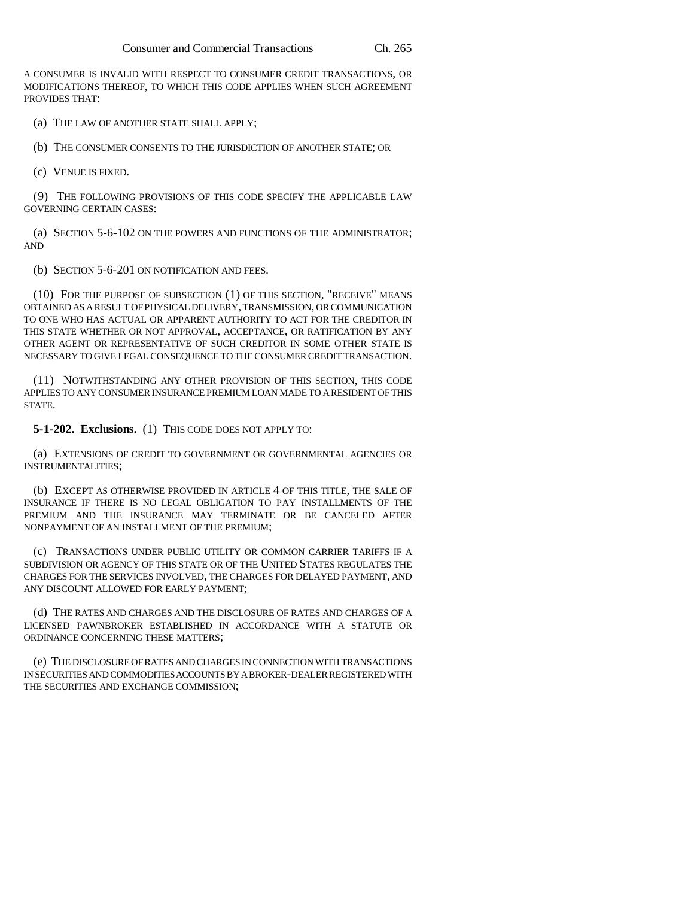A CONSUMER IS INVALID WITH RESPECT TO CONSUMER CREDIT TRANSACTIONS, OR MODIFICATIONS THEREOF, TO WHICH THIS CODE APPLIES WHEN SUCH AGREEMENT PROVIDES THAT:

(a) THE LAW OF ANOTHER STATE SHALL APPLY;

(b) THE CONSUMER CONSENTS TO THE JURISDICTION OF ANOTHER STATE; OR

(c) VENUE IS FIXED.

(9) THE FOLLOWING PROVISIONS OF THIS CODE SPECIFY THE APPLICABLE LAW GOVERNING CERTAIN CASES:

(a) SECTION 5-6-102 ON THE POWERS AND FUNCTIONS OF THE ADMINISTRATOR; AND

(b) SECTION 5-6-201 ON NOTIFICATION AND FEES.

(10) FOR THE PURPOSE OF SUBSECTION (1) OF THIS SECTION, "RECEIVE" MEANS OBTAINED AS A RESULT OF PHYSICAL DELIVERY, TRANSMISSION, OR COMMUNICATION TO ONE WHO HAS ACTUAL OR APPARENT AUTHORITY TO ACT FOR THE CREDITOR IN THIS STATE WHETHER OR NOT APPROVAL, ACCEPTANCE, OR RATIFICATION BY ANY OTHER AGENT OR REPRESENTATIVE OF SUCH CREDITOR IN SOME OTHER STATE IS NECESSARY TO GIVE LEGAL CONSEQUENCE TO THE CONSUMER CREDIT TRANSACTION.

(11) NOTWITHSTANDING ANY OTHER PROVISION OF THIS SECTION, THIS CODE APPLIES TO ANY CONSUMER INSURANCE PREMIUM LOAN MADE TO A RESIDENT OF THIS STATE.

**5-1-202. Exclusions.** (1) THIS CODE DOES NOT APPLY TO:

(a) EXTENSIONS OF CREDIT TO GOVERNMENT OR GOVERNMENTAL AGENCIES OR INSTRUMENTALITIES;

(b) EXCEPT AS OTHERWISE PROVIDED IN ARTICLE 4 OF THIS TITLE, THE SALE OF INSURANCE IF THERE IS NO LEGAL OBLIGATION TO PAY INSTALLMENTS OF THE PREMIUM AND THE INSURANCE MAY TERMINATE OR BE CANCELED AFTER NONPAYMENT OF AN INSTALLMENT OF THE PREMIUM;

(c) TRANSACTIONS UNDER PUBLIC UTILITY OR COMMON CARRIER TARIFFS IF A SUBDIVISION OR AGENCY OF THIS STATE OR OF THE UNITED STATES REGULATES THE CHARGES FOR THE SERVICES INVOLVED, THE CHARGES FOR DELAYED PAYMENT, AND ANY DISCOUNT ALLOWED FOR EARLY PAYMENT;

(d) THE RATES AND CHARGES AND THE DISCLOSURE OF RATES AND CHARGES OF A LICENSED PAWNBROKER ESTABLISHED IN ACCORDANCE WITH A STATUTE OR ORDINANCE CONCERNING THESE MATTERS;

(e) THE DISCLOSURE OF RATES AND CHARGES IN CONNECTION WITH TRANSACTIONS IN SECURITIES AND COMMODITIES ACCOUNTS BY A BROKER-DEALER REGISTERED WITH THE SECURITIES AND EXCHANGE COMMISSION;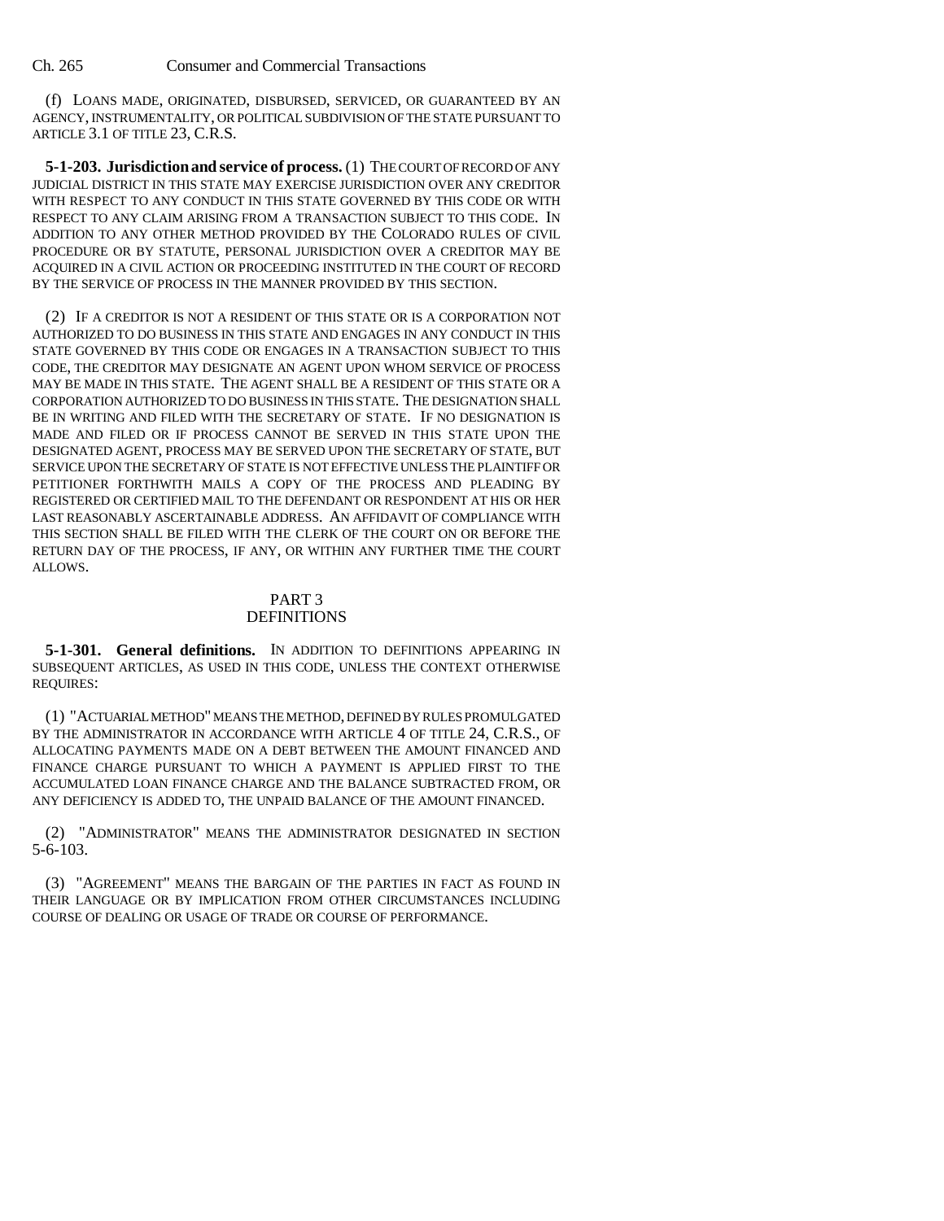(f) LOANS MADE, ORIGINATED, DISBURSED, SERVICED, OR GUARANTEED BY AN AGENCY, INSTRUMENTALITY, OR POLITICAL SUBDIVISION OF THE STATE PURSUANT TO ARTICLE 3.1 OF TITLE 23, C.R.S.

**5-1-203. Jurisdiction and service of process.** (1) THE COURT OF RECORD OF ANY JUDICIAL DISTRICT IN THIS STATE MAY EXERCISE JURISDICTION OVER ANY CREDITOR WITH RESPECT TO ANY CONDUCT IN THIS STATE GOVERNED BY THIS CODE OR WITH RESPECT TO ANY CLAIM ARISING FROM A TRANSACTION SUBJECT TO THIS CODE. IN ADDITION TO ANY OTHER METHOD PROVIDED BY THE COLORADO RULES OF CIVIL PROCEDURE OR BY STATUTE, PERSONAL JURISDICTION OVER A CREDITOR MAY BE ACQUIRED IN A CIVIL ACTION OR PROCEEDING INSTITUTED IN THE COURT OF RECORD BY THE SERVICE OF PROCESS IN THE MANNER PROVIDED BY THIS SECTION.

(2) IF A CREDITOR IS NOT A RESIDENT OF THIS STATE OR IS A CORPORATION NOT AUTHORIZED TO DO BUSINESS IN THIS STATE AND ENGAGES IN ANY CONDUCT IN THIS STATE GOVERNED BY THIS CODE OR ENGAGES IN A TRANSACTION SUBJECT TO THIS CODE, THE CREDITOR MAY DESIGNATE AN AGENT UPON WHOM SERVICE OF PROCESS MAY BE MADE IN THIS STATE. THE AGENT SHALL BE A RESIDENT OF THIS STATE OR A CORPORATION AUTHORIZED TO DO BUSINESS IN THIS STATE. THE DESIGNATION SHALL BE IN WRITING AND FILED WITH THE SECRETARY OF STATE. IF NO DESIGNATION IS MADE AND FILED OR IF PROCESS CANNOT BE SERVED IN THIS STATE UPON THE DESIGNATED AGENT, PROCESS MAY BE SERVED UPON THE SECRETARY OF STATE, BUT SERVICE UPON THE SECRETARY OF STATE IS NOT EFFECTIVE UNLESS THE PLAINTIFF OR PETITIONER FORTHWITH MAILS A COPY OF THE PROCESS AND PLEADING BY REGISTERED OR CERTIFIED MAIL TO THE DEFENDANT OR RESPONDENT AT HIS OR HER LAST REASONABLY ASCERTAINABLE ADDRESS. AN AFFIDAVIT OF COMPLIANCE WITH THIS SECTION SHALL BE FILED WITH THE CLERK OF THE COURT ON OR BEFORE THE RETURN DAY OF THE PROCESS, IF ANY, OR WITHIN ANY FURTHER TIME THE COURT ALLOWS.

## PART 3
## DEFINITIONS

**5-1-301. General definitions.** IN ADDITION TO DEFINITIONS APPEARING IN SUBSEQUENT ARTICLES, AS USED IN THIS CODE, UNLESS THE CONTEXT OTHERWISE REQUIRES:

(1) "ACTUARIAL METHOD" MEANS THE METHOD, DEFINED BY RULES PROMULGATED BY THE ADMINISTRATOR IN ACCORDANCE WITH ARTICLE 4 OF TITLE 24, C.R.S., OF ALLOCATING PAYMENTS MADE ON A DEBT BETWEEN THE AMOUNT FINANCED AND FINANCE CHARGE PURSUANT TO WHICH A PAYMENT IS APPLIED FIRST TO THE ACCUMULATED LOAN FINANCE CHARGE AND THE BALANCE SUBTRACTED FROM, OR ANY DEFICIENCY IS ADDED TO, THE UNPAID BALANCE OF THE AMOUNT FINANCED.

(2) "ADMINISTRATOR" MEANS THE ADMINISTRATOR DESIGNATED IN SECTION 5-6-103.

(3) "AGREEMENT" MEANS THE BARGAIN OF THE PARTIES IN FACT AS FOUND IN THEIR LANGUAGE OR BY IMPLICATION FROM OTHER CIRCUMSTANCES INCLUDING COURSE OF DEALING OR USAGE OF TRADE OR COURSE OF PERFORMANCE.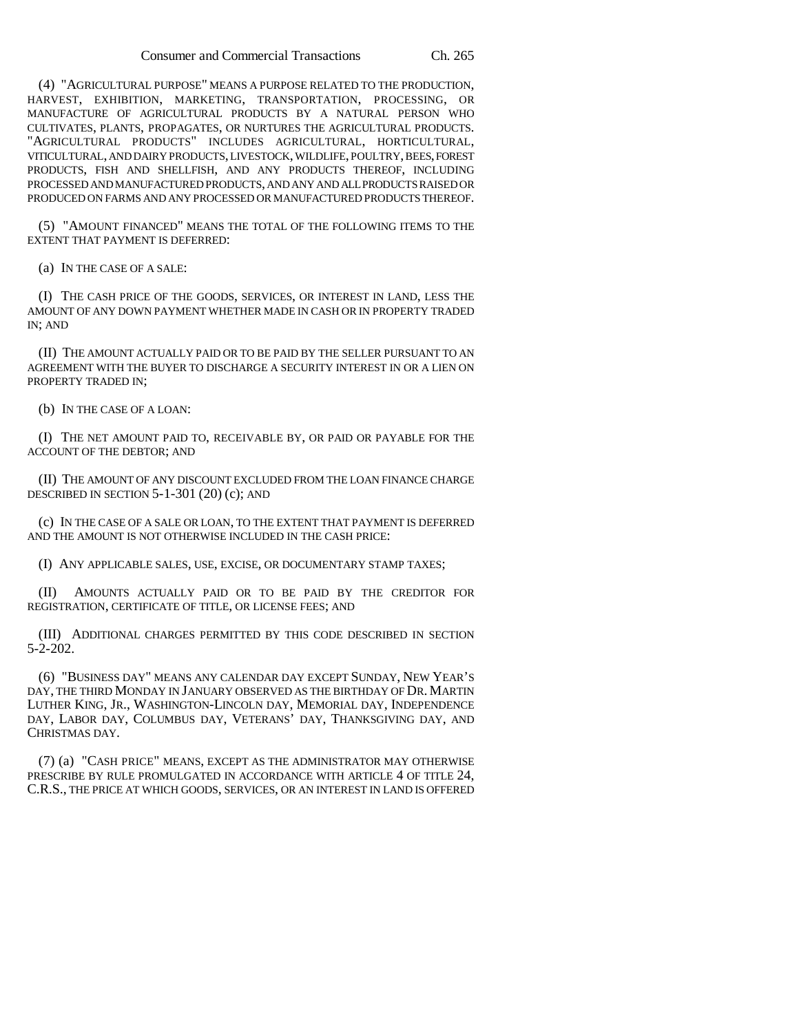(4) "AGRICULTURAL PURPOSE" MEANS A PURPOSE RELATED TO THE PRODUCTION, HARVEST, EXHIBITION, MARKETING, TRANSPORTATION, PROCESSING, OR MANUFACTURE OF AGRICULTURAL PRODUCTS BY A NATURAL PERSON WHO CULTIVATES, PLANTS, PROPAGATES, OR NURTURES THE AGRICULTURAL PRODUCTS. "AGRICULTURAL PRODUCTS" INCLUDES AGRICULTURAL, HORTICULTURAL, VITICULTURAL, AND DAIRY PRODUCTS, LIVESTOCK, WILDLIFE, POULTRY, BEES, FOREST PRODUCTS, FISH AND SHELLFISH, AND ANY PRODUCTS THEREOF, INCLUDING PROCESSED AND MANUFACTURED PRODUCTS, AND ANY AND ALL PRODUCTS RAISED OR PRODUCED ON FARMS AND ANY PROCESSED OR MANUFACTURED PRODUCTS THEREOF.

(5) "AMOUNT FINANCED" MEANS THE TOTAL OF THE FOLLOWING ITEMS TO THE EXTENT THAT PAYMENT IS DEFERRED:

(a) IN THE CASE OF A SALE:

(I) THE CASH PRICE OF THE GOODS, SERVICES, OR INTEREST IN LAND, LESS THE AMOUNT OF ANY DOWN PAYMENT WHETHER MADE IN CASH OR IN PROPERTY TRADED IN; AND

(II) THE AMOUNT ACTUALLY PAID OR TO BE PAID BY THE SELLER PURSUANT TO AN AGREEMENT WITH THE BUYER TO DISCHARGE A SECURITY INTEREST IN OR A LIEN ON PROPERTY TRADED IN;

(b) IN THE CASE OF A LOAN:

(I) THE NET AMOUNT PAID TO, RECEIVABLE BY, OR PAID OR PAYABLE FOR THE ACCOUNT OF THE DEBTOR; AND

(II) THE AMOUNT OF ANY DISCOUNT EXCLUDED FROM THE LOAN FINANCE CHARGE DESCRIBED IN SECTION 5-1-301 (20) (c); AND

(c) IN THE CASE OF A SALE OR LOAN, TO THE EXTENT THAT PAYMENT IS DEFERRED AND THE AMOUNT IS NOT OTHERWISE INCLUDED IN THE CASH PRICE:

(I) ANY APPLICABLE SALES, USE, EXCISE, OR DOCUMENTARY STAMP TAXES;

(II) AMOUNTS ACTUALLY PAID OR TO BE PAID BY THE CREDITOR FOR REGISTRATION, CERTIFICATE OF TITLE, OR LICENSE FEES; AND

(III) ADDITIONAL CHARGES PERMITTED BY THIS CODE DESCRIBED IN SECTION 5-2-202.

(6) "BUSINESS DAY" MEANS ANY CALENDAR DAY EXCEPT SUNDAY, NEW YEAR'S DAY, THE THIRD MONDAY IN JANUARY OBSERVED AS THE BIRTHDAY OF DR. MARTIN LUTHER KING, JR., WASHINGTON-LINCOLN DAY, MEMORIAL DAY, INDEPENDENCE DAY, LABOR DAY, COLUMBUS DAY, VETERANS' DAY, THANKSGIVING DAY, AND CHRISTMAS DAY.

(7) (a) "CASH PRICE" MEANS, EXCEPT AS THE ADMINISTRATOR MAY OTHERWISE PRESCRIBE BY RULE PROMULGATED IN ACCORDANCE WITH ARTICLE 4 OF TITLE 24, C.R.S., THE PRICE AT WHICH GOODS, SERVICES, OR AN INTEREST IN LAND IS OFFERED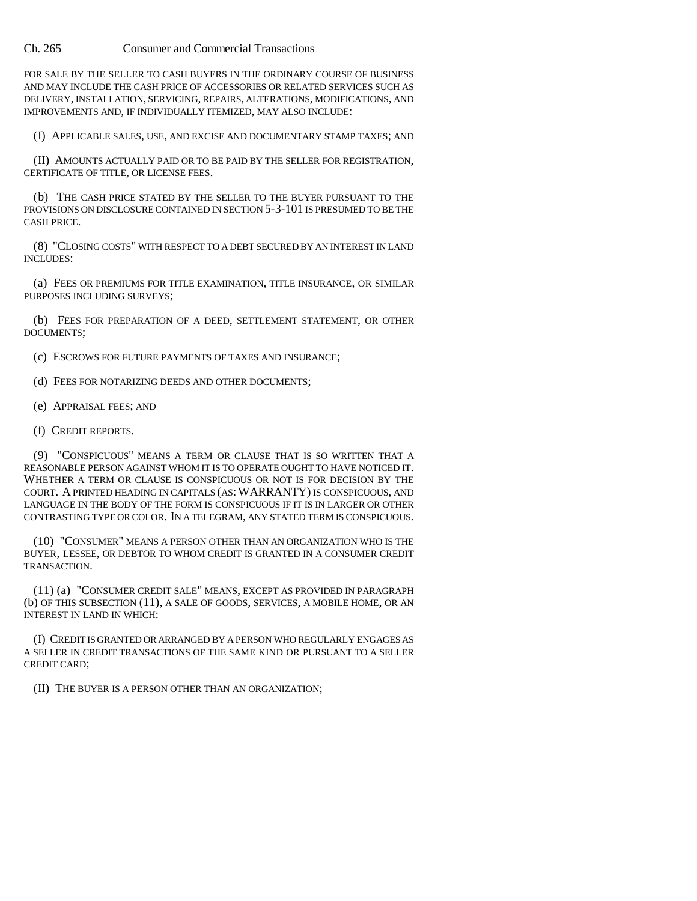FOR SALE BY THE SELLER TO CASH BUYERS IN THE ORDINARY COURSE OF BUSINESS AND MAY INCLUDE THE CASH PRICE OF ACCESSORIES OR RELATED SERVICES SUCH AS DELIVERY, INSTALLATION, SERVICING, REPAIRS, ALTERATIONS, MODIFICATIONS, AND IMPROVEMENTS AND, IF INDIVIDUALLY ITEMIZED, MAY ALSO INCLUDE:

(I) APPLICABLE SALES, USE, AND EXCISE AND DOCUMENTARY STAMP TAXES; AND

(II) AMOUNTS ACTUALLY PAID OR TO BE PAID BY THE SELLER FOR REGISTRATION, CERTIFICATE OF TITLE, OR LICENSE FEES.

(b) THE CASH PRICE STATED BY THE SELLER TO THE BUYER PURSUANT TO THE PROVISIONS ON DISCLOSURE CONTAINED IN SECTION 5-3-101 IS PRESUMED TO BE THE CASH PRICE.

(8) "CLOSING COSTS" WITH RESPECT TO A DEBT SECURED BY AN INTEREST IN LAND INCLUDES:

(a) FEES OR PREMIUMS FOR TITLE EXAMINATION, TITLE INSURANCE, OR SIMILAR PURPOSES INCLUDING SURVEYS;

(b) FEES FOR PREPARATION OF A DEED, SETTLEMENT STATEMENT, OR OTHER DOCUMENTS;

(c) ESCROWS FOR FUTURE PAYMENTS OF TAXES AND INSURANCE;

(d) FEES FOR NOTARIZING DEEDS AND OTHER DOCUMENTS;

(e) APPRAISAL FEES; AND

(f) CREDIT REPORTS.

(9) "CONSPICUOUS" MEANS A TERM OR CLAUSE THAT IS SO WRITTEN THAT A REASONABLE PERSON AGAINST WHOM IT IS TO OPERATE OUGHT TO HAVE NOTICED IT. WHETHER A TERM OR CLAUSE IS CONSPICUOUS OR NOT IS FOR DECISION BY THE COURT. A PRINTED HEADING IN CAPITALS (AS: WARRANTY) IS CONSPICUOUS, AND LANGUAGE IN THE BODY OF THE FORM IS CONSPICUOUS IF IT IS IN LARGER OR OTHER CONTRASTING TYPE OR COLOR. IN A TELEGRAM, ANY STATED TERM IS CONSPICUOUS.

(10) "CONSUMER" MEANS A PERSON OTHER THAN AN ORGANIZATION WHO IS THE BUYER, LESSEE, OR DEBTOR TO WHOM CREDIT IS GRANTED IN A CONSUMER CREDIT TRANSACTION.

(11) (a) "CONSUMER CREDIT SALE" MEANS, EXCEPT AS PROVIDED IN PARAGRAPH (b) OF THIS SUBSECTION (11), A SALE OF GOODS, SERVICES, A MOBILE HOME, OR AN INTEREST IN LAND IN WHICH:

(I) CREDIT IS GRANTED OR ARRANGED BY A PERSON WHO REGULARLY ENGAGES AS A SELLER IN CREDIT TRANSACTIONS OF THE SAME KIND OR PURSUANT TO A SELLER CREDIT CARD;

(II) THE BUYER IS A PERSON OTHER THAN AN ORGANIZATION;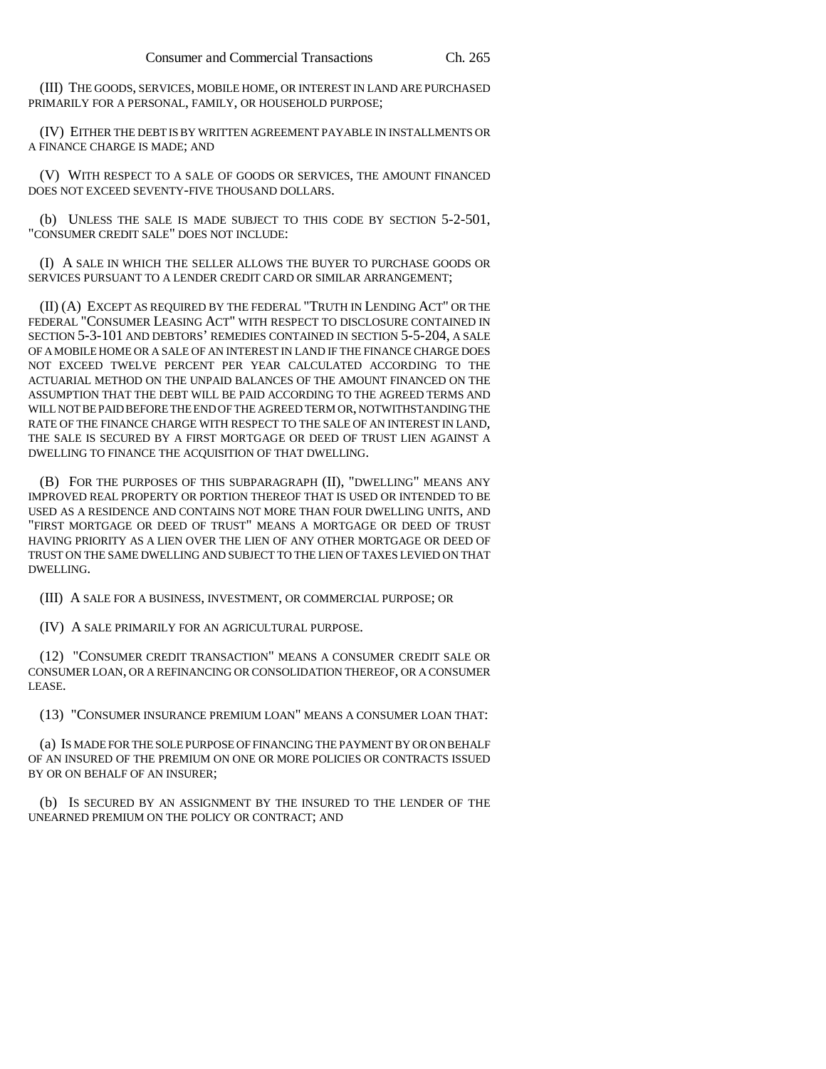(III) THE GOODS, SERVICES, MOBILE HOME, OR INTEREST IN LAND ARE PURCHASED PRIMARILY FOR A PERSONAL, FAMILY, OR HOUSEHOLD PURPOSE;

(IV) EITHER THE DEBT IS BY WRITTEN AGREEMENT PAYABLE IN INSTALLMENTS OR A FINANCE CHARGE IS MADE; AND

(V) WITH RESPECT TO A SALE OF GOODS OR SERVICES, THE AMOUNT FINANCED DOES NOT EXCEED SEVENTY-FIVE THOUSAND DOLLARS.

(b) UNLESS THE SALE IS MADE SUBJECT TO THIS CODE BY SECTION 5-2-501, "CONSUMER CREDIT SALE" DOES NOT INCLUDE:

(I) A SALE IN WHICH THE SELLER ALLOWS THE BUYER TO PURCHASE GOODS OR SERVICES PURSUANT TO A LENDER CREDIT CARD OR SIMILAR ARRANGEMENT;

(II) (A) EXCEPT AS REQUIRED BY THE FEDERAL "TRUTH IN LENDING ACT" OR THE FEDERAL "CONSUMER LEASING ACT" WITH RESPECT TO DISCLOSURE CONTAINED IN SECTION 5-3-101 AND DEBTORS' REMEDIES CONTAINED IN SECTION 5-5-204, A SALE OF A MOBILE HOME OR A SALE OF AN INTEREST IN LAND IF THE FINANCE CHARGE DOES NOT EXCEED TWELVE PERCENT PER YEAR CALCULATED ACCORDING TO THE ACTUARIAL METHOD ON THE UNPAID BALANCES OF THE AMOUNT FINANCED ON THE ASSUMPTION THAT THE DEBT WILL BE PAID ACCORDING TO THE AGREED TERMS AND WILL NOT BE PAID BEFORE THE END OF THE AGREED TERM OR, NOTWITHSTANDING THE RATE OF THE FINANCE CHARGE WITH RESPECT TO THE SALE OF AN INTEREST IN LAND, THE SALE IS SECURED BY A FIRST MORTGAGE OR DEED OF TRUST LIEN AGAINST A DWELLING TO FINANCE THE ACQUISITION OF THAT DWELLING.

(B) FOR THE PURPOSES OF THIS SUBPARAGRAPH (II), "DWELLING" MEANS ANY IMPROVED REAL PROPERTY OR PORTION THEREOF THAT IS USED OR INTENDED TO BE USED AS A RESIDENCE AND CONTAINS NOT MORE THAN FOUR DWELLING UNITS, AND "FIRST MORTGAGE OR DEED OF TRUST" MEANS A MORTGAGE OR DEED OF TRUST HAVING PRIORITY AS A LIEN OVER THE LIEN OF ANY OTHER MORTGAGE OR DEED OF TRUST ON THE SAME DWELLING AND SUBJECT TO THE LIEN OF TAXES LEVIED ON THAT DWELLING.

(III) A SALE FOR A BUSINESS, INVESTMENT, OR COMMERCIAL PURPOSE; OR

(IV) A SALE PRIMARILY FOR AN AGRICULTURAL PURPOSE.

(12) "CONSUMER CREDIT TRANSACTION" MEANS A CONSUMER CREDIT SALE OR CONSUMER LOAN, OR A REFINANCING OR CONSOLIDATION THEREOF, OR A CONSUMER LEASE.

(13) "CONSUMER INSURANCE PREMIUM LOAN" MEANS A CONSUMER LOAN THAT:

(a) IS MADE FOR THE SOLE PURPOSE OF FINANCING THE PAYMENT BY OR ON BEHALF OF AN INSURED OF THE PREMIUM ON ONE OR MORE POLICIES OR CONTRACTS ISSUED BY OR ON BEHALF OF AN INSURER;

(b) IS SECURED BY AN ASSIGNMENT BY THE INSURED TO THE LENDER OF THE UNEARNED PREMIUM ON THE POLICY OR CONTRACT; AND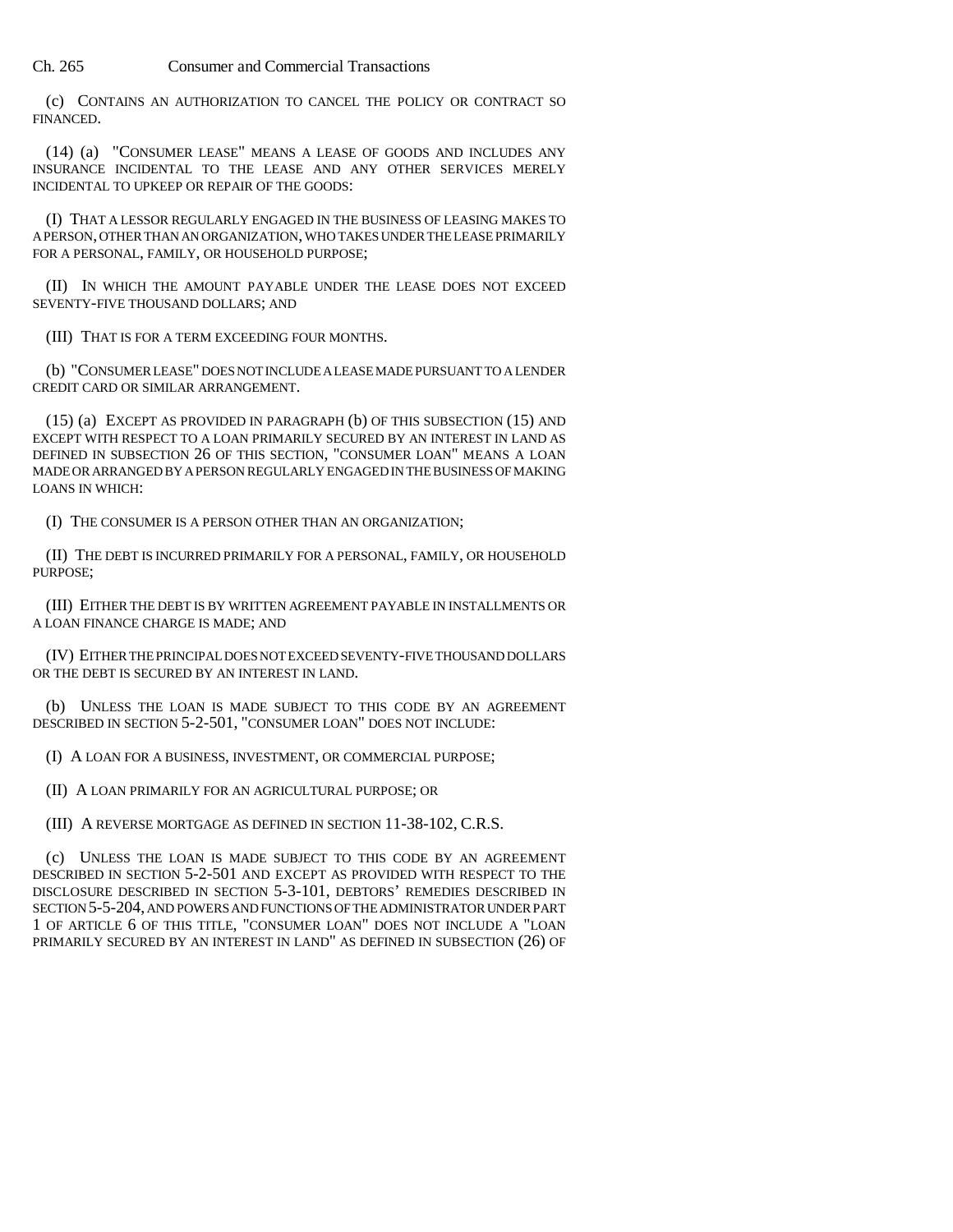(c) CONTAINS AN AUTHORIZATION TO CANCEL THE POLICY OR CONTRACT SO FINANCED.

(14) (a) "CONSUMER LEASE" MEANS A LEASE OF GOODS AND INCLUDES ANY INSURANCE INCIDENTAL TO THE LEASE AND ANY OTHER SERVICES MERELY INCIDENTAL TO UPKEEP OR REPAIR OF THE GOODS:

(I) THAT A LESSOR REGULARLY ENGAGED IN THE BUSINESS OF LEASING MAKES TO A PERSON, OTHER THAN AN ORGANIZATION, WHO TAKES UNDER THE LEASE PRIMARILY FOR A PERSONAL, FAMILY, OR HOUSEHOLD PURPOSE;

(II) IN WHICH THE AMOUNT PAYABLE UNDER THE LEASE DOES NOT EXCEED SEVENTY-FIVE THOUSAND DOLLARS; AND

(III) THAT IS FOR A TERM EXCEEDING FOUR MONTHS.

(b) "CONSUMER LEASE" DOES NOT INCLUDE A LEASE MADE PURSUANT TO A LENDER CREDIT CARD OR SIMILAR ARRANGEMENT.

(15) (a) EXCEPT AS PROVIDED IN PARAGRAPH (b) OF THIS SUBSECTION (15) AND EXCEPT WITH RESPECT TO A LOAN PRIMARILY SECURED BY AN INTEREST IN LAND AS DEFINED IN SUBSECTION 26 OF THIS SECTION, "CONSUMER LOAN" MEANS A LOAN MADE OR ARRANGED BY A PERSON REGULARLY ENGAGED IN THE BUSINESS OF MAKING LOANS IN WHICH:

(I) THE CONSUMER IS A PERSON OTHER THAN AN ORGANIZATION;

(II) THE DEBT IS INCURRED PRIMARILY FOR A PERSONAL, FAMILY, OR HOUSEHOLD PURPOSE;

(III) EITHER THE DEBT IS BY WRITTEN AGREEMENT PAYABLE IN INSTALLMENTS OR A LOAN FINANCE CHARGE IS MADE; AND

(IV) EITHER THE PRINCIPAL DOES NOT EXCEED SEVENTY-FIVE THOUSAND DOLLARS OR THE DEBT IS SECURED BY AN INTEREST IN LAND.

(b) UNLESS THE LOAN IS MADE SUBJECT TO THIS CODE BY AN AGREEMENT DESCRIBED IN SECTION 5-2-501, "CONSUMER LOAN" DOES NOT INCLUDE:

(I) A LOAN FOR A BUSINESS, INVESTMENT, OR COMMERCIAL PURPOSE;

(II) A LOAN PRIMARILY FOR AN AGRICULTURAL PURPOSE; OR

(III) A REVERSE MORTGAGE AS DEFINED IN SECTION 11-38-102, C.R.S.

(c) UNLESS THE LOAN IS MADE SUBJECT TO THIS CODE BY AN AGREEMENT DESCRIBED IN SECTION 5-2-501 AND EXCEPT AS PROVIDED WITH RESPECT TO THE DISCLOSURE DESCRIBED IN SECTION 5-3-101, DEBTORS' REMEDIES DESCRIBED IN SECTION 5-5-204, AND POWERS AND FUNCTIONS OF THE ADMINISTRATOR UNDER PART 1 OF ARTICLE 6 OF THIS TITLE, "CONSUMER LOAN" DOES NOT INCLUDE A "LOAN PRIMARILY SECURED BY AN INTEREST IN LAND" AS DEFINED IN SUBSECTION (26) OF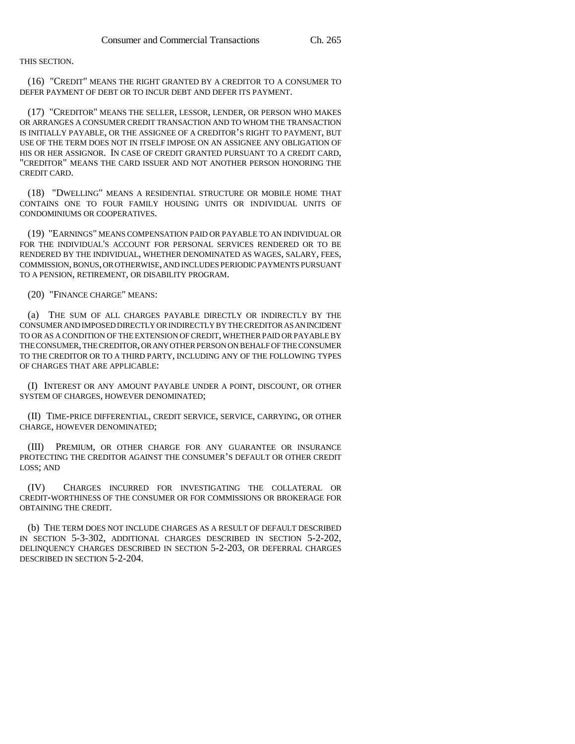THIS SECTION.

(16) "CREDIT" MEANS THE RIGHT GRANTED BY A CREDITOR TO A CONSUMER TO DEFER PAYMENT OF DEBT OR TO INCUR DEBT AND DEFER ITS PAYMENT.

(17) "CREDITOR" MEANS THE SELLER, LESSOR, LENDER, OR PERSON WHO MAKES OR ARRANGES A CONSUMER CREDIT TRANSACTION AND TO WHOM THE TRANSACTION IS INITIALLY PAYABLE, OR THE ASSIGNEE OF A CREDITOR'S RIGHT TO PAYMENT, BUT USE OF THE TERM DOES NOT IN ITSELF IMPOSE ON AN ASSIGNEE ANY OBLIGATION OF HIS OR HER ASSIGNOR. IN CASE OF CREDIT GRANTED PURSUANT TO A CREDIT CARD, "CREDITOR" MEANS THE CARD ISSUER AND NOT ANOTHER PERSON HONORING THE CREDIT CARD.

(18) "DWELLING" MEANS A RESIDENTIAL STRUCTURE OR MOBILE HOME THAT CONTAINS ONE TO FOUR FAMILY HOUSING UNITS OR INDIVIDUAL UNITS OF CONDOMINIUMS OR COOPERATIVES.

(19) "EARNINGS" MEANS COMPENSATION PAID OR PAYABLE TO AN INDIVIDUAL OR FOR THE INDIVIDUAL'S ACCOUNT FOR PERSONAL SERVICES RENDERED OR TO BE RENDERED BY THE INDIVIDUAL, WHETHER DENOMINATED AS WAGES, SALARY, FEES, COMMISSION, BONUS, OR OTHERWISE, AND INCLUDES PERIODIC PAYMENTS PURSUANT TO A PENSION, RETIREMENT, OR DISABILITY PROGRAM.

(20) "FINANCE CHARGE" MEANS:

(a) THE SUM OF ALL CHARGES PAYABLE DIRECTLY OR INDIRECTLY BY THE CONSUMER AND IMPOSED DIRECTLY OR INDIRECTLY BY THE CREDITOR AS AN INCIDENT TO OR AS A CONDITION OF THE EXTENSION OF CREDIT, WHETHER PAID OR PAYABLE BY THE CONSUMER, THE CREDITOR, OR ANY OTHER PERSON ON BEHALF OF THE CONSUMER TO THE CREDITOR OR TO A THIRD PARTY, INCLUDING ANY OF THE FOLLOWING TYPES OF CHARGES THAT ARE APPLICABLE:

(I) INTEREST OR ANY AMOUNT PAYABLE UNDER A POINT, DISCOUNT, OR OTHER SYSTEM OF CHARGES, HOWEVER DENOMINATED;

(II) TIME-PRICE DIFFERENTIAL, CREDIT SERVICE, SERVICE, CARRYING, OR OTHER CHARGE, HOWEVER DENOMINATED;

(III) PREMIUM, OR OTHER CHARGE FOR ANY GUARANTEE OR INSURANCE PROTECTING THE CREDITOR AGAINST THE CONSUMER'S DEFAULT OR OTHER CREDIT LOSS; AND

(IV) CHARGES INCURRED FOR INVESTIGATING THE COLLATERAL OR CREDIT-WORTHINESS OF THE CONSUMER OR FOR COMMISSIONS OR BROKERAGE FOR OBTAINING THE CREDIT.

(b) THE TERM DOES NOT INCLUDE CHARGES AS A RESULT OF DEFAULT DESCRIBED IN SECTION 5-3-302, ADDITIONAL CHARGES DESCRIBED IN SECTION 5-2-202, DELINQUENCY CHARGES DESCRIBED IN SECTION 5-2-203, OR DEFERRAL CHARGES DESCRIBED IN SECTION 5-2-204.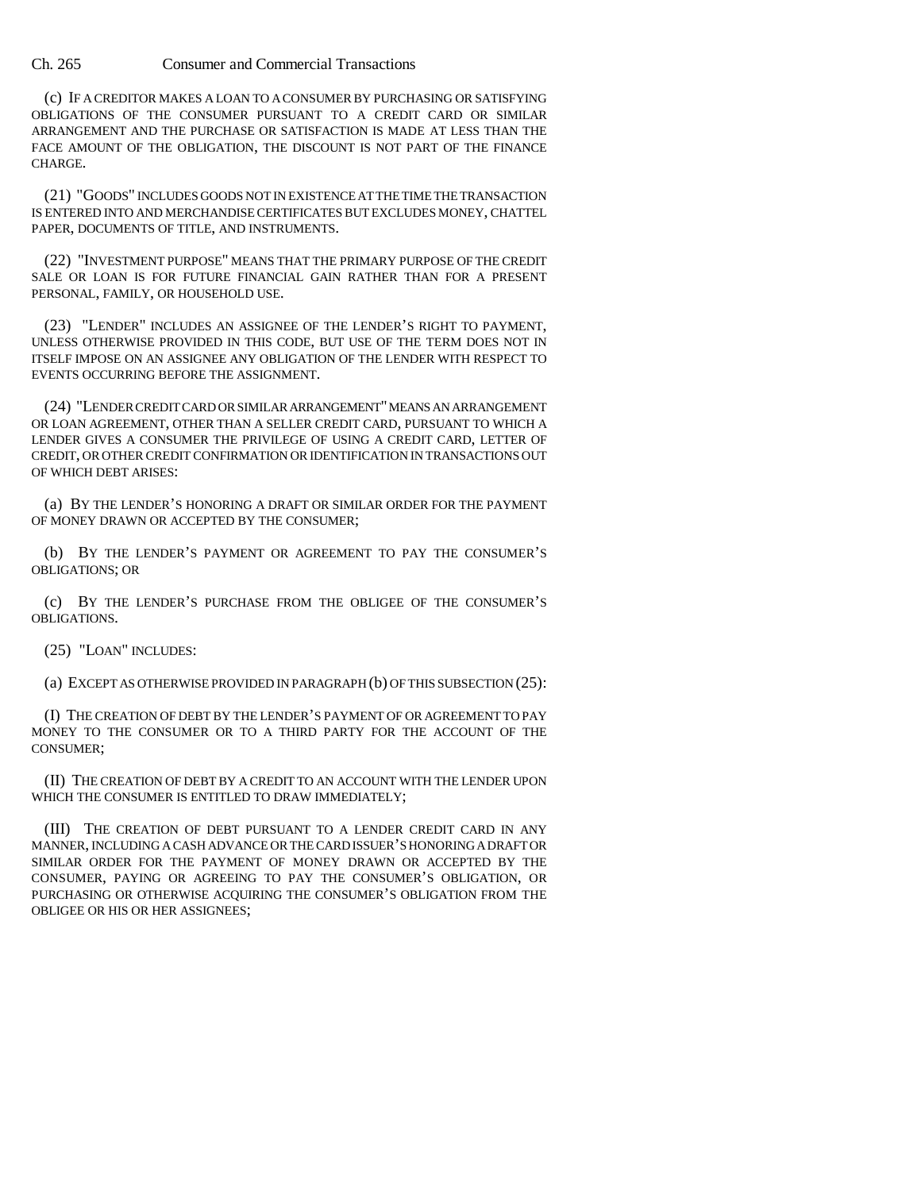(c) IF A CREDITOR MAKES A LOAN TO A CONSUMER BY PURCHASING OR SATISFYING OBLIGATIONS OF THE CONSUMER PURSUANT TO A CREDIT CARD OR SIMILAR ARRANGEMENT AND THE PURCHASE OR SATISFACTION IS MADE AT LESS THAN THE FACE AMOUNT OF THE OBLIGATION, THE DISCOUNT IS NOT PART OF THE FINANCE CHARGE.

(21) "GOODS" INCLUDES GOODS NOT IN EXISTENCE AT THE TIME THE TRANSACTION IS ENTERED INTO AND MERCHANDISE CERTIFICATES BUT EXCLUDES MONEY, CHATTEL PAPER, DOCUMENTS OF TITLE, AND INSTRUMENTS.

(22) "INVESTMENT PURPOSE" MEANS THAT THE PRIMARY PURPOSE OF THE CREDIT SALE OR LOAN IS FOR FUTURE FINANCIAL GAIN RATHER THAN FOR A PRESENT PERSONAL, FAMILY, OR HOUSEHOLD USE.

(23) "LENDER" INCLUDES AN ASSIGNEE OF THE LENDER'S RIGHT TO PAYMENT, UNLESS OTHERWISE PROVIDED IN THIS CODE, BUT USE OF THE TERM DOES NOT IN ITSELF IMPOSE ON AN ASSIGNEE ANY OBLIGATION OF THE LENDER WITH RESPECT TO EVENTS OCCURRING BEFORE THE ASSIGNMENT.

(24) "LENDER CREDIT CARD OR SIMILAR ARRANGEMENT" MEANS AN ARRANGEMENT OR LOAN AGREEMENT, OTHER THAN A SELLER CREDIT CARD, PURSUANT TO WHICH A LENDER GIVES A CONSUMER THE PRIVILEGE OF USING A CREDIT CARD, LETTER OF CREDIT, OR OTHER CREDIT CONFIRMATION OR IDENTIFICATION IN TRANSACTIONS OUT OF WHICH DEBT ARISES:

(a) BY THE LENDER'S HONORING A DRAFT OR SIMILAR ORDER FOR THE PAYMENT OF MONEY DRAWN OR ACCEPTED BY THE CONSUMER;

(b) BY THE LENDER'S PAYMENT OR AGREEMENT TO PAY THE CONSUMER'S OBLIGATIONS; OR

(c) BY THE LENDER'S PURCHASE FROM THE OBLIGEE OF THE CONSUMER'S OBLIGATIONS.

(25) "LOAN" INCLUDES:

(a) EXCEPT AS OTHERWISE PROVIDED IN PARAGRAPH (b) OF THIS SUBSECTION (25):

(I) THE CREATION OF DEBT BY THE LENDER'S PAYMENT OF OR AGREEMENT TO PAY MONEY TO THE CONSUMER OR TO A THIRD PARTY FOR THE ACCOUNT OF THE CONSUMER;

(II) THE CREATION OF DEBT BY A CREDIT TO AN ACCOUNT WITH THE LENDER UPON WHICH THE CONSUMER IS ENTITLED TO DRAW IMMEDIATELY;

(III) THE CREATION OF DEBT PURSUANT TO A LENDER CREDIT CARD IN ANY MANNER, INCLUDING A CASH ADVANCE OR THE CARD ISSUER'S HONORING A DRAFT OR SIMILAR ORDER FOR THE PAYMENT OF MONEY DRAWN OR ACCEPTED BY THE CONSUMER, PAYING OR AGREEING TO PAY THE CONSUMER'S OBLIGATION, OR PURCHASING OR OTHERWISE ACQUIRING THE CONSUMER'S OBLIGATION FROM THE OBLIGEE OR HIS OR HER ASSIGNEES;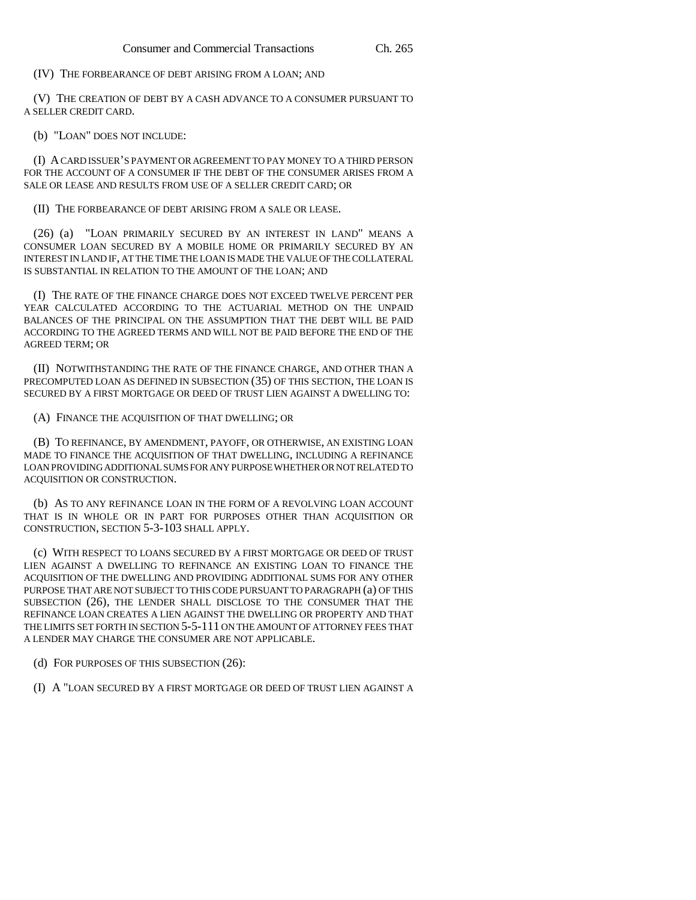(IV) THE FORBEARANCE OF DEBT ARISING FROM A LOAN; AND

(V) THE CREATION OF DEBT BY A CASH ADVANCE TO A CONSUMER PURSUANT TO A SELLER CREDIT CARD.

(b) "LOAN" DOES NOT INCLUDE:

(I) A CARD ISSUER'S PAYMENT OR AGREEMENT TO PAY MONEY TO A THIRD PERSON FOR THE ACCOUNT OF A CONSUMER IF THE DEBT OF THE CONSUMER ARISES FROM A SALE OR LEASE AND RESULTS FROM USE OF A SELLER CREDIT CARD; OR

(II) THE FORBEARANCE OF DEBT ARISING FROM A SALE OR LEASE.

(26) (a) "LOAN PRIMARILY SECURED BY AN INTEREST IN LAND" MEANS A CONSUMER LOAN SECURED BY A MOBILE HOME OR PRIMARILY SECURED BY AN INTEREST IN LAND IF, AT THE TIME THE LOAN IS MADE THE VALUE OF THE COLLATERAL IS SUBSTANTIAL IN RELATION TO THE AMOUNT OF THE LOAN; AND

(I) THE RATE OF THE FINANCE CHARGE DOES NOT EXCEED TWELVE PERCENT PER YEAR CALCULATED ACCORDING TO THE ACTUARIAL METHOD ON THE UNPAID BALANCES OF THE PRINCIPAL ON THE ASSUMPTION THAT THE DEBT WILL BE PAID ACCORDING TO THE AGREED TERMS AND WILL NOT BE PAID BEFORE THE END OF THE AGREED TERM; OR

(II) NOTWITHSTANDING THE RATE OF THE FINANCE CHARGE, AND OTHER THAN A PRECOMPUTED LOAN AS DEFINED IN SUBSECTION (35) OF THIS SECTION, THE LOAN IS SECURED BY A FIRST MORTGAGE OR DEED OF TRUST LIEN AGAINST A DWELLING TO:

(A) FINANCE THE ACQUISITION OF THAT DWELLING; OR

(B) TO REFINANCE, BY AMENDMENT, PAYOFF, OR OTHERWISE, AN EXISTING LOAN MADE TO FINANCE THE ACQUISITION OF THAT DWELLING, INCLUDING A REFINANCE LOAN PROVIDING ADDITIONAL SUMS FOR ANY PURPOSE WHETHER OR NOT RELATED TO ACQUISITION OR CONSTRUCTION.

(b) AS TO ANY REFINANCE LOAN IN THE FORM OF A REVOLVING LOAN ACCOUNT THAT IS IN WHOLE OR IN PART FOR PURPOSES OTHER THAN ACQUISITION OR CONSTRUCTION, SECTION 5-3-103 SHALL APPLY.

(c) WITH RESPECT TO LOANS SECURED BY A FIRST MORTGAGE OR DEED OF TRUST LIEN AGAINST A DWELLING TO REFINANCE AN EXISTING LOAN TO FINANCE THE ACQUISITION OF THE DWELLING AND PROVIDING ADDITIONAL SUMS FOR ANY OTHER PURPOSE THAT ARE NOT SUBJECT TO THIS CODE PURSUANT TO PARAGRAPH (a) OF THIS SUBSECTION (26), THE LENDER SHALL DISCLOSE TO THE CONSUMER THAT THE REFINANCE LOAN CREATES A LIEN AGAINST THE DWELLING OR PROPERTY AND THAT THE LIMITS SET FORTH IN SECTION 5-5-111 ON THE AMOUNT OF ATTORNEY FEES THAT A LENDER MAY CHARGE THE CONSUMER ARE NOT APPLICABLE.

(d) FOR PURPOSES OF THIS SUBSECTION (26):

(I) A "LOAN SECURED BY A FIRST MORTGAGE OR DEED OF TRUST LIEN AGAINST A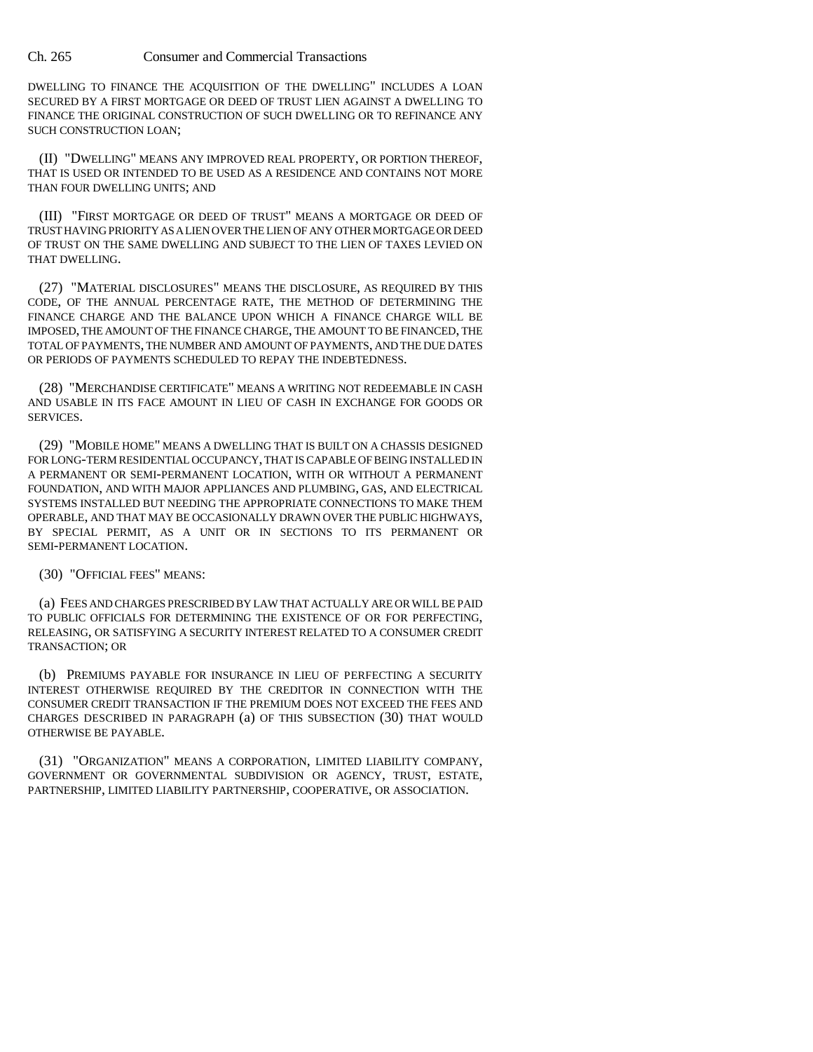DWELLING TO FINANCE THE ACQUISITION OF THE DWELLING" INCLUDES A LOAN SECURED BY A FIRST MORTGAGE OR DEED OF TRUST LIEN AGAINST A DWELLING TO FINANCE THE ORIGINAL CONSTRUCTION OF SUCH DWELLING OR TO REFINANCE ANY SUCH CONSTRUCTION LOAN;

(II) "DWELLING" MEANS ANY IMPROVED REAL PROPERTY, OR PORTION THEREOF, THAT IS USED OR INTENDED TO BE USED AS A RESIDENCE AND CONTAINS NOT MORE THAN FOUR DWELLING UNITS; AND

(III) "FIRST MORTGAGE OR DEED OF TRUST" MEANS A MORTGAGE OR DEED OF TRUST HAVING PRIORITY AS A LIEN OVER THE LIEN OF ANY OTHER MORTGAGE OR DEED OF TRUST ON THE SAME DWELLING AND SUBJECT TO THE LIEN OF TAXES LEVIED ON THAT DWELLING.

(27) "MATERIAL DISCLOSURES" MEANS THE DISCLOSURE, AS REQUIRED BY THIS CODE, OF THE ANNUAL PERCENTAGE RATE, THE METHOD OF DETERMINING THE FINANCE CHARGE AND THE BALANCE UPON WHICH A FINANCE CHARGE WILL BE IMPOSED, THE AMOUNT OF THE FINANCE CHARGE, THE AMOUNT TO BE FINANCED, THE TOTAL OF PAYMENTS, THE NUMBER AND AMOUNT OF PAYMENTS, AND THE DUE DATES OR PERIODS OF PAYMENTS SCHEDULED TO REPAY THE INDEBTEDNESS.

(28) "MERCHANDISE CERTIFICATE" MEANS A WRITING NOT REDEEMABLE IN CASH AND USABLE IN ITS FACE AMOUNT IN LIEU OF CASH IN EXCHANGE FOR GOODS OR SERVICES.

(29) "MOBILE HOME" MEANS A DWELLING THAT IS BUILT ON A CHASSIS DESIGNED FOR LONG-TERM RESIDENTIAL OCCUPANCY, THAT IS CAPABLE OF BEING INSTALLED IN A PERMANENT OR SEMI-PERMANENT LOCATION, WITH OR WITHOUT A PERMANENT FOUNDATION, AND WITH MAJOR APPLIANCES AND PLUMBING, GAS, AND ELECTRICAL SYSTEMS INSTALLED BUT NEEDING THE APPROPRIATE CONNECTIONS TO MAKE THEM OPERABLE, AND THAT MAY BE OCCASIONALLY DRAWN OVER THE PUBLIC HIGHWAYS, BY SPECIAL PERMIT, AS A UNIT OR IN SECTIONS TO ITS PERMANENT OR SEMI-PERMANENT LOCATION.

(30) "OFFICIAL FEES" MEANS:

(a) FEES AND CHARGES PRESCRIBED BY LAW THAT ACTUALLY ARE OR WILL BE PAID TO PUBLIC OFFICIALS FOR DETERMINING THE EXISTENCE OF OR FOR PERFECTING, RELEASING, OR SATISFYING A SECURITY INTEREST RELATED TO A CONSUMER CREDIT TRANSACTION; OR

(b) PREMIUMS PAYABLE FOR INSURANCE IN LIEU OF PERFECTING A SECURITY INTEREST OTHERWISE REQUIRED BY THE CREDITOR IN CONNECTION WITH THE CONSUMER CREDIT TRANSACTION IF THE PREMIUM DOES NOT EXCEED THE FEES AND CHARGES DESCRIBED IN PARAGRAPH (a) OF THIS SUBSECTION (30) THAT WOULD OTHERWISE BE PAYABLE.

(31) "ORGANIZATION" MEANS A CORPORATION, LIMITED LIABILITY COMPANY, GOVERNMENT OR GOVERNMENTAL SUBDIVISION OR AGENCY, TRUST, ESTATE, PARTNERSHIP, LIMITED LIABILITY PARTNERSHIP, COOPERATIVE, OR ASSOCIATION.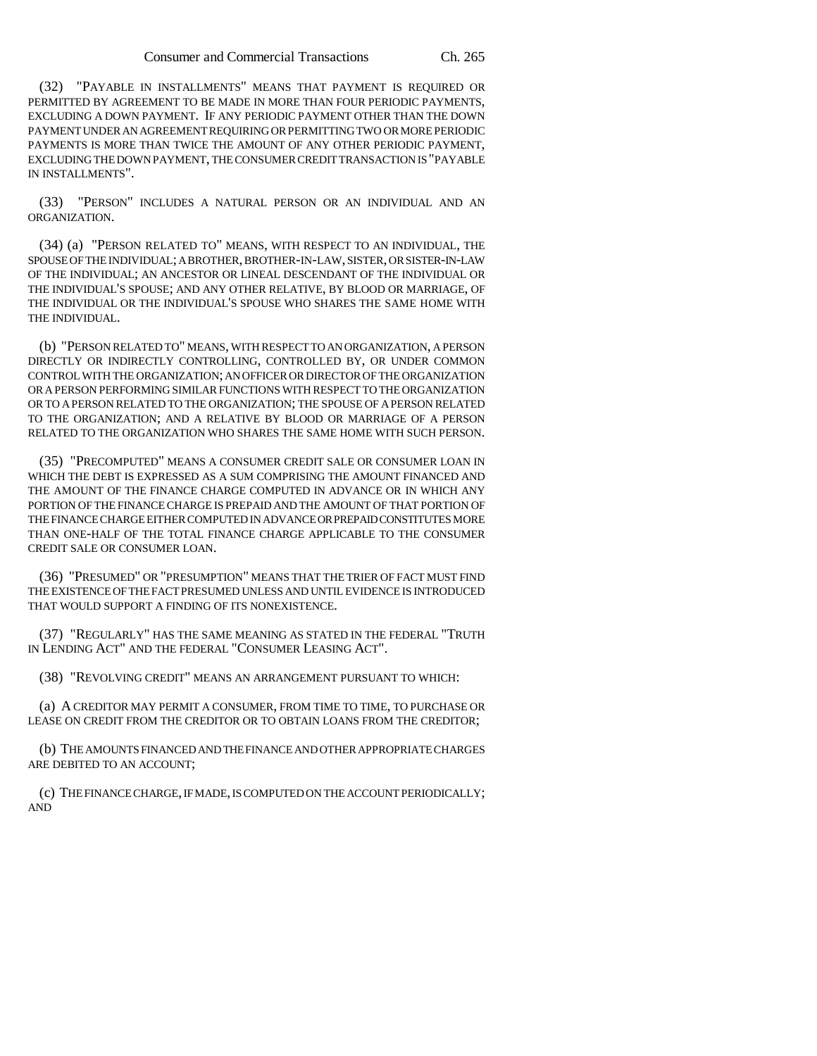(32) "PAYABLE IN INSTALLMENTS" MEANS THAT PAYMENT IS REQUIRED OR PERMITTED BY AGREEMENT TO BE MADE IN MORE THAN FOUR PERIODIC PAYMENTS, EXCLUDING A DOWN PAYMENT. IF ANY PERIODIC PAYMENT OTHER THAN THE DOWN PAYMENT UNDER AN AGREEMENT REQUIRING OR PERMITTING TWO OR MORE PERIODIC PAYMENTS IS MORE THAN TWICE THE AMOUNT OF ANY OTHER PERIODIC PAYMENT, EXCLUDING THE DOWN PAYMENT, THE CONSUMER CREDIT TRANSACTION IS "PAYABLE IN INSTALLMENTS".

(33) "PERSON" INCLUDES A NATURAL PERSON OR AN INDIVIDUAL AND AN ORGANIZATION.

(34) (a) "PERSON RELATED TO" MEANS, WITH RESPECT TO AN INDIVIDUAL, THE SPOUSE OF THE INDIVIDUAL; A BROTHER, BROTHER-IN-LAW, SISTER, OR SISTER-IN-LAW OF THE INDIVIDUAL; AN ANCESTOR OR LINEAL DESCENDANT OF THE INDIVIDUAL OR THE INDIVIDUAL'S SPOUSE; AND ANY OTHER RELATIVE, BY BLOOD OR MARRIAGE, OF THE INDIVIDUAL OR THE INDIVIDUAL'S SPOUSE WHO SHARES THE SAME HOME WITH THE INDIVIDUAL.

(b) "PERSON RELATED TO" MEANS, WITH RESPECT TO AN ORGANIZATION, A PERSON DIRECTLY OR INDIRECTLY CONTROLLING, CONTROLLED BY, OR UNDER COMMON CONTROL WITH THE ORGANIZATION; AN OFFICER OR DIRECTOR OF THE ORGANIZATION OR A PERSON PERFORMING SIMILAR FUNCTIONS WITH RESPECT TO THE ORGANIZATION OR TO A PERSON RELATED TO THE ORGANIZATION; THE SPOUSE OF A PERSON RELATED TO THE ORGANIZATION; AND A RELATIVE BY BLOOD OR MARRIAGE OF A PERSON RELATED TO THE ORGANIZATION WHO SHARES THE SAME HOME WITH SUCH PERSON.

(35) "PRECOMPUTED" MEANS A CONSUMER CREDIT SALE OR CONSUMER LOAN IN WHICH THE DEBT IS EXPRESSED AS A SUM COMPRISING THE AMOUNT FINANCED AND THE AMOUNT OF THE FINANCE CHARGE COMPUTED IN ADVANCE OR IN WHICH ANY PORTION OF THE FINANCE CHARGE IS PREPAID AND THE AMOUNT OF THAT PORTION OF THE FINANCE CHARGE EITHER COMPUTED IN ADVANCE OR PREPAID CONSTITUTES MORE THAN ONE-HALF OF THE TOTAL FINANCE CHARGE APPLICABLE TO THE CONSUMER CREDIT SALE OR CONSUMER LOAN.

(36) "PRESUMED" OR "PRESUMPTION" MEANS THAT THE TRIER OF FACT MUST FIND THE EXISTENCE OF THE FACT PRESUMED UNLESS AND UNTIL EVIDENCE IS INTRODUCED THAT WOULD SUPPORT A FINDING OF ITS NONEXISTENCE.

(37) "REGULARLY" HAS THE SAME MEANING AS STATED IN THE FEDERAL "TRUTH IN LENDING ACT" AND THE FEDERAL "CONSUMER LEASING ACT".

(38) "REVOLVING CREDIT" MEANS AN ARRANGEMENT PURSUANT TO WHICH:

(a) A CREDITOR MAY PERMIT A CONSUMER, FROM TIME TO TIME, TO PURCHASE OR LEASE ON CREDIT FROM THE CREDITOR OR TO OBTAIN LOANS FROM THE CREDITOR;

(b) THE AMOUNTS FINANCED AND THE FINANCE AND OTHER APPROPRIATE CHARGES ARE DEBITED TO AN ACCOUNT;

(c) THE FINANCE CHARGE, IF MADE, IS COMPUTED ON THE ACCOUNT PERIODICALLY; AND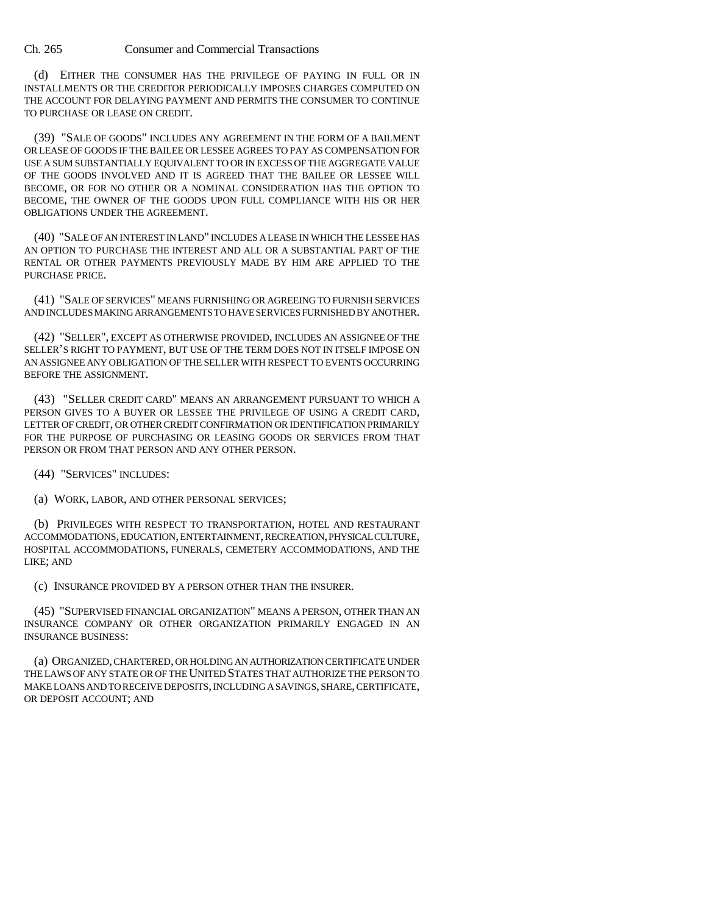(d) EITHER THE CONSUMER HAS THE PRIVILEGE OF PAYING IN FULL OR IN INSTALLMENTS OR THE CREDITOR PERIODICALLY IMPOSES CHARGES COMPUTED ON THE ACCOUNT FOR DELAYING PAYMENT AND PERMITS THE CONSUMER TO CONTINUE TO PURCHASE OR LEASE ON CREDIT.

(39) "SALE OF GOODS" INCLUDES ANY AGREEMENT IN THE FORM OF A BAILMENT OR LEASE OF GOODS IF THE BAILEE OR LESSEE AGREES TO PAY AS COMPENSATION FOR USE A SUM SUBSTANTIALLY EQUIVALENT TO OR IN EXCESS OF THE AGGREGATE VALUE OF THE GOODS INVOLVED AND IT IS AGREED THAT THE BAILEE OR LESSEE WILL BECOME, OR FOR NO OTHER OR A NOMINAL CONSIDERATION HAS THE OPTION TO BECOME, THE OWNER OF THE GOODS UPON FULL COMPLIANCE WITH HIS OR HER OBLIGATIONS UNDER THE AGREEMENT.

(40) "SALE OF AN INTEREST IN LAND" INCLUDES A LEASE IN WHICH THE LESSEE HAS AN OPTION TO PURCHASE THE INTEREST AND ALL OR A SUBSTANTIAL PART OF THE RENTAL OR OTHER PAYMENTS PREVIOUSLY MADE BY HIM ARE APPLIED TO THE PURCHASE PRICE.

(41) "SALE OF SERVICES" MEANS FURNISHING OR AGREEING TO FURNISH SERVICES AND INCLUDES MAKING ARRANGEMENTS TO HAVE SERVICES FURNISHED BY ANOTHER.

(42) "SELLER", EXCEPT AS OTHERWISE PROVIDED, INCLUDES AN ASSIGNEE OF THE SELLER'S RIGHT TO PAYMENT, BUT USE OF THE TERM DOES NOT IN ITSELF IMPOSE ON AN ASSIGNEE ANY OBLIGATION OF THE SELLER WITH RESPECT TO EVENTS OCCURRING BEFORE THE ASSIGNMENT.

(43) "SELLER CREDIT CARD" MEANS AN ARRANGEMENT PURSUANT TO WHICH A PERSON GIVES TO A BUYER OR LESSEE THE PRIVILEGE OF USING A CREDIT CARD, LETTER OF CREDIT, OR OTHER CREDIT CONFIRMATION OR IDENTIFICATION PRIMARILY FOR THE PURPOSE OF PURCHASING OR LEASING GOODS OR SERVICES FROM THAT PERSON OR FROM THAT PERSON AND ANY OTHER PERSON.

(44) "SERVICES" INCLUDES:

(a) WORK, LABOR, AND OTHER PERSONAL SERVICES;

(b) PRIVILEGES WITH RESPECT TO TRANSPORTATION, HOTEL AND RESTAURANT ACCOMMODATIONS, EDUCATION, ENTERTAINMENT, RECREATION, PHYSICAL CULTURE, HOSPITAL ACCOMMODATIONS, FUNERALS, CEMETERY ACCOMMODATIONS, AND THE LIKE; AND

(c) INSURANCE PROVIDED BY A PERSON OTHER THAN THE INSURER.

(45) "SUPERVISED FINANCIAL ORGANIZATION" MEANS A PERSON, OTHER THAN AN INSURANCE COMPANY OR OTHER ORGANIZATION PRIMARILY ENGAGED IN AN INSURANCE BUSINESS:

(a) ORGANIZED, CHARTERED, OR HOLDING AN AUTHORIZATION CERTIFICATE UNDER THE LAWS OF ANY STATE OR OF THE UNITED STATES THAT AUTHORIZE THE PERSON TO MAKE LOANS AND TO RECEIVE DEPOSITS, INCLUDING A SAVINGS, SHARE, CERTIFICATE, OR DEPOSIT ACCOUNT; AND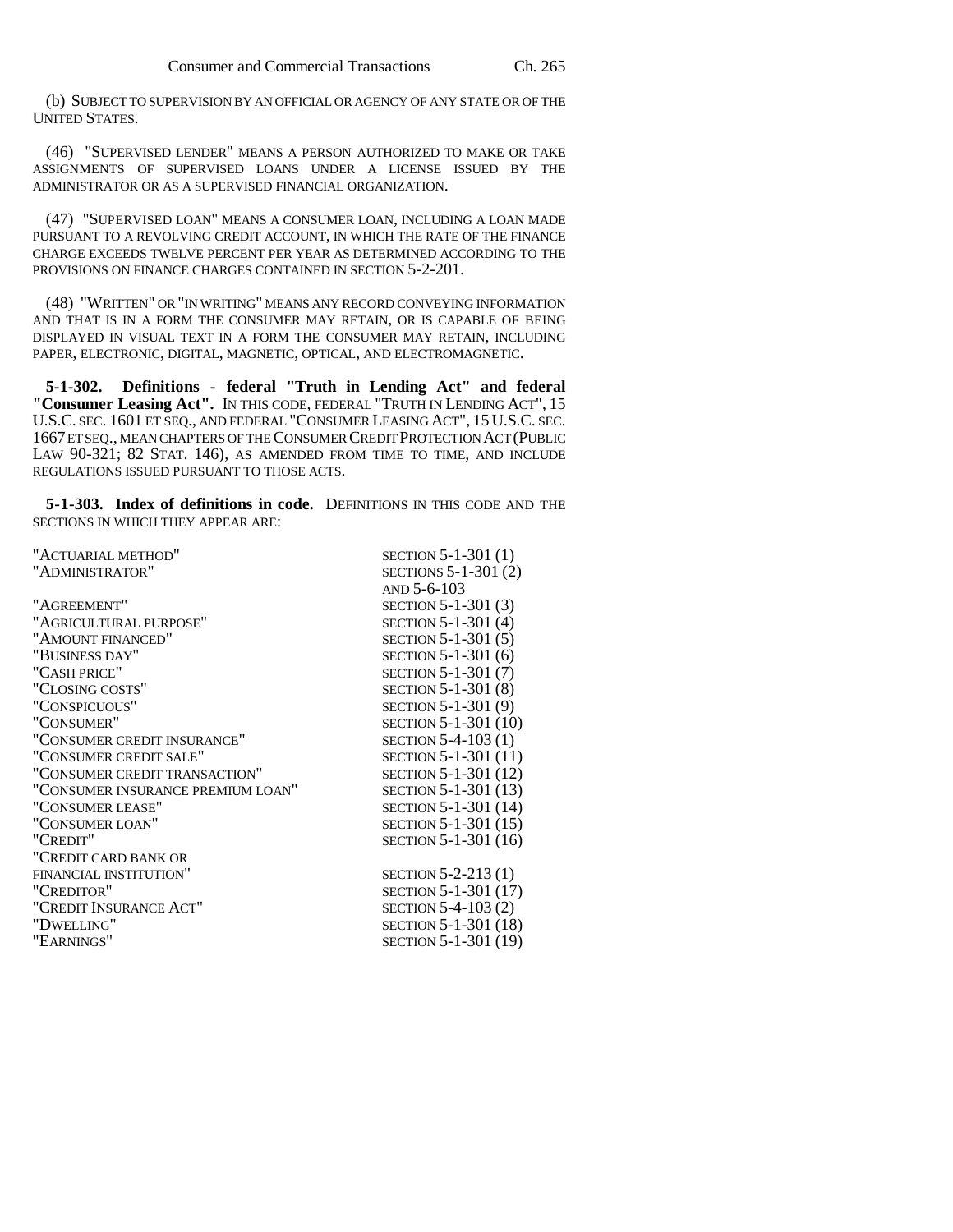(b) SUBJECT TO SUPERVISION BY AN OFFICIAL OR AGENCY OF ANY STATE OR OF THE UNITED STATES.

(46) "SUPERVISED LENDER" MEANS A PERSON AUTHORIZED TO MAKE OR TAKE ASSIGNMENTS OF SUPERVISED LOANS UNDER A LICENSE ISSUED BY THE ADMINISTRATOR OR AS A SUPERVISED FINANCIAL ORGANIZATION.

(47) "SUPERVISED LOAN" MEANS A CONSUMER LOAN, INCLUDING A LOAN MADE PURSUANT TO A REVOLVING CREDIT ACCOUNT, IN WHICH THE RATE OF THE FINANCE CHARGE EXCEEDS TWELVE PERCENT PER YEAR AS DETERMINED ACCORDING TO THE PROVISIONS ON FINANCE CHARGES CONTAINED IN SECTION 5-2-201.

(48) "WRITTEN" OR "IN WRITING" MEANS ANY RECORD CONVEYING INFORMATION AND THAT IS IN A FORM THE CONSUMER MAY RETAIN, OR IS CAPABLE OF BEING DISPLAYED IN VISUAL TEXT IN A FORM THE CONSUMER MAY RETAIN, INCLUDING PAPER, ELECTRONIC, DIGITAL, MAGNETIC, OPTICAL, AND ELECTROMAGNETIC.

**5-1-302. Definitions - federal "Truth in Lending Act" and federal "Consumer Leasing Act".** IN THIS CODE, FEDERAL "TRUTH IN LENDING ACT", 15 U.S.C. SEC. 1601 ET SEQ., AND FEDERAL "CONSUMER LEASING ACT", 15 U.S.C. SEC. 1667 ET SEQ., MEAN CHAPTERS OF THE CONSUMER CREDIT PROTECTION ACT (PUBLIC LAW 90-321; 82 STAT. 146), AS AMENDED FROM TIME TO TIME, AND INCLUDE REGULATIONS ISSUED PURSUANT TO THOSE ACTS.

**5-1-303. Index of definitions in code.** DEFINITIONS IN THIS CODE AND THE SECTIONS IN WHICH THEY APPEAR ARE:

| | |
|---|---|
| "ACTUARIAL METHOD" | SECTION 5-1-301 (1) |
| "ADMINISTRATOR" | SECTIONS 5-1-301 (2) AND 5-6-103 |
| "AGREEMENT" | SECTION 5-1-301 (3) |
| "AGRICULTURAL PURPOSE" | SECTION 5-1-301 (4) |
| "AMOUNT FINANCED" | SECTION 5-1-301 (5) |
| "BUSINESS DAY" | SECTION 5-1-301 (6) |
| "CASH PRICE" | SECTION 5-1-301 (7) |
| "CLOSING COSTS" | SECTION 5-1-301 (8) |
| "CONSPICUOUS" | SECTION 5-1-301 (9) |
| "CONSUMER" | SECTION 5-1-301 (10) |
| "CONSUMER CREDIT INSURANCE" | SECTION 5-4-103 (1) |
| "CONSUMER CREDIT SALE" | SECTION 5-1-301 (11) |
| "CONSUMER CREDIT TRANSACTION" | SECTION 5-1-301 (12) |
| "CONSUMER INSURANCE PREMIUM LOAN" | SECTION 5-1-301 (13) |
| "CONSUMER LEASE" | SECTION 5-1-301 (14) |
| "CONSUMER LOAN" | SECTION 5-1-301 (15) |
| "CREDIT" | SECTION 5-1-301 (16) |
| "CREDIT CARD BANK OR FINANCIAL INSTITUTION" | SECTION 5-2-213 (1) |
| "CREDITOR" | SECTION 5-1-301 (17) |
| "CREDIT INSURANCE ACT" | SECTION 5-4-103 (2) |
| "DWELLING" | SECTION 5-1-301 (18) |
| "EARNINGS" | SECTION 5-1-301 (19) |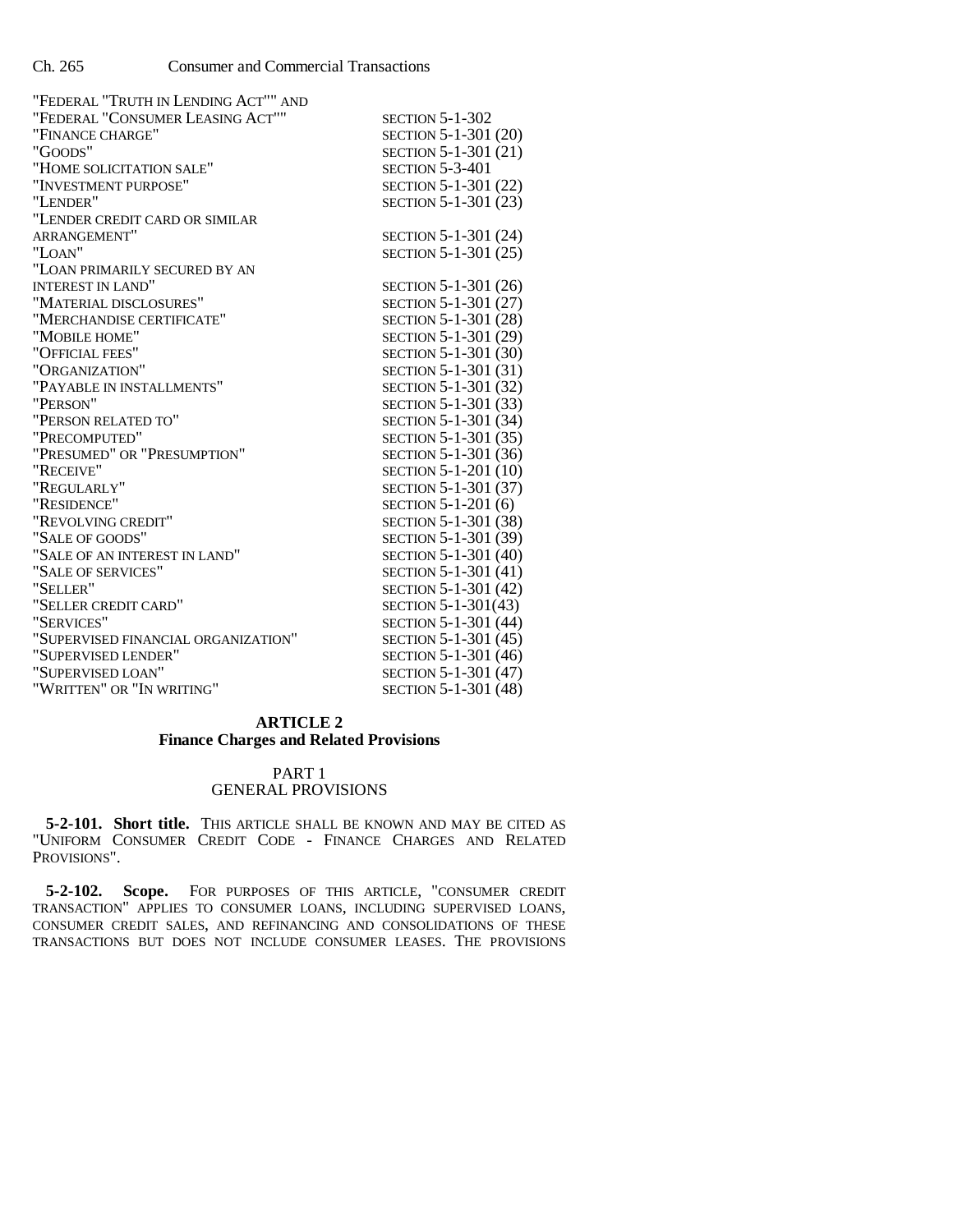| | |
|---|---|
| "FEDERAL "TRUTH IN LENDING ACT"" AND "FEDERAL "CONSUMER LEASING ACT"" | SECTION 5-1-302 |
| "FINANCE CHARGE" | SECTION 5-1-301 (20) |
| "GOODS" | SECTION 5-1-301 (21) |
| "HOME SOLICITATION SALE" | SECTION 5-3-401 |
| "INVESTMENT PURPOSE" | SECTION 5-1-301 (22) |
| "LENDER" | SECTION 5-1-301 (23) |
| "LENDER CREDIT CARD OR SIMILAR ARRANGEMENT" | SECTION 5-1-301 (24) |
| "LOAN" | SECTION 5-1-301 (25) |
| "LOAN PRIMARILY SECURED BY AN INTEREST IN LAND" | SECTION 5-1-301 (26) |
| "MATERIAL DISCLOSURES" | SECTION 5-1-301 (27) |
| "MERCHANDISE CERTIFICATE" | SECTION 5-1-301 (28) |
| "MOBILE HOME" | SECTION 5-1-301 (29) |
| "OFFICIAL FEES" | SECTION 5-1-301 (30) |
| "ORGANIZATION" | SECTION 5-1-301 (31) |
| "PAYABLE IN INSTALLMENTS" | SECTION 5-1-301 (32) |
| "PERSON" | SECTION 5-1-301 (33) |
| "PERSON RELATED TO" | SECTION 5-1-301 (34) |
| "PRECOMPUTED" | SECTION 5-1-301 (35) |
| "PRESUMED" OR "PRESUMPTION" | SECTION 5-1-301 (36) |
| "RECEIVE" | SECTION 5-1-201 (10) |
| "REGULARLY" | SECTION 5-1-301 (37) |
| "RESIDENCE" | SECTION 5-1-201 (6) |
| "REVOLVING CREDIT" | SECTION 5-1-301 (38) |
| "SALE OF GOODS" | SECTION 5-1-301 (39) |
| "SALE OF AN INTEREST IN LAND" | SECTION 5-1-301 (40) |
| "SALE OF SERVICES" | SECTION 5-1-301 (41) |
| "SELLER" | SECTION 5-1-301 (42) |
| "SELLER CREDIT CARD" | SECTION 5-1-301(43) |
| "SERVICES" | SECTION 5-1-301 (44) |
| "SUPERVISED FINANCIAL ORGANIZATION" | SECTION 5-1-301 (45) |
| "SUPERVISED LENDER" | SECTION 5-1-301 (46) |
| "SUPERVISED LOAN" | SECTION 5-1-301 (47) |
| "WRITTEN" OR "IN WRITING" | SECTION 5-1-301 (48) |

## ARTICLE 2
## Finance Charges and Related Provisions

### PART 1
### GENERAL PROVISIONS

**5-2-101. Short title.** THIS ARTICLE SHALL BE KNOWN AND MAY BE CITED AS "UNIFORM CONSUMER CREDIT CODE - FINANCE CHARGES AND RELATED PROVISIONS".

**5-2-102. Scope.** FOR PURPOSES OF THIS ARTICLE, "CONSUMER CREDIT TRANSACTION" APPLIES TO CONSUMER LOANS, INCLUDING SUPERVISED LOANS, CONSUMER CREDIT SALES, AND REFINANCING AND CONSOLIDATIONS OF THESE TRANSACTIONS BUT DOES NOT INCLUDE CONSUMER LEASES. THE PROVISIONS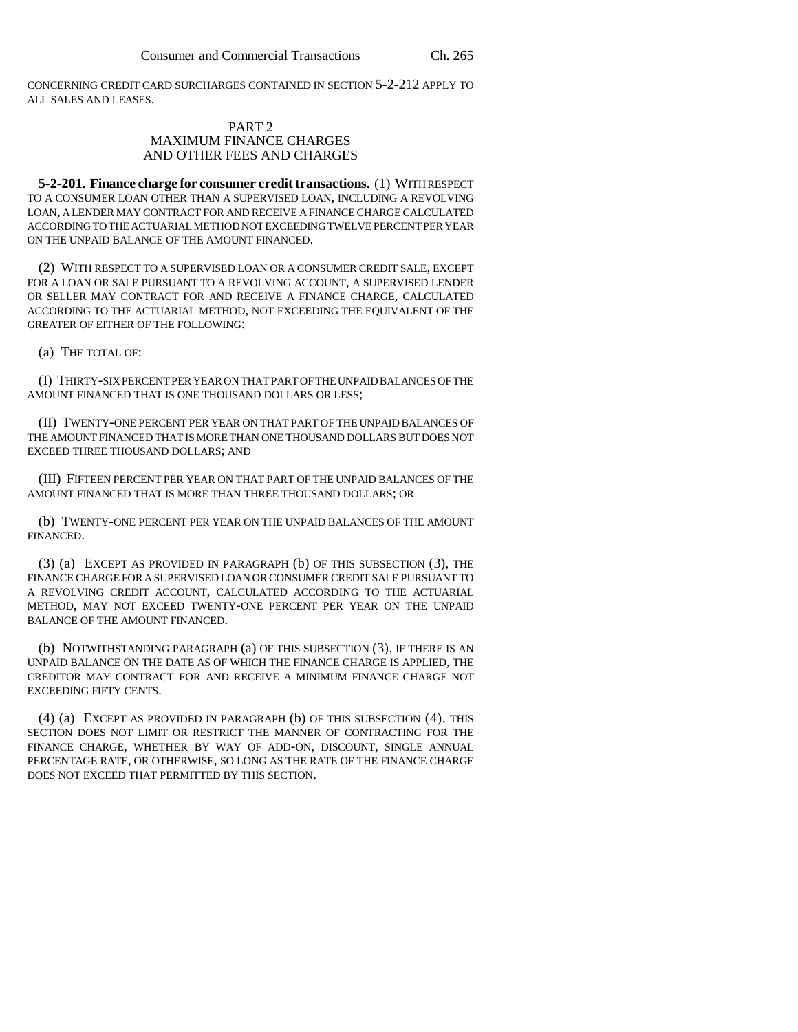CONCERNING CREDIT CARD SURCHARGES CONTAINED IN SECTION 5-2-212 APPLY TO ALL SALES AND LEASES.

## PART 2
## MAXIMUM FINANCE CHARGES AND OTHER FEES AND CHARGES

**5-2-201. Finance charge for consumer credit transactions.** (1) WITH RESPECT TO A CONSUMER LOAN OTHER THAN A SUPERVISED LOAN, INCLUDING A REVOLVING LOAN, A LENDER MAY CONTRACT FOR AND RECEIVE A FINANCE CHARGE CALCULATED ACCORDING TO THE ACTUARIAL METHOD NOT EXCEEDING TWELVE PERCENT PER YEAR ON THE UNPAID BALANCE OF THE AMOUNT FINANCED.

(2) WITH RESPECT TO A SUPERVISED LOAN OR A CONSUMER CREDIT SALE, EXCEPT FOR A LOAN OR SALE PURSUANT TO A REVOLVING ACCOUNT, A SUPERVISED LENDER OR SELLER MAY CONTRACT FOR AND RECEIVE A FINANCE CHARGE, CALCULATED ACCORDING TO THE ACTUARIAL METHOD, NOT EXCEEDING THE EQUIVALENT OF THE GREATER OF EITHER OF THE FOLLOWING:

(a) THE TOTAL OF:

(I) THIRTY-SIX PERCENT PER YEAR ON THAT PART OF THE UNPAID BALANCES OF THE AMOUNT FINANCED THAT IS ONE THOUSAND DOLLARS OR LESS;

(II) TWENTY-ONE PERCENT PER YEAR ON THAT PART OF THE UNPAID BALANCES OF THE AMOUNT FINANCED THAT IS MORE THAN ONE THOUSAND DOLLARS BUT DOES NOT EXCEED THREE THOUSAND DOLLARS; AND

(III) FIFTEEN PERCENT PER YEAR ON THAT PART OF THE UNPAID BALANCES OF THE AMOUNT FINANCED THAT IS MORE THAN THREE THOUSAND DOLLARS; OR

(b) TWENTY-ONE PERCENT PER YEAR ON THE UNPAID BALANCES OF THE AMOUNT FINANCED.

(3) (a) EXCEPT AS PROVIDED IN PARAGRAPH (b) OF THIS SUBSECTION (3), THE FINANCE CHARGE FOR A SUPERVISED LOAN OR CONSUMER CREDIT SALE PURSUANT TO A REVOLVING CREDIT ACCOUNT, CALCULATED ACCORDING TO THE ACTUARIAL METHOD, MAY NOT EXCEED TWENTY-ONE PERCENT PER YEAR ON THE UNPAID BALANCE OF THE AMOUNT FINANCED.

(b) NOTWITHSTANDING PARAGRAPH (a) OF THIS SUBSECTION (3), IF THERE IS AN UNPAID BALANCE ON THE DATE AS OF WHICH THE FINANCE CHARGE IS APPLIED, THE CREDITOR MAY CONTRACT FOR AND RECEIVE A MINIMUM FINANCE CHARGE NOT EXCEEDING FIFTY CENTS.

(4) (a) EXCEPT AS PROVIDED IN PARAGRAPH (b) OF THIS SUBSECTION (4), THIS SECTION DOES NOT LIMIT OR RESTRICT THE MANNER OF CONTRACTING FOR THE FINANCE CHARGE, WHETHER BY WAY OF ADD-ON, DISCOUNT, SINGLE ANNUAL PERCENTAGE RATE, OR OTHERWISE, SO LONG AS THE RATE OF THE FINANCE CHARGE DOES NOT EXCEED THAT PERMITTED BY THIS SECTION.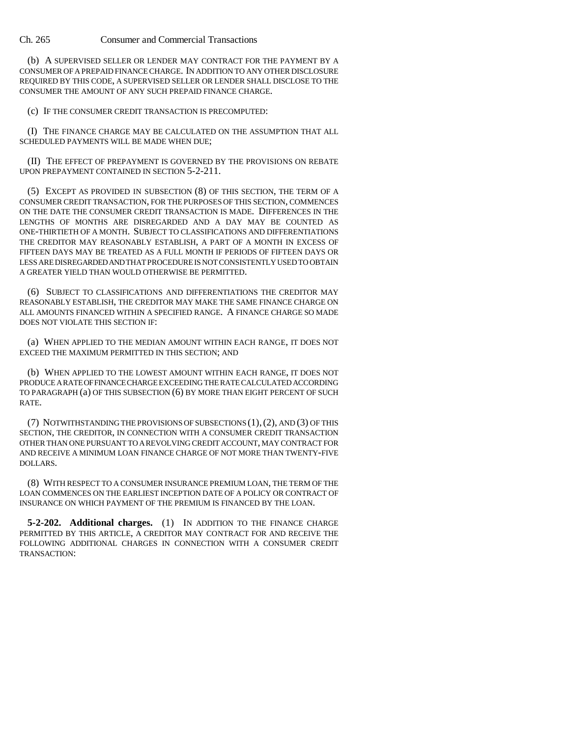(b) A SUPERVISED SELLER OR LENDER MAY CONTRACT FOR THE PAYMENT BY A CONSUMER OF A PREPAID FINANCE CHARGE. IN ADDITION TO ANY OTHER DISCLOSURE REQUIRED BY THIS CODE, A SUPERVISED SELLER OR LENDER SHALL DISCLOSE TO THE CONSUMER THE AMOUNT OF ANY SUCH PREPAID FINANCE CHARGE.

(c) IF THE CONSUMER CREDIT TRANSACTION IS PRECOMPUTED:

(I) THE FINANCE CHARGE MAY BE CALCULATED ON THE ASSUMPTION THAT ALL SCHEDULED PAYMENTS WILL BE MADE WHEN DUE;

(II) THE EFFECT OF PREPAYMENT IS GOVERNED BY THE PROVISIONS ON REBATE UPON PREPAYMENT CONTAINED IN SECTION 5-2-211.

(5) EXCEPT AS PROVIDED IN SUBSECTION (8) OF THIS SECTION, THE TERM OF A CONSUMER CREDIT TRANSACTION, FOR THE PURPOSES OF THIS SECTION, COMMENCES ON THE DATE THE CONSUMER CREDIT TRANSACTION IS MADE. DIFFERENCES IN THE LENGTHS OF MONTHS ARE DISREGARDED AND A DAY MAY BE COUNTED AS ONE-THIRTIETH OF A MONTH. SUBJECT TO CLASSIFICATIONS AND DIFFERENTIATIONS THE CREDITOR MAY REASONABLY ESTABLISH, A PART OF A MONTH IN EXCESS OF FIFTEEN DAYS MAY BE TREATED AS A FULL MONTH IF PERIODS OF FIFTEEN DAYS OR LESS ARE DISREGARDED AND THAT PROCEDURE IS NOT CONSISTENTLY USED TO OBTAIN A GREATER YIELD THAN WOULD OTHERWISE BE PERMITTED.

(6) SUBJECT TO CLASSIFICATIONS AND DIFFERENTIATIONS THE CREDITOR MAY REASONABLY ESTABLISH, THE CREDITOR MAY MAKE THE SAME FINANCE CHARGE ON ALL AMOUNTS FINANCED WITHIN A SPECIFIED RANGE. A FINANCE CHARGE SO MADE DOES NOT VIOLATE THIS SECTION IF:

(a) WHEN APPLIED TO THE MEDIAN AMOUNT WITHIN EACH RANGE, IT DOES NOT EXCEED THE MAXIMUM PERMITTED IN THIS SECTION; AND

(b) WHEN APPLIED TO THE LOWEST AMOUNT WITHIN EACH RANGE, IT DOES NOT PRODUCE A RATE OF FINANCE CHARGE EXCEEDING THE RATE CALCULATED ACCORDING TO PARAGRAPH (a) OF THIS SUBSECTION (6) BY MORE THAN EIGHT PERCENT OF SUCH RATE.

(7) NOTWITHSTANDING THE PROVISIONS OF SUBSECTIONS (1), (2), AND (3) OF THIS SECTION, THE CREDITOR, IN CONNECTION WITH A CONSUMER CREDIT TRANSACTION OTHER THAN ONE PURSUANT TO A REVOLVING CREDIT ACCOUNT, MAY CONTRACT FOR AND RECEIVE A MINIMUM LOAN FINANCE CHARGE OF NOT MORE THAN TWENTY-FIVE DOLLARS.

(8) WITH RESPECT TO A CONSUMER INSURANCE PREMIUM LOAN, THE TERM OF THE LOAN COMMENCES ON THE EARLIEST INCEPTION DATE OF A POLICY OR CONTRACT OF INSURANCE ON WHICH PAYMENT OF THE PREMIUM IS FINANCED BY THE LOAN.

**5-2-202. Additional charges.** (1) IN ADDITION TO THE FINANCE CHARGE PERMITTED BY THIS ARTICLE, A CREDITOR MAY CONTRACT FOR AND RECEIVE THE FOLLOWING ADDITIONAL CHARGES IN CONNECTION WITH A CONSUMER CREDIT TRANSACTION: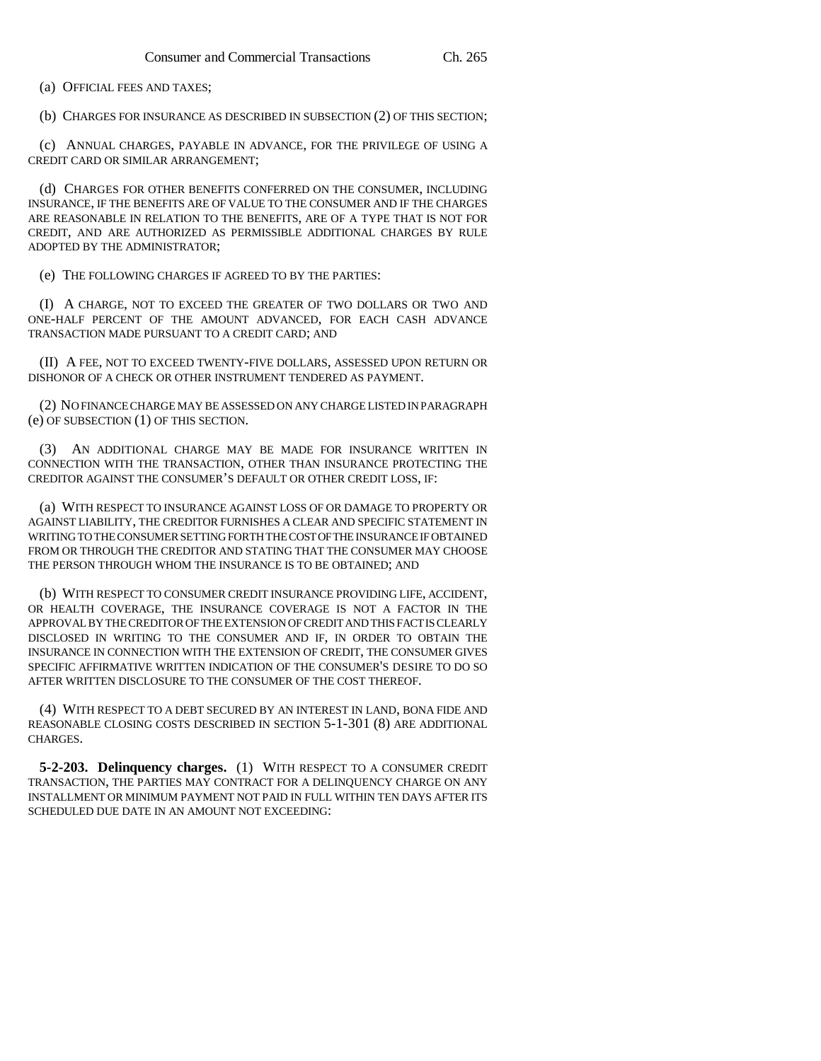(a) OFFICIAL FEES AND TAXES;

(b) CHARGES FOR INSURANCE AS DESCRIBED IN SUBSECTION (2) OF THIS SECTION;

(c) ANNUAL CHARGES, PAYABLE IN ADVANCE, FOR THE PRIVILEGE OF USING A CREDIT CARD OR SIMILAR ARRANGEMENT;

(d) CHARGES FOR OTHER BENEFITS CONFERRED ON THE CONSUMER, INCLUDING INSURANCE, IF THE BENEFITS ARE OF VALUE TO THE CONSUMER AND IF THE CHARGES ARE REASONABLE IN RELATION TO THE BENEFITS, ARE OF A TYPE THAT IS NOT FOR CREDIT, AND ARE AUTHORIZED AS PERMISSIBLE ADDITIONAL CHARGES BY RULE ADOPTED BY THE ADMINISTRATOR;

(e) THE FOLLOWING CHARGES IF AGREED TO BY THE PARTIES:

(I) A CHARGE, NOT TO EXCEED THE GREATER OF TWO DOLLARS OR TWO AND ONE-HALF PERCENT OF THE AMOUNT ADVANCED, FOR EACH CASH ADVANCE TRANSACTION MADE PURSUANT TO A CREDIT CARD; AND

(II) A FEE, NOT TO EXCEED TWENTY-FIVE DOLLARS, ASSESSED UPON RETURN OR DISHONOR OF A CHECK OR OTHER INSTRUMENT TENDERED AS PAYMENT.

(2) NO FINANCE CHARGE MAY BE ASSESSED ON ANY CHARGE LISTED IN PARAGRAPH (e) OF SUBSECTION (1) OF THIS SECTION.

(3) AN ADDITIONAL CHARGE MAY BE MADE FOR INSURANCE WRITTEN IN CONNECTION WITH THE TRANSACTION, OTHER THAN INSURANCE PROTECTING THE CREDITOR AGAINST THE CONSUMER'S DEFAULT OR OTHER CREDIT LOSS, IF:

(a) WITH RESPECT TO INSURANCE AGAINST LOSS OF OR DAMAGE TO PROPERTY OR AGAINST LIABILITY, THE CREDITOR FURNISHES A CLEAR AND SPECIFIC STATEMENT IN WRITING TO THE CONSUMER SETTING FORTH THE COST OF THE INSURANCE IF OBTAINED FROM OR THROUGH THE CREDITOR AND STATING THAT THE CONSUMER MAY CHOOSE THE PERSON THROUGH WHOM THE INSURANCE IS TO BE OBTAINED; AND

(b) WITH RESPECT TO CONSUMER CREDIT INSURANCE PROVIDING LIFE, ACCIDENT, OR HEALTH COVERAGE, THE INSURANCE COVERAGE IS NOT A FACTOR IN THE APPROVAL BY THE CREDITOR OF THE EXTENSION OF CREDIT AND THIS FACT IS CLEARLY DISCLOSED IN WRITING TO THE CONSUMER AND IF, IN ORDER TO OBTAIN THE INSURANCE IN CONNECTION WITH THE EXTENSION OF CREDIT, THE CONSUMER GIVES SPECIFIC AFFIRMATIVE WRITTEN INDICATION OF THE CONSUMER'S DESIRE TO DO SO AFTER WRITTEN DISCLOSURE TO THE CONSUMER OF THE COST THEREOF.

(4) WITH RESPECT TO A DEBT SECURED BY AN INTEREST IN LAND, BONA FIDE AND REASONABLE CLOSING COSTS DESCRIBED IN SECTION 5-1-301 (8) ARE ADDITIONAL CHARGES.

**5-2-203. Delinquency charges.** (1) WITH RESPECT TO A CONSUMER CREDIT TRANSACTION, THE PARTIES MAY CONTRACT FOR A DELINQUENCY CHARGE ON ANY INSTALLMENT OR MINIMUM PAYMENT NOT PAID IN FULL WITHIN TEN DAYS AFTER ITS SCHEDULED DUE DATE IN AN AMOUNT NOT EXCEEDING: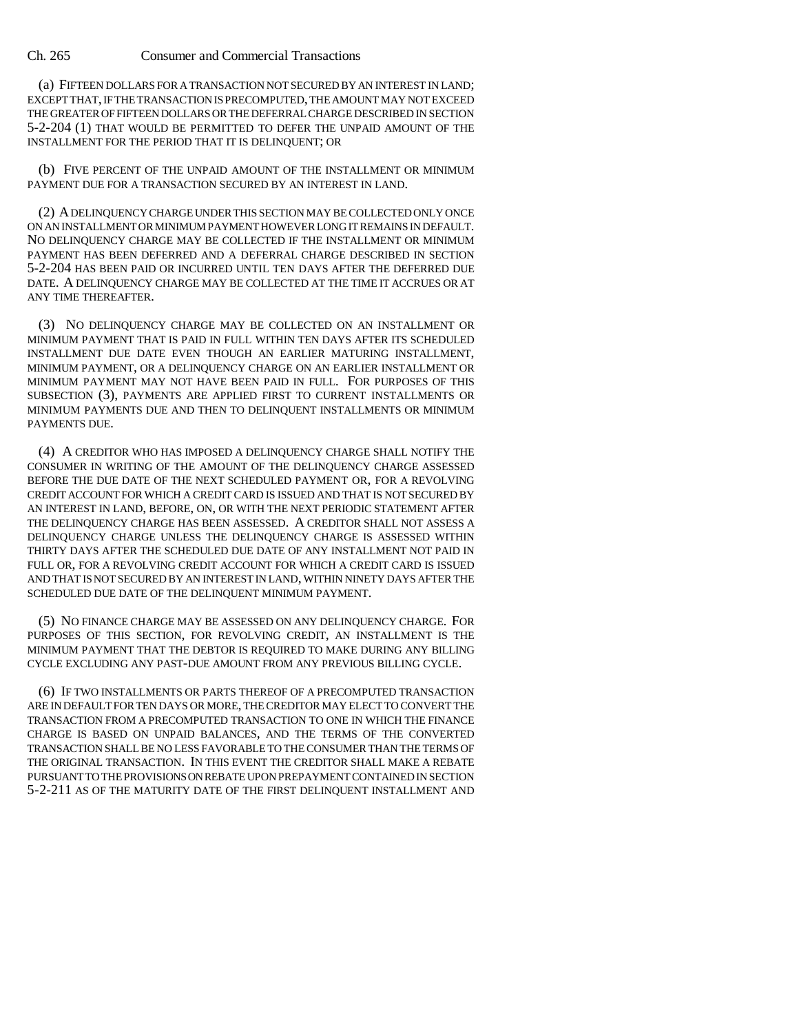(a) FIFTEEN DOLLARS FOR A TRANSACTION NOT SECURED BY AN INTEREST IN LAND; EXCEPT THAT, IF THE TRANSACTION IS PRECOMPUTED, THE AMOUNT MAY NOT EXCEED THE GREATER OF FIFTEEN DOLLARS OR THE DEFERRAL CHARGE DESCRIBED IN SECTION 5-2-204 (1) THAT WOULD BE PERMITTED TO DEFER THE UNPAID AMOUNT OF THE INSTALLMENT FOR THE PERIOD THAT IT IS DELINQUENT; OR

(b) FIVE PERCENT OF THE UNPAID AMOUNT OF THE INSTALLMENT OR MINIMUM PAYMENT DUE FOR A TRANSACTION SECURED BY AN INTEREST IN LAND.

(2) A DELINQUENCY CHARGE UNDER THIS SECTION MAY BE COLLECTED ONLY ONCE ON AN INSTALLMENT OR MINIMUM PAYMENT HOWEVER LONG IT REMAINS IN DEFAULT. NO DELINQUENCY CHARGE MAY BE COLLECTED IF THE INSTALLMENT OR MINIMUM PAYMENT HAS BEEN DEFERRED AND A DEFERRAL CHARGE DESCRIBED IN SECTION 5-2-204 HAS BEEN PAID OR INCURRED UNTIL TEN DAYS AFTER THE DEFERRED DUE DATE. A DELINQUENCY CHARGE MAY BE COLLECTED AT THE TIME IT ACCRUES OR AT ANY TIME THEREAFTER.

(3) NO DELINQUENCY CHARGE MAY BE COLLECTED ON AN INSTALLMENT OR MINIMUM PAYMENT THAT IS PAID IN FULL WITHIN TEN DAYS AFTER ITS SCHEDULED INSTALLMENT DUE DATE EVEN THOUGH AN EARLIER MATURING INSTALLMENT, MINIMUM PAYMENT, OR A DELINQUENCY CHARGE ON AN EARLIER INSTALLMENT OR MINIMUM PAYMENT MAY NOT HAVE BEEN PAID IN FULL. FOR PURPOSES OF THIS SUBSECTION (3), PAYMENTS ARE APPLIED FIRST TO CURRENT INSTALLMENTS OR MINIMUM PAYMENTS DUE AND THEN TO DELINQUENT INSTALLMENTS OR MINIMUM PAYMENTS DUE.

(4) A CREDITOR WHO HAS IMPOSED A DELINQUENCY CHARGE SHALL NOTIFY THE CONSUMER IN WRITING OF THE AMOUNT OF THE DELINQUENCY CHARGE ASSESSED BEFORE THE DUE DATE OF THE NEXT SCHEDULED PAYMENT OR, FOR A REVOLVING CREDIT ACCOUNT FOR WHICH A CREDIT CARD IS ISSUED AND THAT IS NOT SECURED BY AN INTEREST IN LAND, BEFORE, ON, OR WITH THE NEXT PERIODIC STATEMENT AFTER THE DELINQUENCY CHARGE HAS BEEN ASSESSED. A CREDITOR SHALL NOT ASSESS A DELINQUENCY CHARGE UNLESS THE DELINQUENCY CHARGE IS ASSESSED WITHIN THIRTY DAYS AFTER THE SCHEDULED DUE DATE OF ANY INSTALLMENT NOT PAID IN FULL OR, FOR A REVOLVING CREDIT ACCOUNT FOR WHICH A CREDIT CARD IS ISSUED AND THAT IS NOT SECURED BY AN INTEREST IN LAND, WITHIN NINETY DAYS AFTER THE SCHEDULED DUE DATE OF THE DELINQUENT MINIMUM PAYMENT.

(5) NO FINANCE CHARGE MAY BE ASSESSED ON ANY DELINQUENCY CHARGE. FOR PURPOSES OF THIS SECTION, FOR REVOLVING CREDIT, AN INSTALLMENT IS THE MINIMUM PAYMENT THAT THE DEBTOR IS REQUIRED TO MAKE DURING ANY BILLING CYCLE EXCLUDING ANY PAST-DUE AMOUNT FROM ANY PREVIOUS BILLING CYCLE.

(6) IF TWO INSTALLMENTS OR PARTS THEREOF OF A PRECOMPUTED TRANSACTION ARE IN DEFAULT FOR TEN DAYS OR MORE, THE CREDITOR MAY ELECT TO CONVERT THE TRANSACTION FROM A PRECOMPUTED TRANSACTION TO ONE IN WHICH THE FINANCE CHARGE IS BASED ON UNPAID BALANCES, AND THE TERMS OF THE CONVERTED TRANSACTION SHALL BE NO LESS FAVORABLE TO THE CONSUMER THAN THE TERMS OF THE ORIGINAL TRANSACTION. IN THIS EVENT THE CREDITOR SHALL MAKE A REBATE PURSUANT TO THE PROVISIONS ON REBATE UPON PREPAYMENT CONTAINED IN SECTION 5-2-211 AS OF THE MATURITY DATE OF THE FIRST DELINQUENT INSTALLMENT AND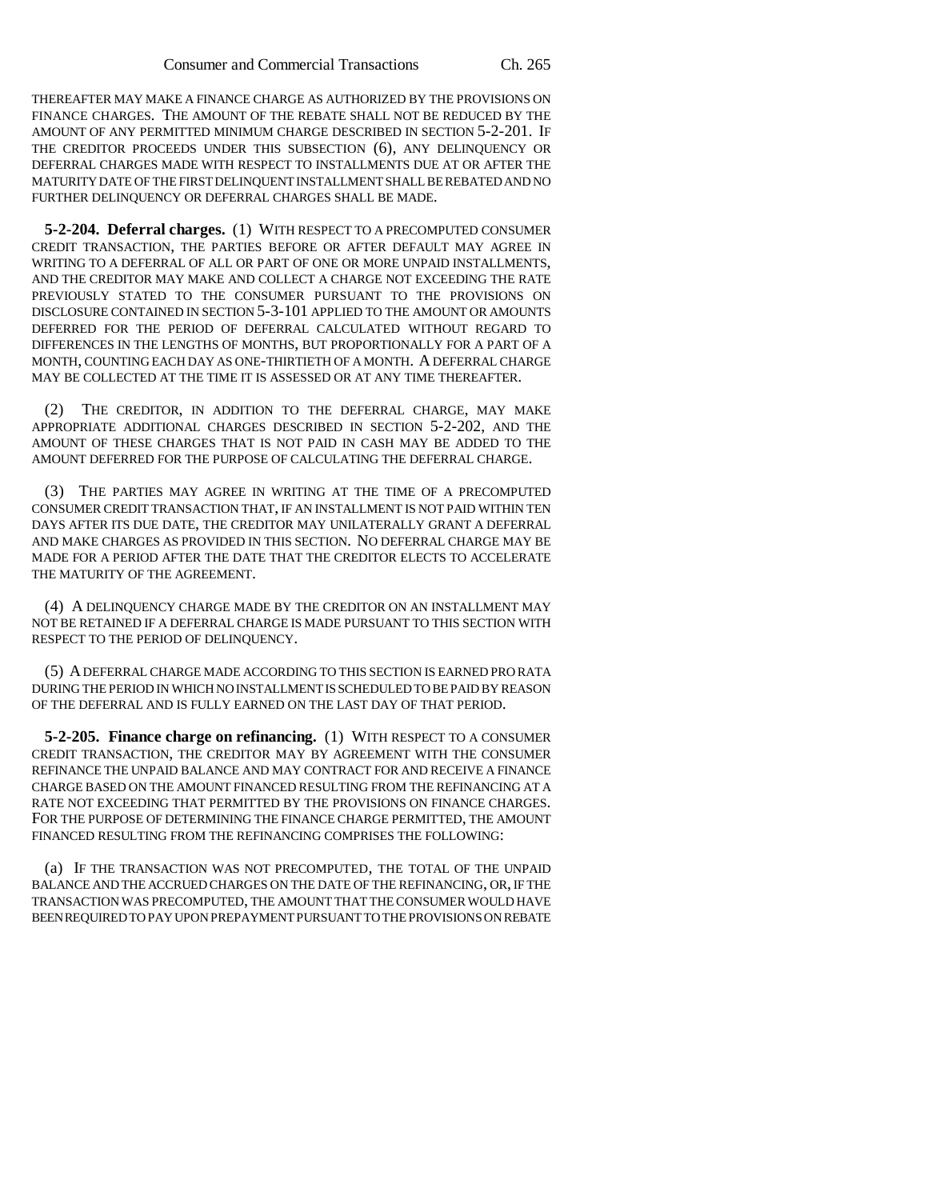THEREAFTER MAY MAKE A FINANCE CHARGE AS AUTHORIZED BY THE PROVISIONS ON FINANCE CHARGES. THE AMOUNT OF THE REBATE SHALL NOT BE REDUCED BY THE AMOUNT OF ANY PERMITTED MINIMUM CHARGE DESCRIBED IN SECTION 5-2-201. IF THE CREDITOR PROCEEDS UNDER THIS SUBSECTION (6), ANY DELINQUENCY OR DEFERRAL CHARGES MADE WITH RESPECT TO INSTALLMENTS DUE AT OR AFTER THE MATURITY DATE OF THE FIRST DELINQUENT INSTALLMENT SHALL BE REBATED AND NO FURTHER DELINQUENCY OR DEFERRAL CHARGES SHALL BE MADE.

**5-2-204. Deferral charges.** (1) WITH RESPECT TO A PRECOMPUTED CONSUMER CREDIT TRANSACTION, THE PARTIES BEFORE OR AFTER DEFAULT MAY AGREE IN WRITING TO A DEFERRAL OF ALL OR PART OF ONE OR MORE UNPAID INSTALLMENTS, AND THE CREDITOR MAY MAKE AND COLLECT A CHARGE NOT EXCEEDING THE RATE PREVIOUSLY STATED TO THE CONSUMER PURSUANT TO THE PROVISIONS ON DISCLOSURE CONTAINED IN SECTION 5-3-101 APPLIED TO THE AMOUNT OR AMOUNTS DEFERRED FOR THE PERIOD OF DEFERRAL CALCULATED WITHOUT REGARD TO DIFFERENCES IN THE LENGTHS OF MONTHS, BUT PROPORTIONALLY FOR A PART OF A MONTH, COUNTING EACH DAY AS ONE-THIRTIETH OF A MONTH. A DEFERRAL CHARGE MAY BE COLLECTED AT THE TIME IT IS ASSESSED OR AT ANY TIME THEREAFTER.

(2) THE CREDITOR, IN ADDITION TO THE DEFERRAL CHARGE, MAY MAKE APPROPRIATE ADDITIONAL CHARGES DESCRIBED IN SECTION 5-2-202, AND THE AMOUNT OF THESE CHARGES THAT IS NOT PAID IN CASH MAY BE ADDED TO THE AMOUNT DEFERRED FOR THE PURPOSE OF CALCULATING THE DEFERRAL CHARGE.

(3) THE PARTIES MAY AGREE IN WRITING AT THE TIME OF A PRECOMPUTED CONSUMER CREDIT TRANSACTION THAT, IF AN INSTALLMENT IS NOT PAID WITHIN TEN DAYS AFTER ITS DUE DATE, THE CREDITOR MAY UNILATERALLY GRANT A DEFERRAL AND MAKE CHARGES AS PROVIDED IN THIS SECTION. NO DEFERRAL CHARGE MAY BE MADE FOR A PERIOD AFTER THE DATE THAT THE CREDITOR ELECTS TO ACCELERATE THE MATURITY OF THE AGREEMENT.

(4) A DELINQUENCY CHARGE MADE BY THE CREDITOR ON AN INSTALLMENT MAY NOT BE RETAINED IF A DEFERRAL CHARGE IS MADE PURSUANT TO THIS SECTION WITH RESPECT TO THE PERIOD OF DELINQUENCY.

(5) A DEFERRAL CHARGE MADE ACCORDING TO THIS SECTION IS EARNED PRO RATA DURING THE PERIOD IN WHICH NO INSTALLMENT IS SCHEDULED TO BE PAID BY REASON OF THE DEFERRAL AND IS FULLY EARNED ON THE LAST DAY OF THAT PERIOD.

**5-2-205. Finance charge on refinancing.** (1) WITH RESPECT TO A CONSUMER CREDIT TRANSACTION, THE CREDITOR MAY BY AGREEMENT WITH THE CONSUMER REFINANCE THE UNPAID BALANCE AND MAY CONTRACT FOR AND RECEIVE A FINANCE CHARGE BASED ON THE AMOUNT FINANCED RESULTING FROM THE REFINANCING AT A RATE NOT EXCEEDING THAT PERMITTED BY THE PROVISIONS ON FINANCE CHARGES. FOR THE PURPOSE OF DETERMINING THE FINANCE CHARGE PERMITTED, THE AMOUNT FINANCED RESULTING FROM THE REFINANCING COMPRISES THE FOLLOWING:

(a) IF THE TRANSACTION WAS NOT PRECOMPUTED, THE TOTAL OF THE UNPAID BALANCE AND THE ACCRUED CHARGES ON THE DATE OF THE REFINANCING, OR, IF THE TRANSACTION WAS PRECOMPUTED, THE AMOUNT THAT THE CONSUMER WOULD HAVE BEEN REQUIRED TO PAY UPON PREPAYMENT PURSUANT TO THE PROVISIONS ON REBATE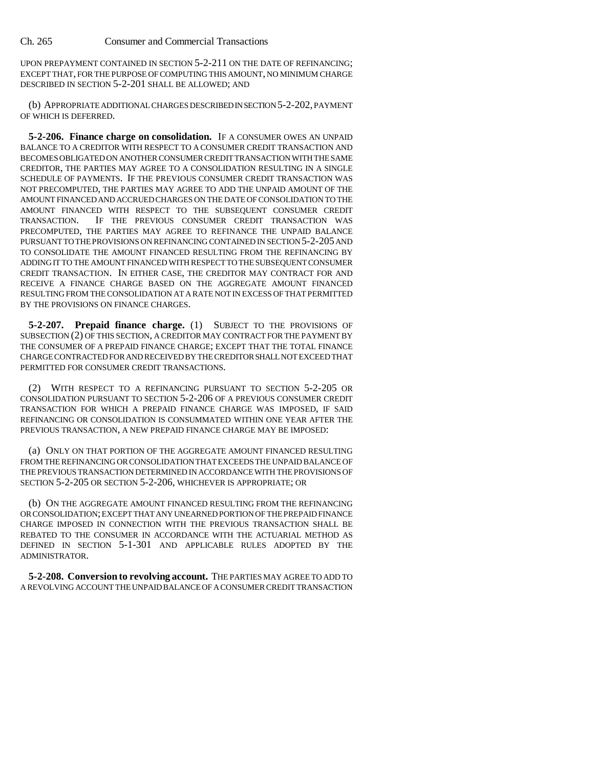UPON PREPAYMENT CONTAINED IN SECTION 5-2-211 ON THE DATE OF REFINANCING; EXCEPT THAT, FOR THE PURPOSE OF COMPUTING THIS AMOUNT, NO MINIMUM CHARGE DESCRIBED IN SECTION 5-2-201 SHALL BE ALLOWED; AND

(b) APPROPRIATE ADDITIONAL CHARGES DESCRIBED IN SECTION 5-2-202, PAYMENT OF WHICH IS DEFERRED.

**5-2-206. Finance charge on consolidation.** IF A CONSUMER OWES AN UNPAID BALANCE TO A CREDITOR WITH RESPECT TO A CONSUMER CREDIT TRANSACTION AND BECOMES OBLIGATED ON ANOTHER CONSUMER CREDIT TRANSACTION WITH THE SAME CREDITOR, THE PARTIES MAY AGREE TO A CONSOLIDATION RESULTING IN A SINGLE SCHEDULE OF PAYMENTS. IF THE PREVIOUS CONSUMER CREDIT TRANSACTION WAS NOT PRECOMPUTED, THE PARTIES MAY AGREE TO ADD THE UNPAID AMOUNT OF THE AMOUNT FINANCED AND ACCRUED CHARGES ON THE DATE OF CONSOLIDATION TO THE AMOUNT FINANCED WITH RESPECT TO THE SUBSEQUENT CONSUMER CREDIT TRANSACTION. IF THE PREVIOUS CONSUMER CREDIT TRANSACTION WAS PRECOMPUTED, THE PARTIES MAY AGREE TO REFINANCE THE UNPAID BALANCE PURSUANT TO THE PROVISIONS ON REFINANCING CONTAINED IN SECTION 5-2-205 AND TO CONSOLIDATE THE AMOUNT FINANCED RESULTING FROM THE REFINANCING BY ADDING IT TO THE AMOUNT FINANCED WITH RESPECT TO THE SUBSEQUENT CONSUMER CREDIT TRANSACTION. IN EITHER CASE, THE CREDITOR MAY CONTRACT FOR AND RECEIVE A FINANCE CHARGE BASED ON THE AGGREGATE AMOUNT FINANCED RESULTING FROM THE CONSOLIDATION AT A RATE NOT IN EXCESS OF THAT PERMITTED BY THE PROVISIONS ON FINANCE CHARGES.

**5-2-207. Prepaid finance charge.** (1) SUBJECT TO THE PROVISIONS OF SUBSECTION (2) OF THIS SECTION, A CREDITOR MAY CONTRACT FOR THE PAYMENT BY THE CONSUMER OF A PREPAID FINANCE CHARGE; EXCEPT THAT THE TOTAL FINANCE CHARGE CONTRACTED FOR AND RECEIVED BY THE CREDITOR SHALL NOT EXCEED THAT PERMITTED FOR CONSUMER CREDIT TRANSACTIONS.

(2) WITH RESPECT TO A REFINANCING PURSUANT TO SECTION 5-2-205 OR CONSOLIDATION PURSUANT TO SECTION 5-2-206 OF A PREVIOUS CONSUMER CREDIT TRANSACTION FOR WHICH A PREPAID FINANCE CHARGE WAS IMPOSED, IF SAID REFINANCING OR CONSOLIDATION IS CONSUMMATED WITHIN ONE YEAR AFTER THE PREVIOUS TRANSACTION, A NEW PREPAID FINANCE CHARGE MAY BE IMPOSED:

(a) ONLY ON THAT PORTION OF THE AGGREGATE AMOUNT FINANCED RESULTING FROM THE REFINANCING OR CONSOLIDATION THAT EXCEEDS THE UNPAID BALANCE OF THE PREVIOUS TRANSACTION DETERMINED IN ACCORDANCE WITH THE PROVISIONS OF SECTION 5-2-205 OR SECTION 5-2-206, WHICHEVER IS APPROPRIATE; OR

(b) ON THE AGGREGATE AMOUNT FINANCED RESULTING FROM THE REFINANCING OR CONSOLIDATION; EXCEPT THAT ANY UNEARNED PORTION OF THE PREPAID FINANCE CHARGE IMPOSED IN CONNECTION WITH THE PREVIOUS TRANSACTION SHALL BE REBATED TO THE CONSUMER IN ACCORDANCE WITH THE ACTUARIAL METHOD AS DEFINED IN SECTION 5-1-301 AND APPLICABLE RULES ADOPTED BY THE ADMINISTRATOR.

**5-2-208. Conversion to revolving account.** THE PARTIES MAY AGREE TO ADD TO A REVOLVING ACCOUNT THE UNPAID BALANCE OF A CONSUMER CREDIT TRANSACTION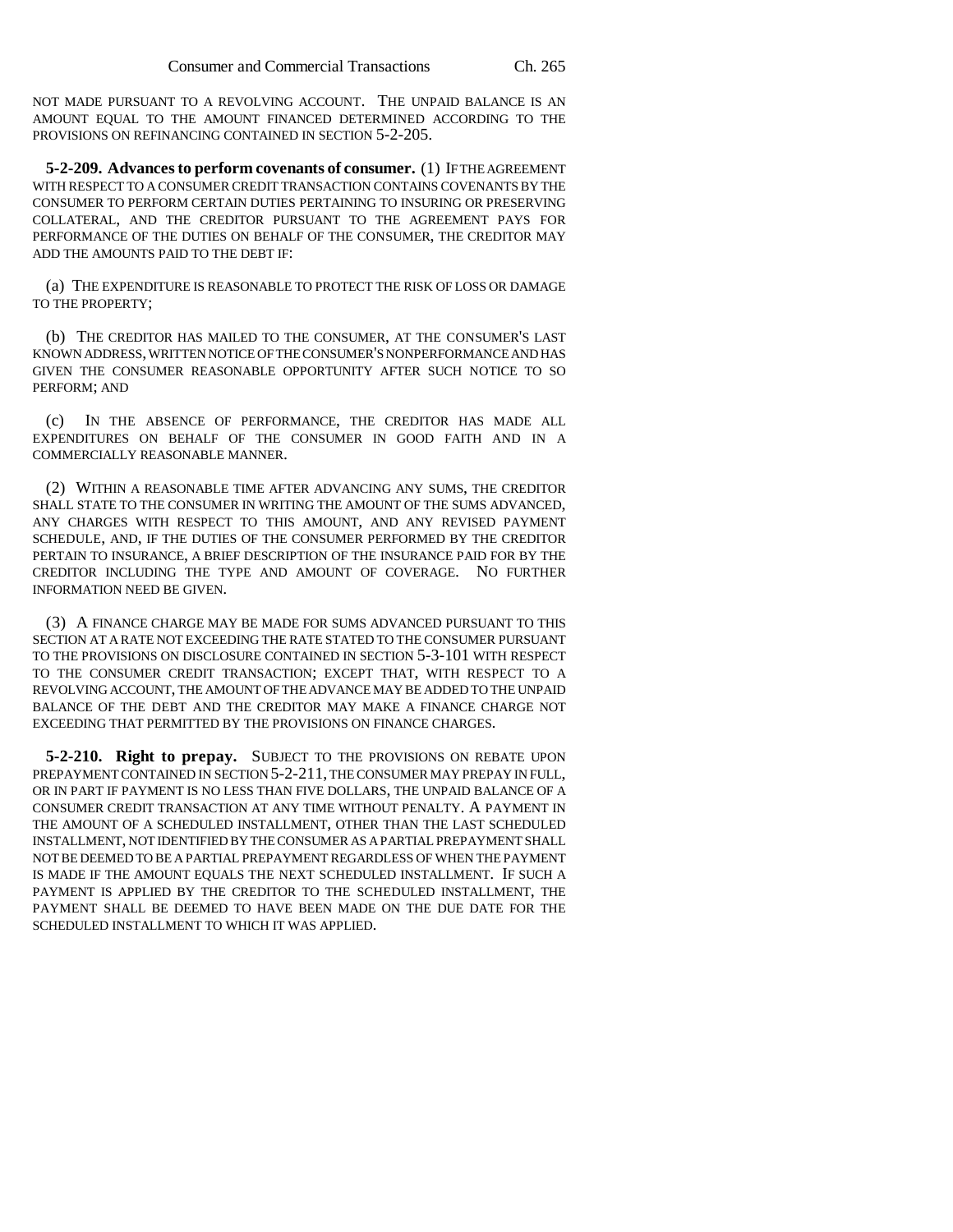NOT MADE PURSUANT TO A REVOLVING ACCOUNT. THE UNPAID BALANCE IS AN AMOUNT EQUAL TO THE AMOUNT FINANCED DETERMINED ACCORDING TO THE PROVISIONS ON REFINANCING CONTAINED IN SECTION 5-2-205.

**5-2-209. Advances to perform covenants of consumer.** (1) IF THE AGREEMENT WITH RESPECT TO A CONSUMER CREDIT TRANSACTION CONTAINS COVENANTS BY THE CONSUMER TO PERFORM CERTAIN DUTIES PERTAINING TO INSURING OR PRESERVING COLLATERAL, AND THE CREDITOR PURSUANT TO THE AGREEMENT PAYS FOR PERFORMANCE OF THE DUTIES ON BEHALF OF THE CONSUMER, THE CREDITOR MAY ADD THE AMOUNTS PAID TO THE DEBT IF:

(a) THE EXPENDITURE IS REASONABLE TO PROTECT THE RISK OF LOSS OR DAMAGE TO THE PROPERTY;

(b) THE CREDITOR HAS MAILED TO THE CONSUMER, AT THE CONSUMER'S LAST KNOWN ADDRESS, WRITTEN NOTICE OF THE CONSUMER'S NONPERFORMANCE AND HAS GIVEN THE CONSUMER REASONABLE OPPORTUNITY AFTER SUCH NOTICE TO SO PERFORM; AND

(c) IN THE ABSENCE OF PERFORMANCE, THE CREDITOR HAS MADE ALL EXPENDITURES ON BEHALF OF THE CONSUMER IN GOOD FAITH AND IN A COMMERCIALLY REASONABLE MANNER.

(2) WITHIN A REASONABLE TIME AFTER ADVANCING ANY SUMS, THE CREDITOR SHALL STATE TO THE CONSUMER IN WRITING THE AMOUNT OF THE SUMS ADVANCED, ANY CHARGES WITH RESPECT TO THIS AMOUNT, AND ANY REVISED PAYMENT SCHEDULE, AND, IF THE DUTIES OF THE CONSUMER PERFORMED BY THE CREDITOR PERTAIN TO INSURANCE, A BRIEF DESCRIPTION OF THE INSURANCE PAID FOR BY THE CREDITOR INCLUDING THE TYPE AND AMOUNT OF COVERAGE. NO FURTHER INFORMATION NEED BE GIVEN.

(3) A FINANCE CHARGE MAY BE MADE FOR SUMS ADVANCED PURSUANT TO THIS SECTION AT A RATE NOT EXCEEDING THE RATE STATED TO THE CONSUMER PURSUANT TO THE PROVISIONS ON DISCLOSURE CONTAINED IN SECTION 5-3-101 WITH RESPECT TO THE CONSUMER CREDIT TRANSACTION; EXCEPT THAT, WITH RESPECT TO A REVOLVING ACCOUNT, THE AMOUNT OF THE ADVANCE MAY BE ADDED TO THE UNPAID BALANCE OF THE DEBT AND THE CREDITOR MAY MAKE A FINANCE CHARGE NOT EXCEEDING THAT PERMITTED BY THE PROVISIONS ON FINANCE CHARGES.

**5-2-210. Right to prepay.** SUBJECT TO THE PROVISIONS ON REBATE UPON PREPAYMENT CONTAINED IN SECTION 5-2-211, THE CONSUMER MAY PREPAY IN FULL, OR IN PART IF PAYMENT IS NO LESS THAN FIVE DOLLARS, THE UNPAID BALANCE OF A CONSUMER CREDIT TRANSACTION AT ANY TIME WITHOUT PENALTY. A PAYMENT IN THE AMOUNT OF A SCHEDULED INSTALLMENT, OTHER THAN THE LAST SCHEDULED INSTALLMENT, NOT IDENTIFIED BY THE CONSUMER AS A PARTIAL PREPAYMENT SHALL NOT BE DEEMED TO BE A PARTIAL PREPAYMENT REGARDLESS OF WHEN THE PAYMENT IS MADE IF THE AMOUNT EQUALS THE NEXT SCHEDULED INSTALLMENT. IF SUCH A PAYMENT IS APPLIED BY THE CREDITOR TO THE SCHEDULED INSTALLMENT, THE PAYMENT SHALL BE DEEMED TO HAVE BEEN MADE ON THE DUE DATE FOR THE SCHEDULED INSTALLMENT TO WHICH IT WAS APPLIED.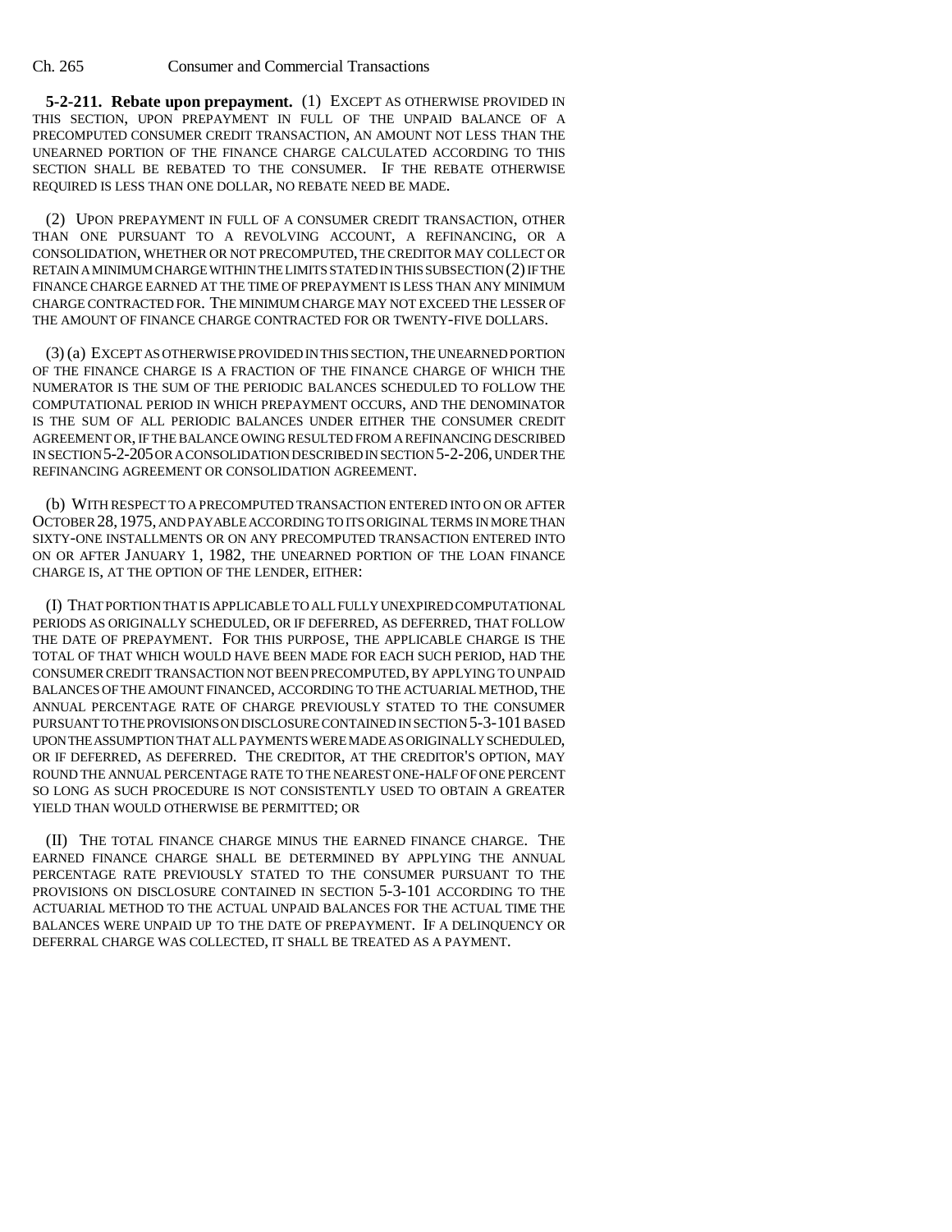**5-2-211. Rebate upon prepayment.** (1) EXCEPT AS OTHERWISE PROVIDED IN THIS SECTION, UPON PREPAYMENT IN FULL OF THE UNPAID BALANCE OF A PRECOMPUTED CONSUMER CREDIT TRANSACTION, AN AMOUNT NOT LESS THAN THE UNEARNED PORTION OF THE FINANCE CHARGE CALCULATED ACCORDING TO THIS SECTION SHALL BE REBATED TO THE CONSUMER. IF THE REBATE OTHERWISE REQUIRED IS LESS THAN ONE DOLLAR, NO REBATE NEED BE MADE.

(2) UPON PREPAYMENT IN FULL OF A CONSUMER CREDIT TRANSACTION, OTHER THAN ONE PURSUANT TO A REVOLVING ACCOUNT, A REFINANCING, OR A CONSOLIDATION, WHETHER OR NOT PRECOMPUTED, THE CREDITOR MAY COLLECT OR RETAIN A MINIMUM CHARGE WITHIN THE LIMITS STATED IN THIS SUBSECTION (2) IF THE FINANCE CHARGE EARNED AT THE TIME OF PREPAYMENT IS LESS THAN ANY MINIMUM CHARGE CONTRACTED FOR. THE MINIMUM CHARGE MAY NOT EXCEED THE LESSER OF THE AMOUNT OF FINANCE CHARGE CONTRACTED FOR OR TWENTY-FIVE DOLLARS.

(3) (a) EXCEPT AS OTHERWISE PROVIDED IN THIS SECTION, THE UNEARNED PORTION OF THE FINANCE CHARGE IS A FRACTION OF THE FINANCE CHARGE OF WHICH THE NUMERATOR IS THE SUM OF THE PERIODIC BALANCES SCHEDULED TO FOLLOW THE COMPUTATIONAL PERIOD IN WHICH PREPAYMENT OCCURS, AND THE DENOMINATOR IS THE SUM OF ALL PERIODIC BALANCES UNDER EITHER THE CONSUMER CREDIT AGREEMENT OR, IF THE BALANCE OWING RESULTED FROM A REFINANCING DESCRIBED IN SECTION 5-2-205 OR A CONSOLIDATION DESCRIBED IN SECTION 5-2-206, UNDER THE REFINANCING AGREEMENT OR CONSOLIDATION AGREEMENT.

(b) WITH RESPECT TO A PRECOMPUTED TRANSACTION ENTERED INTO ON OR AFTER OCTOBER 28, 1975, AND PAYABLE ACCORDING TO ITS ORIGINAL TERMS IN MORE THAN SIXTY-ONE INSTALLMENTS OR ON ANY PRECOMPUTED TRANSACTION ENTERED INTO ON OR AFTER JANUARY 1, 1982, THE UNEARNED PORTION OF THE LOAN FINANCE CHARGE IS, AT THE OPTION OF THE LENDER, EITHER:

(I) THAT PORTION THAT IS APPLICABLE TO ALL FULLY UNEXPIRED COMPUTATIONAL PERIODS AS ORIGINALLY SCHEDULED, OR IF DEFERRED, AS DEFERRED, THAT FOLLOW THE DATE OF PREPAYMENT. FOR THIS PURPOSE, THE APPLICABLE CHARGE IS THE TOTAL OF THAT WHICH WOULD HAVE BEEN MADE FOR EACH SUCH PERIOD, HAD THE CONSUMER CREDIT TRANSACTION NOT BEEN PRECOMPUTED, BY APPLYING TO UNPAID BALANCES OF THE AMOUNT FINANCED, ACCORDING TO THE ACTUARIAL METHOD, THE ANNUAL PERCENTAGE RATE OF CHARGE PREVIOUSLY STATED TO THE CONSUMER PURSUANT TO THE PROVISIONS ON DISCLOSURE CONTAINED IN SECTION 5-3-101 BASED UPON THE ASSUMPTION THAT ALL PAYMENTS WERE MADE AS ORIGINALLY SCHEDULED, OR IF DEFERRED, AS DEFERRED. THE CREDITOR, AT THE CREDITOR'S OPTION, MAY ROUND THE ANNUAL PERCENTAGE RATE TO THE NEAREST ONE-HALF OF ONE PERCENT SO LONG AS SUCH PROCEDURE IS NOT CONSISTENTLY USED TO OBTAIN A GREATER YIELD THAN WOULD OTHERWISE BE PERMITTED; OR

(II) THE TOTAL FINANCE CHARGE MINUS THE EARNED FINANCE CHARGE. THE EARNED FINANCE CHARGE SHALL BE DETERMINED BY APPLYING THE ANNUAL PERCENTAGE RATE PREVIOUSLY STATED TO THE CONSUMER PURSUANT TO THE PROVISIONS ON DISCLOSURE CONTAINED IN SECTION 5-3-101 ACCORDING TO THE ACTUARIAL METHOD TO THE ACTUAL UNPAID BALANCES FOR THE ACTUAL TIME THE BALANCES WERE UNPAID UP TO THE DATE OF PREPAYMENT. IF A DELINQUENCY OR DEFERRAL CHARGE WAS COLLECTED, IT SHALL BE TREATED AS A PAYMENT.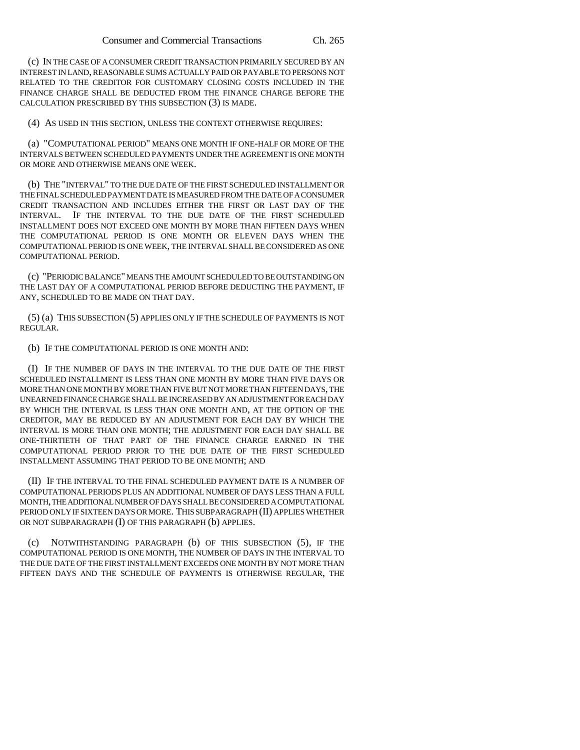(c) IN THE CASE OF A CONSUMER CREDIT TRANSACTION PRIMARILY SECURED BY AN INTEREST IN LAND, REASONABLE SUMS ACTUALLY PAID OR PAYABLE TO PERSONS NOT RELATED TO THE CREDITOR FOR CUSTOMARY CLOSING COSTS INCLUDED IN THE FINANCE CHARGE SHALL BE DEDUCTED FROM THE FINANCE CHARGE BEFORE THE CALCULATION PRESCRIBED BY THIS SUBSECTION (3) IS MADE.

(4) AS USED IN THIS SECTION, UNLESS THE CONTEXT OTHERWISE REQUIRES:

(a) "COMPUTATIONAL PERIOD" MEANS ONE MONTH IF ONE-HALF OR MORE OF THE INTERVALS BETWEEN SCHEDULED PAYMENTS UNDER THE AGREEMENT IS ONE MONTH OR MORE AND OTHERWISE MEANS ONE WEEK.

(b) THE "INTERVAL" TO THE DUE DATE OF THE FIRST SCHEDULED INSTALLMENT OR THE FINAL SCHEDULED PAYMENT DATE IS MEASURED FROM THE DATE OF A CONSUMER CREDIT TRANSACTION AND INCLUDES EITHER THE FIRST OR LAST DAY OF THE INTERVAL. IF THE INTERVAL TO THE DUE DATE OF THE FIRST SCHEDULED INSTALLMENT DOES NOT EXCEED ONE MONTH BY MORE THAN FIFTEEN DAYS WHEN THE COMPUTATIONAL PERIOD IS ONE MONTH OR ELEVEN DAYS WHEN THE COMPUTATIONAL PERIOD IS ONE WEEK, THE INTERVAL SHALL BE CONSIDERED AS ONE COMPUTATIONAL PERIOD.

(c) "PERIODIC BALANCE" MEANS THE AMOUNT SCHEDULED TO BE OUTSTANDING ON THE LAST DAY OF A COMPUTATIONAL PERIOD BEFORE DEDUCTING THE PAYMENT, IF ANY, SCHEDULED TO BE MADE ON THAT DAY.

(5) (a) THIS SUBSECTION (5) APPLIES ONLY IF THE SCHEDULE OF PAYMENTS IS NOT REGULAR.

(b) IF THE COMPUTATIONAL PERIOD IS ONE MONTH AND:

(I) IF THE NUMBER OF DAYS IN THE INTERVAL TO THE DUE DATE OF THE FIRST SCHEDULED INSTALLMENT IS LESS THAN ONE MONTH BY MORE THAN FIVE DAYS OR MORE THAN ONE MONTH BY MORE THAN FIVE BUT NOT MORE THAN FIFTEEN DAYS, THE UNEARNED FINANCE CHARGE SHALL BE INCREASED BY AN ADJUSTMENT FOR EACH DAY BY WHICH THE INTERVAL IS LESS THAN ONE MONTH AND, AT THE OPTION OF THE CREDITOR, MAY BE REDUCED BY AN ADJUSTMENT FOR EACH DAY BY WHICH THE INTERVAL IS MORE THAN ONE MONTH; THE ADJUSTMENT FOR EACH DAY SHALL BE ONE-THIRTIETH OF THAT PART OF THE FINANCE CHARGE EARNED IN THE COMPUTATIONAL PERIOD PRIOR TO THE DUE DATE OF THE FIRST SCHEDULED INSTALLMENT ASSUMING THAT PERIOD TO BE ONE MONTH; AND

(II) IF THE INTERVAL TO THE FINAL SCHEDULED PAYMENT DATE IS A NUMBER OF COMPUTATIONAL PERIODS PLUS AN ADDITIONAL NUMBER OF DAYS LESS THAN A FULL MONTH, THE ADDITIONAL NUMBER OF DAYS SHALL BE CONSIDERED A COMPUTATIONAL PERIOD ONLY IF SIXTEEN DAYS OR MORE. THIS SUBPARAGRAPH (II) APPLIES WHETHER OR NOT SUBPARAGRAPH (I) OF THIS PARAGRAPH (b) APPLIES.

(c) NOTWITHSTANDING PARAGRAPH (b) OF THIS SUBSECTION (5), IF THE COMPUTATIONAL PERIOD IS ONE MONTH, THE NUMBER OF DAYS IN THE INTERVAL TO THE DUE DATE OF THE FIRST INSTALLMENT EXCEEDS ONE MONTH BY NOT MORE THAN FIFTEEN DAYS AND THE SCHEDULE OF PAYMENTS IS OTHERWISE REGULAR, THE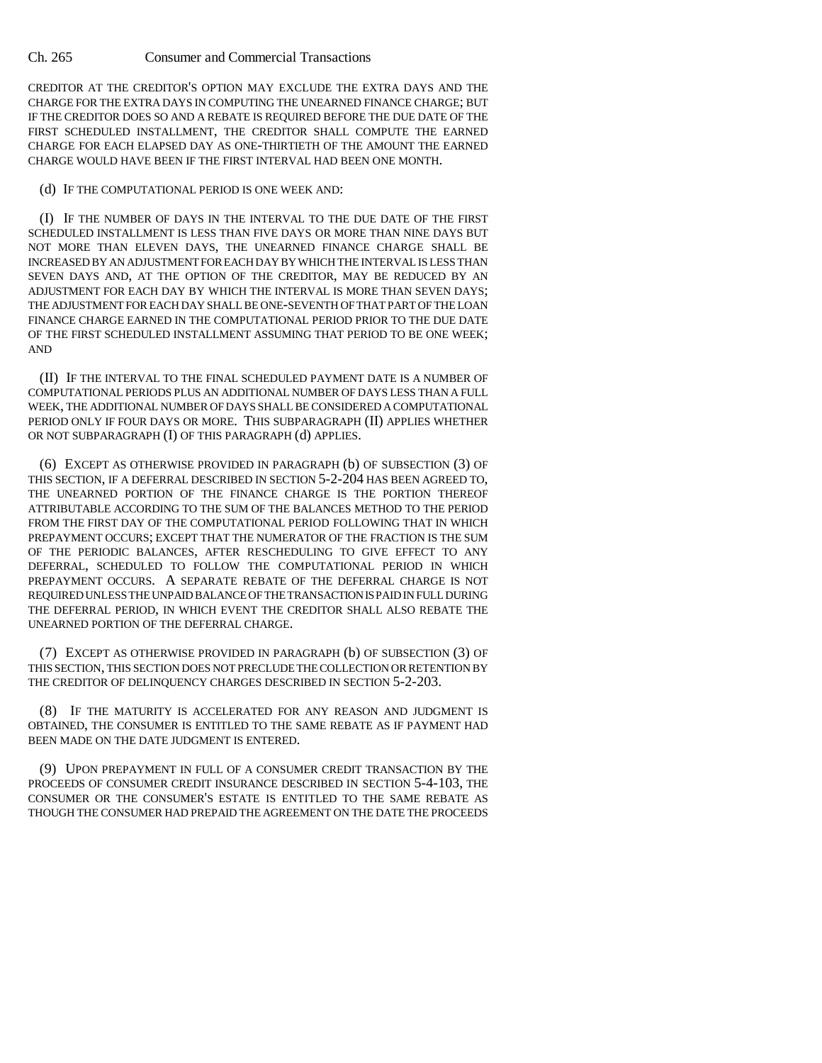CREDITOR AT THE CREDITOR'S OPTION MAY EXCLUDE THE EXTRA DAYS AND THE CHARGE FOR THE EXTRA DAYS IN COMPUTING THE UNEARNED FINANCE CHARGE; BUT IF THE CREDITOR DOES SO AND A REBATE IS REQUIRED BEFORE THE DUE DATE OF THE FIRST SCHEDULED INSTALLMENT, THE CREDITOR SHALL COMPUTE THE EARNED CHARGE FOR EACH ELAPSED DAY AS ONE-THIRTIETH OF THE AMOUNT THE EARNED CHARGE WOULD HAVE BEEN IF THE FIRST INTERVAL HAD BEEN ONE MONTH.

(d) IF THE COMPUTATIONAL PERIOD IS ONE WEEK AND:

(I) IF THE NUMBER OF DAYS IN THE INTERVAL TO THE DUE DATE OF THE FIRST SCHEDULED INSTALLMENT IS LESS THAN FIVE DAYS OR MORE THAN NINE DAYS BUT NOT MORE THAN ELEVEN DAYS, THE UNEARNED FINANCE CHARGE SHALL BE INCREASED BY AN ADJUSTMENT FOR EACH DAY BY WHICH THE INTERVAL IS LESS THAN SEVEN DAYS AND, AT THE OPTION OF THE CREDITOR, MAY BE REDUCED BY AN ADJUSTMENT FOR EACH DAY BY WHICH THE INTERVAL IS MORE THAN SEVEN DAYS; THE ADJUSTMENT FOR EACH DAY SHALL BE ONE-SEVENTH OF THAT PART OF THE LOAN FINANCE CHARGE EARNED IN THE COMPUTATIONAL PERIOD PRIOR TO THE DUE DATE OF THE FIRST SCHEDULED INSTALLMENT ASSUMING THAT PERIOD TO BE ONE WEEK; AND

(II) IF THE INTERVAL TO THE FINAL SCHEDULED PAYMENT DATE IS A NUMBER OF COMPUTATIONAL PERIODS PLUS AN ADDITIONAL NUMBER OF DAYS LESS THAN A FULL WEEK, THE ADDITIONAL NUMBER OF DAYS SHALL BE CONSIDERED A COMPUTATIONAL PERIOD ONLY IF FOUR DAYS OR MORE. THIS SUBPARAGRAPH (II) APPLIES WHETHER OR NOT SUBPARAGRAPH (I) OF THIS PARAGRAPH (d) APPLIES.

(6) EXCEPT AS OTHERWISE PROVIDED IN PARAGRAPH (b) OF SUBSECTION (3) OF THIS SECTION, IF A DEFERRAL DESCRIBED IN SECTION 5-2-204 HAS BEEN AGREED TO, THE UNEARNED PORTION OF THE FINANCE CHARGE IS THE PORTION THEREOF ATTRIBUTABLE ACCORDING TO THE SUM OF THE BALANCES METHOD TO THE PERIOD FROM THE FIRST DAY OF THE COMPUTATIONAL PERIOD FOLLOWING THAT IN WHICH PREPAYMENT OCCURS; EXCEPT THAT THE NUMERATOR OF THE FRACTION IS THE SUM OF THE PERIODIC BALANCES, AFTER RESCHEDULING TO GIVE EFFECT TO ANY DEFERRAL, SCHEDULED TO FOLLOW THE COMPUTATIONAL PERIOD IN WHICH PREPAYMENT OCCURS. A SEPARATE REBATE OF THE DEFERRAL CHARGE IS NOT REQUIRED UNLESS THE UNPAID BALANCE OF THE TRANSACTION IS PAID IN FULL DURING THE DEFERRAL PERIOD, IN WHICH EVENT THE CREDITOR SHALL ALSO REBATE THE UNEARNED PORTION OF THE DEFERRAL CHARGE.

(7) EXCEPT AS OTHERWISE PROVIDED IN PARAGRAPH (b) OF SUBSECTION (3) OF THIS SECTION, THIS SECTION DOES NOT PRECLUDE THE COLLECTION OR RETENTION BY THE CREDITOR OF DELINQUENCY CHARGES DESCRIBED IN SECTION 5-2-203.

(8) IF THE MATURITY IS ACCELERATED FOR ANY REASON AND JUDGMENT IS OBTAINED, THE CONSUMER IS ENTITLED TO THE SAME REBATE AS IF PAYMENT HAD BEEN MADE ON THE DATE JUDGMENT IS ENTERED.

(9) UPON PREPAYMENT IN FULL OF A CONSUMER CREDIT TRANSACTION BY THE PROCEEDS OF CONSUMER CREDIT INSURANCE DESCRIBED IN SECTION 5-4-103, THE CONSUMER OR THE CONSUMER'S ESTATE IS ENTITLED TO THE SAME REBATE AS THOUGH THE CONSUMER HAD PREPAID THE AGREEMENT ON THE DATE THE PROCEEDS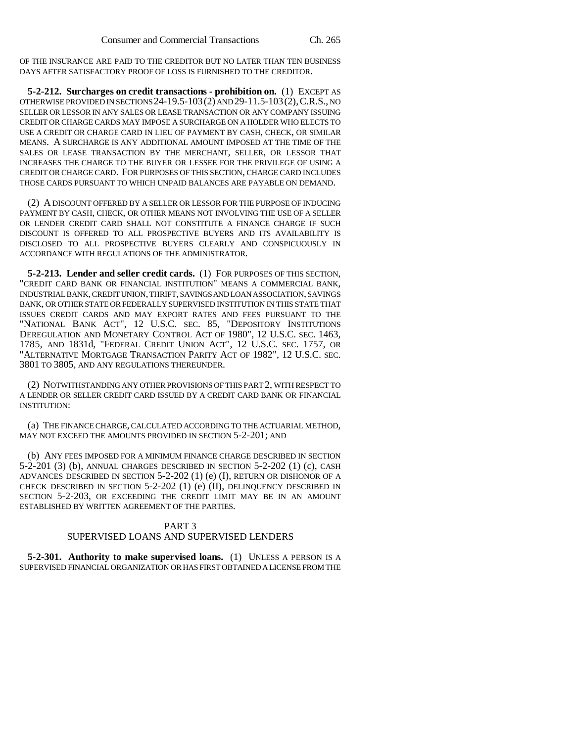OF THE INSURANCE ARE PAID TO THE CREDITOR BUT NO LATER THAN TEN BUSINESS DAYS AFTER SATISFACTORY PROOF OF LOSS IS FURNISHED TO THE CREDITOR.

**5-2-212. Surcharges on credit transactions - prohibition on.** (1) EXCEPT AS OTHERWISE PROVIDED IN SECTIONS 24-19.5-103 (2) AND 29-11.5-103 (2), C.R.S., NO SELLER OR LESSOR IN ANY SALES OR LEASE TRANSACTION OR ANY COMPANY ISSUING CREDIT OR CHARGE CARDS MAY IMPOSE A SURCHARGE ON A HOLDER WHO ELECTS TO USE A CREDIT OR CHARGE CARD IN LIEU OF PAYMENT BY CASH, CHECK, OR SIMILAR MEANS. A SURCHARGE IS ANY ADDITIONAL AMOUNT IMPOSED AT THE TIME OF THE SALES OR LEASE TRANSACTION BY THE MERCHANT, SELLER, OR LESSOR THAT INCREASES THE CHARGE TO THE BUYER OR LESSEE FOR THE PRIVILEGE OF USING A CREDIT OR CHARGE CARD. FOR PURPOSES OF THIS SECTION, CHARGE CARD INCLUDES THOSE CARDS PURSUANT TO WHICH UNPAID BALANCES ARE PAYABLE ON DEMAND.

(2) A DISCOUNT OFFERED BY A SELLER OR LESSOR FOR THE PURPOSE OF INDUCING PAYMENT BY CASH, CHECK, OR OTHER MEANS NOT INVOLVING THE USE OF A SELLER OR LENDER CREDIT CARD SHALL NOT CONSTITUTE A FINANCE CHARGE IF SUCH DISCOUNT IS OFFERED TO ALL PROSPECTIVE BUYERS AND ITS AVAILABILITY IS DISCLOSED TO ALL PROSPECTIVE BUYERS CLEARLY AND CONSPICUOUSLY IN ACCORDANCE WITH REGULATIONS OF THE ADMINISTRATOR.

**5-2-213. Lender and seller credit cards.** (1) FOR PURPOSES OF THIS SECTION, "CREDIT CARD BANK OR FINANCIAL INSTITUTION" MEANS A COMMERCIAL BANK, INDUSTRIAL BANK, CREDIT UNION, THRIFT, SAVINGS AND LOAN ASSOCIATION, SAVINGS BANK, OR OTHER STATE OR FEDERALLY SUPERVISED INSTITUTION IN THIS STATE THAT ISSUES CREDIT CARDS AND MAY EXPORT RATES AND FEES PURSUANT TO THE "NATIONAL BANK ACT", 12 U.S.C. SEC. 85, "DEPOSITORY INSTITUTIONS DEREGULATION AND MONETARY CONTROL ACT OF 1980", 12 U.S.C. SEC. 1463, 1785, AND 1831d, "FEDERAL CREDIT UNION ACT", 12 U.S.C. SEC. 1757, OR "ALTERNATIVE MORTGAGE TRANSACTION PARITY ACT OF 1982", 12 U.S.C. SEC. 3801 TO 3805, AND ANY REGULATIONS THEREUNDER.

(2) NOTWITHSTANDING ANY OTHER PROVISIONS OF THIS PART 2, WITH RESPECT TO A LENDER OR SELLER CREDIT CARD ISSUED BY A CREDIT CARD BANK OR FINANCIAL INSTITUTION:

(a) THE FINANCE CHARGE, CALCULATED ACCORDING TO THE ACTUARIAL METHOD, MAY NOT EXCEED THE AMOUNTS PROVIDED IN SECTION 5-2-201; AND

(b) ANY FEES IMPOSED FOR A MINIMUM FINANCE CHARGE DESCRIBED IN SECTION 5-2-201 (3) (b), ANNUAL CHARGES DESCRIBED IN SECTION 5-2-202 (1) (c), CASH ADVANCES DESCRIBED IN SECTION 5-2-202 (1) (e) (I), RETURN OR DISHONOR OF A CHECK DESCRIBED IN SECTION 5-2-202 (1) (e) (II), DELINQUENCY DESCRIBED IN SECTION 5-2-203, OR EXCEEDING THE CREDIT LIMIT MAY BE IN AN AMOUNT ESTABLISHED BY WRITTEN AGREEMENT OF THE PARTIES.

## PART 3
## SUPERVISED LOANS AND SUPERVISED LENDERS

**5-2-301. Authority to make supervised loans.** (1) UNLESS A PERSON IS A SUPERVISED FINANCIAL ORGANIZATION OR HAS FIRST OBTAINED A LICENSE FROM THE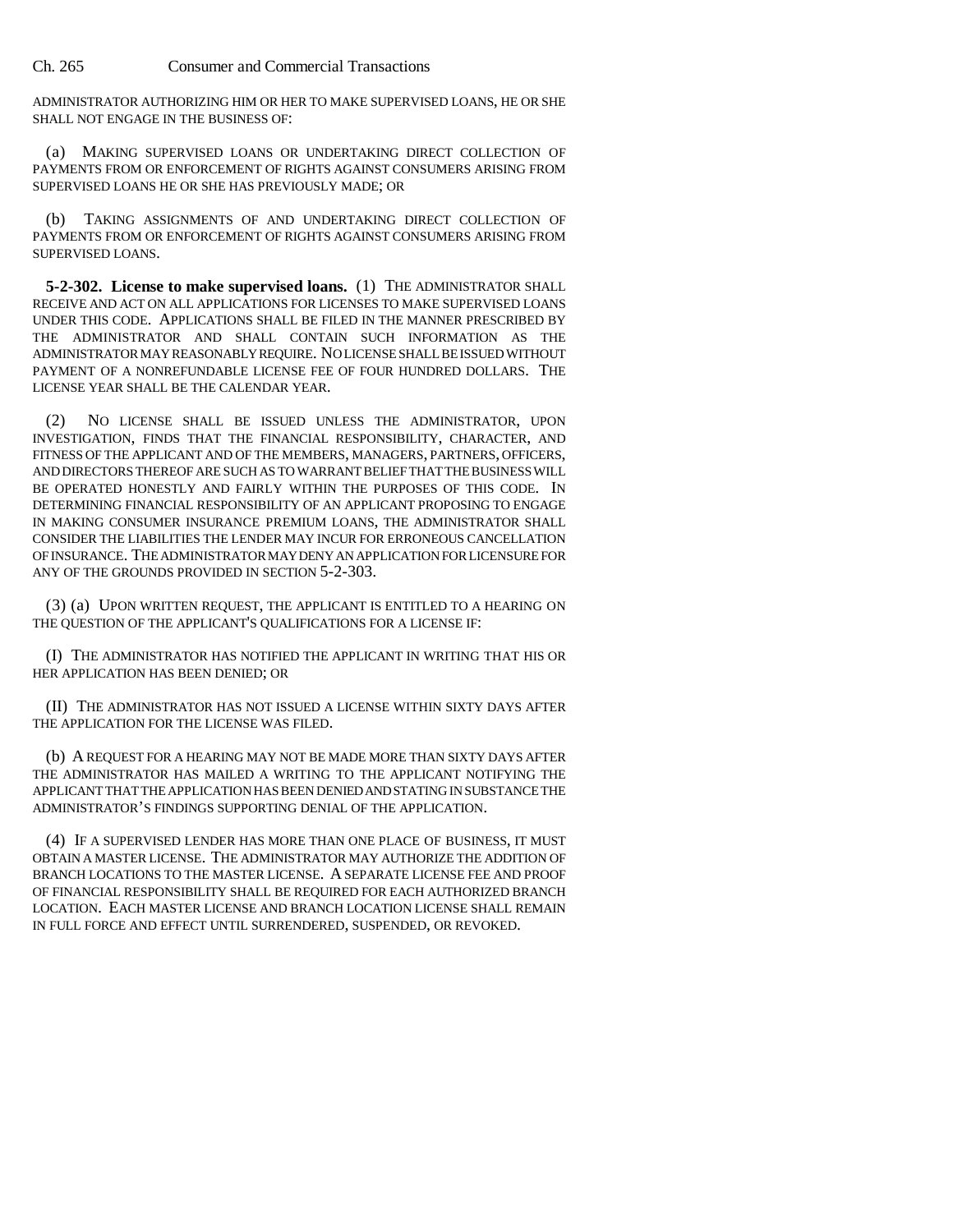ADMINISTRATOR AUTHORIZING HIM OR HER TO MAKE SUPERVISED LOANS, HE OR SHE SHALL NOT ENGAGE IN THE BUSINESS OF:

(a) MAKING SUPERVISED LOANS OR UNDERTAKING DIRECT COLLECTION OF PAYMENTS FROM OR ENFORCEMENT OF RIGHTS AGAINST CONSUMERS ARISING FROM SUPERVISED LOANS HE OR SHE HAS PREVIOUSLY MADE; OR

(b) TAKING ASSIGNMENTS OF AND UNDERTAKING DIRECT COLLECTION OF PAYMENTS FROM OR ENFORCEMENT OF RIGHTS AGAINST CONSUMERS ARISING FROM SUPERVISED LOANS.

**5-2-302. License to make supervised loans.** (1) THE ADMINISTRATOR SHALL RECEIVE AND ACT ON ALL APPLICATIONS FOR LICENSES TO MAKE SUPERVISED LOANS UNDER THIS CODE. APPLICATIONS SHALL BE FILED IN THE MANNER PRESCRIBED BY THE ADMINISTRATOR AND SHALL CONTAIN SUCH INFORMATION AS THE ADMINISTRATOR MAY REASONABLY REQUIRE. NO LICENSE SHALL BE ISSUED WITHOUT PAYMENT OF A NONREFUNDABLE LICENSE FEE OF FOUR HUNDRED DOLLARS. THE LICENSE YEAR SHALL BE THE CALENDAR YEAR.

(2) NO LICENSE SHALL BE ISSUED UNLESS THE ADMINISTRATOR, UPON INVESTIGATION, FINDS THAT THE FINANCIAL RESPONSIBILITY, CHARACTER, AND FITNESS OF THE APPLICANT AND OF THE MEMBERS, MANAGERS, PARTNERS, OFFICERS, AND DIRECTORS THEREOF ARE SUCH AS TO WARRANT BELIEF THAT THE BUSINESS WILL BE OPERATED HONESTLY AND FAIRLY WITHIN THE PURPOSES OF THIS CODE. IN DETERMINING FINANCIAL RESPONSIBILITY OF AN APPLICANT PROPOSING TO ENGAGE IN MAKING CONSUMER INSURANCE PREMIUM LOANS, THE ADMINISTRATOR SHALL CONSIDER THE LIABILITIES THE LENDER MAY INCUR FOR ERRONEOUS CANCELLATION OF INSURANCE. THE ADMINISTRATOR MAY DENY AN APPLICATION FOR LICENSURE FOR ANY OF THE GROUNDS PROVIDED IN SECTION 5-2-303.

(3) (a) UPON WRITTEN REQUEST, THE APPLICANT IS ENTITLED TO A HEARING ON THE QUESTION OF THE APPLICANT'S QUALIFICATIONS FOR A LICENSE IF:

(I) THE ADMINISTRATOR HAS NOTIFIED THE APPLICANT IN WRITING THAT HIS OR HER APPLICATION HAS BEEN DENIED; OR

(II) THE ADMINISTRATOR HAS NOT ISSUED A LICENSE WITHIN SIXTY DAYS AFTER THE APPLICATION FOR THE LICENSE WAS FILED.

(b) A REQUEST FOR A HEARING MAY NOT BE MADE MORE THAN SIXTY DAYS AFTER THE ADMINISTRATOR HAS MAILED A WRITING TO THE APPLICANT NOTIFYING THE APPLICANT THAT THE APPLICATION HAS BEEN DENIED AND STATING IN SUBSTANCE THE ADMINISTRATOR'S FINDINGS SUPPORTING DENIAL OF THE APPLICATION.

(4) IF A SUPERVISED LENDER HAS MORE THAN ONE PLACE OF BUSINESS, IT MUST OBTAIN A MASTER LICENSE. THE ADMINISTRATOR MAY AUTHORIZE THE ADDITION OF BRANCH LOCATIONS TO THE MASTER LICENSE. A SEPARATE LICENSE FEE AND PROOF OF FINANCIAL RESPONSIBILITY SHALL BE REQUIRED FOR EACH AUTHORIZED BRANCH LOCATION. EACH MASTER LICENSE AND BRANCH LOCATION LICENSE SHALL REMAIN IN FULL FORCE AND EFFECT UNTIL SURRENDERED, SUSPENDED, OR REVOKED.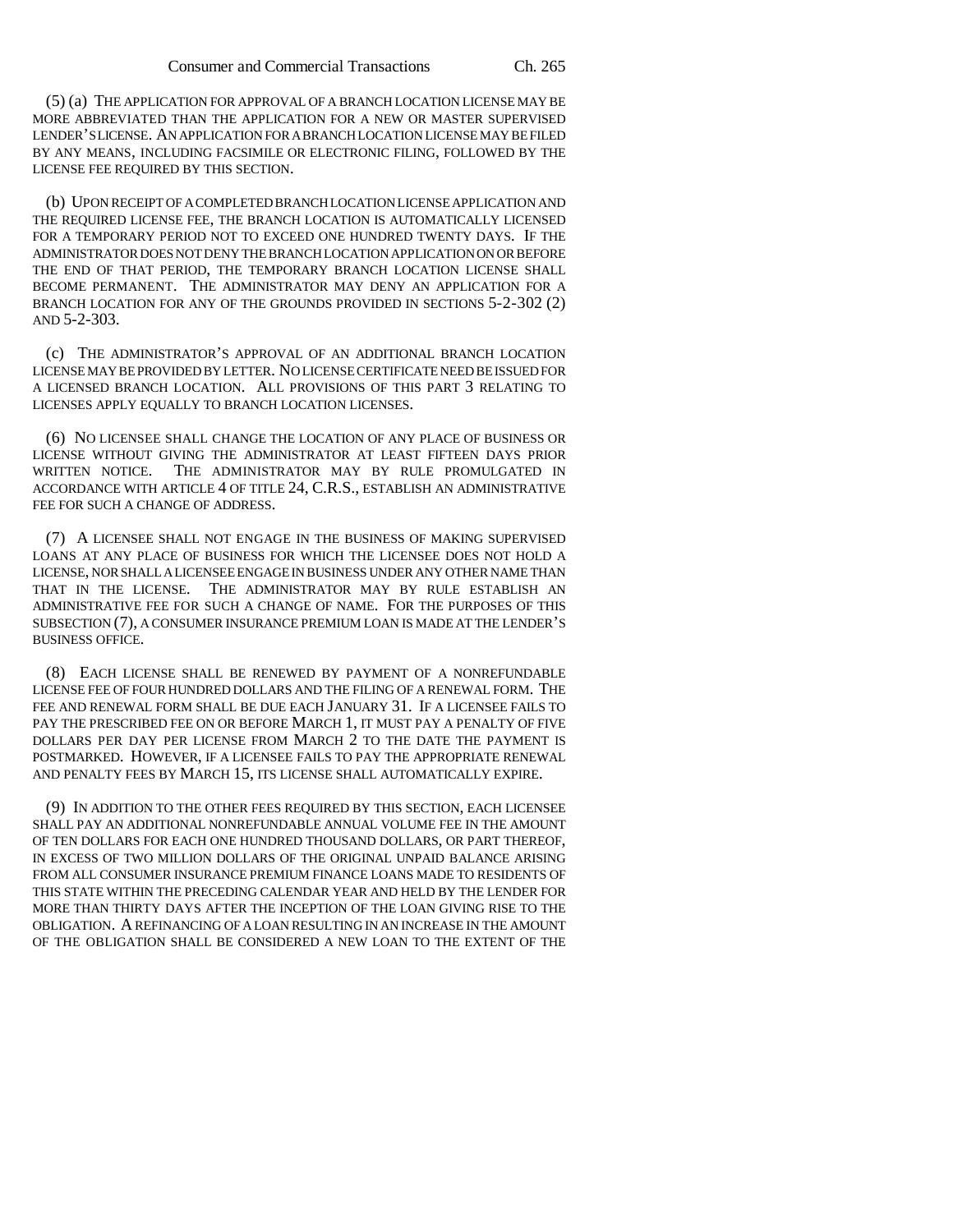(5) (a) THE APPLICATION FOR APPROVAL OF A BRANCH LOCATION LICENSE MAY BE MORE ABBREVIATED THAN THE APPLICATION FOR A NEW OR MASTER SUPERVISED LENDER'S LICENSE. AN APPLICATION FOR A BRANCH LOCATION LICENSE MAY BE FILED BY ANY MEANS, INCLUDING FACSIMILE OR ELECTRONIC FILING, FOLLOWED BY THE LICENSE FEE REQUIRED BY THIS SECTION.

(b) UPON RECEIPT OF A COMPLETED BRANCH LOCATION LICENSE APPLICATION AND THE REQUIRED LICENSE FEE, THE BRANCH LOCATION IS AUTOMATICALLY LICENSED FOR A TEMPORARY PERIOD NOT TO EXCEED ONE HUNDRED TWENTY DAYS. IF THE ADMINISTRATOR DOES NOT DENY THE BRANCH LOCATION APPLICATION ON OR BEFORE THE END OF THAT PERIOD, THE TEMPORARY BRANCH LOCATION LICENSE SHALL BECOME PERMANENT. THE ADMINISTRATOR MAY DENY AN APPLICATION FOR A BRANCH LOCATION FOR ANY OF THE GROUNDS PROVIDED IN SECTIONS 5-2-302 (2) AND 5-2-303.

(c) THE ADMINISTRATOR'S APPROVAL OF AN ADDITIONAL BRANCH LOCATION LICENSE MAY BE PROVIDED BY LETTER. NO LICENSE CERTIFICATE NEED BE ISSUED FOR A LICENSED BRANCH LOCATION. ALL PROVISIONS OF THIS PART 3 RELATING TO LICENSES APPLY EQUALLY TO BRANCH LOCATION LICENSES.

(6) NO LICENSEE SHALL CHANGE THE LOCATION OF ANY PLACE OF BUSINESS OR LICENSE WITHOUT GIVING THE ADMINISTRATOR AT LEAST FIFTEEN DAYS PRIOR WRITTEN NOTICE. THE ADMINISTRATOR MAY BY RULE PROMULGATED IN ACCORDANCE WITH ARTICLE 4 OF TITLE 24, C.R.S., ESTABLISH AN ADMINISTRATIVE FEE FOR SUCH A CHANGE OF ADDRESS.

(7) A LICENSEE SHALL NOT ENGAGE IN THE BUSINESS OF MAKING SUPERVISED LOANS AT ANY PLACE OF BUSINESS FOR WHICH THE LICENSEE DOES NOT HOLD A LICENSE, NOR SHALL A LICENSEE ENGAGE IN BUSINESS UNDER ANY OTHER NAME THAN THAT IN THE LICENSE. THE ADMINISTRATOR MAY BY RULE ESTABLISH AN ADMINISTRATIVE FEE FOR SUCH A CHANGE OF NAME. FOR THE PURPOSES OF THIS SUBSECTION (7), A CONSUMER INSURANCE PREMIUM LOAN IS MADE AT THE LENDER'S BUSINESS OFFICE.

(8) EACH LICENSE SHALL BE RENEWED BY PAYMENT OF A NONREFUNDABLE LICENSE FEE OF FOUR HUNDRED DOLLARS AND THE FILING OF A RENEWAL FORM. THE FEE AND RENEWAL FORM SHALL BE DUE EACH JANUARY 31. IF A LICENSEE FAILS TO PAY THE PRESCRIBED FEE ON OR BEFORE MARCH 1, IT MUST PAY A PENALTY OF FIVE DOLLARS PER DAY PER LICENSE FROM MARCH 2 TO THE DATE THE PAYMENT IS POSTMARKED. HOWEVER, IF A LICENSEE FAILS TO PAY THE APPROPRIATE RENEWAL AND PENALTY FEES BY MARCH 15, ITS LICENSE SHALL AUTOMATICALLY EXPIRE.

(9) IN ADDITION TO THE OTHER FEES REQUIRED BY THIS SECTION, EACH LICENSEE SHALL PAY AN ADDITIONAL NONREFUNDABLE ANNUAL VOLUME FEE IN THE AMOUNT OF TEN DOLLARS FOR EACH ONE HUNDRED THOUSAND DOLLARS, OR PART THEREOF, IN EXCESS OF TWO MILLION DOLLARS OF THE ORIGINAL UNPAID BALANCE ARISING FROM ALL CONSUMER INSURANCE PREMIUM FINANCE LOANS MADE TO RESIDENTS OF THIS STATE WITHIN THE PRECEDING CALENDAR YEAR AND HELD BY THE LENDER FOR MORE THAN THIRTY DAYS AFTER THE INCEPTION OF THE LOAN GIVING RISE TO THE OBLIGATION. A REFINANCING OF A LOAN RESULTING IN AN INCREASE IN THE AMOUNT OF THE OBLIGATION SHALL BE CONSIDERED A NEW LOAN TO THE EXTENT OF THE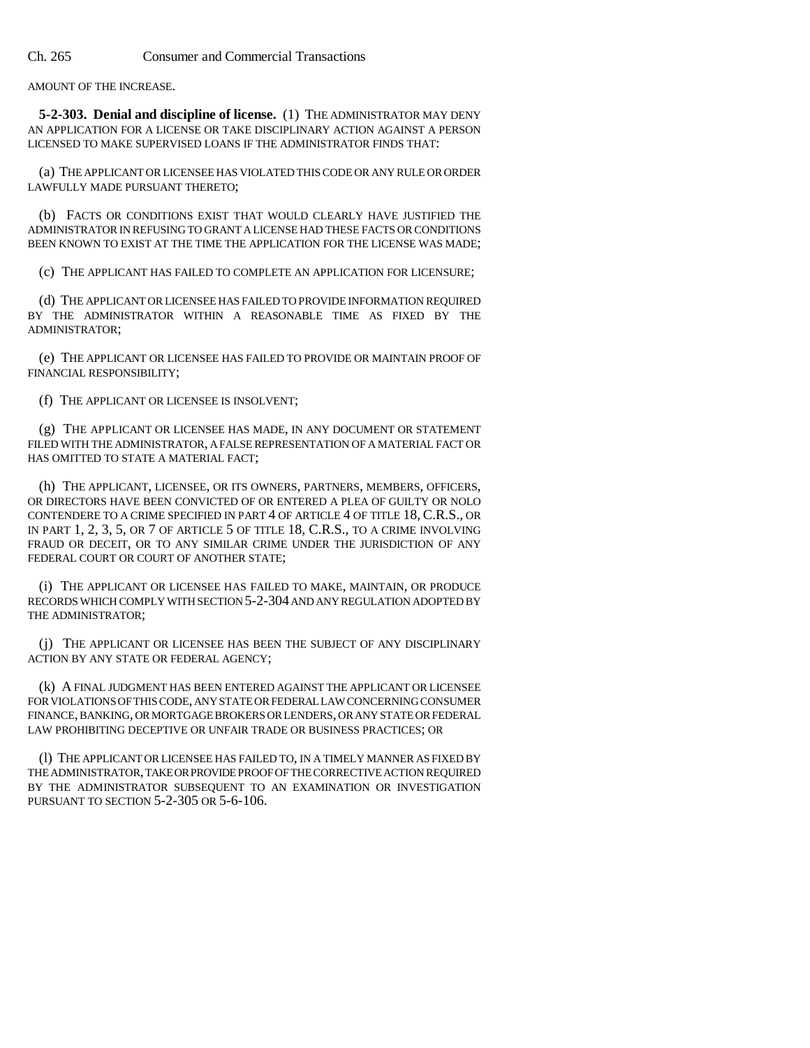AMOUNT OF THE INCREASE.

**5-2-303. Denial and discipline of license.** (1) THE ADMINISTRATOR MAY DENY AN APPLICATION FOR A LICENSE OR TAKE DISCIPLINARY ACTION AGAINST A PERSON LICENSED TO MAKE SUPERVISED LOANS IF THE ADMINISTRATOR FINDS THAT:

(a) THE APPLICANT OR LICENSEE HAS VIOLATED THIS CODE OR ANY RULE OR ORDER LAWFULLY MADE PURSUANT THERETO;

(b) FACTS OR CONDITIONS EXIST THAT WOULD CLEARLY HAVE JUSTIFIED THE ADMINISTRATOR IN REFUSING TO GRANT A LICENSE HAD THESE FACTS OR CONDITIONS BEEN KNOWN TO EXIST AT THE TIME THE APPLICATION FOR THE LICENSE WAS MADE;

(c) THE APPLICANT HAS FAILED TO COMPLETE AN APPLICATION FOR LICENSURE;

(d) THE APPLICANT OR LICENSEE HAS FAILED TO PROVIDE INFORMATION REQUIRED BY THE ADMINISTRATOR WITHIN A REASONABLE TIME AS FIXED BY THE ADMINISTRATOR;

(e) THE APPLICANT OR LICENSEE HAS FAILED TO PROVIDE OR MAINTAIN PROOF OF FINANCIAL RESPONSIBILITY;

(f) THE APPLICANT OR LICENSEE IS INSOLVENT;

(g) THE APPLICANT OR LICENSEE HAS MADE, IN ANY DOCUMENT OR STATEMENT FILED WITH THE ADMINISTRATOR, A FALSE REPRESENTATION OF A MATERIAL FACT OR HAS OMITTED TO STATE A MATERIAL FACT;

(h) THE APPLICANT, LICENSEE, OR ITS OWNERS, PARTNERS, MEMBERS, OFFICERS, OR DIRECTORS HAVE BEEN CONVICTED OF OR ENTERED A PLEA OF GUILTY OR NOLO CONTENDERE TO A CRIME SPECIFIED IN PART 4 OF ARTICLE 4 OF TITLE 18, C.R.S., OR IN PART 1, 2, 3, 5, OR 7 OF ARTICLE 5 OF TITLE 18, C.R.S., TO A CRIME INVOLVING FRAUD OR DECEIT, OR TO ANY SIMILAR CRIME UNDER THE JURISDICTION OF ANY FEDERAL COURT OR COURT OF ANOTHER STATE;

(i) THE APPLICANT OR LICENSEE HAS FAILED TO MAKE, MAINTAIN, OR PRODUCE RECORDS WHICH COMPLY WITH SECTION 5-2-304 AND ANY REGULATION ADOPTED BY THE ADMINISTRATOR;

(j) THE APPLICANT OR LICENSEE HAS BEEN THE SUBJECT OF ANY DISCIPLINARY ACTION BY ANY STATE OR FEDERAL AGENCY;

(k) A FINAL JUDGMENT HAS BEEN ENTERED AGAINST THE APPLICANT OR LICENSEE FOR VIOLATIONS OF THIS CODE, ANY STATE OR FEDERAL LAW CONCERNING CONSUMER FINANCE, BANKING, OR MORTGAGE BROKERS OR LENDERS, OR ANY STATE OR FEDERAL LAW PROHIBITING DECEPTIVE OR UNFAIR TRADE OR BUSINESS PRACTICES; OR

(l) THE APPLICANT OR LICENSEE HAS FAILED TO, IN A TIMELY MANNER AS FIXED BY THE ADMINISTRATOR, TAKE OR PROVIDE PROOF OF THE CORRECTIVE ACTION REQUIRED BY THE ADMINISTRATOR SUBSEQUENT TO AN EXAMINATION OR INVESTIGATION PURSUANT TO SECTION 5-2-305 OR 5-6-106.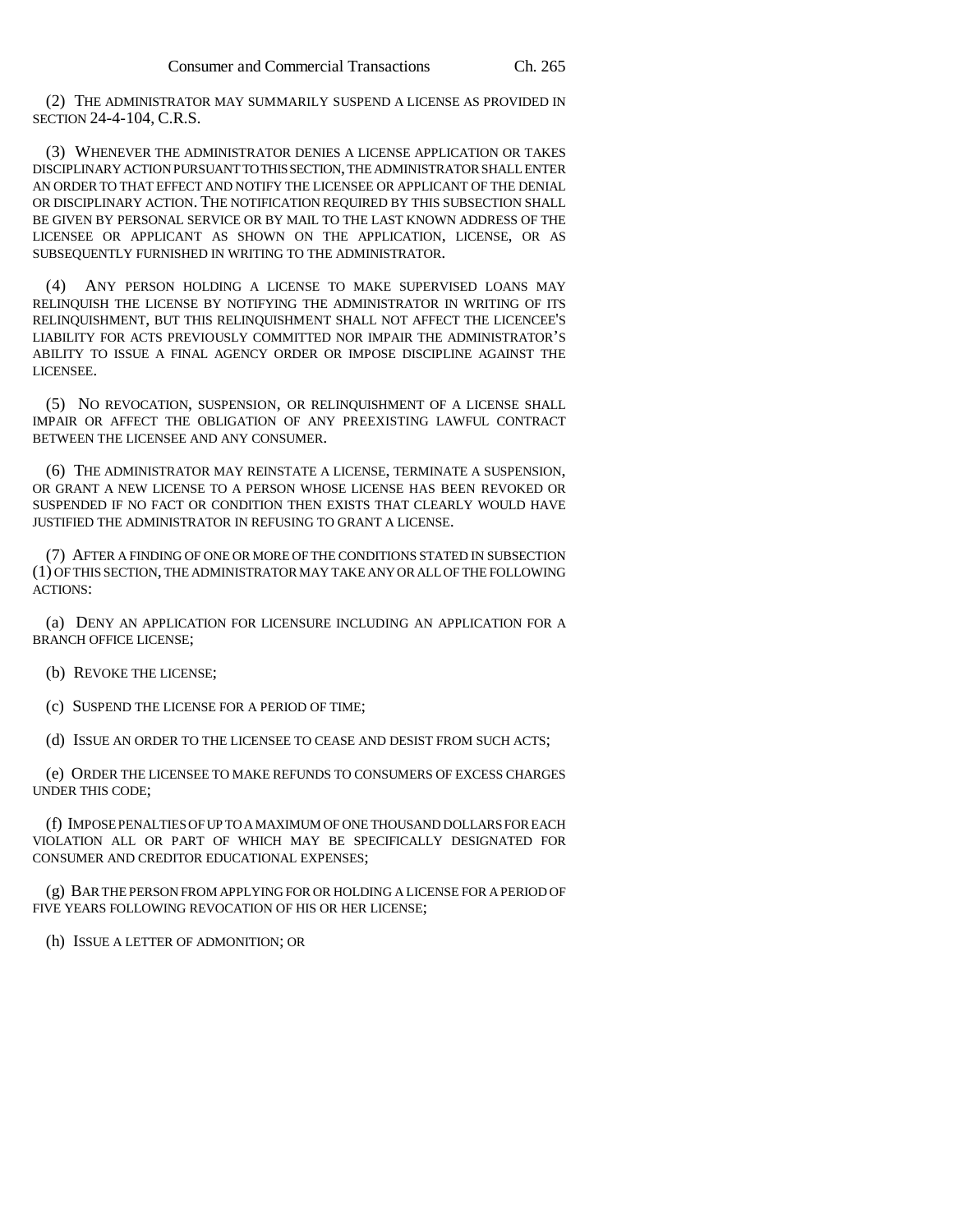(2) THE ADMINISTRATOR MAY SUMMARILY SUSPEND A LICENSE AS PROVIDED IN SECTION 24-4-104, C.R.S.

(3) WHENEVER THE ADMINISTRATOR DENIES A LICENSE APPLICATION OR TAKES DISCIPLINARY ACTION PURSUANT TO THIS SECTION, THE ADMINISTRATOR SHALL ENTER AN ORDER TO THAT EFFECT AND NOTIFY THE LICENSEE OR APPLICANT OF THE DENIAL OR DISCIPLINARY ACTION. THE NOTIFICATION REQUIRED BY THIS SUBSECTION SHALL BE GIVEN BY PERSONAL SERVICE OR BY MAIL TO THE LAST KNOWN ADDRESS OF THE LICENSEE OR APPLICANT AS SHOWN ON THE APPLICATION, LICENSE, OR AS SUBSEQUENTLY FURNISHED IN WRITING TO THE ADMINISTRATOR.

(4) ANY PERSON HOLDING A LICENSE TO MAKE SUPERVISED LOANS MAY RELINQUISH THE LICENSE BY NOTIFYING THE ADMINISTRATOR IN WRITING OF ITS RELINQUISHMENT, BUT THIS RELINQUISHMENT SHALL NOT AFFECT THE LICENCEE'S LIABILITY FOR ACTS PREVIOUSLY COMMITTED NOR IMPAIR THE ADMINISTRATOR'S ABILITY TO ISSUE A FINAL AGENCY ORDER OR IMPOSE DISCIPLINE AGAINST THE LICENSEE.

(5) NO REVOCATION, SUSPENSION, OR RELINQUISHMENT OF A LICENSE SHALL IMPAIR OR AFFECT THE OBLIGATION OF ANY PREEXISTING LAWFUL CONTRACT BETWEEN THE LICENSEE AND ANY CONSUMER.

(6) THE ADMINISTRATOR MAY REINSTATE A LICENSE, TERMINATE A SUSPENSION, OR GRANT A NEW LICENSE TO A PERSON WHOSE LICENSE HAS BEEN REVOKED OR SUSPENDED IF NO FACT OR CONDITION THEN EXISTS THAT CLEARLY WOULD HAVE JUSTIFIED THE ADMINISTRATOR IN REFUSING TO GRANT A LICENSE.

(7) AFTER A FINDING OF ONE OR MORE OF THE CONDITIONS STATED IN SUBSECTION (1) OF THIS SECTION, THE ADMINISTRATOR MAY TAKE ANY OR ALL OF THE FOLLOWING ACTIONS:

(a) DENY AN APPLICATION FOR LICENSURE INCLUDING AN APPLICATION FOR A BRANCH OFFICE LICENSE;

(b) REVOKE THE LICENSE;

(c) SUSPEND THE LICENSE FOR A PERIOD OF TIME;

(d) ISSUE AN ORDER TO THE LICENSEE TO CEASE AND DESIST FROM SUCH ACTS;

(e) ORDER THE LICENSEE TO MAKE REFUNDS TO CONSUMERS OF EXCESS CHARGES UNDER THIS CODE;

(f) IMPOSE PENALTIES OF UP TO A MAXIMUM OF ONE THOUSAND DOLLARS FOR EACH VIOLATION ALL OR PART OF WHICH MAY BE SPECIFICALLY DESIGNATED FOR CONSUMER AND CREDITOR EDUCATIONAL EXPENSES;

(g) BAR THE PERSON FROM APPLYING FOR OR HOLDING A LICENSE FOR A PERIOD OF FIVE YEARS FOLLOWING REVOCATION OF HIS OR HER LICENSE;

(h) ISSUE A LETTER OF ADMONITION; OR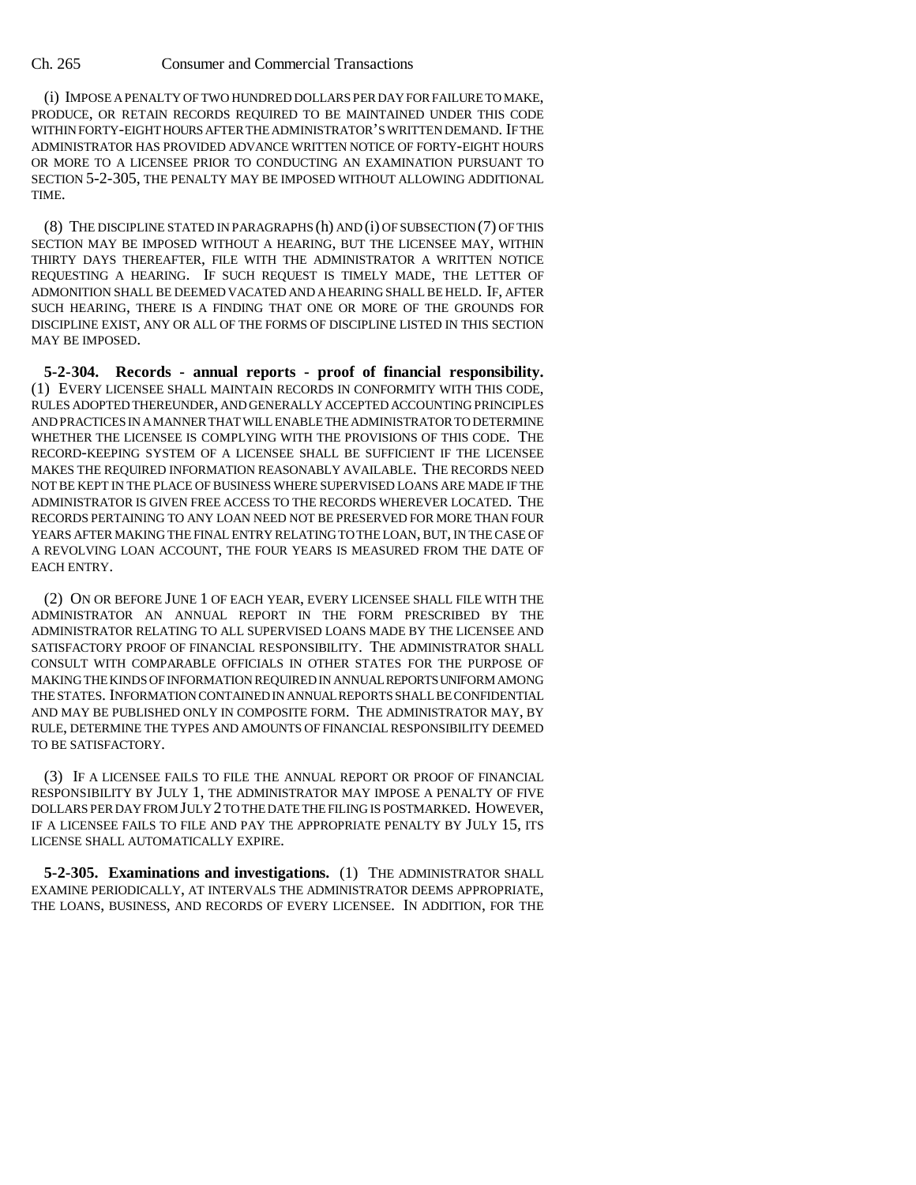(i) IMPOSE A PENALTY OF TWO HUNDRED DOLLARS PER DAY FOR FAILURE TO MAKE, PRODUCE, OR RETAIN RECORDS REQUIRED TO BE MAINTAINED UNDER THIS CODE WITHIN FORTY-EIGHT HOURS AFTER THE ADMINISTRATOR'S WRITTEN DEMAND. IF THE ADMINISTRATOR HAS PROVIDED ADVANCE WRITTEN NOTICE OF FORTY-EIGHT HOURS OR MORE TO A LICENSEE PRIOR TO CONDUCTING AN EXAMINATION PURSUANT TO SECTION 5-2-305, THE PENALTY MAY BE IMPOSED WITHOUT ALLOWING ADDITIONAL TIME.

(8) THE DISCIPLINE STATED IN PARAGRAPHS (h) AND (i) OF SUBSECTION (7) OF THIS SECTION MAY BE IMPOSED WITHOUT A HEARING, BUT THE LICENSEE MAY, WITHIN THIRTY DAYS THEREAFTER, FILE WITH THE ADMINISTRATOR A WRITTEN NOTICE REQUESTING A HEARING. IF SUCH REQUEST IS TIMELY MADE, THE LETTER OF ADMONITION SHALL BE DEEMED VACATED AND A HEARING SHALL BE HELD. IF, AFTER SUCH HEARING, THERE IS A FINDING THAT ONE OR MORE OF THE GROUNDS FOR DISCIPLINE EXIST, ANY OR ALL OF THE FORMS OF DISCIPLINE LISTED IN THIS SECTION MAY BE IMPOSED.

**5-2-304. Records - annual reports - proof of financial responsibility.** (1) EVERY LICENSEE SHALL MAINTAIN RECORDS IN CONFORMITY WITH THIS CODE, RULES ADOPTED THEREUNDER, AND GENERALLY ACCEPTED ACCOUNTING PRINCIPLES AND PRACTICES IN A MANNER THAT WILL ENABLE THE ADMINISTRATOR TO DETERMINE WHETHER THE LICENSEE IS COMPLYING WITH THE PROVISIONS OF THIS CODE. THE RECORD-KEEPING SYSTEM OF A LICENSEE SHALL BE SUFFICIENT IF THE LICENSEE MAKES THE REQUIRED INFORMATION REASONABLY AVAILABLE. THE RECORDS NEED NOT BE KEPT IN THE PLACE OF BUSINESS WHERE SUPERVISED LOANS ARE MADE IF THE ADMINISTRATOR IS GIVEN FREE ACCESS TO THE RECORDS WHEREVER LOCATED. THE RECORDS PERTAINING TO ANY LOAN NEED NOT BE PRESERVED FOR MORE THAN FOUR YEARS AFTER MAKING THE FINAL ENTRY RELATING TO THE LOAN, BUT, IN THE CASE OF A REVOLVING LOAN ACCOUNT, THE FOUR YEARS IS MEASURED FROM THE DATE OF EACH ENTRY.

(2) ON OR BEFORE JUNE 1 OF EACH YEAR, EVERY LICENSEE SHALL FILE WITH THE ADMINISTRATOR AN ANNUAL REPORT IN THE FORM PRESCRIBED BY THE ADMINISTRATOR RELATING TO ALL SUPERVISED LOANS MADE BY THE LICENSEE AND SATISFACTORY PROOF OF FINANCIAL RESPONSIBILITY. THE ADMINISTRATOR SHALL CONSULT WITH COMPARABLE OFFICIALS IN OTHER STATES FOR THE PURPOSE OF MAKING THE KINDS OF INFORMATION REQUIRED IN ANNUAL REPORTS UNIFORM AMONG THE STATES. INFORMATION CONTAINED IN ANNUAL REPORTS SHALL BE CONFIDENTIAL AND MAY BE PUBLISHED ONLY IN COMPOSITE FORM. THE ADMINISTRATOR MAY, BY RULE, DETERMINE THE TYPES AND AMOUNTS OF FINANCIAL RESPONSIBILITY DEEMED TO BE SATISFACTORY.

(3) IF A LICENSEE FAILS TO FILE THE ANNUAL REPORT OR PROOF OF FINANCIAL RESPONSIBILITY BY JULY 1, THE ADMINISTRATOR MAY IMPOSE A PENALTY OF FIVE DOLLARS PER DAY FROM JULY 2 TO THE DATE THE FILING IS POSTMARKED. HOWEVER, IF A LICENSEE FAILS TO FILE AND PAY THE APPROPRIATE PENALTY BY JULY 15, ITS LICENSE SHALL AUTOMATICALLY EXPIRE.

**5-2-305. Examinations and investigations.** (1) THE ADMINISTRATOR SHALL EXAMINE PERIODICALLY, AT INTERVALS THE ADMINISTRATOR DEEMS APPROPRIATE, THE LOANS, BUSINESS, AND RECORDS OF EVERY LICENSEE. IN ADDITION, FOR THE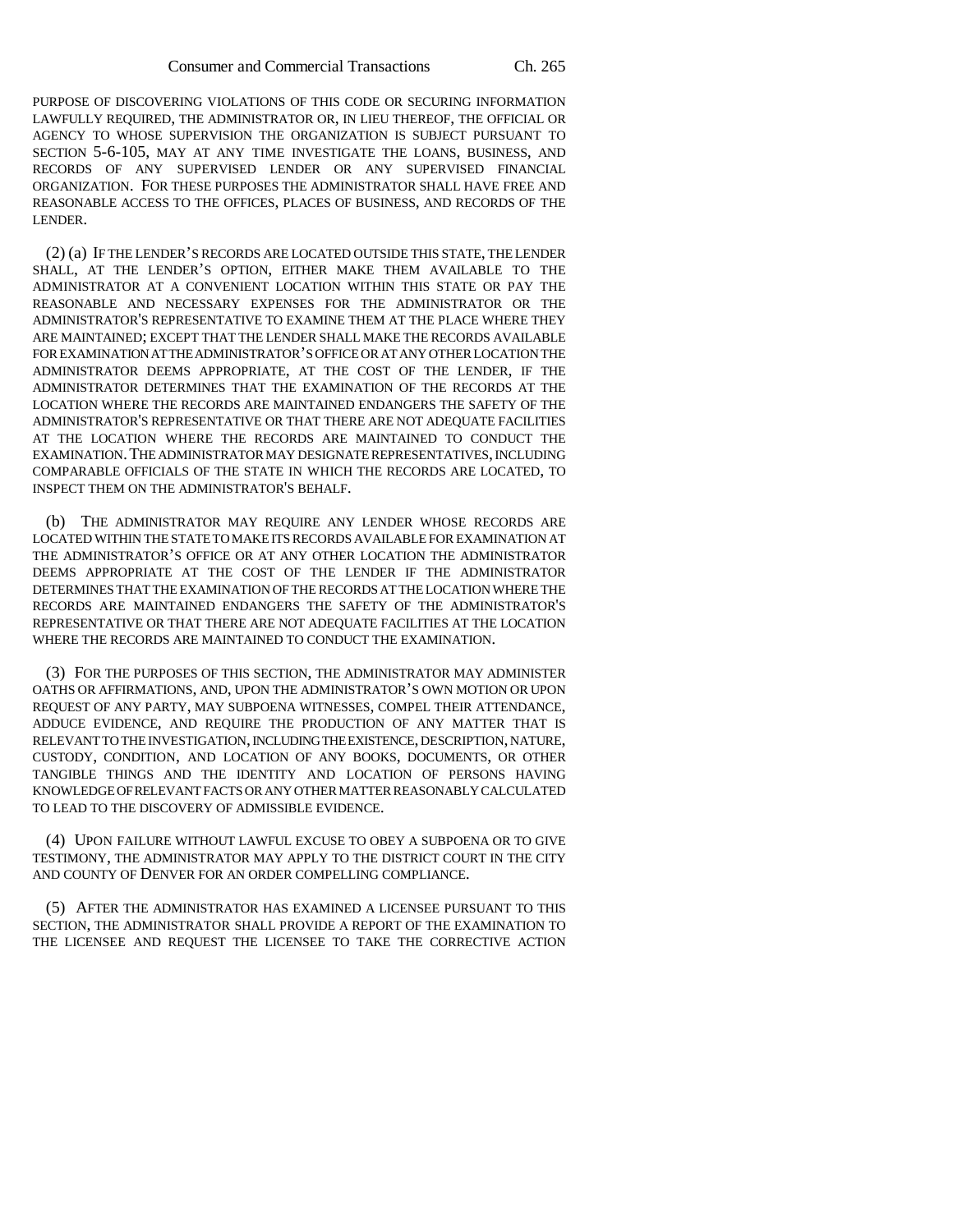PURPOSE OF DISCOVERING VIOLATIONS OF THIS CODE OR SECURING INFORMATION LAWFULLY REQUIRED, THE ADMINISTRATOR OR, IN LIEU THEREOF, THE OFFICIAL OR AGENCY TO WHOSE SUPERVISION THE ORGANIZATION IS SUBJECT PURSUANT TO SECTION 5-6-105, MAY AT ANY TIME INVESTIGATE THE LOANS, BUSINESS, AND RECORDS OF ANY SUPERVISED LENDER OR ANY SUPERVISED FINANCIAL ORGANIZATION. FOR THESE PURPOSES THE ADMINISTRATOR SHALL HAVE FREE AND REASONABLE ACCESS TO THE OFFICES, PLACES OF BUSINESS, AND RECORDS OF THE LENDER.

(2) (a) IF THE LENDER'S RECORDS ARE LOCATED OUTSIDE THIS STATE, THE LENDER SHALL, AT THE LENDER'S OPTION, EITHER MAKE THEM AVAILABLE TO THE ADMINISTRATOR AT A CONVENIENT LOCATION WITHIN THIS STATE OR PAY THE REASONABLE AND NECESSARY EXPENSES FOR THE ADMINISTRATOR OR THE ADMINISTRATOR'S REPRESENTATIVE TO EXAMINE THEM AT THE PLACE WHERE THEY ARE MAINTAINED; EXCEPT THAT THE LENDER SHALL MAKE THE RECORDS AVAILABLE FOR EXAMINATION AT THE ADMINISTRATOR'S OFFICE OR AT ANY OTHER LOCATION THE ADMINISTRATOR DEEMS APPROPRIATE, AT THE COST OF THE LENDER, IF THE ADMINISTRATOR DETERMINES THAT THE EXAMINATION OF THE RECORDS AT THE LOCATION WHERE THE RECORDS ARE MAINTAINED ENDANGERS THE SAFETY OF THE ADMINISTRATOR'S REPRESENTATIVE OR THAT THERE ARE NOT ADEQUATE FACILITIES AT THE LOCATION WHERE THE RECORDS ARE MAINTAINED TO CONDUCT THE EXAMINATION. THE ADMINISTRATOR MAY DESIGNATE REPRESENTATIVES, INCLUDING COMPARABLE OFFICIALS OF THE STATE IN WHICH THE RECORDS ARE LOCATED, TO INSPECT THEM ON THE ADMINISTRATOR'S BEHALF.

(b) THE ADMINISTRATOR MAY REQUIRE ANY LENDER WHOSE RECORDS ARE LOCATED WITHIN THE STATE TO MAKE ITS RECORDS AVAILABLE FOR EXAMINATION AT THE ADMINISTRATOR'S OFFICE OR AT ANY OTHER LOCATION THE ADMINISTRATOR DEEMS APPROPRIATE AT THE COST OF THE LENDER IF THE ADMINISTRATOR DETERMINES THAT THE EXAMINATION OF THE RECORDS AT THE LOCATION WHERE THE RECORDS ARE MAINTAINED ENDANGERS THE SAFETY OF THE ADMINISTRATOR'S REPRESENTATIVE OR THAT THERE ARE NOT ADEQUATE FACILITIES AT THE LOCATION WHERE THE RECORDS ARE MAINTAINED TO CONDUCT THE EXAMINATION.

(3) FOR THE PURPOSES OF THIS SECTION, THE ADMINISTRATOR MAY ADMINISTER OATHS OR AFFIRMATIONS, AND, UPON THE ADMINISTRATOR'S OWN MOTION OR UPON REQUEST OF ANY PARTY, MAY SUBPOENA WITNESSES, COMPEL THEIR ATTENDANCE, ADDUCE EVIDENCE, AND REQUIRE THE PRODUCTION OF ANY MATTER THAT IS RELEVANT TO THE INVESTIGATION, INCLUDING THE EXISTENCE, DESCRIPTION, NATURE, CUSTODY, CONDITION, AND LOCATION OF ANY BOOKS, DOCUMENTS, OR OTHER TANGIBLE THINGS AND THE IDENTITY AND LOCATION OF PERSONS HAVING KNOWLEDGE OF RELEVANT FACTS OR ANY OTHER MATTER REASONABLY CALCULATED TO LEAD TO THE DISCOVERY OF ADMISSIBLE EVIDENCE.

(4) UPON FAILURE WITHOUT LAWFUL EXCUSE TO OBEY A SUBPOENA OR TO GIVE TESTIMONY, THE ADMINISTRATOR MAY APPLY TO THE DISTRICT COURT IN THE CITY AND COUNTY OF DENVER FOR AN ORDER COMPELLING COMPLIANCE.

(5) AFTER THE ADMINISTRATOR HAS EXAMINED A LICENSEE PURSUANT TO THIS SECTION, THE ADMINISTRATOR SHALL PROVIDE A REPORT OF THE EXAMINATION TO THE LICENSEE AND REQUEST THE LICENSEE TO TAKE THE CORRECTIVE ACTION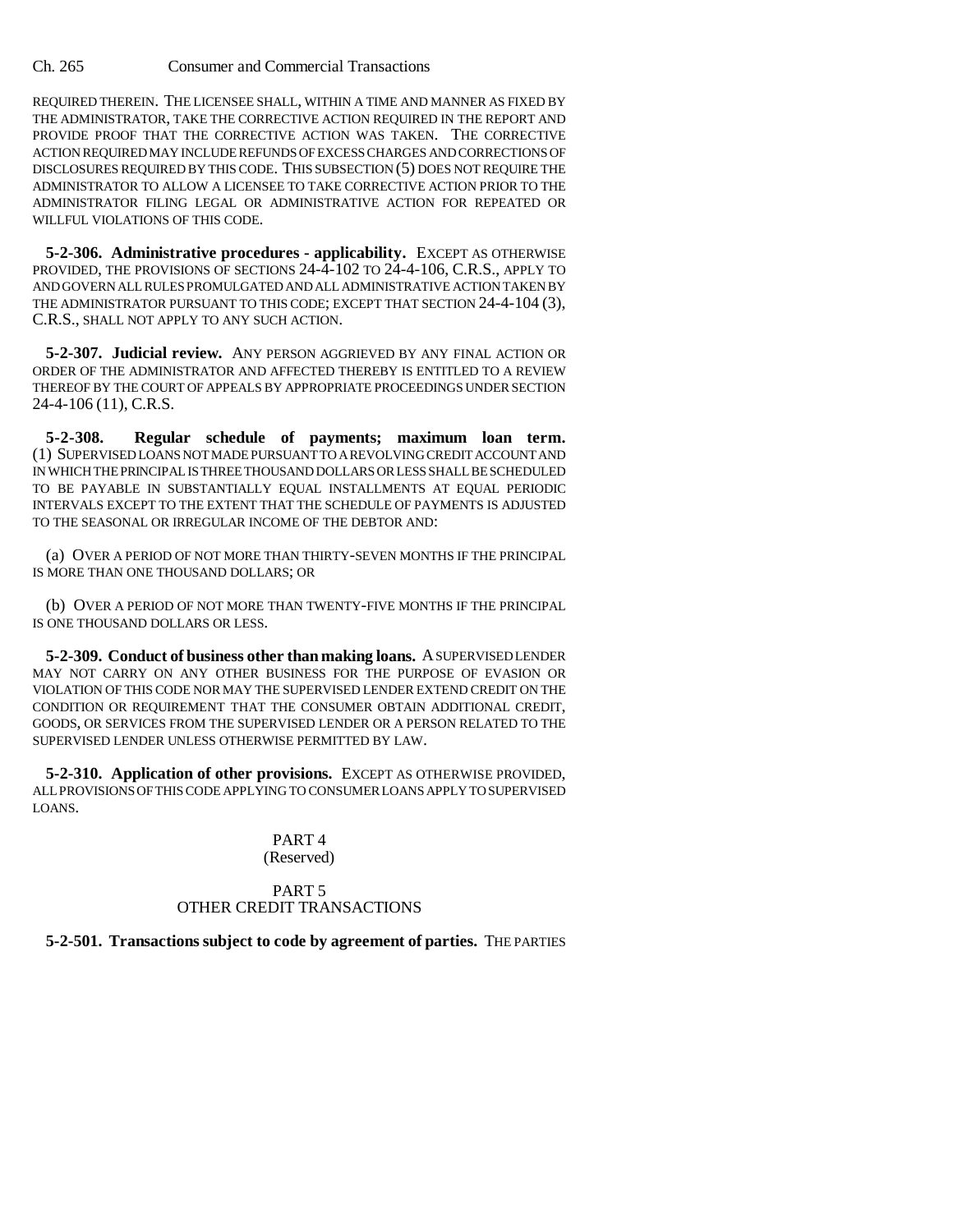REQUIRED THEREIN. THE LICENSEE SHALL, WITHIN A TIME AND MANNER AS FIXED BY THE ADMINISTRATOR, TAKE THE CORRECTIVE ACTION REQUIRED IN THE REPORT AND PROVIDE PROOF THAT THE CORRECTIVE ACTION WAS TAKEN. THE CORRECTIVE ACTION REQUIRED MAY INCLUDE REFUNDS OF EXCESS CHARGES AND CORRECTIONS OF DISCLOSURES REQUIRED BY THIS CODE. THIS SUBSECTION (5) DOES NOT REQUIRE THE ADMINISTRATOR TO ALLOW A LICENSEE TO TAKE CORRECTIVE ACTION PRIOR TO THE ADMINISTRATOR FILING LEGAL OR ADMINISTRATIVE ACTION FOR REPEATED OR WILLFUL VIOLATIONS OF THIS CODE.

**5-2-306. Administrative procedures - applicability.** EXCEPT AS OTHERWISE PROVIDED, THE PROVISIONS OF SECTIONS 24-4-102 TO 24-4-106, C.R.S., APPLY TO AND GOVERN ALL RULES PROMULGATED AND ALL ADMINISTRATIVE ACTION TAKEN BY THE ADMINISTRATOR PURSUANT TO THIS CODE; EXCEPT THAT SECTION 24-4-104 (3), C.R.S., SHALL NOT APPLY TO ANY SUCH ACTION.

**5-2-307. Judicial review.** ANY PERSON AGGRIEVED BY ANY FINAL ACTION OR ORDER OF THE ADMINISTRATOR AND AFFECTED THEREBY IS ENTITLED TO A REVIEW THEREOF BY THE COURT OF APPEALS BY APPROPRIATE PROCEEDINGS UNDER SECTION 24-4-106 (11), C.R.S.

**5-2-308. Regular schedule of payments; maximum loan term.** (1) SUPERVISED LOANS NOT MADE PURSUANT TO A REVOLVING CREDIT ACCOUNT AND IN WHICH THE PRINCIPAL IS THREE THOUSAND DOLLARS OR LESS SHALL BE SCHEDULED TO BE PAYABLE IN SUBSTANTIALLY EQUAL INSTALLMENTS AT EQUAL PERIODIC INTERVALS EXCEPT TO THE EXTENT THAT THE SCHEDULE OF PAYMENTS IS ADJUSTED TO THE SEASONAL OR IRREGULAR INCOME OF THE DEBTOR AND:

(a) OVER A PERIOD OF NOT MORE THAN THIRTY-SEVEN MONTHS IF THE PRINCIPAL IS MORE THAN ONE THOUSAND DOLLARS; OR

(b) OVER A PERIOD OF NOT MORE THAN TWENTY-FIVE MONTHS IF THE PRINCIPAL IS ONE THOUSAND DOLLARS OR LESS.

**5-2-309. Conduct of business other than making loans.** A SUPERVISED LENDER MAY NOT CARRY ON ANY OTHER BUSINESS FOR THE PURPOSE OF EVASION OR VIOLATION OF THIS CODE NOR MAY THE SUPERVISED LENDER EXTEND CREDIT ON THE CONDITION OR REQUIREMENT THAT THE CONSUMER OBTAIN ADDITIONAL CREDIT, GOODS, OR SERVICES FROM THE SUPERVISED LENDER OR A PERSON RELATED TO THE SUPERVISED LENDER UNLESS OTHERWISE PERMITTED BY LAW.

**5-2-310. Application of other provisions.** EXCEPT AS OTHERWISE PROVIDED, ALL PROVISIONS OF THIS CODE APPLYING TO CONSUMER LOANS APPLY TO SUPERVISED LOANS.

PART 4
(Reserved)

PART 5
OTHER CREDIT TRANSACTIONS

**5-2-501. Transactions subject to code by agreement of parties.** THE PARTIES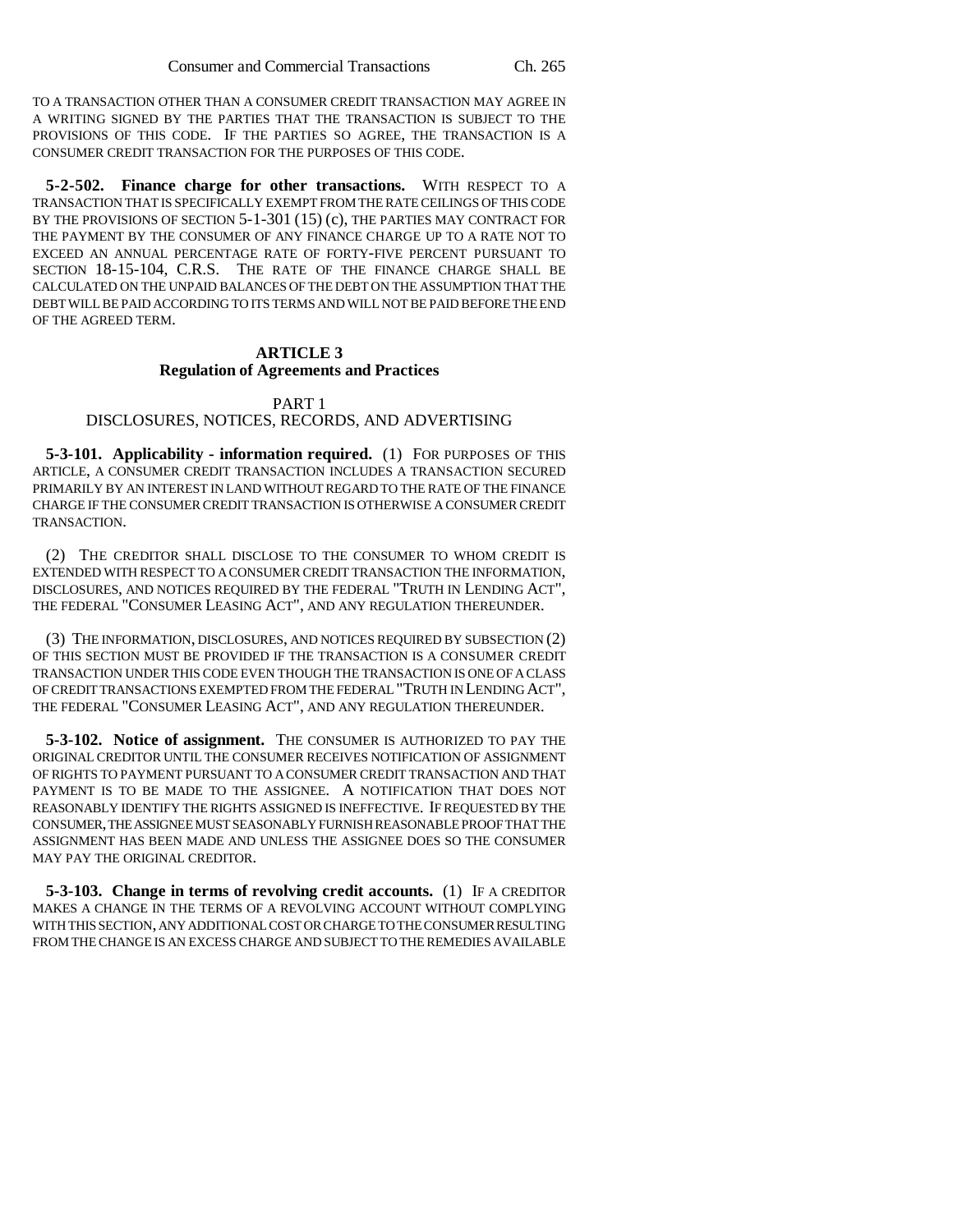TO A TRANSACTION OTHER THAN A CONSUMER CREDIT TRANSACTION MAY AGREE IN A WRITING SIGNED BY THE PARTIES THAT THE TRANSACTION IS SUBJECT TO THE PROVISIONS OF THIS CODE. IF THE PARTIES SO AGREE, THE TRANSACTION IS A CONSUMER CREDIT TRANSACTION FOR THE PURPOSES OF THIS CODE.

**5-2-502. Finance charge for other transactions.** WITH RESPECT TO A TRANSACTION THAT IS SPECIFICALLY EXEMPT FROM THE RATE CEILINGS OF THIS CODE BY THE PROVISIONS OF SECTION 5-1-301 (15) (c), THE PARTIES MAY CONTRACT FOR THE PAYMENT BY THE CONSUMER OF ANY FINANCE CHARGE UP TO A RATE NOT TO EXCEED AN ANNUAL PERCENTAGE RATE OF FORTY-FIVE PERCENT PURSUANT TO SECTION 18-15-104, C.R.S. THE RATE OF THE FINANCE CHARGE SHALL BE CALCULATED ON THE UNPAID BALANCES OF THE DEBT ON THE ASSUMPTION THAT THE DEBT WILL BE PAID ACCORDING TO ITS TERMS AND WILL NOT BE PAID BEFORE THE END OF THE AGREED TERM.

## ARTICLE 3
## Regulation of Agreements and Practices

### PART 1
### DISCLOSURES, NOTICES, RECORDS, AND ADVERTISING

**5-3-101. Applicability - information required.** (1) FOR PURPOSES OF THIS ARTICLE, A CONSUMER CREDIT TRANSACTION INCLUDES A TRANSACTION SECURED PRIMARILY BY AN INTEREST IN LAND WITHOUT REGARD TO THE RATE OF THE FINANCE CHARGE IF THE CONSUMER CREDIT TRANSACTION IS OTHERWISE A CONSUMER CREDIT TRANSACTION.

(2) THE CREDITOR SHALL DISCLOSE TO THE CONSUMER TO WHOM CREDIT IS EXTENDED WITH RESPECT TO A CONSUMER CREDIT TRANSACTION THE INFORMATION, DISCLOSURES, AND NOTICES REQUIRED BY THE FEDERAL "TRUTH IN LENDING ACT", THE FEDERAL "CONSUMER LEASING ACT", AND ANY REGULATION THEREUNDER.

(3) THE INFORMATION, DISCLOSURES, AND NOTICES REQUIRED BY SUBSECTION (2) OF THIS SECTION MUST BE PROVIDED IF THE TRANSACTION IS A CONSUMER CREDIT TRANSACTION UNDER THIS CODE EVEN THOUGH THE TRANSACTION IS ONE OF A CLASS OF CREDIT TRANSACTIONS EXEMPTED FROM THE FEDERAL "TRUTH IN LENDING ACT", THE FEDERAL "CONSUMER LEASING ACT", AND ANY REGULATION THEREUNDER.

**5-3-102. Notice of assignment.** THE CONSUMER IS AUTHORIZED TO PAY THE ORIGINAL CREDITOR UNTIL THE CONSUMER RECEIVES NOTIFICATION OF ASSIGNMENT OF RIGHTS TO PAYMENT PURSUANT TO A CONSUMER CREDIT TRANSACTION AND THAT PAYMENT IS TO BE MADE TO THE ASSIGNEE. A NOTIFICATION THAT DOES NOT REASONABLY IDENTIFY THE RIGHTS ASSIGNED IS INEFFECTIVE. IF REQUESTED BY THE CONSUMER, THE ASSIGNEE MUST SEASONABLY FURNISH REASONABLE PROOF THAT THE ASSIGNMENT HAS BEEN MADE AND UNLESS THE ASSIGNEE DOES SO THE CONSUMER MAY PAY THE ORIGINAL CREDITOR.

**5-3-103. Change in terms of revolving credit accounts.** (1) IF A CREDITOR MAKES A CHANGE IN THE TERMS OF A REVOLVING ACCOUNT WITHOUT COMPLYING WITH THIS SECTION, ANY ADDITIONAL COST OR CHARGE TO THE CONSUMER RESULTING FROM THE CHANGE IS AN EXCESS CHARGE AND SUBJECT TO THE REMEDIES AVAILABLE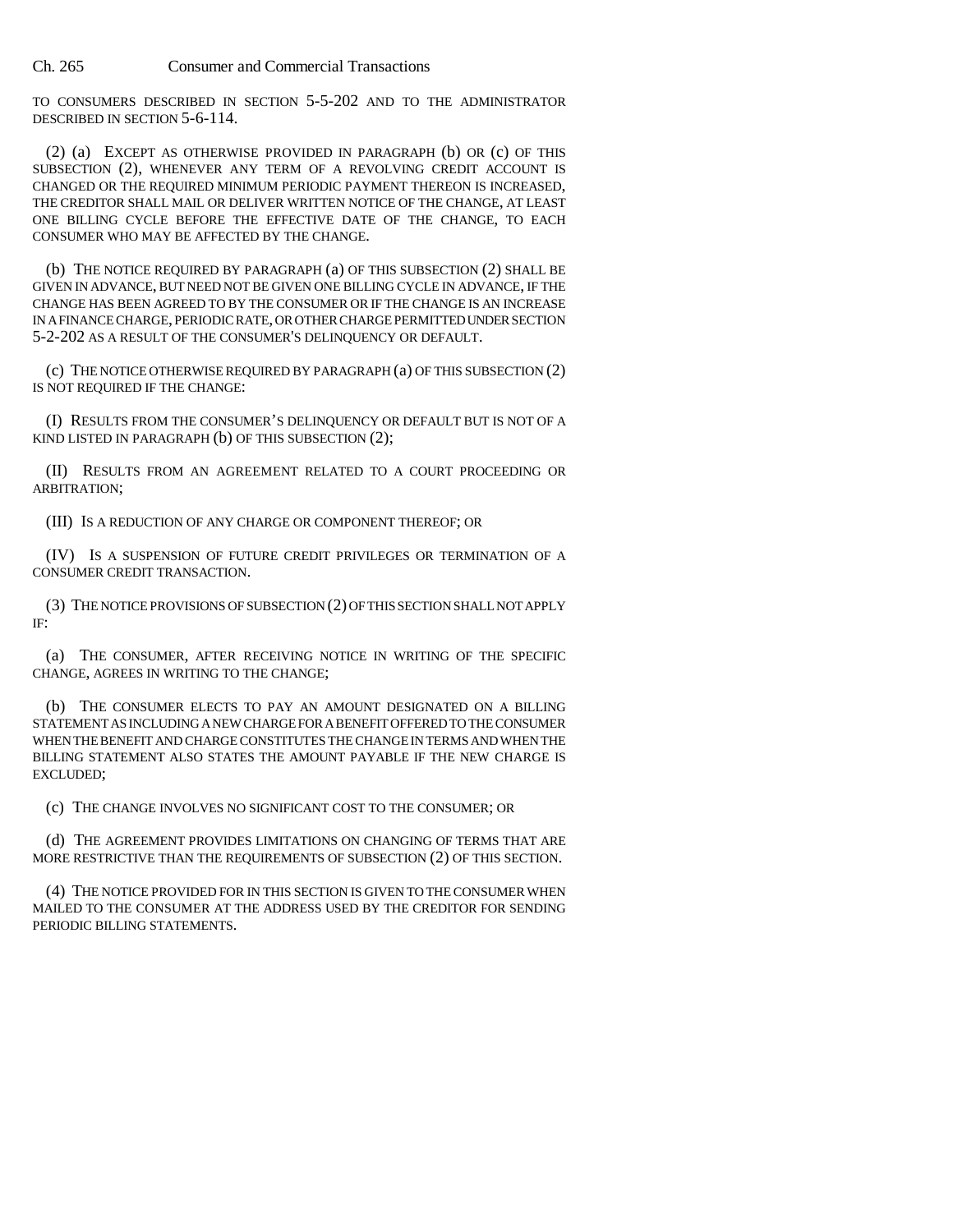TO CONSUMERS DESCRIBED IN SECTION 5-5-202 AND TO THE ADMINISTRATOR DESCRIBED IN SECTION 5-6-114.

(2) (a) EXCEPT AS OTHERWISE PROVIDED IN PARAGRAPH (b) OR (c) OF THIS SUBSECTION (2), WHENEVER ANY TERM OF A REVOLVING CREDIT ACCOUNT IS CHANGED OR THE REQUIRED MINIMUM PERIODIC PAYMENT THEREON IS INCREASED, THE CREDITOR SHALL MAIL OR DELIVER WRITTEN NOTICE OF THE CHANGE, AT LEAST ONE BILLING CYCLE BEFORE THE EFFECTIVE DATE OF THE CHANGE, TO EACH CONSUMER WHO MAY BE AFFECTED BY THE CHANGE.

(b) THE NOTICE REQUIRED BY PARAGRAPH (a) OF THIS SUBSECTION (2) SHALL BE GIVEN IN ADVANCE, BUT NEED NOT BE GIVEN ONE BILLING CYCLE IN ADVANCE, IF THE CHANGE HAS BEEN AGREED TO BY THE CONSUMER OR IF THE CHANGE IS AN INCREASE IN A FINANCE CHARGE, PERIODIC RATE, OR OTHER CHARGE PERMITTED UNDER SECTION 5-2-202 AS A RESULT OF THE CONSUMER'S DELINQUENCY OR DEFAULT.

(c) THE NOTICE OTHERWISE REQUIRED BY PARAGRAPH (a) OF THIS SUBSECTION (2) IS NOT REQUIRED IF THE CHANGE:

(I) RESULTS FROM THE CONSUMER'S DELINQUENCY OR DEFAULT BUT IS NOT OF A KIND LISTED IN PARAGRAPH (b) OF THIS SUBSECTION (2);

(II) RESULTS FROM AN AGREEMENT RELATED TO A COURT PROCEEDING OR ARBITRATION;

(III) IS A REDUCTION OF ANY CHARGE OR COMPONENT THEREOF; OR

(IV) IS A SUSPENSION OF FUTURE CREDIT PRIVILEGES OR TERMINATION OF A CONSUMER CREDIT TRANSACTION.

(3) THE NOTICE PROVISIONS OF SUBSECTION (2) OF THIS SECTION SHALL NOT APPLY IF:

(a) THE CONSUMER, AFTER RECEIVING NOTICE IN WRITING OF THE SPECIFIC CHANGE, AGREES IN WRITING TO THE CHANGE;

(b) THE CONSUMER ELECTS TO PAY AN AMOUNT DESIGNATED ON A BILLING STATEMENT AS INCLUDING A NEW CHARGE FOR A BENEFIT OFFERED TO THE CONSUMER WHEN THE BENEFIT AND CHARGE CONSTITUTES THE CHANGE IN TERMS AND WHEN THE BILLING STATEMENT ALSO STATES THE AMOUNT PAYABLE IF THE NEW CHARGE IS EXCLUDED;

(c) THE CHANGE INVOLVES NO SIGNIFICANT COST TO THE CONSUMER; OR

(d) THE AGREEMENT PROVIDES LIMITATIONS ON CHANGING OF TERMS THAT ARE MORE RESTRICTIVE THAN THE REQUIREMENTS OF SUBSECTION (2) OF THIS SECTION.

(4) THE NOTICE PROVIDED FOR IN THIS SECTION IS GIVEN TO THE CONSUMER WHEN MAILED TO THE CONSUMER AT THE ADDRESS USED BY THE CREDITOR FOR SENDING PERIODIC BILLING STATEMENTS.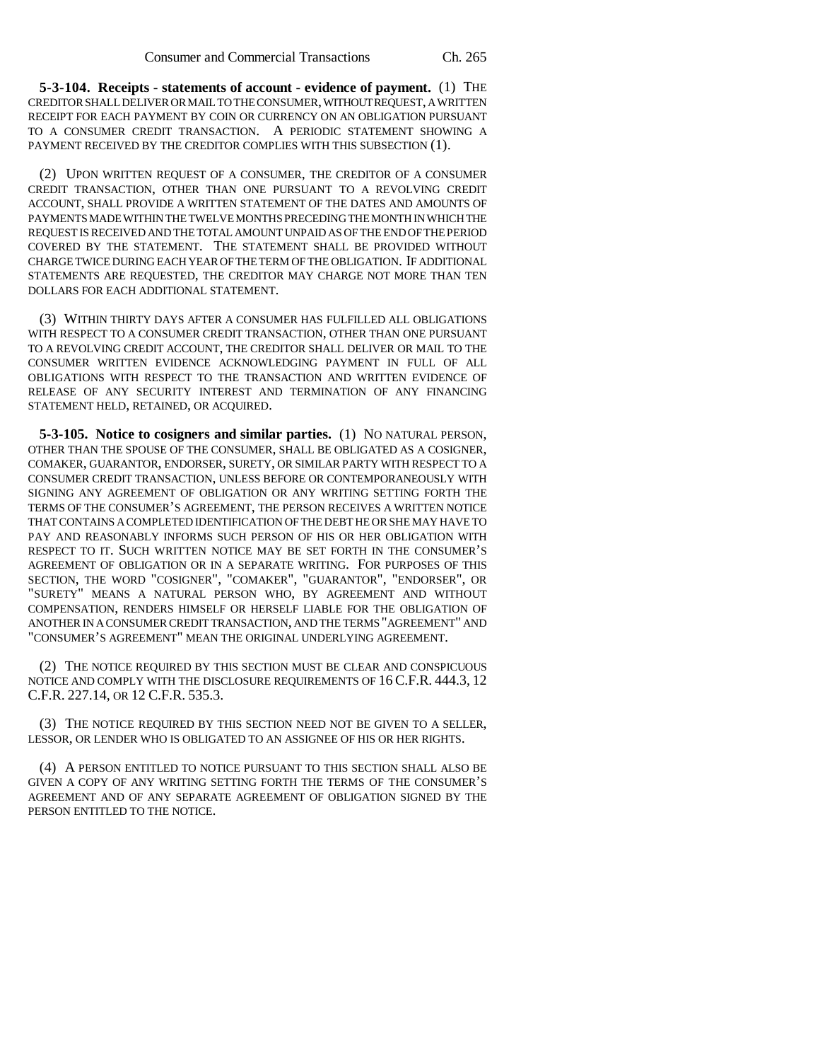**5-3-104. Receipts - statements of account - evidence of payment.** (1) THE CREDITOR SHALL DELIVER OR MAIL TO THE CONSUMER, WITHOUT REQUEST, A WRITTEN RECEIPT FOR EACH PAYMENT BY COIN OR CURRENCY ON AN OBLIGATION PURSUANT TO A CONSUMER CREDIT TRANSACTION. A PERIODIC STATEMENT SHOWING A PAYMENT RECEIVED BY THE CREDITOR COMPLIES WITH THIS SUBSECTION (1).

(2) UPON WRITTEN REQUEST OF A CONSUMER, THE CREDITOR OF A CONSUMER CREDIT TRANSACTION, OTHER THAN ONE PURSUANT TO A REVOLVING CREDIT ACCOUNT, SHALL PROVIDE A WRITTEN STATEMENT OF THE DATES AND AMOUNTS OF PAYMENTS MADE WITHIN THE TWELVE MONTHS PRECEDING THE MONTH IN WHICH THE REQUEST IS RECEIVED AND THE TOTAL AMOUNT UNPAID AS OF THE END OF THE PERIOD COVERED BY THE STATEMENT. THE STATEMENT SHALL BE PROVIDED WITHOUT CHARGE TWICE DURING EACH YEAR OF THE TERM OF THE OBLIGATION. IF ADDITIONAL STATEMENTS ARE REQUESTED, THE CREDITOR MAY CHARGE NOT MORE THAN TEN DOLLARS FOR EACH ADDITIONAL STATEMENT.

(3) WITHIN THIRTY DAYS AFTER A CONSUMER HAS FULFILLED ALL OBLIGATIONS WITH RESPECT TO A CONSUMER CREDIT TRANSACTION, OTHER THAN ONE PURSUANT TO A REVOLVING CREDIT ACCOUNT, THE CREDITOR SHALL DELIVER OR MAIL TO THE CONSUMER WRITTEN EVIDENCE ACKNOWLEDGING PAYMENT IN FULL OF ALL OBLIGATIONS WITH RESPECT TO THE TRANSACTION AND WRITTEN EVIDENCE OF RELEASE OF ANY SECURITY INTEREST AND TERMINATION OF ANY FINANCING STATEMENT HELD, RETAINED, OR ACQUIRED.

**5-3-105. Notice to cosigners and similar parties.** (1) NO NATURAL PERSON, OTHER THAN THE SPOUSE OF THE CONSUMER, SHALL BE OBLIGATED AS A COSIGNER, COMAKER, GUARANTOR, ENDORSER, SURETY, OR SIMILAR PARTY WITH RESPECT TO A CONSUMER CREDIT TRANSACTION, UNLESS BEFORE OR CONTEMPORANEOUSLY WITH SIGNING ANY AGREEMENT OF OBLIGATION OR ANY WRITING SETTING FORTH THE TERMS OF THE CONSUMER'S AGREEMENT, THE PERSON RECEIVES A WRITTEN NOTICE THAT CONTAINS A COMPLETED IDENTIFICATION OF THE DEBT HE OR SHE MAY HAVE TO PAY AND REASONABLY INFORMS SUCH PERSON OF HIS OR HER OBLIGATION WITH RESPECT TO IT. SUCH WRITTEN NOTICE MAY BE SET FORTH IN THE CONSUMER'S AGREEMENT OF OBLIGATION OR IN A SEPARATE WRITING. FOR PURPOSES OF THIS SECTION, THE WORD "COSIGNER", "COMAKER", "GUARANTOR", "ENDORSER", OR "SURETY" MEANS A NATURAL PERSON WHO, BY AGREEMENT AND WITHOUT COMPENSATION, RENDERS HIMSELF OR HERSELF LIABLE FOR THE OBLIGATION OF ANOTHER IN A CONSUMER CREDIT TRANSACTION, AND THE TERMS "AGREEMENT" AND "CONSUMER'S AGREEMENT" MEAN THE ORIGINAL UNDERLYING AGREEMENT.

(2) THE NOTICE REQUIRED BY THIS SECTION MUST BE CLEAR AND CONSPICUOUS NOTICE AND COMPLY WITH THE DISCLOSURE REQUIREMENTS OF 16 C.F.R. 444.3, 12 C.F.R. 227.14, OR 12 C.F.R. 535.3.

(3) THE NOTICE REQUIRED BY THIS SECTION NEED NOT BE GIVEN TO A SELLER, LESSOR, OR LENDER WHO IS OBLIGATED TO AN ASSIGNEE OF HIS OR HER RIGHTS.

(4) A PERSON ENTITLED TO NOTICE PURSUANT TO THIS SECTION SHALL ALSO BE GIVEN A COPY OF ANY WRITING SETTING FORTH THE TERMS OF THE CONSUMER'S AGREEMENT AND OF ANY SEPARATE AGREEMENT OF OBLIGATION SIGNED BY THE PERSON ENTITLED TO THE NOTICE.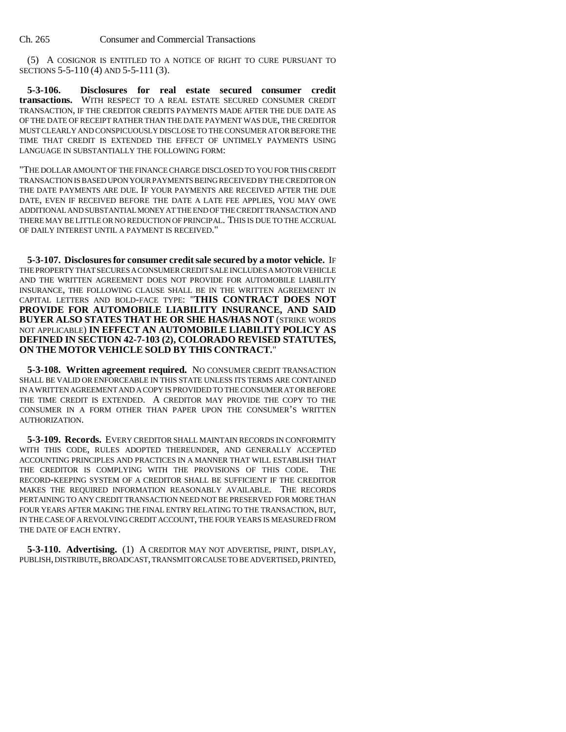(5) A COSIGNOR IS ENTITLED TO A NOTICE OF RIGHT TO CURE PURSUANT TO SECTIONS 5-5-110 (4) AND 5-5-111 (3).

**5-3-106. Disclosures for real estate secured consumer credit transactions.** WITH RESPECT TO A REAL ESTATE SECURED CONSUMER CREDIT TRANSACTION, IF THE CREDITOR CREDITS PAYMENTS MADE AFTER THE DUE DATE AS OF THE DATE OF RECEIPT RATHER THAN THE DATE PAYMENT WAS DUE, THE CREDITOR MUST CLEARLY AND CONSPICUOUSLY DISCLOSE TO THE CONSUMER AT OR BEFORE THE TIME THAT CREDIT IS EXTENDED THE EFFECT OF UNTIMELY PAYMENTS USING LANGUAGE IN SUBSTANTIALLY THE FOLLOWING FORM:

"THE DOLLAR AMOUNT OF THE FINANCE CHARGE DISCLOSED TO YOU FOR THIS CREDIT TRANSACTION IS BASED UPON YOUR PAYMENTS BEING RECEIVED BY THE CREDITOR ON THE DATE PAYMENTS ARE DUE. IF YOUR PAYMENTS ARE RECEIVED AFTER THE DUE DATE, EVEN IF RECEIVED BEFORE THE DATE A LATE FEE APPLIES, YOU MAY OWE ADDITIONAL AND SUBSTANTIAL MONEY AT THE END OF THE CREDIT TRANSACTION AND THERE MAY BE LITTLE OR NO REDUCTION OF PRINCIPAL. THIS IS DUE TO THE ACCRUAL OF DAILY INTEREST UNTIL A PAYMENT IS RECEIVED."

**5-3-107. Disclosures for consumer credit sale secured by a motor vehicle.** IF THE PROPERTY THAT SECURES A CONSUMER CREDIT SALE INCLUDES A MOTOR VEHICLE AND THE WRITTEN AGREEMENT DOES NOT PROVIDE FOR AUTOMOBILE LIABILITY INSURANCE, THE FOLLOWING CLAUSE SHALL BE IN THE WRITTEN AGREEMENT IN CAPITAL LETTERS AND BOLD-FACE TYPE: "**THIS CONTRACT DOES NOT PROVIDE FOR AUTOMOBILE LIABILITY INSURANCE, AND SAID BUYER ALSO STATES THAT HE OR SHE HAS/HAS NOT** (STRIKE WORDS NOT APPLICABLE) **IN EFFECT AN AUTOMOBILE LIABILITY POLICY AS DEFINED IN SECTION 42-7-103 (2), COLORADO REVISED STATUTES, ON THE MOTOR VEHICLE SOLD BY THIS CONTRACT.**"

**5-3-108. Written agreement required.** NO CONSUMER CREDIT TRANSACTION SHALL BE VALID OR ENFORCEABLE IN THIS STATE UNLESS ITS TERMS ARE CONTAINED IN A WRITTEN AGREEMENT AND A COPY IS PROVIDED TO THE CONSUMER AT OR BEFORE THE TIME CREDIT IS EXTENDED. A CREDITOR MAY PROVIDE THE COPY TO THE CONSUMER IN A FORM OTHER THAN PAPER UPON THE CONSUMER'S WRITTEN AUTHORIZATION.

**5-3-109. Records.** EVERY CREDITOR SHALL MAINTAIN RECORDS IN CONFORMITY WITH THIS CODE, RULES ADOPTED THEREUNDER, AND GENERALLY ACCEPTED ACCOUNTING PRINCIPLES AND PRACTICES IN A MANNER THAT WILL ESTABLISH THAT THE CREDITOR IS COMPLYING WITH THE PROVISIONS OF THIS CODE. THE RECORD-KEEPING SYSTEM OF A CREDITOR SHALL BE SUFFICIENT IF THE CREDITOR MAKES THE REQUIRED INFORMATION REASONABLY AVAILABLE. THE RECORDS PERTAINING TO ANY CREDIT TRANSACTION NEED NOT BE PRESERVED FOR MORE THAN FOUR YEARS AFTER MAKING THE FINAL ENTRY RELATING TO THE TRANSACTION, BUT, IN THE CASE OF A REVOLVING CREDIT ACCOUNT, THE FOUR YEARS IS MEASURED FROM THE DATE OF EACH ENTRY.

**5-3-110. Advertising.** (1) A CREDITOR MAY NOT ADVERTISE, PRINT, DISPLAY, PUBLISH, DISTRIBUTE, BROADCAST, TRANSMIT OR CAUSE TO BE ADVERTISED, PRINTED,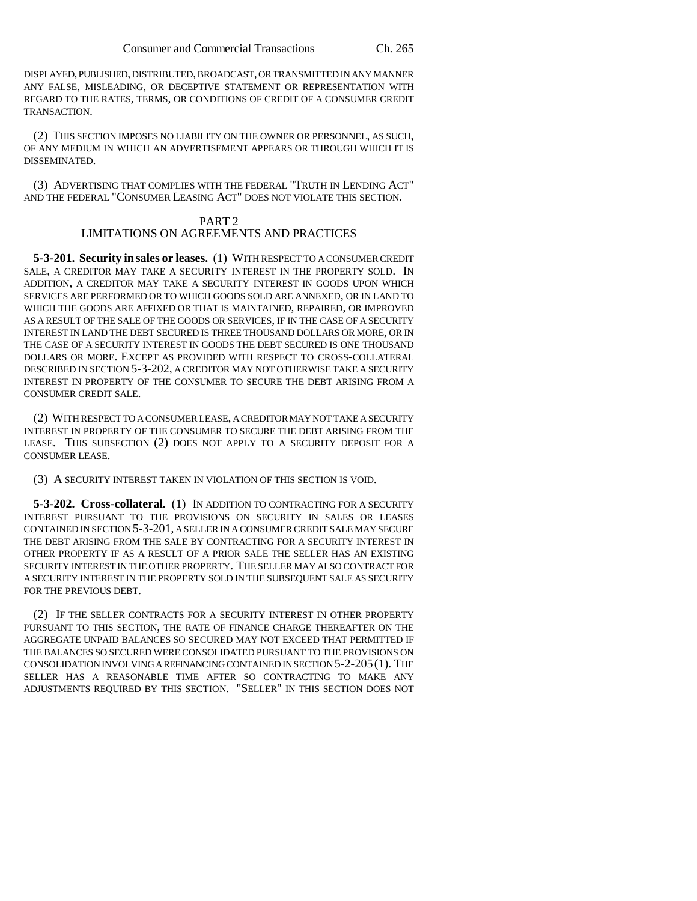DISPLAYED, PUBLISHED, DISTRIBUTED, BROADCAST, OR TRANSMITTED IN ANY MANNER ANY FALSE, MISLEADING, OR DECEPTIVE STATEMENT OR REPRESENTATION WITH REGARD TO THE RATES, TERMS, OR CONDITIONS OF CREDIT OF A CONSUMER CREDIT TRANSACTION.

(2) THIS SECTION IMPOSES NO LIABILITY ON THE OWNER OR PERSONNEL, AS SUCH, OF ANY MEDIUM IN WHICH AN ADVERTISEMENT APPEARS OR THROUGH WHICH IT IS DISSEMINATED.

(3) ADVERTISING THAT COMPLIES WITH THE FEDERAL "TRUTH IN LENDING ACT" AND THE FEDERAL "CONSUMER LEASING ACT" DOES NOT VIOLATE THIS SECTION.

## PART 2
## LIMITATIONS ON AGREEMENTS AND PRACTICES

**5-3-201. Security in sales or leases.** (1) WITH RESPECT TO A CONSUMER CREDIT SALE, A CREDITOR MAY TAKE A SECURITY INTEREST IN THE PROPERTY SOLD. IN ADDITION, A CREDITOR MAY TAKE A SECURITY INTEREST IN GOODS UPON WHICH SERVICES ARE PERFORMED OR TO WHICH GOODS SOLD ARE ANNEXED, OR IN LAND TO WHICH THE GOODS ARE AFFIXED OR THAT IS MAINTAINED, REPAIRED, OR IMPROVED AS A RESULT OF THE SALE OF THE GOODS OR SERVICES, IF IN THE CASE OF A SECURITY INTEREST IN LAND THE DEBT SECURED IS THREE THOUSAND DOLLARS OR MORE, OR IN THE CASE OF A SECURITY INTEREST IN GOODS THE DEBT SECURED IS ONE THOUSAND DOLLARS OR MORE. EXCEPT AS PROVIDED WITH RESPECT TO CROSS-COLLATERAL DESCRIBED IN SECTION 5-3-202, A CREDITOR MAY NOT OTHERWISE TAKE A SECURITY INTEREST IN PROPERTY OF THE CONSUMER TO SECURE THE DEBT ARISING FROM A CONSUMER CREDIT SALE.

(2) WITH RESPECT TO A CONSUMER LEASE, A CREDITOR MAY NOT TAKE A SECURITY INTEREST IN PROPERTY OF THE CONSUMER TO SECURE THE DEBT ARISING FROM THE LEASE. THIS SUBSECTION (2) DOES NOT APPLY TO A SECURITY DEPOSIT FOR A CONSUMER LEASE.

(3) A SECURITY INTEREST TAKEN IN VIOLATION OF THIS SECTION IS VOID.

**5-3-202. Cross-collateral.** (1) IN ADDITION TO CONTRACTING FOR A SECURITY INTEREST PURSUANT TO THE PROVISIONS ON SECURITY IN SALES OR LEASES CONTAINED IN SECTION 5-3-201, A SELLER IN A CONSUMER CREDIT SALE MAY SECURE THE DEBT ARISING FROM THE SALE BY CONTRACTING FOR A SECURITY INTEREST IN OTHER PROPERTY IF AS A RESULT OF A PRIOR SALE THE SELLER HAS AN EXISTING SECURITY INTEREST IN THE OTHER PROPERTY. THE SELLER MAY ALSO CONTRACT FOR A SECURITY INTEREST IN THE PROPERTY SOLD IN THE SUBSEQUENT SALE AS SECURITY FOR THE PREVIOUS DEBT.

(2) IF THE SELLER CONTRACTS FOR A SECURITY INTEREST IN OTHER PROPERTY PURSUANT TO THIS SECTION, THE RATE OF FINANCE CHARGE THEREAFTER ON THE AGGREGATE UNPAID BALANCES SO SECURED MAY NOT EXCEED THAT PERMITTED IF THE BALANCES SO SECURED WERE CONSOLIDATED PURSUANT TO THE PROVISIONS ON CONSOLIDATION INVOLVING A REFINANCING CONTAINED IN SECTION 5-2-205 (1). THE SELLER HAS A REASONABLE TIME AFTER SO CONTRACTING TO MAKE ANY ADJUSTMENTS REQUIRED BY THIS SECTION. "SELLER" IN THIS SECTION DOES NOT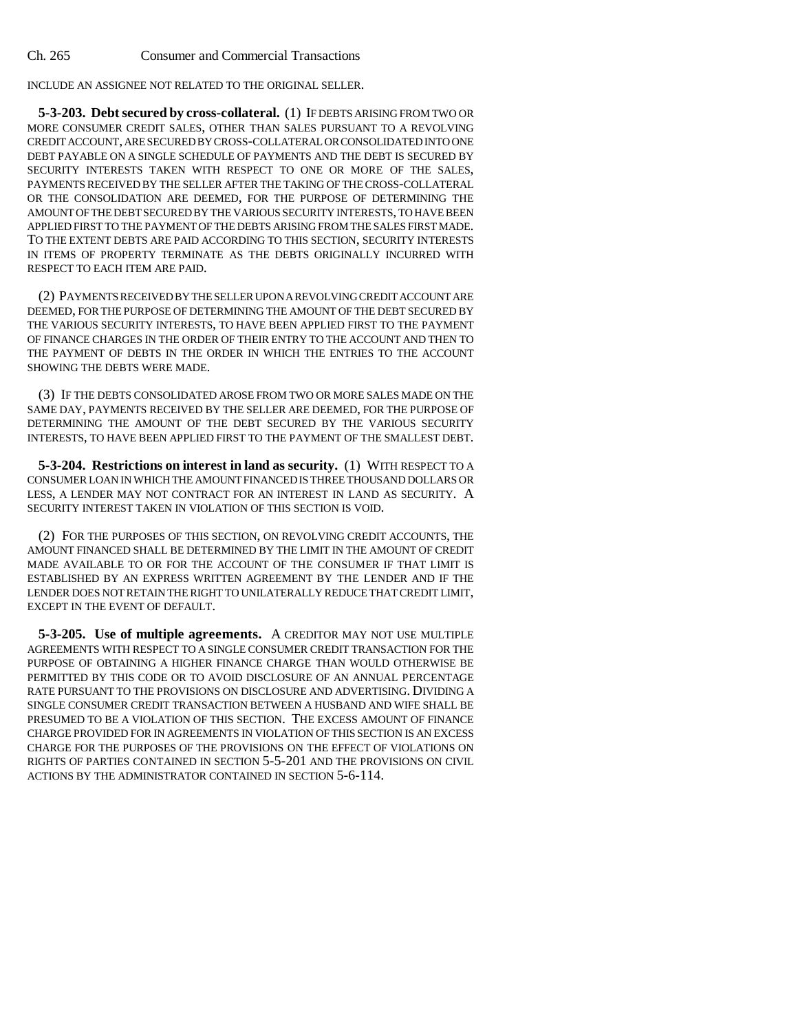INCLUDE AN ASSIGNEE NOT RELATED TO THE ORIGINAL SELLER.

**5-3-203. Debt secured by cross-collateral.** (1) IF DEBTS ARISING FROM TWO OR MORE CONSUMER CREDIT SALES, OTHER THAN SALES PURSUANT TO A REVOLVING CREDIT ACCOUNT, ARE SECURED BY CROSS-COLLATERAL OR CONSOLIDATED INTO ONE DEBT PAYABLE ON A SINGLE SCHEDULE OF PAYMENTS AND THE DEBT IS SECURED BY SECURITY INTERESTS TAKEN WITH RESPECT TO ONE OR MORE OF THE SALES, PAYMENTS RECEIVED BY THE SELLER AFTER THE TAKING OF THE CROSS-COLLATERAL OR THE CONSOLIDATION ARE DEEMED, FOR THE PURPOSE OF DETERMINING THE AMOUNT OF THE DEBT SECURED BY THE VARIOUS SECURITY INTERESTS, TO HAVE BEEN APPLIED FIRST TO THE PAYMENT OF THE DEBTS ARISING FROM THE SALES FIRST MADE. TO THE EXTENT DEBTS ARE PAID ACCORDING TO THIS SECTION, SECURITY INTERESTS IN ITEMS OF PROPERTY TERMINATE AS THE DEBTS ORIGINALLY INCURRED WITH RESPECT TO EACH ITEM ARE PAID.

(2) PAYMENTS RECEIVED BY THE SELLER UPON A REVOLVING CREDIT ACCOUNT ARE DEEMED, FOR THE PURPOSE OF DETERMINING THE AMOUNT OF THE DEBT SECURED BY THE VARIOUS SECURITY INTERESTS, TO HAVE BEEN APPLIED FIRST TO THE PAYMENT OF FINANCE CHARGES IN THE ORDER OF THEIR ENTRY TO THE ACCOUNT AND THEN TO THE PAYMENT OF DEBTS IN THE ORDER IN WHICH THE ENTRIES TO THE ACCOUNT SHOWING THE DEBTS WERE MADE.

(3) IF THE DEBTS CONSOLIDATED AROSE FROM TWO OR MORE SALES MADE ON THE SAME DAY, PAYMENTS RECEIVED BY THE SELLER ARE DEEMED, FOR THE PURPOSE OF DETERMINING THE AMOUNT OF THE DEBT SECURED BY THE VARIOUS SECURITY INTERESTS, TO HAVE BEEN APPLIED FIRST TO THE PAYMENT OF THE SMALLEST DEBT.

**5-3-204. Restrictions on interest in land as security.** (1) WITH RESPECT TO A CONSUMER LOAN IN WHICH THE AMOUNT FINANCED IS THREE THOUSAND DOLLARS OR LESS, A LENDER MAY NOT CONTRACT FOR AN INTEREST IN LAND AS SECURITY. A SECURITY INTEREST TAKEN IN VIOLATION OF THIS SECTION IS VOID.

(2) FOR THE PURPOSES OF THIS SECTION, ON REVOLVING CREDIT ACCOUNTS, THE AMOUNT FINANCED SHALL BE DETERMINED BY THE LIMIT IN THE AMOUNT OF CREDIT MADE AVAILABLE TO OR FOR THE ACCOUNT OF THE CONSUMER IF THAT LIMIT IS ESTABLISHED BY AN EXPRESS WRITTEN AGREEMENT BY THE LENDER AND IF THE LENDER DOES NOT RETAIN THE RIGHT TO UNILATERALLY REDUCE THAT CREDIT LIMIT, EXCEPT IN THE EVENT OF DEFAULT.

**5-3-205. Use of multiple agreements.** A CREDITOR MAY NOT USE MULTIPLE AGREEMENTS WITH RESPECT TO A SINGLE CONSUMER CREDIT TRANSACTION FOR THE PURPOSE OF OBTAINING A HIGHER FINANCE CHARGE THAN WOULD OTHERWISE BE PERMITTED BY THIS CODE OR TO AVOID DISCLOSURE OF AN ANNUAL PERCENTAGE RATE PURSUANT TO THE PROVISIONS ON DISCLOSURE AND ADVERTISING. DIVIDING A SINGLE CONSUMER CREDIT TRANSACTION BETWEEN A HUSBAND AND WIFE SHALL BE PRESUMED TO BE A VIOLATION OF THIS SECTION. THE EXCESS AMOUNT OF FINANCE CHARGE PROVIDED FOR IN AGREEMENTS IN VIOLATION OF THIS SECTION IS AN EXCESS CHARGE FOR THE PURPOSES OF THE PROVISIONS ON THE EFFECT OF VIOLATIONS ON RIGHTS OF PARTIES CONTAINED IN SECTION 5-5-201 AND THE PROVISIONS ON CIVIL ACTIONS BY THE ADMINISTRATOR CONTAINED IN SECTION 5-6-114.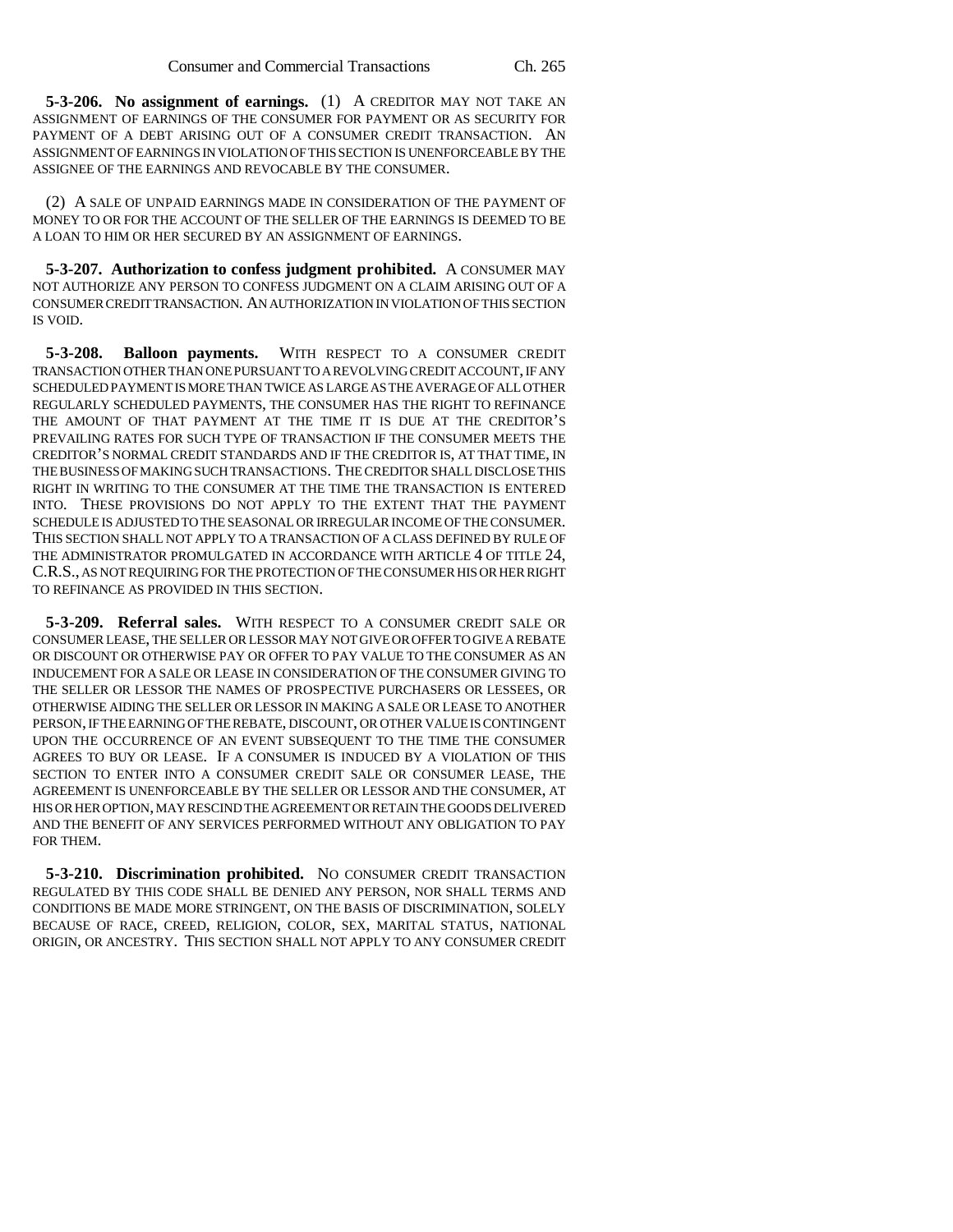**5-3-206. No assignment of earnings.** (1) A CREDITOR MAY NOT TAKE AN ASSIGNMENT OF EARNINGS OF THE CONSUMER FOR PAYMENT OR AS SECURITY FOR PAYMENT OF A DEBT ARISING OUT OF A CONSUMER CREDIT TRANSACTION. AN ASSIGNMENT OF EARNINGS IN VIOLATION OF THIS SECTION IS UNENFORCEABLE BY THE ASSIGNEE OF THE EARNINGS AND REVOCABLE BY THE CONSUMER.

(2) A SALE OF UNPAID EARNINGS MADE IN CONSIDERATION OF THE PAYMENT OF MONEY TO OR FOR THE ACCOUNT OF THE SELLER OF THE EARNINGS IS DEEMED TO BE A LOAN TO HIM OR HER SECURED BY AN ASSIGNMENT OF EARNINGS.

**5-3-207. Authorization to confess judgment prohibited.** A CONSUMER MAY NOT AUTHORIZE ANY PERSON TO CONFESS JUDGMENT ON A CLAIM ARISING OUT OF A CONSUMER CREDIT TRANSACTION. AN AUTHORIZATION IN VIOLATION OF THIS SECTION IS VOID.

**5-3-208. Balloon payments.** WITH RESPECT TO A CONSUMER CREDIT TRANSACTION OTHER THAN ONE PURSUANT TO A REVOLVING CREDIT ACCOUNT, IF ANY SCHEDULED PAYMENT IS MORE THAN TWICE AS LARGE AS THE AVERAGE OF ALL OTHER REGULARLY SCHEDULED PAYMENTS, THE CONSUMER HAS THE RIGHT TO REFINANCE THE AMOUNT OF THAT PAYMENT AT THE TIME IT IS DUE AT THE CREDITOR'S PREVAILING RATES FOR SUCH TYPE OF TRANSACTION IF THE CONSUMER MEETS THE CREDITOR'S NORMAL CREDIT STANDARDS AND IF THE CREDITOR IS, AT THAT TIME, IN THE BUSINESS OF MAKING SUCH TRANSACTIONS. THE CREDITOR SHALL DISCLOSE THIS RIGHT IN WRITING TO THE CONSUMER AT THE TIME THE TRANSACTION IS ENTERED INTO. THESE PROVISIONS DO NOT APPLY TO THE EXTENT THAT THE PAYMENT SCHEDULE IS ADJUSTED TO THE SEASONAL OR IRREGULAR INCOME OF THE CONSUMER. THIS SECTION SHALL NOT APPLY TO A TRANSACTION OF A CLASS DEFINED BY RULE OF THE ADMINISTRATOR PROMULGATED IN ACCORDANCE WITH ARTICLE 4 OF TITLE 24, C.R.S., AS NOT REQUIRING FOR THE PROTECTION OF THE CONSUMER HIS OR HER RIGHT TO REFINANCE AS PROVIDED IN THIS SECTION.

**5-3-209. Referral sales.** WITH RESPECT TO A CONSUMER CREDIT SALE OR CONSUMER LEASE, THE SELLER OR LESSOR MAY NOT GIVE OR OFFER TO GIVE A REBATE OR DISCOUNT OR OTHERWISE PAY OR OFFER TO PAY VALUE TO THE CONSUMER AS AN INDUCEMENT FOR A SALE OR LEASE IN CONSIDERATION OF THE CONSUMER GIVING TO THE SELLER OR LESSOR THE NAMES OF PROSPECTIVE PURCHASERS OR LESSEES, OR OTHERWISE AIDING THE SELLER OR LESSOR IN MAKING A SALE OR LEASE TO ANOTHER PERSON, IF THE EARNING OF THE REBATE, DISCOUNT, OR OTHER VALUE IS CONTINGENT UPON THE OCCURRENCE OF AN EVENT SUBSEQUENT TO THE TIME THE CONSUMER AGREES TO BUY OR LEASE. IF A CONSUMER IS INDUCED BY A VIOLATION OF THIS SECTION TO ENTER INTO A CONSUMER CREDIT SALE OR CONSUMER LEASE, THE AGREEMENT IS UNENFORCEABLE BY THE SELLER OR LESSOR AND THE CONSUMER, AT HIS OR HER OPTION, MAY RESCIND THE AGREEMENT OR RETAIN THE GOODS DELIVERED AND THE BENEFIT OF ANY SERVICES PERFORMED WITHOUT ANY OBLIGATION TO PAY FOR THEM.

**5-3-210. Discrimination prohibited.** NO CONSUMER CREDIT TRANSACTION REGULATED BY THIS CODE SHALL BE DENIED ANY PERSON, NOR SHALL TERMS AND CONDITIONS BE MADE MORE STRINGENT, ON THE BASIS OF DISCRIMINATION, SOLELY BECAUSE OF RACE, CREED, RELIGION, COLOR, SEX, MARITAL STATUS, NATIONAL ORIGIN, OR ANCESTRY. THIS SECTION SHALL NOT APPLY TO ANY CONSUMER CREDIT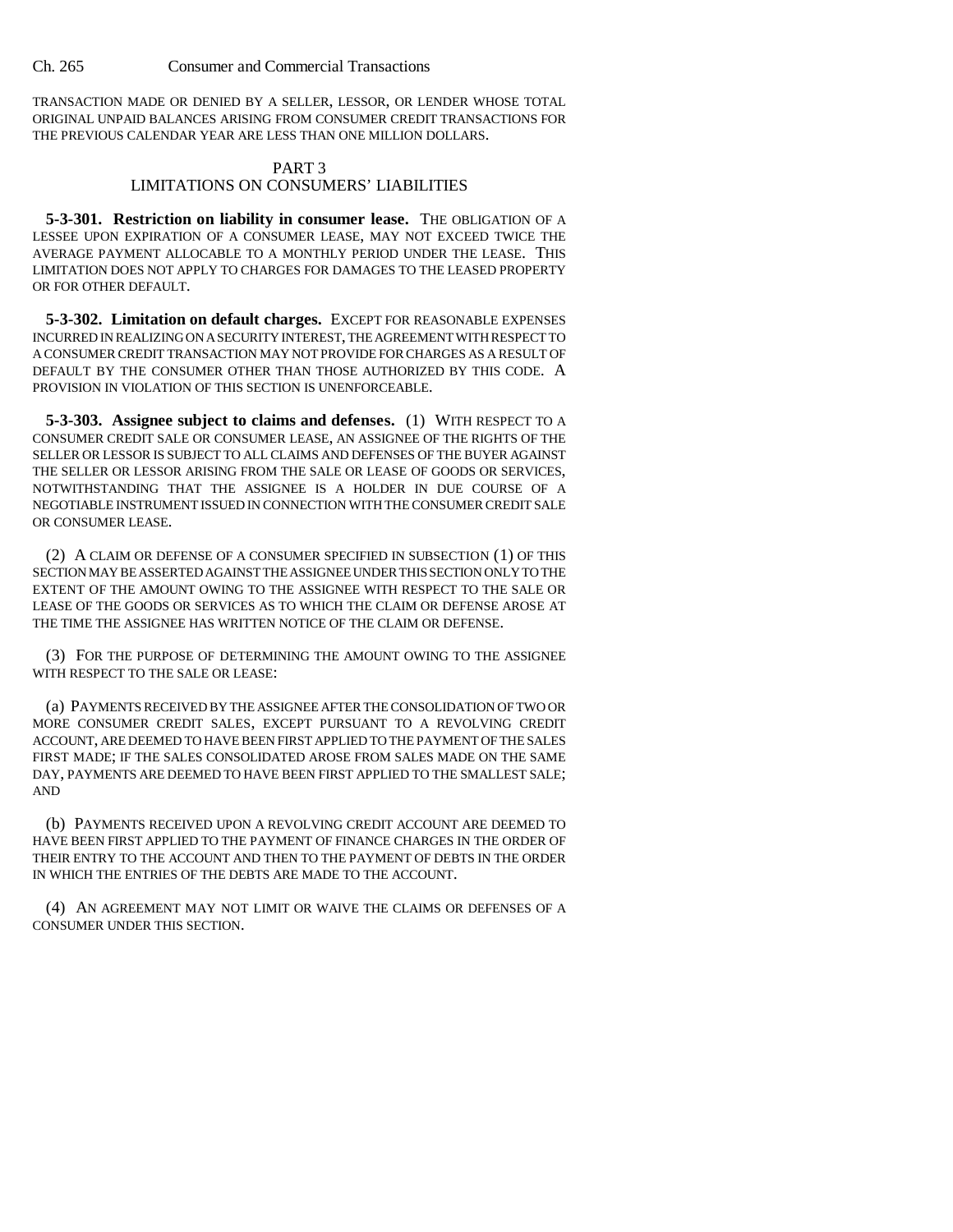TRANSACTION MADE OR DENIED BY A SELLER, LESSOR, OR LENDER WHOSE TOTAL ORIGINAL UNPAID BALANCES ARISING FROM CONSUMER CREDIT TRANSACTIONS FOR THE PREVIOUS CALENDAR YEAR ARE LESS THAN ONE MILLION DOLLARS.

## PART 3
## LIMITATIONS ON CONSUMERS' LIABILITIES

**5-3-301. Restriction on liability in consumer lease.** THE OBLIGATION OF A LESSEE UPON EXPIRATION OF A CONSUMER LEASE, MAY NOT EXCEED TWICE THE AVERAGE PAYMENT ALLOCABLE TO A MONTHLY PERIOD UNDER THE LEASE. THIS LIMITATION DOES NOT APPLY TO CHARGES FOR DAMAGES TO THE LEASED PROPERTY OR FOR OTHER DEFAULT.

**5-3-302. Limitation on default charges.** EXCEPT FOR REASONABLE EXPENSES INCURRED IN REALIZING ON A SECURITY INTEREST, THE AGREEMENT WITH RESPECT TO A CONSUMER CREDIT TRANSACTION MAY NOT PROVIDE FOR CHARGES AS A RESULT OF DEFAULT BY THE CONSUMER OTHER THAN THOSE AUTHORIZED BY THIS CODE. A PROVISION IN VIOLATION OF THIS SECTION IS UNENFORCEABLE.

**5-3-303. Assignee subject to claims and defenses.** (1) WITH RESPECT TO A CONSUMER CREDIT SALE OR CONSUMER LEASE, AN ASSIGNEE OF THE RIGHTS OF THE SELLER OR LESSOR IS SUBJECT TO ALL CLAIMS AND DEFENSES OF THE BUYER AGAINST THE SELLER OR LESSOR ARISING FROM THE SALE OR LEASE OF GOODS OR SERVICES, NOTWITHSTANDING THAT THE ASSIGNEE IS A HOLDER IN DUE COURSE OF A NEGOTIABLE INSTRUMENT ISSUED IN CONNECTION WITH THE CONSUMER CREDIT SALE OR CONSUMER LEASE.

(2) A CLAIM OR DEFENSE OF A CONSUMER SPECIFIED IN SUBSECTION (1) OF THIS SECTION MAY BE ASSERTED AGAINST THE ASSIGNEE UNDER THIS SECTION ONLY TO THE EXTENT OF THE AMOUNT OWING TO THE ASSIGNEE WITH RESPECT TO THE SALE OR LEASE OF THE GOODS OR SERVICES AS TO WHICH THE CLAIM OR DEFENSE AROSE AT THE TIME THE ASSIGNEE HAS WRITTEN NOTICE OF THE CLAIM OR DEFENSE.

(3) FOR THE PURPOSE OF DETERMINING THE AMOUNT OWING TO THE ASSIGNEE WITH RESPECT TO THE SALE OR LEASE:

(a) PAYMENTS RECEIVED BY THE ASSIGNEE AFTER THE CONSOLIDATION OF TWO OR MORE CONSUMER CREDIT SALES, EXCEPT PURSUANT TO A REVOLVING CREDIT ACCOUNT, ARE DEEMED TO HAVE BEEN FIRST APPLIED TO THE PAYMENT OF THE SALES FIRST MADE; IF THE SALES CONSOLIDATED AROSE FROM SALES MADE ON THE SAME DAY, PAYMENTS ARE DEEMED TO HAVE BEEN FIRST APPLIED TO THE SMALLEST SALE; AND

(b) PAYMENTS RECEIVED UPON A REVOLVING CREDIT ACCOUNT ARE DEEMED TO HAVE BEEN FIRST APPLIED TO THE PAYMENT OF FINANCE CHARGES IN THE ORDER OF THEIR ENTRY TO THE ACCOUNT AND THEN TO THE PAYMENT OF DEBTS IN THE ORDER IN WHICH THE ENTRIES OF THE DEBTS ARE MADE TO THE ACCOUNT.

(4) AN AGREEMENT MAY NOT LIMIT OR WAIVE THE CLAIMS OR DEFENSES OF A CONSUMER UNDER THIS SECTION.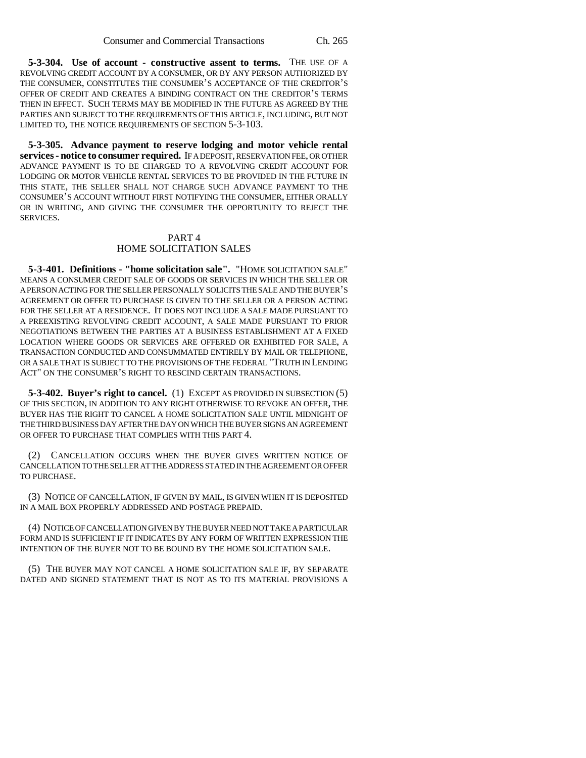**5-3-304. Use of account - constructive assent to terms.** THE USE OF A REVOLVING CREDIT ACCOUNT BY A CONSUMER, OR BY ANY PERSON AUTHORIZED BY THE CONSUMER, CONSTITUTES THE CONSUMER'S ACCEPTANCE OF THE CREDITOR'S OFFER OF CREDIT AND CREATES A BINDING CONTRACT ON THE CREDITOR'S TERMS THEN IN EFFECT. SUCH TERMS MAY BE MODIFIED IN THE FUTURE AS AGREED BY THE PARTIES AND SUBJECT TO THE REQUIREMENTS OF THIS ARTICLE, INCLUDING, BUT NOT LIMITED TO, THE NOTICE REQUIREMENTS OF SECTION 5-3-103.

**5-3-305. Advance payment to reserve lodging and motor vehicle rental services - notice to consumer required.** IF A DEPOSIT, RESERVATION FEE, OR OTHER ADVANCE PAYMENT IS TO BE CHARGED TO A REVOLVING CREDIT ACCOUNT FOR LODGING OR MOTOR VEHICLE RENTAL SERVICES TO BE PROVIDED IN THE FUTURE IN THIS STATE, THE SELLER SHALL NOT CHARGE SUCH ADVANCE PAYMENT TO THE CONSUMER'S ACCOUNT WITHOUT FIRST NOTIFYING THE CONSUMER, EITHER ORALLY OR IN WRITING, AND GIVING THE CONSUMER THE OPPORTUNITY TO REJECT THE SERVICES.

## PART 4
## HOME SOLICITATION SALES

**5-3-401. Definitions - "home solicitation sale".** "HOME SOLICITATION SALE" MEANS A CONSUMER CREDIT SALE OF GOODS OR SERVICES IN WHICH THE SELLER OR A PERSON ACTING FOR THE SELLER PERSONALLY SOLICITS THE SALE AND THE BUYER'S AGREEMENT OR OFFER TO PURCHASE IS GIVEN TO THE SELLER OR A PERSON ACTING FOR THE SELLER AT A RESIDENCE. IT DOES NOT INCLUDE A SALE MADE PURSUANT TO A PREEXISTING REVOLVING CREDIT ACCOUNT, A SALE MADE PURSUANT TO PRIOR NEGOTIATIONS BETWEEN THE PARTIES AT A BUSINESS ESTABLISHMENT AT A FIXED LOCATION WHERE GOODS OR SERVICES ARE OFFERED OR EXHIBITED FOR SALE, A TRANSACTION CONDUCTED AND CONSUMMATED ENTIRELY BY MAIL OR TELEPHONE, OR A SALE THAT IS SUBJECT TO THE PROVISIONS OF THE FEDERAL "TRUTH IN LENDING ACT" ON THE CONSUMER'S RIGHT TO RESCIND CERTAIN TRANSACTIONS.

**5-3-402. Buyer's right to cancel.** (1) EXCEPT AS PROVIDED IN SUBSECTION (5) OF THIS SECTION, IN ADDITION TO ANY RIGHT OTHERWISE TO REVOKE AN OFFER, THE BUYER HAS THE RIGHT TO CANCEL A HOME SOLICITATION SALE UNTIL MIDNIGHT OF THE THIRD BUSINESS DAY AFTER THE DAY ON WHICH THE BUYER SIGNS AN AGREEMENT OR OFFER TO PURCHASE THAT COMPLIES WITH THIS PART 4.

(2) CANCELLATION OCCURS WHEN THE BUYER GIVES WRITTEN NOTICE OF CANCELLATION TO THE SELLER AT THE ADDRESS STATED IN THE AGREEMENT OR OFFER TO PURCHASE.

(3) NOTICE OF CANCELLATION, IF GIVEN BY MAIL, IS GIVEN WHEN IT IS DEPOSITED IN A MAIL BOX PROPERLY ADDRESSED AND POSTAGE PREPAID.

(4) NOTICE OF CANCELLATION GIVEN BY THE BUYER NEED NOT TAKE A PARTICULAR FORM AND IS SUFFICIENT IF IT INDICATES BY ANY FORM OF WRITTEN EXPRESSION THE INTENTION OF THE BUYER NOT TO BE BOUND BY THE HOME SOLICITATION SALE.

(5) THE BUYER MAY NOT CANCEL A HOME SOLICITATION SALE IF, BY SEPARATE DATED AND SIGNED STATEMENT THAT IS NOT AS TO ITS MATERIAL PROVISIONS A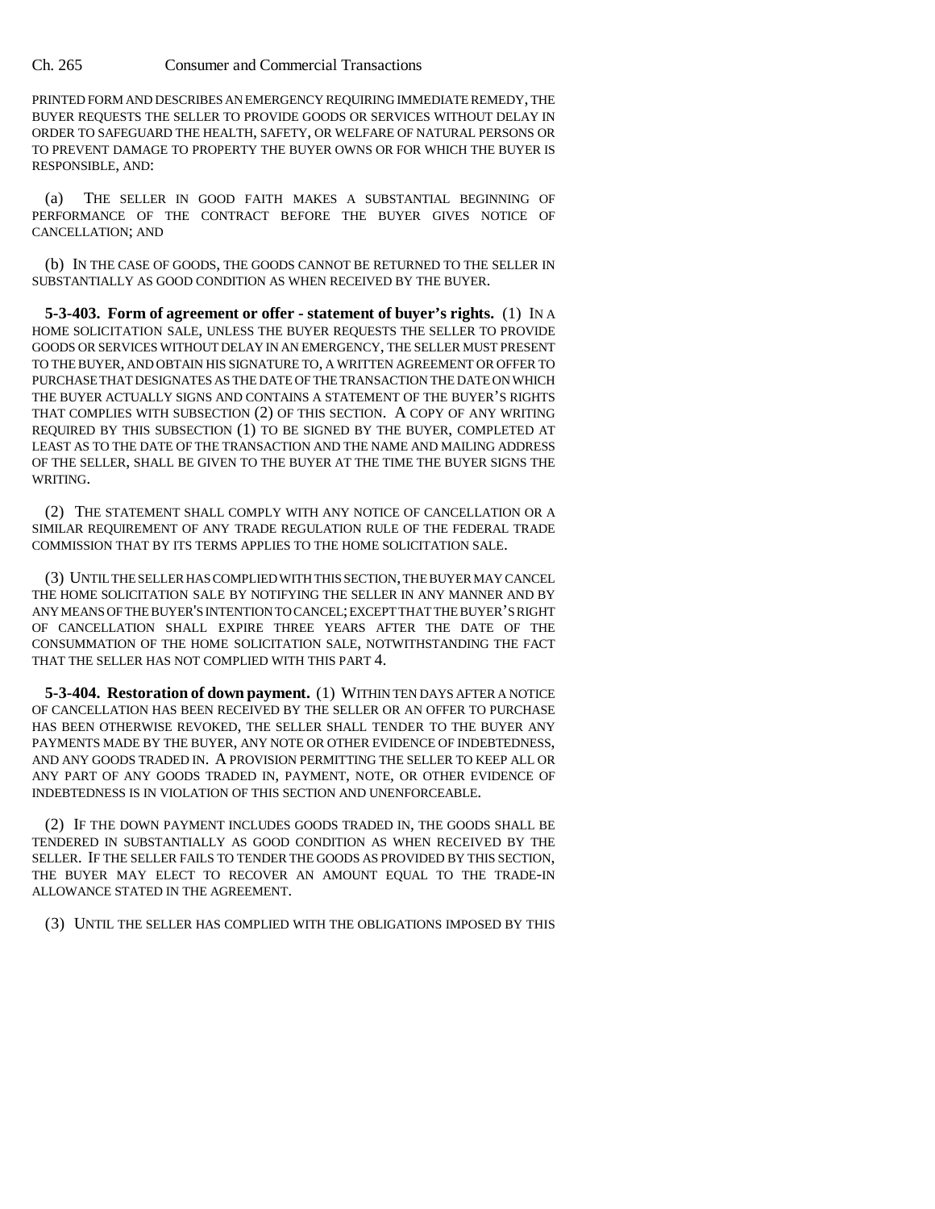PRINTED FORM AND DESCRIBES AN EMERGENCY REQUIRING IMMEDIATE REMEDY, THE BUYER REQUESTS THE SELLER TO PROVIDE GOODS OR SERVICES WITHOUT DELAY IN ORDER TO SAFEGUARD THE HEALTH, SAFETY, OR WELFARE OF NATURAL PERSONS OR TO PREVENT DAMAGE TO PROPERTY THE BUYER OWNS OR FOR WHICH THE BUYER IS RESPONSIBLE, AND:

(a) THE SELLER IN GOOD FAITH MAKES A SUBSTANTIAL BEGINNING OF PERFORMANCE OF THE CONTRACT BEFORE THE BUYER GIVES NOTICE OF CANCELLATION; AND

(b) IN THE CASE OF GOODS, THE GOODS CANNOT BE RETURNED TO THE SELLER IN SUBSTANTIALLY AS GOOD CONDITION AS WHEN RECEIVED BY THE BUYER.

**5-3-403. Form of agreement or offer - statement of buyer's rights.** (1) IN A HOME SOLICITATION SALE, UNLESS THE BUYER REQUESTS THE SELLER TO PROVIDE GOODS OR SERVICES WITHOUT DELAY IN AN EMERGENCY, THE SELLER MUST PRESENT TO THE BUYER, AND OBTAIN HIS SIGNATURE TO, A WRITTEN AGREEMENT OR OFFER TO PURCHASE THAT DESIGNATES AS THE DATE OF THE TRANSACTION THE DATE ON WHICH THE BUYER ACTUALLY SIGNS AND CONTAINS A STATEMENT OF THE BUYER'S RIGHTS THAT COMPLIES WITH SUBSECTION (2) OF THIS SECTION. A COPY OF ANY WRITING REQUIRED BY THIS SUBSECTION (1) TO BE SIGNED BY THE BUYER, COMPLETED AT LEAST AS TO THE DATE OF THE TRANSACTION AND THE NAME AND MAILING ADDRESS OF THE SELLER, SHALL BE GIVEN TO THE BUYER AT THE TIME THE BUYER SIGNS THE WRITING.

(2) THE STATEMENT SHALL COMPLY WITH ANY NOTICE OF CANCELLATION OR A SIMILAR REQUIREMENT OF ANY TRADE REGULATION RULE OF THE FEDERAL TRADE COMMISSION THAT BY ITS TERMS APPLIES TO THE HOME SOLICITATION SALE.

(3) UNTIL THE SELLER HAS COMPLIED WITH THIS SECTION, THE BUYER MAY CANCEL THE HOME SOLICITATION SALE BY NOTIFYING THE SELLER IN ANY MANNER AND BY ANY MEANS OF THE BUYER'S INTENTION TO CANCEL; EXCEPT THAT THE BUYER'S RIGHT OF CANCELLATION SHALL EXPIRE THREE YEARS AFTER THE DATE OF THE CONSUMMATION OF THE HOME SOLICITATION SALE, NOTWITHSTANDING THE FACT THAT THE SELLER HAS NOT COMPLIED WITH THIS PART 4.

**5-3-404. Restoration of down payment.** (1) WITHIN TEN DAYS AFTER A NOTICE OF CANCELLATION HAS BEEN RECEIVED BY THE SELLER OR AN OFFER TO PURCHASE HAS BEEN OTHERWISE REVOKED, THE SELLER SHALL TENDER TO THE BUYER ANY PAYMENTS MADE BY THE BUYER, ANY NOTE OR OTHER EVIDENCE OF INDEBTEDNESS, AND ANY GOODS TRADED IN. A PROVISION PERMITTING THE SELLER TO KEEP ALL OR ANY PART OF ANY GOODS TRADED IN, PAYMENT, NOTE, OR OTHER EVIDENCE OF INDEBTEDNESS IS IN VIOLATION OF THIS SECTION AND UNENFORCEABLE.

(2) IF THE DOWN PAYMENT INCLUDES GOODS TRADED IN, THE GOODS SHALL BE TENDERED IN SUBSTANTIALLY AS GOOD CONDITION AS WHEN RECEIVED BY THE SELLER. IF THE SELLER FAILS TO TENDER THE GOODS AS PROVIDED BY THIS SECTION, THE BUYER MAY ELECT TO RECOVER AN AMOUNT EQUAL TO THE TRADE-IN ALLOWANCE STATED IN THE AGREEMENT.

(3) UNTIL THE SELLER HAS COMPLIED WITH THE OBLIGATIONS IMPOSED BY THIS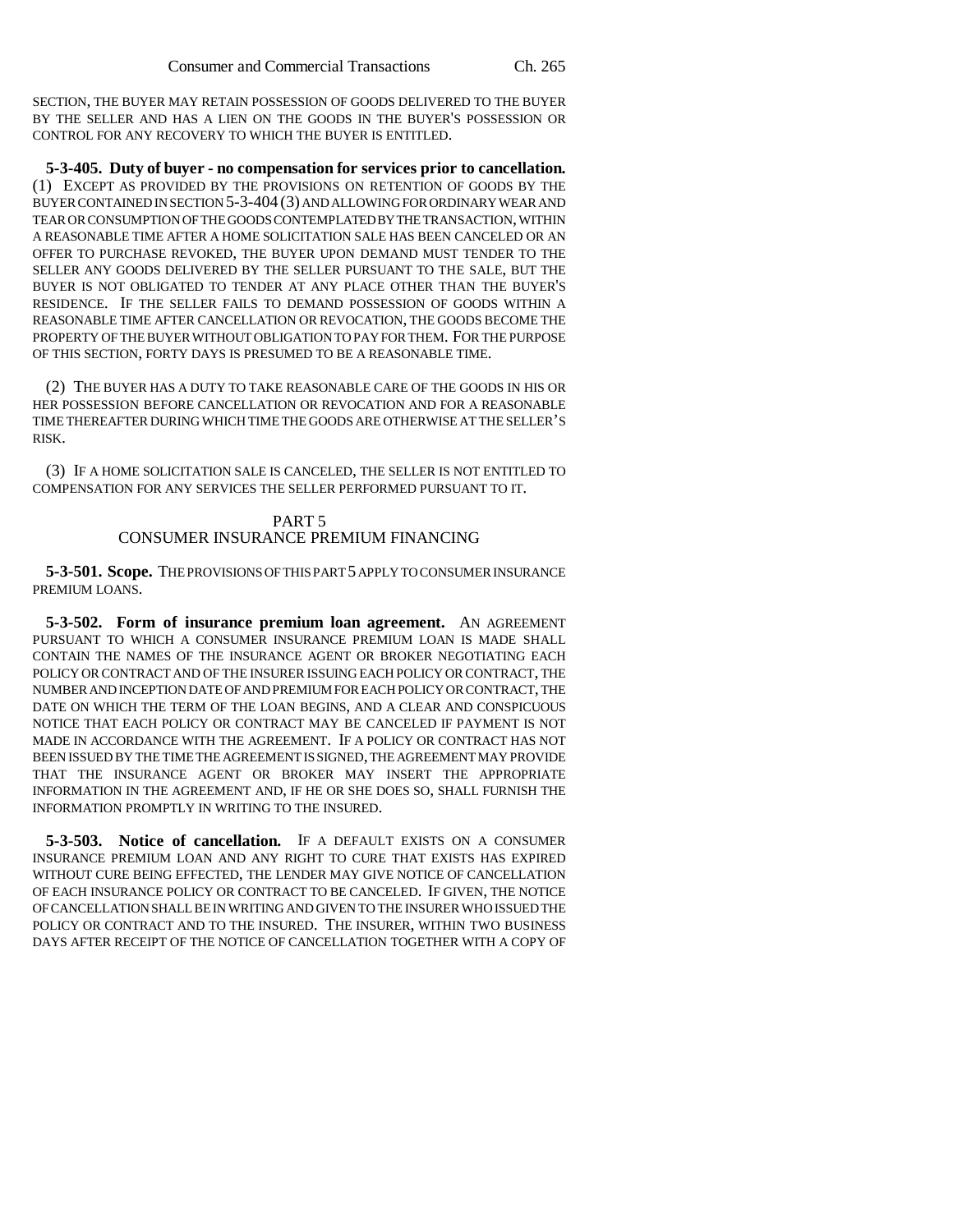SECTION, THE BUYER MAY RETAIN POSSESSION OF GOODS DELIVERED TO THE BUYER BY THE SELLER AND HAS A LIEN ON THE GOODS IN THE BUYER'S POSSESSION OR CONTROL FOR ANY RECOVERY TO WHICH THE BUYER IS ENTITLED.

**5-3-405. Duty of buyer - no compensation for services prior to cancellation.** (1) EXCEPT AS PROVIDED BY THE PROVISIONS ON RETENTION OF GOODS BY THE BUYER CONTAINED IN SECTION 5-3-404 (3) AND ALLOWING FOR ORDINARY WEAR AND TEAR OR CONSUMPTION OF THE GOODS CONTEMPLATED BY THE TRANSACTION, WITHIN A REASONABLE TIME AFTER A HOME SOLICITATION SALE HAS BEEN CANCELED OR AN OFFER TO PURCHASE REVOKED, THE BUYER UPON DEMAND MUST TENDER TO THE SELLER ANY GOODS DELIVERED BY THE SELLER PURSUANT TO THE SALE, BUT THE BUYER IS NOT OBLIGATED TO TENDER AT ANY PLACE OTHER THAN THE BUYER'S RESIDENCE. IF THE SELLER FAILS TO DEMAND POSSESSION OF GOODS WITHIN A REASONABLE TIME AFTER CANCELLATION OR REVOCATION, THE GOODS BECOME THE PROPERTY OF THE BUYER WITHOUT OBLIGATION TO PAY FOR THEM. FOR THE PURPOSE OF THIS SECTION, FORTY DAYS IS PRESUMED TO BE A REASONABLE TIME.

(2) THE BUYER HAS A DUTY TO TAKE REASONABLE CARE OF THE GOODS IN HIS OR HER POSSESSION BEFORE CANCELLATION OR REVOCATION AND FOR A REASONABLE TIME THEREAFTER DURING WHICH TIME THE GOODS ARE OTHERWISE AT THE SELLER'S RISK.

(3) IF A HOME SOLICITATION SALE IS CANCELED, THE SELLER IS NOT ENTITLED TO COMPENSATION FOR ANY SERVICES THE SELLER PERFORMED PURSUANT TO IT.

## PART 5
## CONSUMER INSURANCE PREMIUM FINANCING

**5-3-501. Scope.** THE PROVISIONS OF THIS PART 5 APPLY TO CONSUMER INSURANCE PREMIUM LOANS.

**5-3-502. Form of insurance premium loan agreement.** AN AGREEMENT PURSUANT TO WHICH A CONSUMER INSURANCE PREMIUM LOAN IS MADE SHALL CONTAIN THE NAMES OF THE INSURANCE AGENT OR BROKER NEGOTIATING EACH POLICY OR CONTRACT AND OF THE INSURER ISSUING EACH POLICY OR CONTRACT, THE NUMBER AND INCEPTION DATE OF AND PREMIUM FOR EACH POLICY OR CONTRACT, THE DATE ON WHICH THE TERM OF THE LOAN BEGINS, AND A CLEAR AND CONSPICUOUS NOTICE THAT EACH POLICY OR CONTRACT MAY BE CANCELED IF PAYMENT IS NOT MADE IN ACCORDANCE WITH THE AGREEMENT. IF A POLICY OR CONTRACT HAS NOT BEEN ISSUED BY THE TIME THE AGREEMENT IS SIGNED, THE AGREEMENT MAY PROVIDE THAT THE INSURANCE AGENT OR BROKER MAY INSERT THE APPROPRIATE INFORMATION IN THE AGREEMENT AND, IF HE OR SHE DOES SO, SHALL FURNISH THE INFORMATION PROMPTLY IN WRITING TO THE INSURED.

**5-3-503. Notice of cancellation.** IF A DEFAULT EXISTS ON A CONSUMER INSURANCE PREMIUM LOAN AND ANY RIGHT TO CURE THAT EXISTS HAS EXPIRED WITHOUT CURE BEING EFFECTED, THE LENDER MAY GIVE NOTICE OF CANCELLATION OF EACH INSURANCE POLICY OR CONTRACT TO BE CANCELED. IF GIVEN, THE NOTICE OF CANCELLATION SHALL BE IN WRITING AND GIVEN TO THE INSURER WHO ISSUED THE POLICY OR CONTRACT AND TO THE INSURED. THE INSURER, WITHIN TWO BUSINESS DAYS AFTER RECEIPT OF THE NOTICE OF CANCELLATION TOGETHER WITH A COPY OF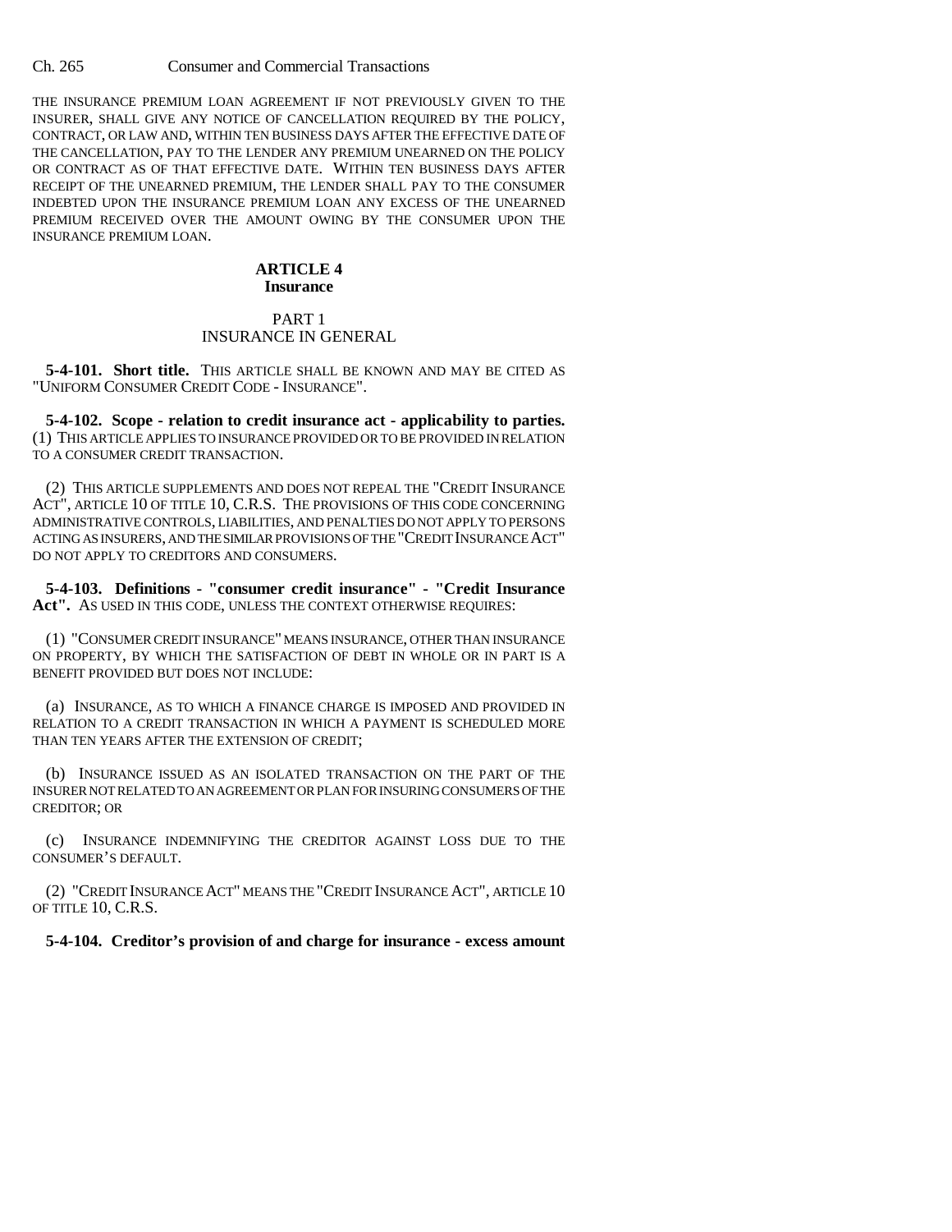THE INSURANCE PREMIUM LOAN AGREEMENT IF NOT PREVIOUSLY GIVEN TO THE INSURER, SHALL GIVE ANY NOTICE OF CANCELLATION REQUIRED BY THE POLICY, CONTRACT, OR LAW AND, WITHIN TEN BUSINESS DAYS AFTER THE EFFECTIVE DATE OF THE CANCELLATION, PAY TO THE LENDER ANY PREMIUM UNEARNED ON THE POLICY OR CONTRACT AS OF THAT EFFECTIVE DATE. WITHIN TEN BUSINESS DAYS AFTER RECEIPT OF THE UNEARNED PREMIUM, THE LENDER SHALL PAY TO THE CONSUMER INDEBTED UPON THE INSURANCE PREMIUM LOAN ANY EXCESS OF THE UNEARNED PREMIUM RECEIVED OVER THE AMOUNT OWING BY THE CONSUMER UPON THE INSURANCE PREMIUM LOAN.

## ARTICLE 4
### Insurance

### PART 1
### INSURANCE IN GENERAL

**5-4-101. Short title.** THIS ARTICLE SHALL BE KNOWN AND MAY BE CITED AS "UNIFORM CONSUMER CREDIT CODE - INSURANCE".

**5-4-102. Scope - relation to credit insurance act - applicability to parties.** (1) THIS ARTICLE APPLIES TO INSURANCE PROVIDED OR TO BE PROVIDED IN RELATION TO A CONSUMER CREDIT TRANSACTION.

(2) THIS ARTICLE SUPPLEMENTS AND DOES NOT REPEAL THE "CREDIT INSURANCE ACT", ARTICLE 10 OF TITLE 10, C.R.S. THE PROVISIONS OF THIS CODE CONCERNING ADMINISTRATIVE CONTROLS, LIABILITIES, AND PENALTIES DO NOT APPLY TO PERSONS ACTING AS INSURERS, AND THE SIMILAR PROVISIONS OF THE "CREDIT INSURANCE ACT" DO NOT APPLY TO CREDITORS AND CONSUMERS.

**5-4-103. Definitions - "consumer credit insurance" - "Credit Insurance Act".** AS USED IN THIS CODE, UNLESS THE CONTEXT OTHERWISE REQUIRES:

(1) "CONSUMER CREDIT INSURANCE" MEANS INSURANCE, OTHER THAN INSURANCE ON PROPERTY, BY WHICH THE SATISFACTION OF DEBT IN WHOLE OR IN PART IS A BENEFIT PROVIDED BUT DOES NOT INCLUDE:

(a) INSURANCE, AS TO WHICH A FINANCE CHARGE IS IMPOSED AND PROVIDED IN RELATION TO A CREDIT TRANSACTION IN WHICH A PAYMENT IS SCHEDULED MORE THAN TEN YEARS AFTER THE EXTENSION OF CREDIT;

(b) INSURANCE ISSUED AS AN ISOLATED TRANSACTION ON THE PART OF THE INSURER NOT RELATED TO AN AGREEMENT OR PLAN FOR INSURING CONSUMERS OF THE CREDITOR; OR

(c) INSURANCE INDEMNIFYING THE CREDITOR AGAINST LOSS DUE TO THE CONSUMER'S DEFAULT.

(2) "CREDIT INSURANCE ACT" MEANS THE "CREDIT INSURANCE ACT", ARTICLE 10 OF TITLE 10, C.R.S.

**5-4-104. Creditor's provision of and charge for insurance - excess amount**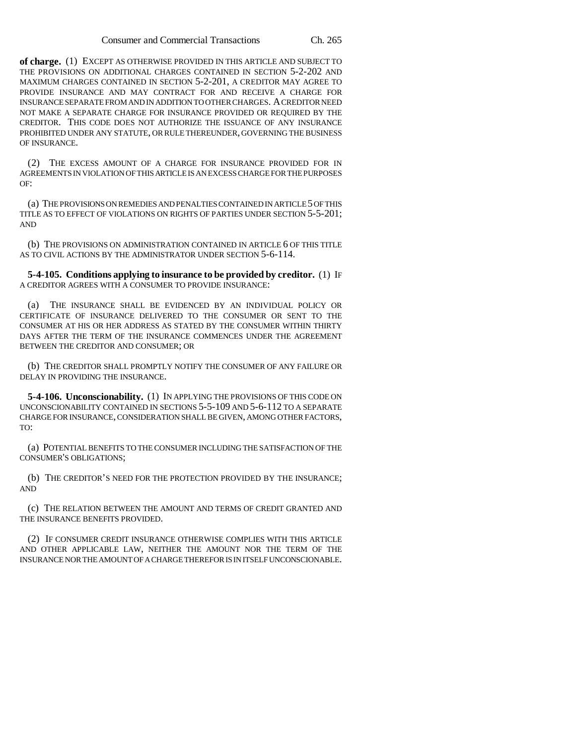**of charge.** (1) EXCEPT AS OTHERWISE PROVIDED IN THIS ARTICLE AND SUBJECT TO THE PROVISIONS ON ADDITIONAL CHARGES CONTAINED IN SECTION 5-2-202 AND MAXIMUM CHARGES CONTAINED IN SECTION 5-2-201, A CREDITOR MAY AGREE TO PROVIDE INSURANCE AND MAY CONTRACT FOR AND RECEIVE A CHARGE FOR INSURANCE SEPARATE FROM AND IN ADDITION TO OTHER CHARGES. A CREDITOR NEED NOT MAKE A SEPARATE CHARGE FOR INSURANCE PROVIDED OR REQUIRED BY THE CREDITOR. THIS CODE DOES NOT AUTHORIZE THE ISSUANCE OF ANY INSURANCE PROHIBITED UNDER ANY STATUTE, OR RULE THEREUNDER, GOVERNING THE BUSINESS OF INSURANCE.

(2) THE EXCESS AMOUNT OF A CHARGE FOR INSURANCE PROVIDED FOR IN AGREEMENTS IN VIOLATION OF THIS ARTICLE IS AN EXCESS CHARGE FOR THE PURPOSES OF:

(a) THE PROVISIONS ON REMEDIES AND PENALTIES CONTAINED IN ARTICLE 5 OF THIS TITLE AS TO EFFECT OF VIOLATIONS ON RIGHTS OF PARTIES UNDER SECTION 5-5-201; AND

(b) THE PROVISIONS ON ADMINISTRATION CONTAINED IN ARTICLE 6 OF THIS TITLE AS TO CIVIL ACTIONS BY THE ADMINISTRATOR UNDER SECTION 5-6-114.

**5-4-105. Conditions applying to insurance to be provided by creditor.** (1) IF A CREDITOR AGREES WITH A CONSUMER TO PROVIDE INSURANCE:

(a) THE INSURANCE SHALL BE EVIDENCED BY AN INDIVIDUAL POLICY OR CERTIFICATE OF INSURANCE DELIVERED TO THE CONSUMER OR SENT TO THE CONSUMER AT HIS OR HER ADDRESS AS STATED BY THE CONSUMER WITHIN THIRTY DAYS AFTER THE TERM OF THE INSURANCE COMMENCES UNDER THE AGREEMENT BETWEEN THE CREDITOR AND CONSUMER; OR

(b) THE CREDITOR SHALL PROMPTLY NOTIFY THE CONSUMER OF ANY FAILURE OR DELAY IN PROVIDING THE INSURANCE.

**5-4-106. Unconscionability.** (1) IN APPLYING THE PROVISIONS OF THIS CODE ON UNCONSCIONABILITY CONTAINED IN SECTIONS 5-5-109 AND 5-6-112 TO A SEPARATE CHARGE FOR INSURANCE, CONSIDERATION SHALL BE GIVEN, AMONG OTHER FACTORS, TO:

(a) POTENTIAL BENEFITS TO THE CONSUMER INCLUDING THE SATISFACTION OF THE CONSUMER'S OBLIGATIONS;

(b) THE CREDITOR'S NEED FOR THE PROTECTION PROVIDED BY THE INSURANCE; AND

(c) THE RELATION BETWEEN THE AMOUNT AND TERMS OF CREDIT GRANTED AND THE INSURANCE BENEFITS PROVIDED.

(2) IF CONSUMER CREDIT INSURANCE OTHERWISE COMPLIES WITH THIS ARTICLE AND OTHER APPLICABLE LAW, NEITHER THE AMOUNT NOR THE TERM OF THE INSURANCE NOR THE AMOUNT OF A CHARGE THEREFOR IS IN ITSELF UNCONSCIONABLE.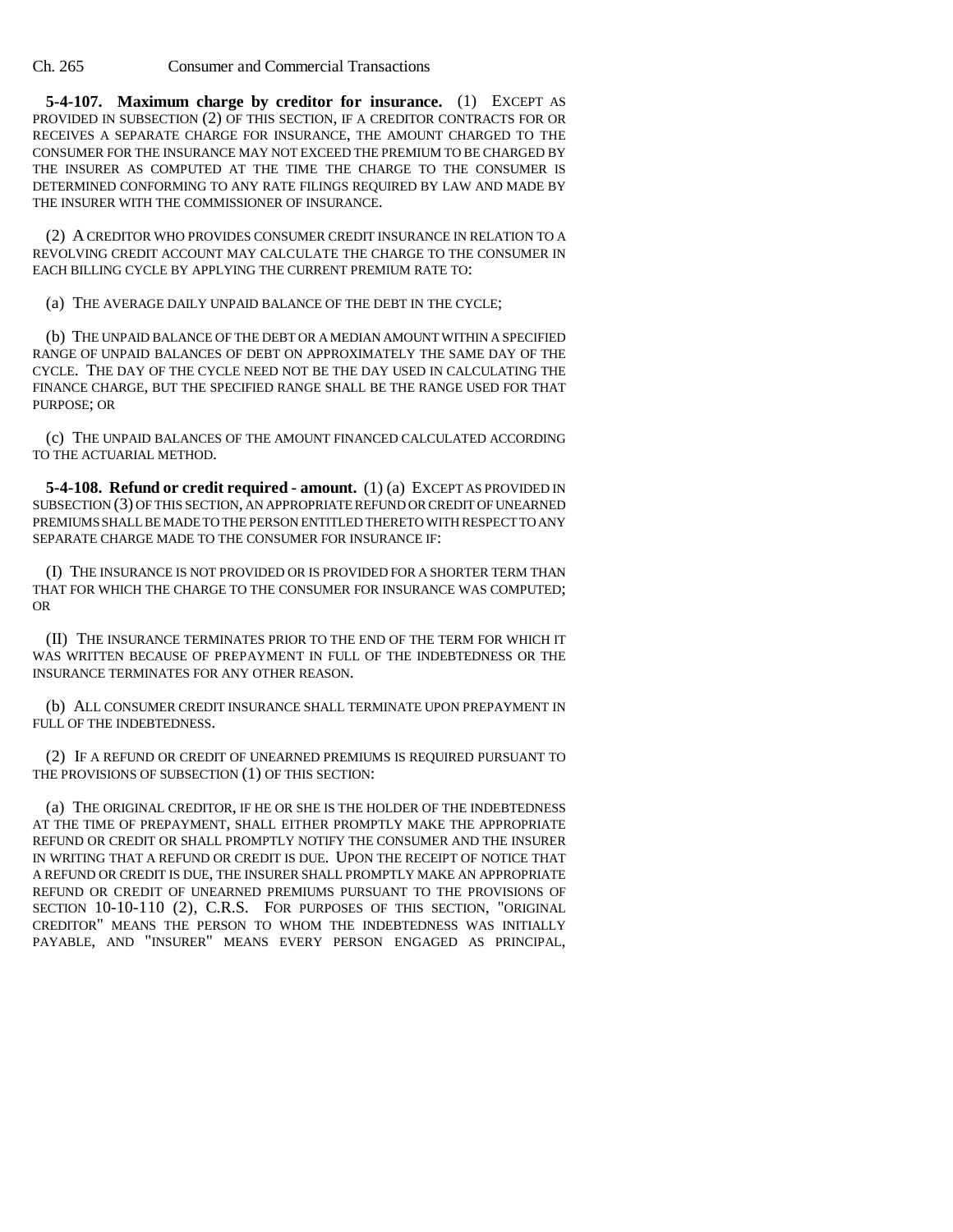**5-4-107. Maximum charge by creditor for insurance.** (1) EXCEPT AS PROVIDED IN SUBSECTION (2) OF THIS SECTION, IF A CREDITOR CONTRACTS FOR OR RECEIVES A SEPARATE CHARGE FOR INSURANCE, THE AMOUNT CHARGED TO THE CONSUMER FOR THE INSURANCE MAY NOT EXCEED THE PREMIUM TO BE CHARGED BY THE INSURER AS COMPUTED AT THE TIME THE CHARGE TO THE CONSUMER IS DETERMINED CONFORMING TO ANY RATE FILINGS REQUIRED BY LAW AND MADE BY THE INSURER WITH THE COMMISSIONER OF INSURANCE.

(2) A CREDITOR WHO PROVIDES CONSUMER CREDIT INSURANCE IN RELATION TO A REVOLVING CREDIT ACCOUNT MAY CALCULATE THE CHARGE TO THE CONSUMER IN EACH BILLING CYCLE BY APPLYING THE CURRENT PREMIUM RATE TO:

(a) THE AVERAGE DAILY UNPAID BALANCE OF THE DEBT IN THE CYCLE;

(b) THE UNPAID BALANCE OF THE DEBT OR A MEDIAN AMOUNT WITHIN A SPECIFIED RANGE OF UNPAID BALANCES OF DEBT ON APPROXIMATELY THE SAME DAY OF THE CYCLE. THE DAY OF THE CYCLE NEED NOT BE THE DAY USED IN CALCULATING THE FINANCE CHARGE, BUT THE SPECIFIED RANGE SHALL BE THE RANGE USED FOR THAT PURPOSE; OR

(c) THE UNPAID BALANCES OF THE AMOUNT FINANCED CALCULATED ACCORDING TO THE ACTUARIAL METHOD.

**5-4-108. Refund or credit required - amount.** (1) (a) EXCEPT AS PROVIDED IN SUBSECTION (3) OF THIS SECTION, AN APPROPRIATE REFUND OR CREDIT OF UNEARNED PREMIUMS SHALL BE MADE TO THE PERSON ENTITLED THERETO WITH RESPECT TO ANY SEPARATE CHARGE MADE TO THE CONSUMER FOR INSURANCE IF:

(I) THE INSURANCE IS NOT PROVIDED OR IS PROVIDED FOR A SHORTER TERM THAN THAT FOR WHICH THE CHARGE TO THE CONSUMER FOR INSURANCE WAS COMPUTED; OR

(II) THE INSURANCE TERMINATES PRIOR TO THE END OF THE TERM FOR WHICH IT WAS WRITTEN BECAUSE OF PREPAYMENT IN FULL OF THE INDEBTEDNESS OR THE INSURANCE TERMINATES FOR ANY OTHER REASON.

(b) ALL CONSUMER CREDIT INSURANCE SHALL TERMINATE UPON PREPAYMENT IN FULL OF THE INDEBTEDNESS.

(2) IF A REFUND OR CREDIT OF UNEARNED PREMIUMS IS REQUIRED PURSUANT TO THE PROVISIONS OF SUBSECTION (1) OF THIS SECTION:

(a) THE ORIGINAL CREDITOR, IF HE OR SHE IS THE HOLDER OF THE INDEBTEDNESS AT THE TIME OF PREPAYMENT, SHALL EITHER PROMPTLY MAKE THE APPROPRIATE REFUND OR CREDIT OR SHALL PROMPTLY NOTIFY THE CONSUMER AND THE INSURER IN WRITING THAT A REFUND OR CREDIT IS DUE. UPON THE RECEIPT OF NOTICE THAT A REFUND OR CREDIT IS DUE, THE INSURER SHALL PROMPTLY MAKE AN APPROPRIATE REFUND OR CREDIT OF UNEARNED PREMIUMS PURSUANT TO THE PROVISIONS OF SECTION 10-10-110 (2), C.R.S. FOR PURPOSES OF THIS SECTION, "ORIGINAL CREDITOR" MEANS THE PERSON TO WHOM THE INDEBTEDNESS WAS INITIALLY PAYABLE, AND "INSURER" MEANS EVERY PERSON ENGAGED AS PRINCIPAL,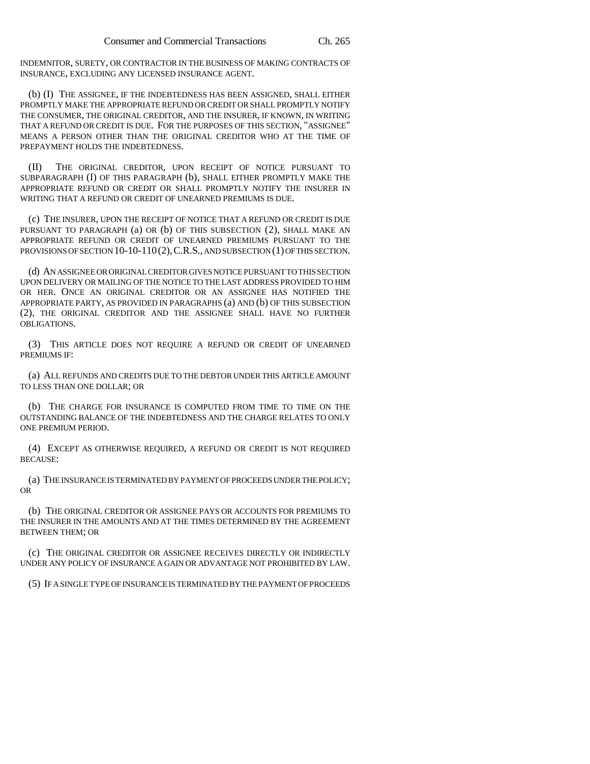INDEMNITOR, SURETY, OR CONTRACTOR IN THE BUSINESS OF MAKING CONTRACTS OF INSURANCE, EXCLUDING ANY LICENSED INSURANCE AGENT.

(b) (I) THE ASSIGNEE, IF THE INDEBTEDNESS HAS BEEN ASSIGNED, SHALL EITHER PROMPTLY MAKE THE APPROPRIATE REFUND OR CREDIT OR SHALL PROMPTLY NOTIFY THE CONSUMER, THE ORIGINAL CREDITOR, AND THE INSURER, IF KNOWN, IN WRITING THAT A REFUND OR CREDIT IS DUE. FOR THE PURPOSES OF THIS SECTION, "ASSIGNEE" MEANS A PERSON OTHER THAN THE ORIGINAL CREDITOR WHO AT THE TIME OF PREPAYMENT HOLDS THE INDEBTEDNESS.

(II) THE ORIGINAL CREDITOR, UPON RECEIPT OF NOTICE PURSUANT TO SUBPARAGRAPH (I) OF THIS PARAGRAPH (b), SHALL EITHER PROMPTLY MAKE THE APPROPRIATE REFUND OR CREDIT OR SHALL PROMPTLY NOTIFY THE INSURER IN WRITING THAT A REFUND OR CREDIT OF UNEARNED PREMIUMS IS DUE.

(c) THE INSURER, UPON THE RECEIPT OF NOTICE THAT A REFUND OR CREDIT IS DUE PURSUANT TO PARAGRAPH (a) OR (b) OF THIS SUBSECTION (2), SHALL MAKE AN APPROPRIATE REFUND OR CREDIT OF UNEARNED PREMIUMS PURSUANT TO THE PROVISIONS OF SECTION 10-10-110 (2), C.R.S., AND SUBSECTION (1) OF THIS SECTION.

(d) AN ASSIGNEE OR ORIGINAL CREDITOR GIVES NOTICE PURSUANT TO THIS SECTION UPON DELIVERY OR MAILING OF THE NOTICE TO THE LAST ADDRESS PROVIDED TO HIM OR HER. ONCE AN ORIGINAL CREDITOR OR AN ASSIGNEE HAS NOTIFIED THE APPROPRIATE PARTY, AS PROVIDED IN PARAGRAPHS (a) AND (b) OF THIS SUBSECTION (2), THE ORIGINAL CREDITOR AND THE ASSIGNEE SHALL HAVE NO FURTHER OBLIGATIONS.

(3) THIS ARTICLE DOES NOT REQUIRE A REFUND OR CREDIT OF UNEARNED PREMIUMS IF:

(a) ALL REFUNDS AND CREDITS DUE TO THE DEBTOR UNDER THIS ARTICLE AMOUNT TO LESS THAN ONE DOLLAR; OR

(b) THE CHARGE FOR INSURANCE IS COMPUTED FROM TIME TO TIME ON THE OUTSTANDING BALANCE OF THE INDEBTEDNESS AND THE CHARGE RELATES TO ONLY ONE PREMIUM PERIOD.

(4) EXCEPT AS OTHERWISE REQUIRED, A REFUND OR CREDIT IS NOT REQUIRED BECAUSE:

(a) THE INSURANCE IS TERMINATED BY PAYMENT OF PROCEEDS UNDER THE POLICY; OR

(b) THE ORIGINAL CREDITOR OR ASSIGNEE PAYS OR ACCOUNTS FOR PREMIUMS TO THE INSURER IN THE AMOUNTS AND AT THE TIMES DETERMINED BY THE AGREEMENT BETWEEN THEM; OR

(c) THE ORIGINAL CREDITOR OR ASSIGNEE RECEIVES DIRECTLY OR INDIRECTLY UNDER ANY POLICY OF INSURANCE A GAIN OR ADVANTAGE NOT PROHIBITED BY LAW.

(5) IF A SINGLE TYPE OF INSURANCE IS TERMINATED BY THE PAYMENT OF PROCEEDS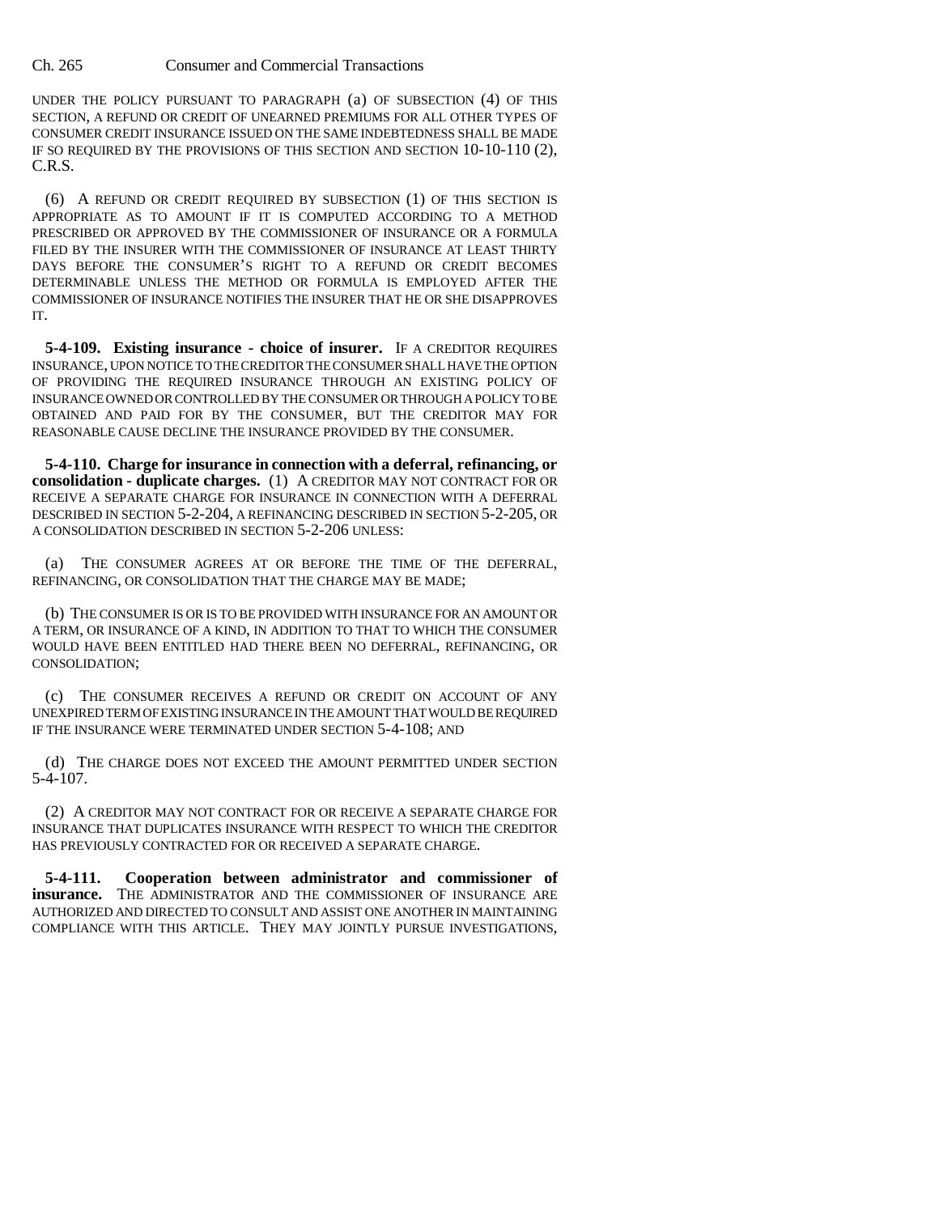UNDER THE POLICY PURSUANT TO PARAGRAPH (a) OF SUBSECTION (4) OF THIS SECTION, A REFUND OR CREDIT OF UNEARNED PREMIUMS FOR ALL OTHER TYPES OF CONSUMER CREDIT INSURANCE ISSUED ON THE SAME INDEBTEDNESS SHALL BE MADE IF SO REQUIRED BY THE PROVISIONS OF THIS SECTION AND SECTION 10-10-110 (2), C.R.S.

(6) A REFUND OR CREDIT REQUIRED BY SUBSECTION (1) OF THIS SECTION IS APPROPRIATE AS TO AMOUNT IF IT IS COMPUTED ACCORDING TO A METHOD PRESCRIBED OR APPROVED BY THE COMMISSIONER OF INSURANCE OR A FORMULA FILED BY THE INSURER WITH THE COMMISSIONER OF INSURANCE AT LEAST THIRTY DAYS BEFORE THE CONSUMER'S RIGHT TO A REFUND OR CREDIT BECOMES DETERMINABLE UNLESS THE METHOD OR FORMULA IS EMPLOYED AFTER THE COMMISSIONER OF INSURANCE NOTIFIES THE INSURER THAT HE OR SHE DISAPPROVES IT.

**5-4-109. Existing insurance - choice of insurer.** IF A CREDITOR REQUIRES INSURANCE, UPON NOTICE TO THE CREDITOR THE CONSUMER SHALL HAVE THE OPTION OF PROVIDING THE REQUIRED INSURANCE THROUGH AN EXISTING POLICY OF INSURANCE OWNED OR CONTROLLED BY THE CONSUMER OR THROUGH A POLICY TO BE OBTAINED AND PAID FOR BY THE CONSUMER, BUT THE CREDITOR MAY FOR REASONABLE CAUSE DECLINE THE INSURANCE PROVIDED BY THE CONSUMER.

**5-4-110. Charge for insurance in connection with a deferral, refinancing, or consolidation - duplicate charges.** (1) A CREDITOR MAY NOT CONTRACT FOR OR RECEIVE A SEPARATE CHARGE FOR INSURANCE IN CONNECTION WITH A DEFERRAL DESCRIBED IN SECTION 5-2-204, A REFINANCING DESCRIBED IN SECTION 5-2-205, OR A CONSOLIDATION DESCRIBED IN SECTION 5-2-206 UNLESS:

(a) THE CONSUMER AGREES AT OR BEFORE THE TIME OF THE DEFERRAL, REFINANCING, OR CONSOLIDATION THAT THE CHARGE MAY BE MADE;

(b) THE CONSUMER IS OR IS TO BE PROVIDED WITH INSURANCE FOR AN AMOUNT OR A TERM, OR INSURANCE OF A KIND, IN ADDITION TO THAT TO WHICH THE CONSUMER WOULD HAVE BEEN ENTITLED HAD THERE BEEN NO DEFERRAL, REFINANCING, OR CONSOLIDATION;

(c) THE CONSUMER RECEIVES A REFUND OR CREDIT ON ACCOUNT OF ANY UNEXPIRED TERM OF EXISTING INSURANCE IN THE AMOUNT THAT WOULD BE REQUIRED IF THE INSURANCE WERE TERMINATED UNDER SECTION 5-4-108; AND

(d) THE CHARGE DOES NOT EXCEED THE AMOUNT PERMITTED UNDER SECTION 5-4-107.

(2) A CREDITOR MAY NOT CONTRACT FOR OR RECEIVE A SEPARATE CHARGE FOR INSURANCE THAT DUPLICATES INSURANCE WITH RESPECT TO WHICH THE CREDITOR HAS PREVIOUSLY CONTRACTED FOR OR RECEIVED A SEPARATE CHARGE.

**5-4-111. Cooperation between administrator and commissioner of insurance.** THE ADMINISTRATOR AND THE COMMISSIONER OF INSURANCE ARE AUTHORIZED AND DIRECTED TO CONSULT AND ASSIST ONE ANOTHER IN MAINTAINING COMPLIANCE WITH THIS ARTICLE. THEY MAY JOINTLY PURSUE INVESTIGATIONS,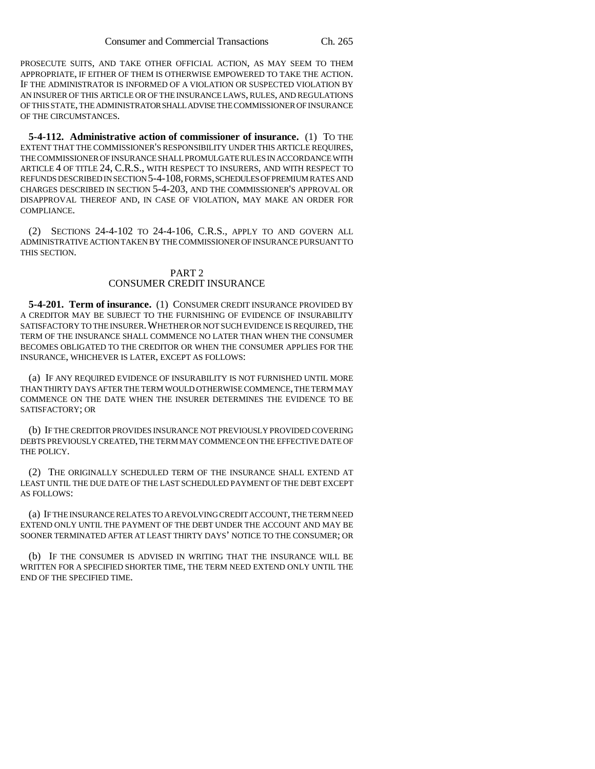PROSECUTE SUITS, AND TAKE OTHER OFFICIAL ACTION, AS MAY SEEM TO THEM APPROPRIATE, IF EITHER OF THEM IS OTHERWISE EMPOWERED TO TAKE THE ACTION. IF THE ADMINISTRATOR IS INFORMED OF A VIOLATION OR SUSPECTED VIOLATION BY AN INSURER OF THIS ARTICLE OR OF THE INSURANCE LAWS, RULES, AND REGULATIONS OF THIS STATE, THE ADMINISTRATOR SHALL ADVISE THE COMMISSIONER OF INSURANCE OF THE CIRCUMSTANCES.

**5-4-112. Administrative action of commissioner of insurance.** (1) TO THE EXTENT THAT THE COMMISSIONER'S RESPONSIBILITY UNDER THIS ARTICLE REQUIRES, THE COMMISSIONER OF INSURANCE SHALL PROMULGATE RULES IN ACCORDANCE WITH ARTICLE 4 OF TITLE 24, C.R.S., WITH RESPECT TO INSURERS, AND WITH RESPECT TO REFUNDS DESCRIBED IN SECTION 5-4-108, FORMS, SCHEDULES OF PREMIUM RATES AND CHARGES DESCRIBED IN SECTION 5-4-203, AND THE COMMISSIONER'S APPROVAL OR DISAPPROVAL THEREOF AND, IN CASE OF VIOLATION, MAY MAKE AN ORDER FOR COMPLIANCE.

(2) SECTIONS 24-4-102 TO 24-4-106, C.R.S., APPLY TO AND GOVERN ALL ADMINISTRATIVE ACTION TAKEN BY THE COMMISSIONER OF INSURANCE PURSUANT TO THIS SECTION.

## PART 2
## CONSUMER CREDIT INSURANCE

**5-4-201. Term of insurance.** (1) CONSUMER CREDIT INSURANCE PROVIDED BY A CREDITOR MAY BE SUBJECT TO THE FURNISHING OF EVIDENCE OF INSURABILITY SATISFACTORY TO THE INSURER. WHETHER OR NOT SUCH EVIDENCE IS REQUIRED, THE TERM OF THE INSURANCE SHALL COMMENCE NO LATER THAN WHEN THE CONSUMER BECOMES OBLIGATED TO THE CREDITOR OR WHEN THE CONSUMER APPLIES FOR THE INSURANCE, WHICHEVER IS LATER, EXCEPT AS FOLLOWS:

(a) IF ANY REQUIRED EVIDENCE OF INSURABILITY IS NOT FURNISHED UNTIL MORE THAN THIRTY DAYS AFTER THE TERM WOULD OTHERWISE COMMENCE, THE TERM MAY COMMENCE ON THE DATE WHEN THE INSURER DETERMINES THE EVIDENCE TO BE SATISFACTORY; OR

(b) IF THE CREDITOR PROVIDES INSURANCE NOT PREVIOUSLY PROVIDED COVERING DEBTS PREVIOUSLY CREATED, THE TERM MAY COMMENCE ON THE EFFECTIVE DATE OF THE POLICY.

(2) THE ORIGINALLY SCHEDULED TERM OF THE INSURANCE SHALL EXTEND AT LEAST UNTIL THE DUE DATE OF THE LAST SCHEDULED PAYMENT OF THE DEBT EXCEPT AS FOLLOWS:

(a) IF THE INSURANCE RELATES TO A REVOLVING CREDIT ACCOUNT, THE TERM NEED EXTEND ONLY UNTIL THE PAYMENT OF THE DEBT UNDER THE ACCOUNT AND MAY BE SOONER TERMINATED AFTER AT LEAST THIRTY DAYS' NOTICE TO THE CONSUMER; OR

(b) IF THE CONSUMER IS ADVISED IN WRITING THAT THE INSURANCE WILL BE WRITTEN FOR A SPECIFIED SHORTER TIME, THE TERM NEED EXTEND ONLY UNTIL THE END OF THE SPECIFIED TIME.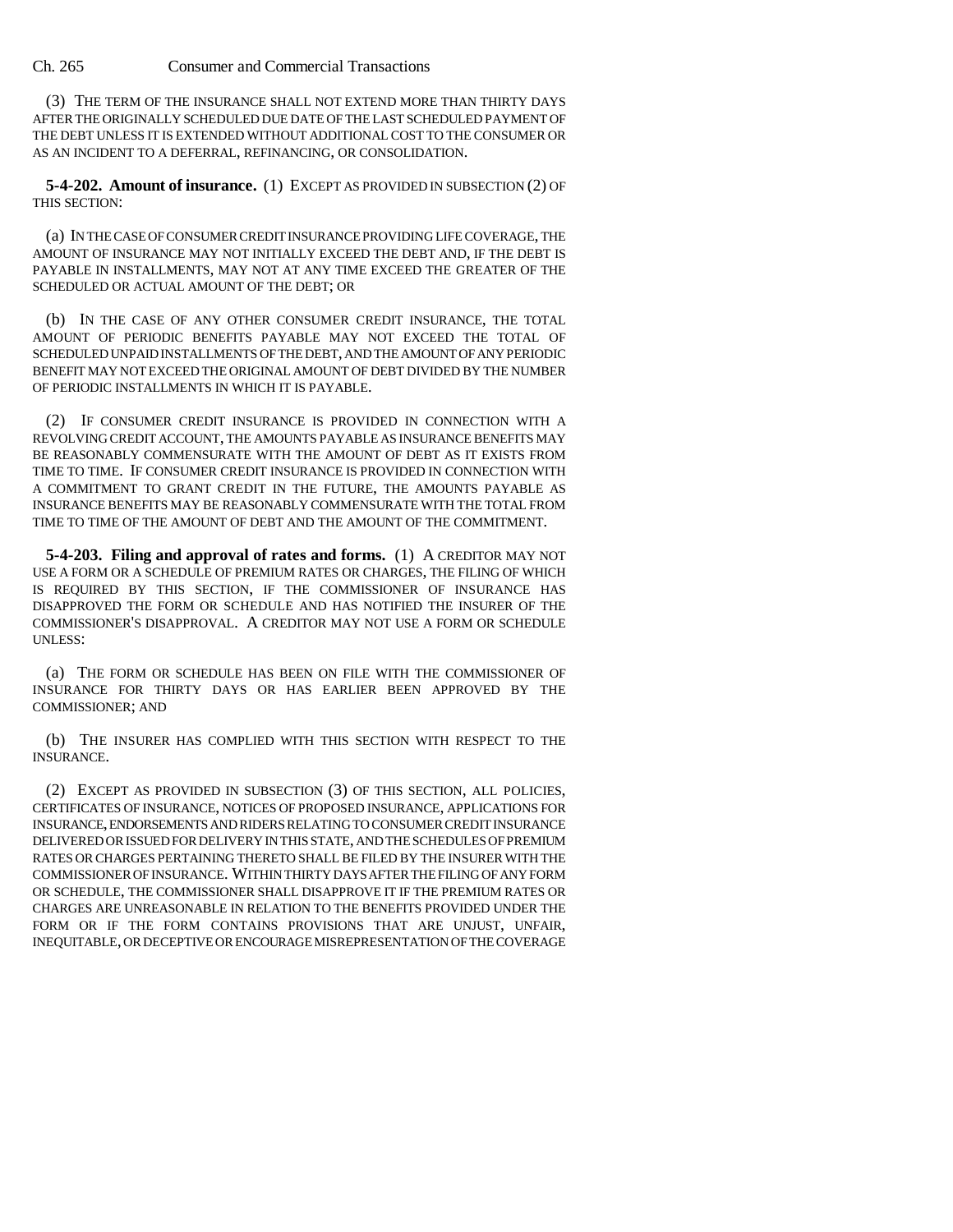(3) THE TERM OF THE INSURANCE SHALL NOT EXTEND MORE THAN THIRTY DAYS AFTER THE ORIGINALLY SCHEDULED DUE DATE OF THE LAST SCHEDULED PAYMENT OF THE DEBT UNLESS IT IS EXTENDED WITHOUT ADDITIONAL COST TO THE CONSUMER OR AS AN INCIDENT TO A DEFERRAL, REFINANCING, OR CONSOLIDATION.

**5-4-202. Amount of insurance.** (1) EXCEPT AS PROVIDED IN SUBSECTION (2) OF THIS SECTION:

(a) IN THE CASE OF CONSUMER CREDIT INSURANCE PROVIDING LIFE COVERAGE, THE AMOUNT OF INSURANCE MAY NOT INITIALLY EXCEED THE DEBT AND, IF THE DEBT IS PAYABLE IN INSTALLMENTS, MAY NOT AT ANY TIME EXCEED THE GREATER OF THE SCHEDULED OR ACTUAL AMOUNT OF THE DEBT; OR

(b) IN THE CASE OF ANY OTHER CONSUMER CREDIT INSURANCE, THE TOTAL AMOUNT OF PERIODIC BENEFITS PAYABLE MAY NOT EXCEED THE TOTAL OF SCHEDULED UNPAID INSTALLMENTS OF THE DEBT, AND THE AMOUNT OF ANY PERIODIC BENEFIT MAY NOT EXCEED THE ORIGINAL AMOUNT OF DEBT DIVIDED BY THE NUMBER OF PERIODIC INSTALLMENTS IN WHICH IT IS PAYABLE.

(2) IF CONSUMER CREDIT INSURANCE IS PROVIDED IN CONNECTION WITH A REVOLVING CREDIT ACCOUNT, THE AMOUNTS PAYABLE AS INSURANCE BENEFITS MAY BE REASONABLY COMMENSURATE WITH THE AMOUNT OF DEBT AS IT EXISTS FROM TIME TO TIME. IF CONSUMER CREDIT INSURANCE IS PROVIDED IN CONNECTION WITH A COMMITMENT TO GRANT CREDIT IN THE FUTURE, THE AMOUNTS PAYABLE AS INSURANCE BENEFITS MAY BE REASONABLY COMMENSURATE WITH THE TOTAL FROM TIME TO TIME OF THE AMOUNT OF DEBT AND THE AMOUNT OF THE COMMITMENT.

**5-4-203. Filing and approval of rates and forms.** (1) A CREDITOR MAY NOT USE A FORM OR A SCHEDULE OF PREMIUM RATES OR CHARGES, THE FILING OF WHICH IS REQUIRED BY THIS SECTION, IF THE COMMISSIONER OF INSURANCE HAS DISAPPROVED THE FORM OR SCHEDULE AND HAS NOTIFIED THE INSURER OF THE COMMISSIONER'S DISAPPROVAL. A CREDITOR MAY NOT USE A FORM OR SCHEDULE UNLESS:

(a) THE FORM OR SCHEDULE HAS BEEN ON FILE WITH THE COMMISSIONER OF INSURANCE FOR THIRTY DAYS OR HAS EARLIER BEEN APPROVED BY THE COMMISSIONER; AND

(b) THE INSURER HAS COMPLIED WITH THIS SECTION WITH RESPECT TO THE INSURANCE.

(2) EXCEPT AS PROVIDED IN SUBSECTION (3) OF THIS SECTION, ALL POLICIES, CERTIFICATES OF INSURANCE, NOTICES OF PROPOSED INSURANCE, APPLICATIONS FOR INSURANCE, ENDORSEMENTS AND RIDERS RELATING TO CONSUMER CREDIT INSURANCE DELIVERED OR ISSUED FOR DELIVERY IN THIS STATE, AND THE SCHEDULES OF PREMIUM RATES OR CHARGES PERTAINING THERETO SHALL BE FILED BY THE INSURER WITH THE COMMISSIONER OF INSURANCE. WITHIN THIRTY DAYS AFTER THE FILING OF ANY FORM OR SCHEDULE, THE COMMISSIONER SHALL DISAPPROVE IT IF THE PREMIUM RATES OR CHARGES ARE UNREASONABLE IN RELATION TO THE BENEFITS PROVIDED UNDER THE FORM OR IF THE FORM CONTAINS PROVISIONS THAT ARE UNJUST, UNFAIR, INEQUITABLE, OR DECEPTIVE OR ENCOURAGE MISREPRESENTATION OF THE COVERAGE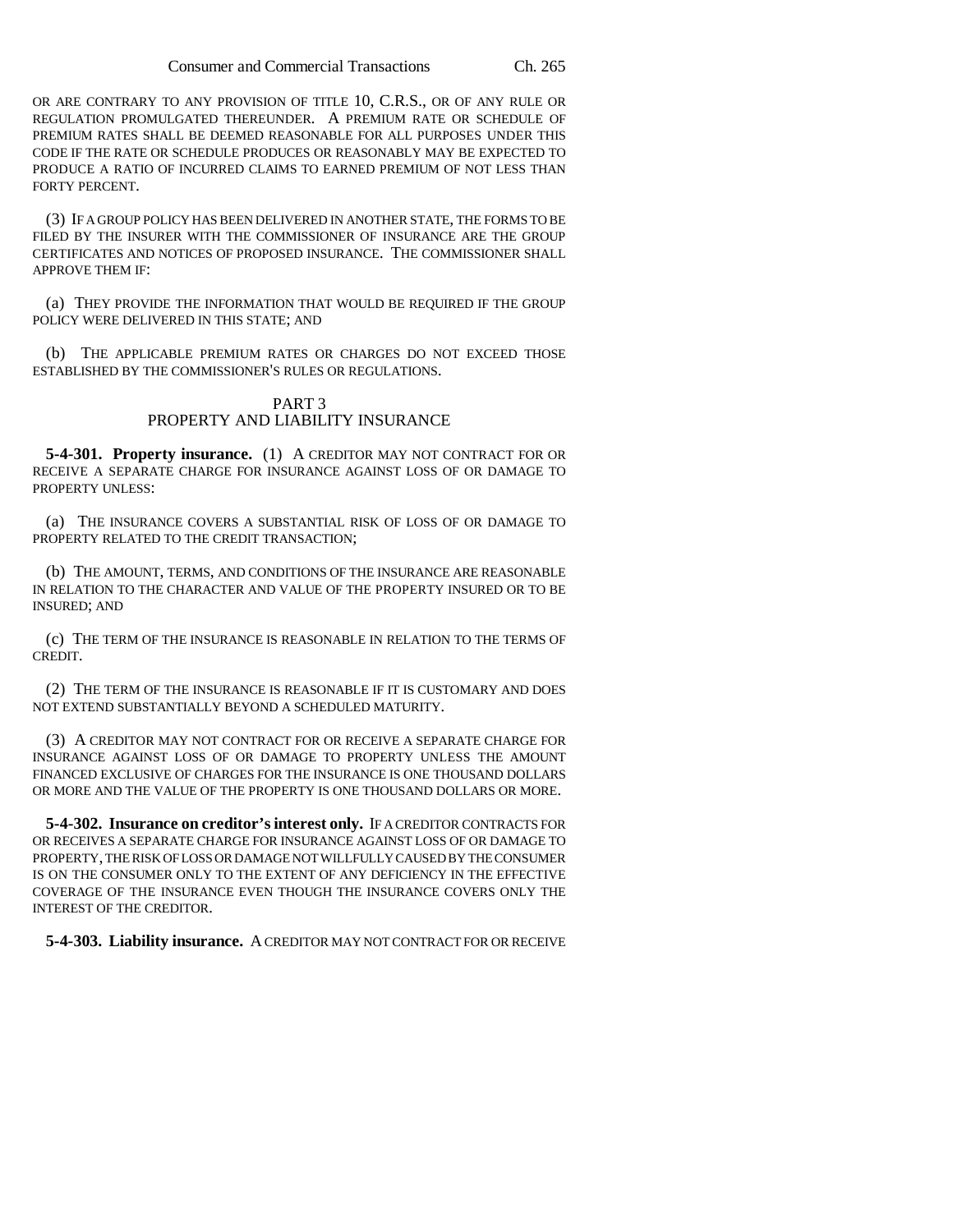OR ARE CONTRARY TO ANY PROVISION OF TITLE 10, C.R.S., OR OF ANY RULE OR REGULATION PROMULGATED THEREUNDER. A PREMIUM RATE OR SCHEDULE OF PREMIUM RATES SHALL BE DEEMED REASONABLE FOR ALL PURPOSES UNDER THIS CODE IF THE RATE OR SCHEDULE PRODUCES OR REASONABLY MAY BE EXPECTED TO PRODUCE A RATIO OF INCURRED CLAIMS TO EARNED PREMIUM OF NOT LESS THAN FORTY PERCENT.

(3) IF A GROUP POLICY HAS BEEN DELIVERED IN ANOTHER STATE, THE FORMS TO BE FILED BY THE INSURER WITH THE COMMISSIONER OF INSURANCE ARE THE GROUP CERTIFICATES AND NOTICES OF PROPOSED INSURANCE. THE COMMISSIONER SHALL APPROVE THEM IF:

(a) THEY PROVIDE THE INFORMATION THAT WOULD BE REQUIRED IF THE GROUP POLICY WERE DELIVERED IN THIS STATE; AND

(b) THE APPLICABLE PREMIUM RATES OR CHARGES DO NOT EXCEED THOSE ESTABLISHED BY THE COMMISSIONER'S RULES OR REGULATIONS.

## PART 3
## PROPERTY AND LIABILITY INSURANCE

**5-4-301. Property insurance.** (1) A CREDITOR MAY NOT CONTRACT FOR OR RECEIVE A SEPARATE CHARGE FOR INSURANCE AGAINST LOSS OF OR DAMAGE TO PROPERTY UNLESS:

(a) THE INSURANCE COVERS A SUBSTANTIAL RISK OF LOSS OF OR DAMAGE TO PROPERTY RELATED TO THE CREDIT TRANSACTION;

(b) THE AMOUNT, TERMS, AND CONDITIONS OF THE INSURANCE ARE REASONABLE IN RELATION TO THE CHARACTER AND VALUE OF THE PROPERTY INSURED OR TO BE INSURED; AND

(c) THE TERM OF THE INSURANCE IS REASONABLE IN RELATION TO THE TERMS OF CREDIT.

(2) THE TERM OF THE INSURANCE IS REASONABLE IF IT IS CUSTOMARY AND DOES NOT EXTEND SUBSTANTIALLY BEYOND A SCHEDULED MATURITY.

(3) A CREDITOR MAY NOT CONTRACT FOR OR RECEIVE A SEPARATE CHARGE FOR INSURANCE AGAINST LOSS OF OR DAMAGE TO PROPERTY UNLESS THE AMOUNT FINANCED EXCLUSIVE OF CHARGES FOR THE INSURANCE IS ONE THOUSAND DOLLARS OR MORE AND THE VALUE OF THE PROPERTY IS ONE THOUSAND DOLLARS OR MORE.

**5-4-302. Insurance on creditor's interest only.** IF A CREDITOR CONTRACTS FOR OR RECEIVES A SEPARATE CHARGE FOR INSURANCE AGAINST LOSS OF OR DAMAGE TO PROPERTY, THE RISK OF LOSS OR DAMAGE NOT WILLFULLY CAUSED BY THE CONSUMER IS ON THE CONSUMER ONLY TO THE EXTENT OF ANY DEFICIENCY IN THE EFFECTIVE COVERAGE OF THE INSURANCE EVEN THOUGH THE INSURANCE COVERS ONLY THE INTEREST OF THE CREDITOR.

**5-4-303. Liability insurance.** A CREDITOR MAY NOT CONTRACT FOR OR RECEIVE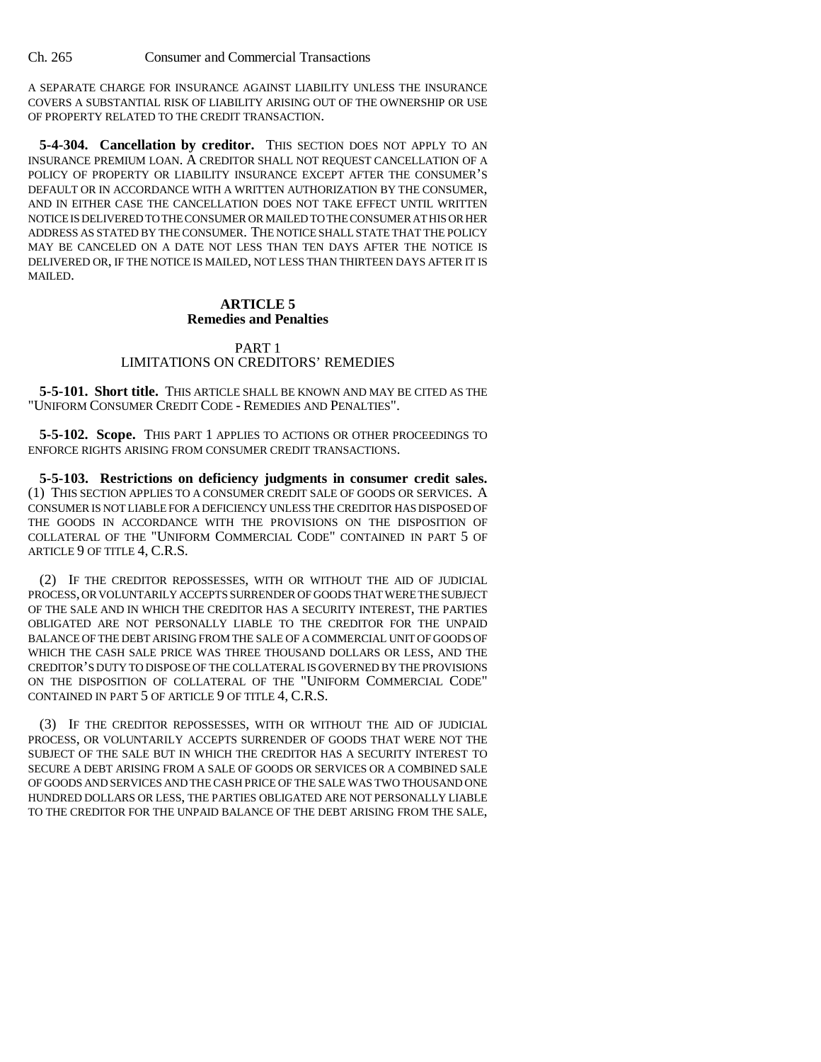A SEPARATE CHARGE FOR INSURANCE AGAINST LIABILITY UNLESS THE INSURANCE COVERS A SUBSTANTIAL RISK OF LIABILITY ARISING OUT OF THE OWNERSHIP OR USE OF PROPERTY RELATED TO THE CREDIT TRANSACTION.

**5-4-304. Cancellation by creditor.** THIS SECTION DOES NOT APPLY TO AN INSURANCE PREMIUM LOAN. A CREDITOR SHALL NOT REQUEST CANCELLATION OF A POLICY OF PROPERTY OR LIABILITY INSURANCE EXCEPT AFTER THE CONSUMER'S DEFAULT OR IN ACCORDANCE WITH A WRITTEN AUTHORIZATION BY THE CONSUMER, AND IN EITHER CASE THE CANCELLATION DOES NOT TAKE EFFECT UNTIL WRITTEN NOTICE IS DELIVERED TO THE CONSUMER OR MAILED TO THE CONSUMER AT HIS OR HER ADDRESS AS STATED BY THE CONSUMER. THE NOTICE SHALL STATE THAT THE POLICY MAY BE CANCELED ON A DATE NOT LESS THAN TEN DAYS AFTER THE NOTICE IS DELIVERED OR, IF THE NOTICE IS MAILED, NOT LESS THAN THIRTEEN DAYS AFTER IT IS MAILED.

## ARTICLE 5
## Remedies and Penalties

### PART 1
### LIMITATIONS ON CREDITORS' REMEDIES

**5-5-101. Short title.** THIS ARTICLE SHALL BE KNOWN AND MAY BE CITED AS THE "UNIFORM CONSUMER CREDIT CODE - REMEDIES AND PENALTIES".

**5-5-102. Scope.** THIS PART 1 APPLIES TO ACTIONS OR OTHER PROCEEDINGS TO ENFORCE RIGHTS ARISING FROM CONSUMER CREDIT TRANSACTIONS.

**5-5-103. Restrictions on deficiency judgments in consumer credit sales.** (1) THIS SECTION APPLIES TO A CONSUMER CREDIT SALE OF GOODS OR SERVICES. A CONSUMER IS NOT LIABLE FOR A DEFICIENCY UNLESS THE CREDITOR HAS DISPOSED OF THE GOODS IN ACCORDANCE WITH THE PROVISIONS ON THE DISPOSITION OF COLLATERAL OF THE "UNIFORM COMMERCIAL CODE" CONTAINED IN PART 5 OF ARTICLE 9 OF TITLE 4, C.R.S.

(2) IF THE CREDITOR REPOSSESSES, WITH OR WITHOUT THE AID OF JUDICIAL PROCESS, OR VOLUNTARILY ACCEPTS SURRENDER OF GOODS THAT WERE THE SUBJECT OF THE SALE AND IN WHICH THE CREDITOR HAS A SECURITY INTEREST, THE PARTIES OBLIGATED ARE NOT PERSONALLY LIABLE TO THE CREDITOR FOR THE UNPAID BALANCE OF THE DEBT ARISING FROM THE SALE OF A COMMERCIAL UNIT OF GOODS OF WHICH THE CASH SALE PRICE WAS THREE THOUSAND DOLLARS OR LESS, AND THE CREDITOR'S DUTY TO DISPOSE OF THE COLLATERAL IS GOVERNED BY THE PROVISIONS ON THE DISPOSITION OF COLLATERAL OF THE "UNIFORM COMMERCIAL CODE" CONTAINED IN PART 5 OF ARTICLE 9 OF TITLE 4, C.R.S.

(3) IF THE CREDITOR REPOSSESSES, WITH OR WITHOUT THE AID OF JUDICIAL PROCESS, OR VOLUNTARILY ACCEPTS SURRENDER OF GOODS THAT WERE NOT THE SUBJECT OF THE SALE BUT IN WHICH THE CREDITOR HAS A SECURITY INTEREST TO SECURE A DEBT ARISING FROM A SALE OF GOODS OR SERVICES OR A COMBINED SALE OF GOODS AND SERVICES AND THE CASH PRICE OF THE SALE WAS TWO THOUSAND ONE HUNDRED DOLLARS OR LESS, THE PARTIES OBLIGATED ARE NOT PERSONALLY LIABLE TO THE CREDITOR FOR THE UNPAID BALANCE OF THE DEBT ARISING FROM THE SALE,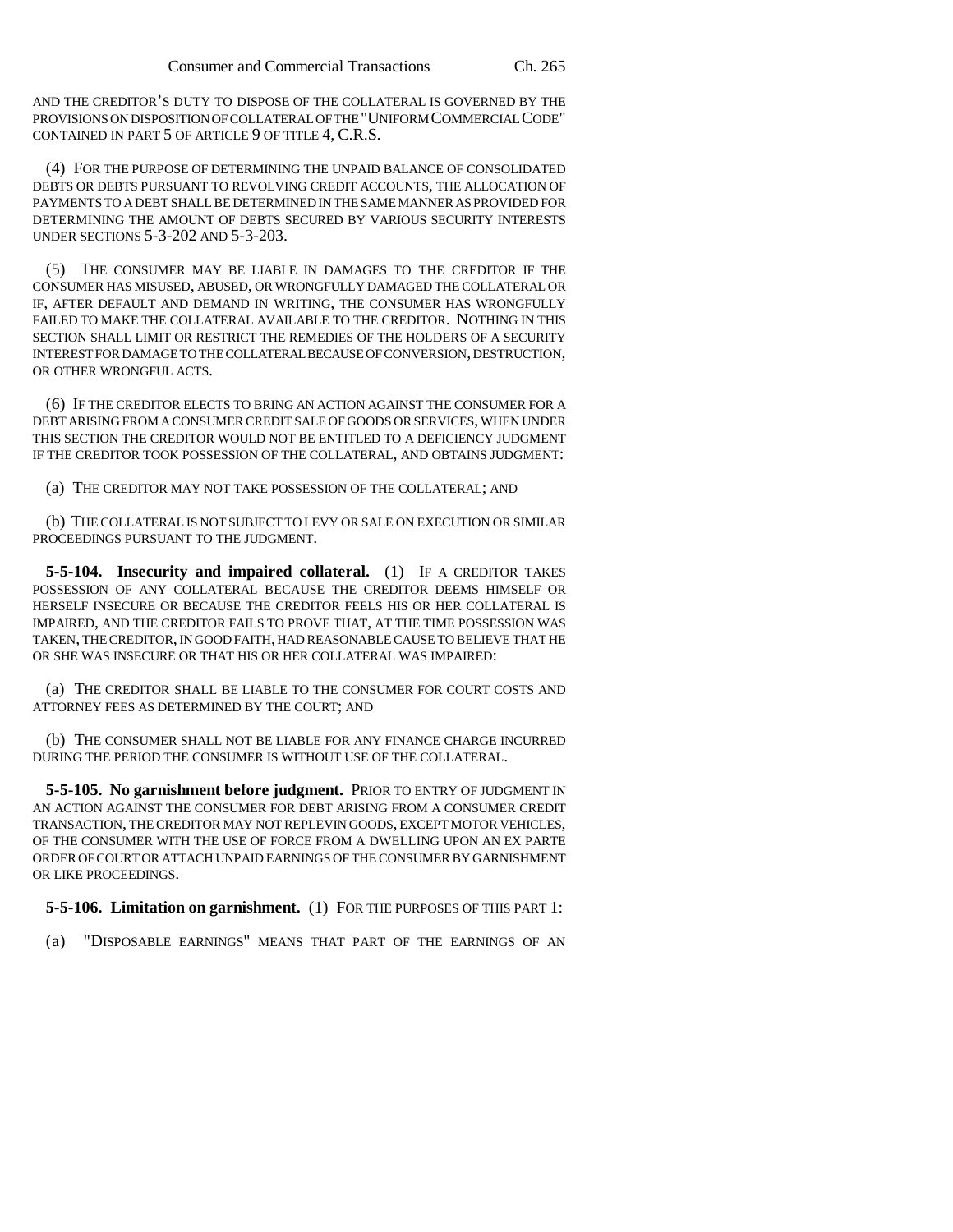AND THE CREDITOR'S DUTY TO DISPOSE OF THE COLLATERAL IS GOVERNED BY THE PROVISIONS ON DISPOSITION OF COLLATERAL OF THE "UNIFORM COMMERCIAL CODE" CONTAINED IN PART 5 OF ARTICLE 9 OF TITLE 4, C.R.S.

(4) FOR THE PURPOSE OF DETERMINING THE UNPAID BALANCE OF CONSOLIDATED DEBTS OR DEBTS PURSUANT TO REVOLVING CREDIT ACCOUNTS, THE ALLOCATION OF PAYMENTS TO A DEBT SHALL BE DETERMINED IN THE SAME MANNER AS PROVIDED FOR DETERMINING THE AMOUNT OF DEBTS SECURED BY VARIOUS SECURITY INTERESTS UNDER SECTIONS 5-3-202 AND 5-3-203.

(5) THE CONSUMER MAY BE LIABLE IN DAMAGES TO THE CREDITOR IF THE CONSUMER HAS MISUSED, ABUSED, OR WRONGFULLY DAMAGED THE COLLATERAL OR IF, AFTER DEFAULT AND DEMAND IN WRITING, THE CONSUMER HAS WRONGFULLY FAILED TO MAKE THE COLLATERAL AVAILABLE TO THE CREDITOR. NOTHING IN THIS SECTION SHALL LIMIT OR RESTRICT THE REMEDIES OF THE HOLDERS OF A SECURITY INTEREST FOR DAMAGE TO THE COLLATERAL BECAUSE OF CONVERSION, DESTRUCTION, OR OTHER WRONGFUL ACTS.

(6) IF THE CREDITOR ELECTS TO BRING AN ACTION AGAINST THE CONSUMER FOR A DEBT ARISING FROM A CONSUMER CREDIT SALE OF GOODS OR SERVICES, WHEN UNDER THIS SECTION THE CREDITOR WOULD NOT BE ENTITLED TO A DEFICIENCY JUDGMENT IF THE CREDITOR TOOK POSSESSION OF THE COLLATERAL, AND OBTAINS JUDGMENT:

(a) THE CREDITOR MAY NOT TAKE POSSESSION OF THE COLLATERAL; AND

(b) THE COLLATERAL IS NOT SUBJECT TO LEVY OR SALE ON EXECUTION OR SIMILAR PROCEEDINGS PURSUANT TO THE JUDGMENT.

**5-5-104. Insecurity and impaired collateral.** (1) IF A CREDITOR TAKES POSSESSION OF ANY COLLATERAL BECAUSE THE CREDITOR DEEMS HIMSELF OR HERSELF INSECURE OR BECAUSE THE CREDITOR FEELS HIS OR HER COLLATERAL IS IMPAIRED, AND THE CREDITOR FAILS TO PROVE THAT, AT THE TIME POSSESSION WAS TAKEN, THE CREDITOR, IN GOOD FAITH, HAD REASONABLE CAUSE TO BELIEVE THAT HE OR SHE WAS INSECURE OR THAT HIS OR HER COLLATERAL WAS IMPAIRED:

(a) THE CREDITOR SHALL BE LIABLE TO THE CONSUMER FOR COURT COSTS AND ATTORNEY FEES AS DETERMINED BY THE COURT; AND

(b) THE CONSUMER SHALL NOT BE LIABLE FOR ANY FINANCE CHARGE INCURRED DURING THE PERIOD THE CONSUMER IS WITHOUT USE OF THE COLLATERAL.

**5-5-105. No garnishment before judgment.** PRIOR TO ENTRY OF JUDGMENT IN AN ACTION AGAINST THE CONSUMER FOR DEBT ARISING FROM A CONSUMER CREDIT TRANSACTION, THE CREDITOR MAY NOT REPLEVIN GOODS, EXCEPT MOTOR VEHICLES, OF THE CONSUMER WITH THE USE OF FORCE FROM A DWELLING UPON AN EX PARTE ORDER OF COURT OR ATTACH UNPAID EARNINGS OF THE CONSUMER BY GARNISHMENT OR LIKE PROCEEDINGS.

**5-5-106. Limitation on garnishment.** (1) FOR THE PURPOSES OF THIS PART 1:

(a) "DISPOSABLE EARNINGS" MEANS THAT PART OF THE EARNINGS OF AN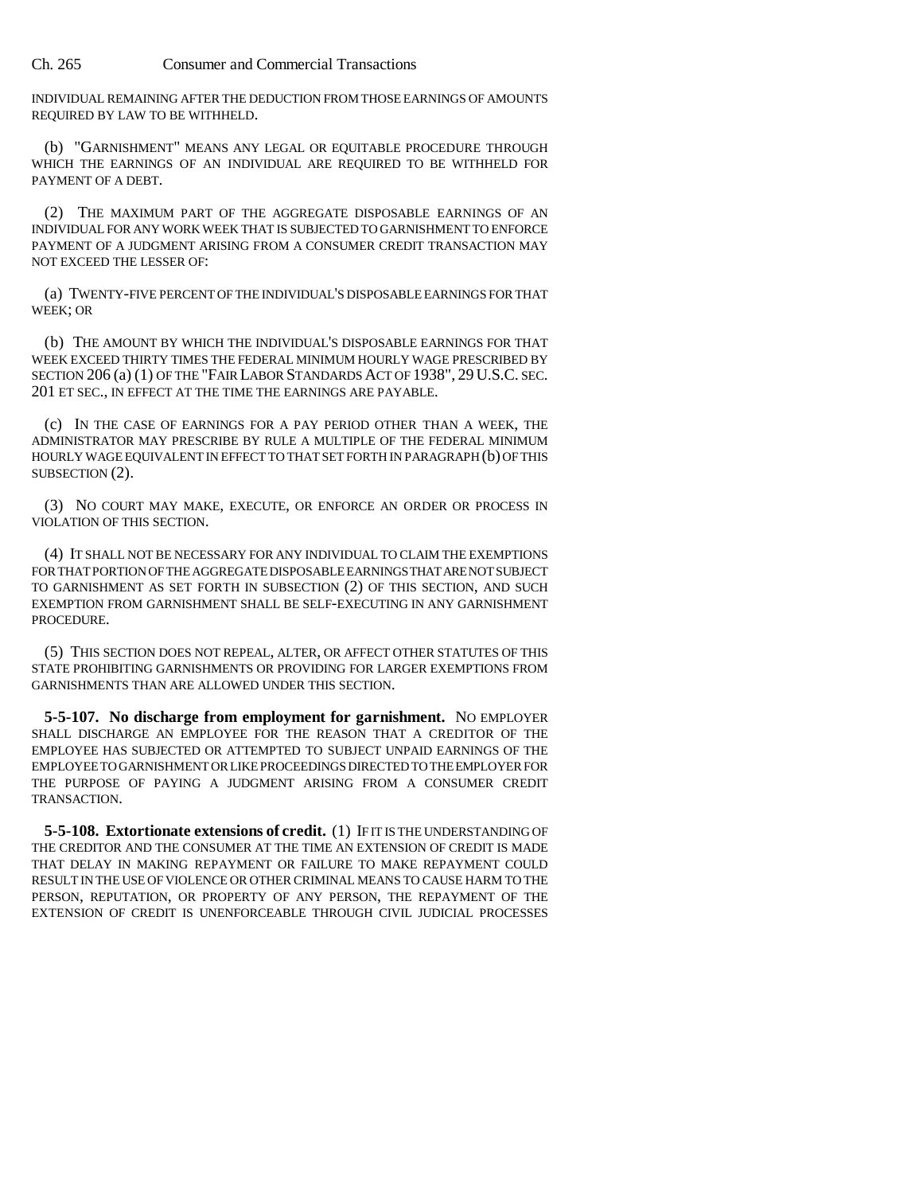INDIVIDUAL REMAINING AFTER THE DEDUCTION FROM THOSE EARNINGS OF AMOUNTS REQUIRED BY LAW TO BE WITHHELD.

(b) "GARNISHMENT" MEANS ANY LEGAL OR EQUITABLE PROCEDURE THROUGH WHICH THE EARNINGS OF AN INDIVIDUAL ARE REQUIRED TO BE WITHHELD FOR PAYMENT OF A DEBT.

(2) THE MAXIMUM PART OF THE AGGREGATE DISPOSABLE EARNINGS OF AN INDIVIDUAL FOR ANY WORK WEEK THAT IS SUBJECTED TO GARNISHMENT TO ENFORCE PAYMENT OF A JUDGMENT ARISING FROM A CONSUMER CREDIT TRANSACTION MAY NOT EXCEED THE LESSER OF:

(a) TWENTY-FIVE PERCENT OF THE INDIVIDUAL'S DISPOSABLE EARNINGS FOR THAT WEEK; OR

(b) THE AMOUNT BY WHICH THE INDIVIDUAL'S DISPOSABLE EARNINGS FOR THAT WEEK EXCEED THIRTY TIMES THE FEDERAL MINIMUM HOURLY WAGE PRESCRIBED BY SECTION 206 (a) (1) OF THE "FAIR LABOR STANDARDS ACT OF 1938", 29 U.S.C. SEC. 201 ET SEC., IN EFFECT AT THE TIME THE EARNINGS ARE PAYABLE.

(c) IN THE CASE OF EARNINGS FOR A PAY PERIOD OTHER THAN A WEEK, THE ADMINISTRATOR MAY PRESCRIBE BY RULE A MULTIPLE OF THE FEDERAL MINIMUM HOURLY WAGE EQUIVALENT IN EFFECT TO THAT SET FORTH IN PARAGRAPH (b) OF THIS SUBSECTION (2).

(3) NO COURT MAY MAKE, EXECUTE, OR ENFORCE AN ORDER OR PROCESS IN VIOLATION OF THIS SECTION.

(4) IT SHALL NOT BE NECESSARY FOR ANY INDIVIDUAL TO CLAIM THE EXEMPTIONS FOR THAT PORTION OF THE AGGREGATE DISPOSABLE EARNINGS THAT ARE NOT SUBJECT TO GARNISHMENT AS SET FORTH IN SUBSECTION (2) OF THIS SECTION, AND SUCH EXEMPTION FROM GARNISHMENT SHALL BE SELF-EXECUTING IN ANY GARNISHMENT PROCEDURE.

(5) THIS SECTION DOES NOT REPEAL, ALTER, OR AFFECT OTHER STATUTES OF THIS STATE PROHIBITING GARNISHMENTS OR PROVIDING FOR LARGER EXEMPTIONS FROM GARNISHMENTS THAN ARE ALLOWED UNDER THIS SECTION.

**5-5-107. No discharge from employment for garnishment.** NO EMPLOYER SHALL DISCHARGE AN EMPLOYEE FOR THE REASON THAT A CREDITOR OF THE EMPLOYEE HAS SUBJECTED OR ATTEMPTED TO SUBJECT UNPAID EARNINGS OF THE EMPLOYEE TO GARNISHMENT OR LIKE PROCEEDINGS DIRECTED TO THE EMPLOYER FOR THE PURPOSE OF PAYING A JUDGMENT ARISING FROM A CONSUMER CREDIT TRANSACTION.

**5-5-108. Extortionate extensions of credit.** (1) IF IT IS THE UNDERSTANDING OF THE CREDITOR AND THE CONSUMER AT THE TIME AN EXTENSION OF CREDIT IS MADE THAT DELAY IN MAKING REPAYMENT OR FAILURE TO MAKE REPAYMENT COULD RESULT IN THE USE OF VIOLENCE OR OTHER CRIMINAL MEANS TO CAUSE HARM TO THE PERSON, REPUTATION, OR PROPERTY OF ANY PERSON, THE REPAYMENT OF THE EXTENSION OF CREDIT IS UNENFORCEABLE THROUGH CIVIL JUDICIAL PROCESSES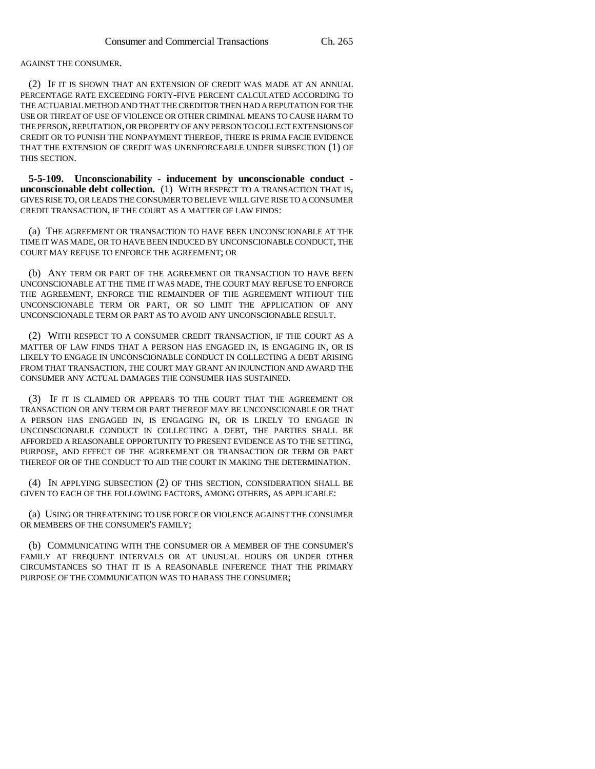AGAINST THE CONSUMER.

(2) IF IT IS SHOWN THAT AN EXTENSION OF CREDIT WAS MADE AT AN ANNUAL PERCENTAGE RATE EXCEEDING FORTY-FIVE PERCENT CALCULATED ACCORDING TO THE ACTUARIAL METHOD AND THAT THE CREDITOR THEN HAD A REPUTATION FOR THE USE OR THREAT OF USE OF VIOLENCE OR OTHER CRIMINAL MEANS TO CAUSE HARM TO THE PERSON, REPUTATION, OR PROPERTY OF ANY PERSON TO COLLECT EXTENSIONS OF CREDIT OR TO PUNISH THE NONPAYMENT THEREOF, THERE IS PRIMA FACIE EVIDENCE THAT THE EXTENSION OF CREDIT WAS UNENFORCEABLE UNDER SUBSECTION (1) OF THIS SECTION.

**5-5-109. Unconscionability - inducement by unconscionable conduct - unconscionable debt collection.** (1) WITH RESPECT TO A TRANSACTION THAT IS, GIVES RISE TO, OR LEADS THE CONSUMER TO BELIEVE WILL GIVE RISE TO A CONSUMER CREDIT TRANSACTION, IF THE COURT AS A MATTER OF LAW FINDS:

(a) THE AGREEMENT OR TRANSACTION TO HAVE BEEN UNCONSCIONABLE AT THE TIME IT WAS MADE, OR TO HAVE BEEN INDUCED BY UNCONSCIONABLE CONDUCT, THE COURT MAY REFUSE TO ENFORCE THE AGREEMENT; OR

(b) ANY TERM OR PART OF THE AGREEMENT OR TRANSACTION TO HAVE BEEN UNCONSCIONABLE AT THE TIME IT WAS MADE, THE COURT MAY REFUSE TO ENFORCE THE AGREEMENT, ENFORCE THE REMAINDER OF THE AGREEMENT WITHOUT THE UNCONSCIONABLE TERM OR PART, OR SO LIMIT THE APPLICATION OF ANY UNCONSCIONABLE TERM OR PART AS TO AVOID ANY UNCONSCIONABLE RESULT.

(2) WITH RESPECT TO A CONSUMER CREDIT TRANSACTION, IF THE COURT AS A MATTER OF LAW FINDS THAT A PERSON HAS ENGAGED IN, IS ENGAGING IN, OR IS LIKELY TO ENGAGE IN UNCONSCIONABLE CONDUCT IN COLLECTING A DEBT ARISING FROM THAT TRANSACTION, THE COURT MAY GRANT AN INJUNCTION AND AWARD THE CONSUMER ANY ACTUAL DAMAGES THE CONSUMER HAS SUSTAINED.

(3) IF IT IS CLAIMED OR APPEARS TO THE COURT THAT THE AGREEMENT OR TRANSACTION OR ANY TERM OR PART THEREOF MAY BE UNCONSCIONABLE OR THAT A PERSON HAS ENGAGED IN, IS ENGAGING IN, OR IS LIKELY TO ENGAGE IN UNCONSCIONABLE CONDUCT IN COLLECTING A DEBT, THE PARTIES SHALL BE AFFORDED A REASONABLE OPPORTUNITY TO PRESENT EVIDENCE AS TO THE SETTING, PURPOSE, AND EFFECT OF THE AGREEMENT OR TRANSACTION OR TERM OR PART THEREOF OR OF THE CONDUCT TO AID THE COURT IN MAKING THE DETERMINATION.

(4) IN APPLYING SUBSECTION (2) OF THIS SECTION, CONSIDERATION SHALL BE GIVEN TO EACH OF THE FOLLOWING FACTORS, AMONG OTHERS, AS APPLICABLE:

(a) USING OR THREATENING TO USE FORCE OR VIOLENCE AGAINST THE CONSUMER OR MEMBERS OF THE CONSUMER'S FAMILY;

(b) COMMUNICATING WITH THE CONSUMER OR A MEMBER OF THE CONSUMER'S FAMILY AT FREQUENT INTERVALS OR AT UNUSUAL HOURS OR UNDER OTHER CIRCUMSTANCES SO THAT IT IS A REASONABLE INFERENCE THAT THE PRIMARY PURPOSE OF THE COMMUNICATION WAS TO HARASS THE CONSUMER;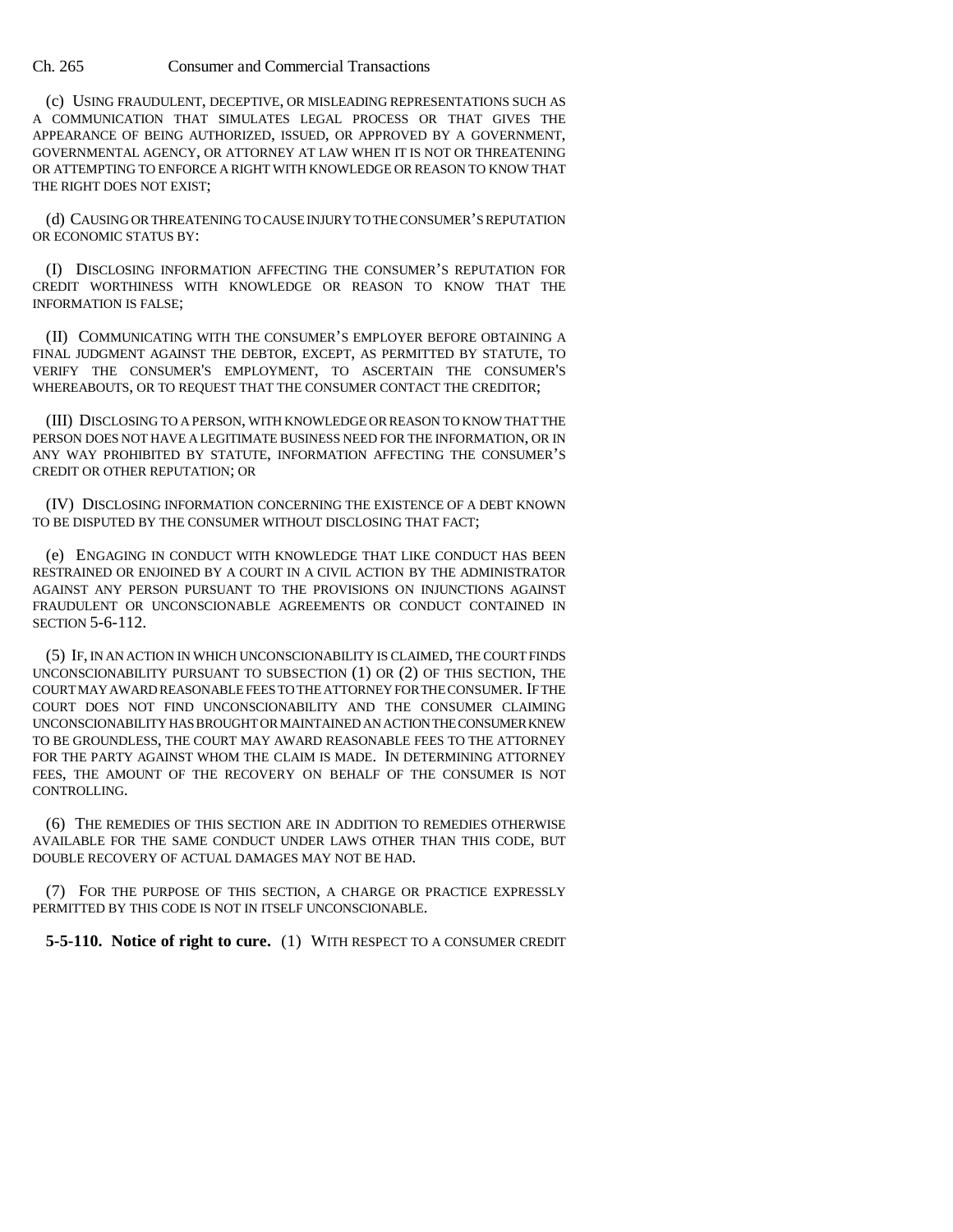(c) USING FRAUDULENT, DECEPTIVE, OR MISLEADING REPRESENTATIONS SUCH AS A COMMUNICATION THAT SIMULATES LEGAL PROCESS OR THAT GIVES THE APPEARANCE OF BEING AUTHORIZED, ISSUED, OR APPROVED BY A GOVERNMENT, GOVERNMENTAL AGENCY, OR ATTORNEY AT LAW WHEN IT IS NOT OR THREATENING OR ATTEMPTING TO ENFORCE A RIGHT WITH KNOWLEDGE OR REASON TO KNOW THAT THE RIGHT DOES NOT EXIST;

(d) CAUSING OR THREATENING TO CAUSE INJURY TO THE CONSUMER'S REPUTATION OR ECONOMIC STATUS BY:

(I) DISCLOSING INFORMATION AFFECTING THE CONSUMER'S REPUTATION FOR CREDIT WORTHINESS WITH KNOWLEDGE OR REASON TO KNOW THAT THE INFORMATION IS FALSE;

(II) COMMUNICATING WITH THE CONSUMER'S EMPLOYER BEFORE OBTAINING A FINAL JUDGMENT AGAINST THE DEBTOR, EXCEPT, AS PERMITTED BY STATUTE, TO VERIFY THE CONSUMER'S EMPLOYMENT, TO ASCERTAIN THE CONSUMER'S WHEREABOUTS, OR TO REQUEST THAT THE CONSUMER CONTACT THE CREDITOR;

(III) DISCLOSING TO A PERSON, WITH KNOWLEDGE OR REASON TO KNOW THAT THE PERSON DOES NOT HAVE A LEGITIMATE BUSINESS NEED FOR THE INFORMATION, OR IN ANY WAY PROHIBITED BY STATUTE, INFORMATION AFFECTING THE CONSUMER'S CREDIT OR OTHER REPUTATION; OR

(IV) DISCLOSING INFORMATION CONCERNING THE EXISTENCE OF A DEBT KNOWN TO BE DISPUTED BY THE CONSUMER WITHOUT DISCLOSING THAT FACT;

(e) ENGAGING IN CONDUCT WITH KNOWLEDGE THAT LIKE CONDUCT HAS BEEN RESTRAINED OR ENJOINED BY A COURT IN A CIVIL ACTION BY THE ADMINISTRATOR AGAINST ANY PERSON PURSUANT TO THE PROVISIONS ON INJUNCTIONS AGAINST FRAUDULENT OR UNCONSCIONABLE AGREEMENTS OR CONDUCT CONTAINED IN SECTION 5-6-112.

(5) IF, IN AN ACTION IN WHICH UNCONSCIONABILITY IS CLAIMED, THE COURT FINDS UNCONSCIONABILITY PURSUANT TO SUBSECTION (1) OR (2) OF THIS SECTION, THE COURT MAY AWARD REASONABLE FEES TO THE ATTORNEY FOR THE CONSUMER. IF THE COURT DOES NOT FIND UNCONSCIONABILITY AND THE CONSUMER CLAIMING UNCONSCIONABILITY HAS BROUGHT OR MAINTAINED AN ACTION THE CONSUMER KNEW TO BE GROUNDLESS, THE COURT MAY AWARD REASONABLE FEES TO THE ATTORNEY FOR THE PARTY AGAINST WHOM THE CLAIM IS MADE. IN DETERMINING ATTORNEY FEES, THE AMOUNT OF THE RECOVERY ON BEHALF OF THE CONSUMER IS NOT CONTROLLING.

(6) THE REMEDIES OF THIS SECTION ARE IN ADDITION TO REMEDIES OTHERWISE AVAILABLE FOR THE SAME CONDUCT UNDER LAWS OTHER THAN THIS CODE, BUT DOUBLE RECOVERY OF ACTUAL DAMAGES MAY NOT BE HAD.

(7) FOR THE PURPOSE OF THIS SECTION, A CHARGE OR PRACTICE EXPRESSLY PERMITTED BY THIS CODE IS NOT IN ITSELF UNCONSCIONABLE.

**5-5-110. Notice of right to cure.** (1) WITH RESPECT TO A CONSUMER CREDIT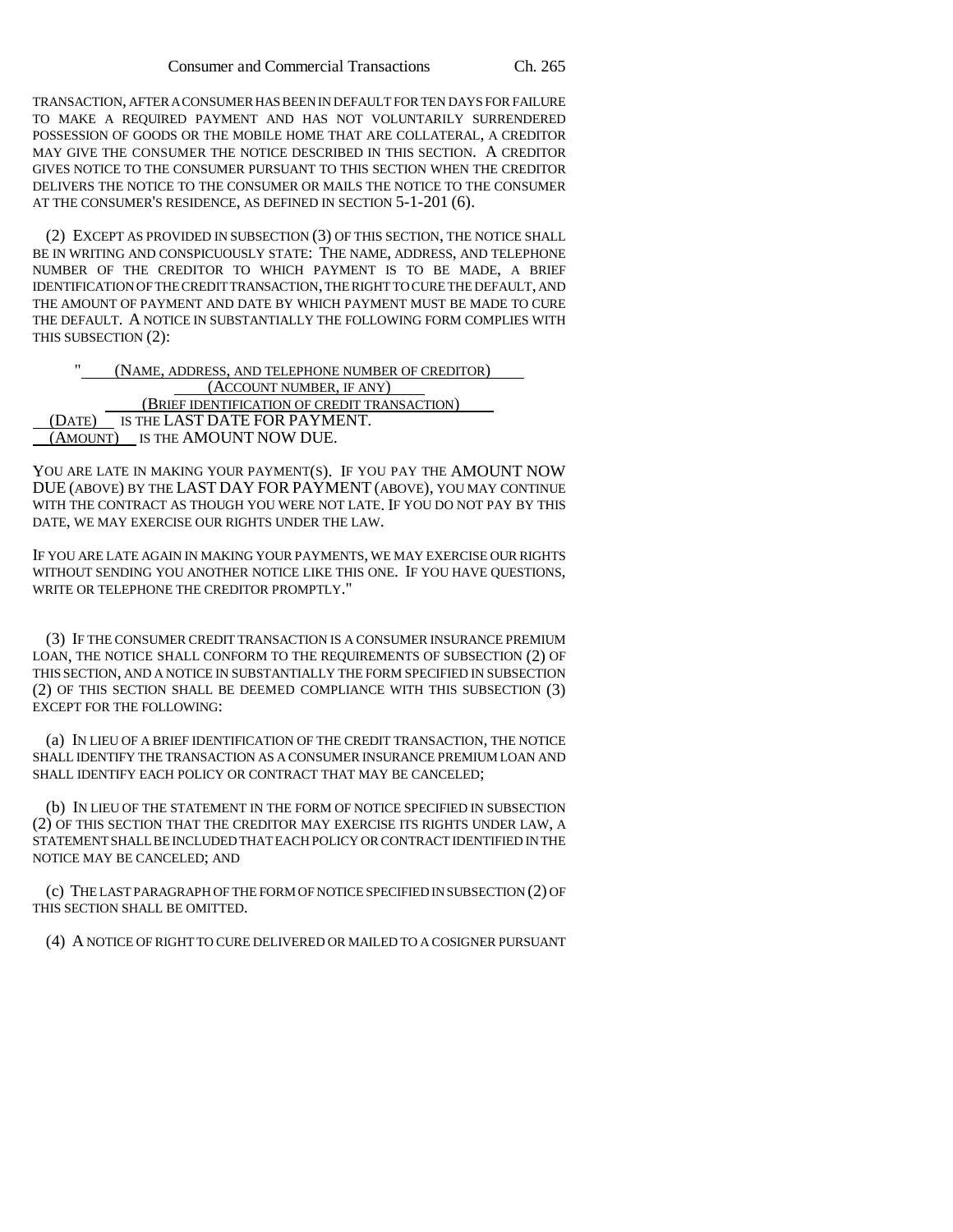TRANSACTION, AFTER A CONSUMER HAS BEEN IN DEFAULT FOR TEN DAYS FOR FAILURE TO MAKE A REQUIRED PAYMENT AND HAS NOT VOLUNTARILY SURRENDERED POSSESSION OF GOODS OR THE MOBILE HOME THAT ARE COLLATERAL, A CREDITOR MAY GIVE THE CONSUMER THE NOTICE DESCRIBED IN THIS SECTION. A CREDITOR GIVES NOTICE TO THE CONSUMER PURSUANT TO THIS SECTION WHEN THE CREDITOR DELIVERS THE NOTICE TO THE CONSUMER OR MAILS THE NOTICE TO THE CONSUMER AT THE CONSUMER'S RESIDENCE, AS DEFINED IN SECTION 5-1-201 (6).

(2) EXCEPT AS PROVIDED IN SUBSECTION (3) OF THIS SECTION, THE NOTICE SHALL BE IN WRITING AND CONSPICUOUSLY STATE: THE NAME, ADDRESS, AND TELEPHONE NUMBER OF THE CREDITOR TO WHICH PAYMENT IS TO BE MADE, A BRIEF IDENTIFICATION OF THE CREDIT TRANSACTION, THE RIGHT TO CURE THE DEFAULT, AND THE AMOUNT OF PAYMENT AND DATE BY WHICH PAYMENT MUST BE MADE TO CURE THE DEFAULT. A NOTICE IN SUBSTANTIALLY THE FOLLOWING FORM COMPLIES WITH THIS SUBSECTION (2):

"\_\_\_(NAME, ADDRESS, AND TELEPHONE NUMBER OF CREDITOR)\_\_\_
\_\_\_(ACCOUNT NUMBER, IF ANY)\_\_\_
\_\_\_(BRIEF IDENTIFICATION OF CREDIT TRANSACTION)\_\_\_
\_\_(DATE)\_\_ IS THE LAST DATE FOR PAYMENT.
\_\_(AMOUNT)\_\_ IS THE AMOUNT NOW DUE.

YOU ARE LATE IN MAKING YOUR PAYMENT(S). IF YOU PAY THE AMOUNT NOW DUE (ABOVE) BY THE LAST DAY FOR PAYMENT (ABOVE), YOU MAY CONTINUE WITH THE CONTRACT AS THOUGH YOU WERE NOT LATE. IF YOU DO NOT PAY BY THIS DATE, WE MAY EXERCISE OUR RIGHTS UNDER THE LAW.

IF YOU ARE LATE AGAIN IN MAKING YOUR PAYMENTS, WE MAY EXERCISE OUR RIGHTS WITHOUT SENDING YOU ANOTHER NOTICE LIKE THIS ONE. IF YOU HAVE QUESTIONS, WRITE OR TELEPHONE THE CREDITOR PROMPTLY."

(3) IF THE CONSUMER CREDIT TRANSACTION IS A CONSUMER INSURANCE PREMIUM LOAN, THE NOTICE SHALL CONFORM TO THE REQUIREMENTS OF SUBSECTION (2) OF THIS SECTION, AND A NOTICE IN SUBSTANTIALLY THE FORM SPECIFIED IN SUBSECTION (2) OF THIS SECTION SHALL BE DEEMED COMPLIANCE WITH THIS SUBSECTION (3) EXCEPT FOR THE FOLLOWING:

(a) IN LIEU OF A BRIEF IDENTIFICATION OF THE CREDIT TRANSACTION, THE NOTICE SHALL IDENTIFY THE TRANSACTION AS A CONSUMER INSURANCE PREMIUM LOAN AND SHALL IDENTIFY EACH POLICY OR CONTRACT THAT MAY BE CANCELED;

(b) IN LIEU OF THE STATEMENT IN THE FORM OF NOTICE SPECIFIED IN SUBSECTION (2) OF THIS SECTION THAT THE CREDITOR MAY EXERCISE ITS RIGHTS UNDER LAW, A STATEMENT SHALL BE INCLUDED THAT EACH POLICY OR CONTRACT IDENTIFIED IN THE NOTICE MAY BE CANCELED; AND

(c) THE LAST PARAGRAPH OF THE FORM OF NOTICE SPECIFIED IN SUBSECTION (2) OF THIS SECTION SHALL BE OMITTED.

(4) A NOTICE OF RIGHT TO CURE DELIVERED OR MAILED TO A COSIGNER PURSUANT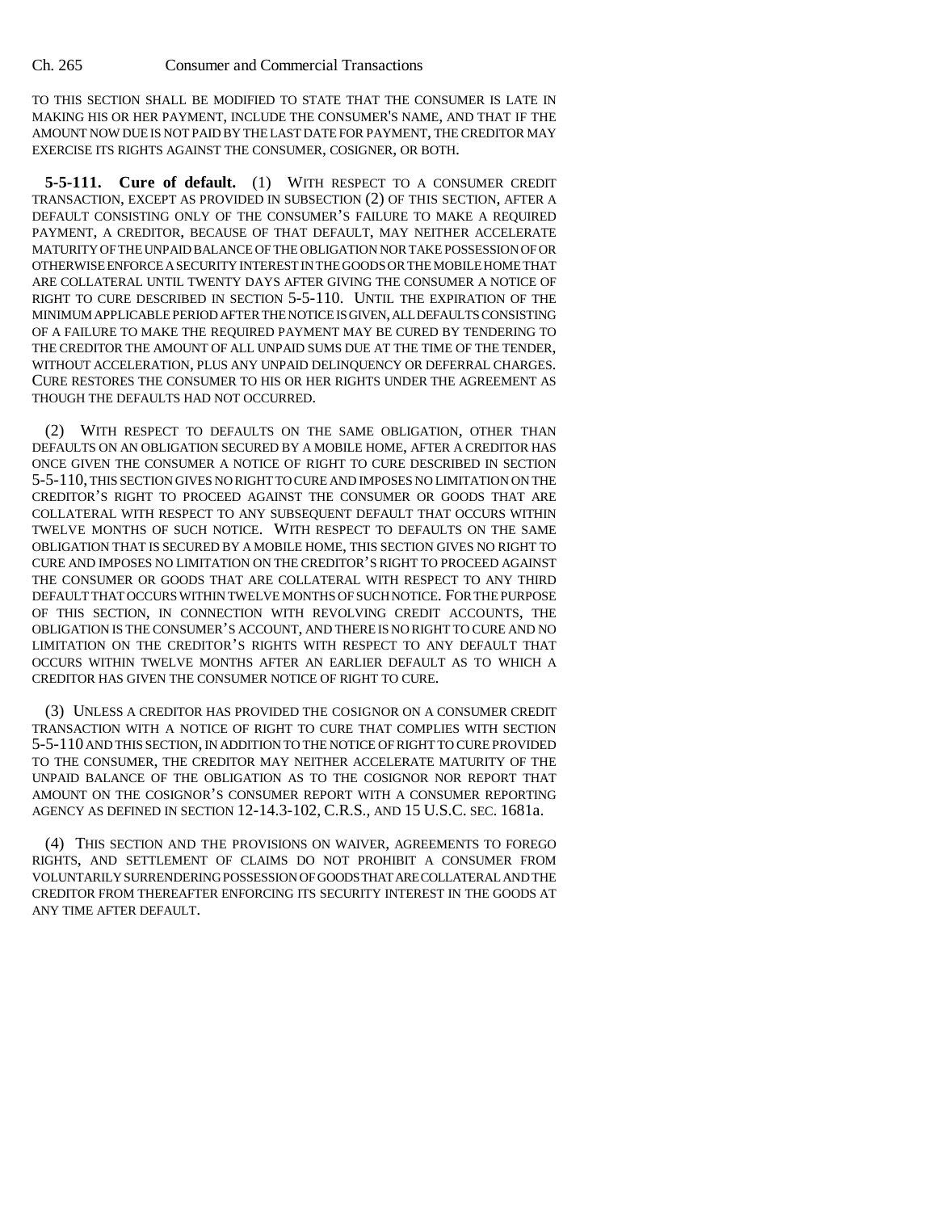TO THIS SECTION SHALL BE MODIFIED TO STATE THAT THE CONSUMER IS LATE IN MAKING HIS OR HER PAYMENT, INCLUDE THE CONSUMER'S NAME, AND THAT IF THE AMOUNT NOW DUE IS NOT PAID BY THE LAST DATE FOR PAYMENT, THE CREDITOR MAY EXERCISE ITS RIGHTS AGAINST THE CONSUMER, COSIGNER, OR BOTH.

**5-5-111. Cure of default.** (1) WITH RESPECT TO A CONSUMER CREDIT TRANSACTION, EXCEPT AS PROVIDED IN SUBSECTION (2) OF THIS SECTION, AFTER A DEFAULT CONSISTING ONLY OF THE CONSUMER'S FAILURE TO MAKE A REQUIRED PAYMENT, A CREDITOR, BECAUSE OF THAT DEFAULT, MAY NEITHER ACCELERATE MATURITY OF THE UNPAID BALANCE OF THE OBLIGATION NOR TAKE POSSESSION OF OR OTHERWISE ENFORCE A SECURITY INTEREST IN THE GOODS OR THE MOBILE HOME THAT ARE COLLATERAL UNTIL TWENTY DAYS AFTER GIVING THE CONSUMER A NOTICE OF RIGHT TO CURE DESCRIBED IN SECTION 5-5-110. UNTIL THE EXPIRATION OF THE MINIMUM APPLICABLE PERIOD AFTER THE NOTICE IS GIVEN, ALL DEFAULTS CONSISTING OF A FAILURE TO MAKE THE REQUIRED PAYMENT MAY BE CURED BY TENDERING TO THE CREDITOR THE AMOUNT OF ALL UNPAID SUMS DUE AT THE TIME OF THE TENDER, WITHOUT ACCELERATION, PLUS ANY UNPAID DELINQUENCY OR DEFERRAL CHARGES. CURE RESTORES THE CONSUMER TO HIS OR HER RIGHTS UNDER THE AGREEMENT AS THOUGH THE DEFAULTS HAD NOT OCCURRED.

(2) WITH RESPECT TO DEFAULTS ON THE SAME OBLIGATION, OTHER THAN DEFAULTS ON AN OBLIGATION SECURED BY A MOBILE HOME, AFTER A CREDITOR HAS ONCE GIVEN THE CONSUMER A NOTICE OF RIGHT TO CURE DESCRIBED IN SECTION 5-5-110, THIS SECTION GIVES NO RIGHT TO CURE AND IMPOSES NO LIMITATION ON THE CREDITOR'S RIGHT TO PROCEED AGAINST THE CONSUMER OR GOODS THAT ARE COLLATERAL WITH RESPECT TO ANY SUBSEQUENT DEFAULT THAT OCCURS WITHIN TWELVE MONTHS OF SUCH NOTICE. WITH RESPECT TO DEFAULTS ON THE SAME OBLIGATION THAT IS SECURED BY A MOBILE HOME, THIS SECTION GIVES NO RIGHT TO CURE AND IMPOSES NO LIMITATION ON THE CREDITOR'S RIGHT TO PROCEED AGAINST THE CONSUMER OR GOODS THAT ARE COLLATERAL WITH RESPECT TO ANY THIRD DEFAULT THAT OCCURS WITHIN TWELVE MONTHS OF SUCH NOTICE. FOR THE PURPOSE OF THIS SECTION, IN CONNECTION WITH REVOLVING CREDIT ACCOUNTS, THE OBLIGATION IS THE CONSUMER'S ACCOUNT, AND THERE IS NO RIGHT TO CURE AND NO LIMITATION ON THE CREDITOR'S RIGHTS WITH RESPECT TO ANY DEFAULT THAT OCCURS WITHIN TWELVE MONTHS AFTER AN EARLIER DEFAULT AS TO WHICH A CREDITOR HAS GIVEN THE CONSUMER NOTICE OF RIGHT TO CURE.

(3) UNLESS A CREDITOR HAS PROVIDED THE COSIGNOR ON A CONSUMER CREDIT TRANSACTION WITH A NOTICE OF RIGHT TO CURE THAT COMPLIES WITH SECTION 5-5-110 AND THIS SECTION, IN ADDITION TO THE NOTICE OF RIGHT TO CURE PROVIDED TO THE CONSUMER, THE CREDITOR MAY NEITHER ACCELERATE MATURITY OF THE UNPAID BALANCE OF THE OBLIGATION AS TO THE COSIGNOR NOR REPORT THAT AMOUNT ON THE COSIGNOR'S CONSUMER REPORT WITH A CONSUMER REPORTING AGENCY AS DEFINED IN SECTION 12-14.3-102, C.R.S., AND 15 U.S.C. SEC. 1681a.

(4) THIS SECTION AND THE PROVISIONS ON WAIVER, AGREEMENTS TO FOREGO RIGHTS, AND SETTLEMENT OF CLAIMS DO NOT PROHIBIT A CONSUMER FROM VOLUNTARILY SURRENDERING POSSESSION OF GOODS THAT ARE COLLATERAL AND THE CREDITOR FROM THEREAFTER ENFORCING ITS SECURITY INTEREST IN THE GOODS AT ANY TIME AFTER DEFAULT.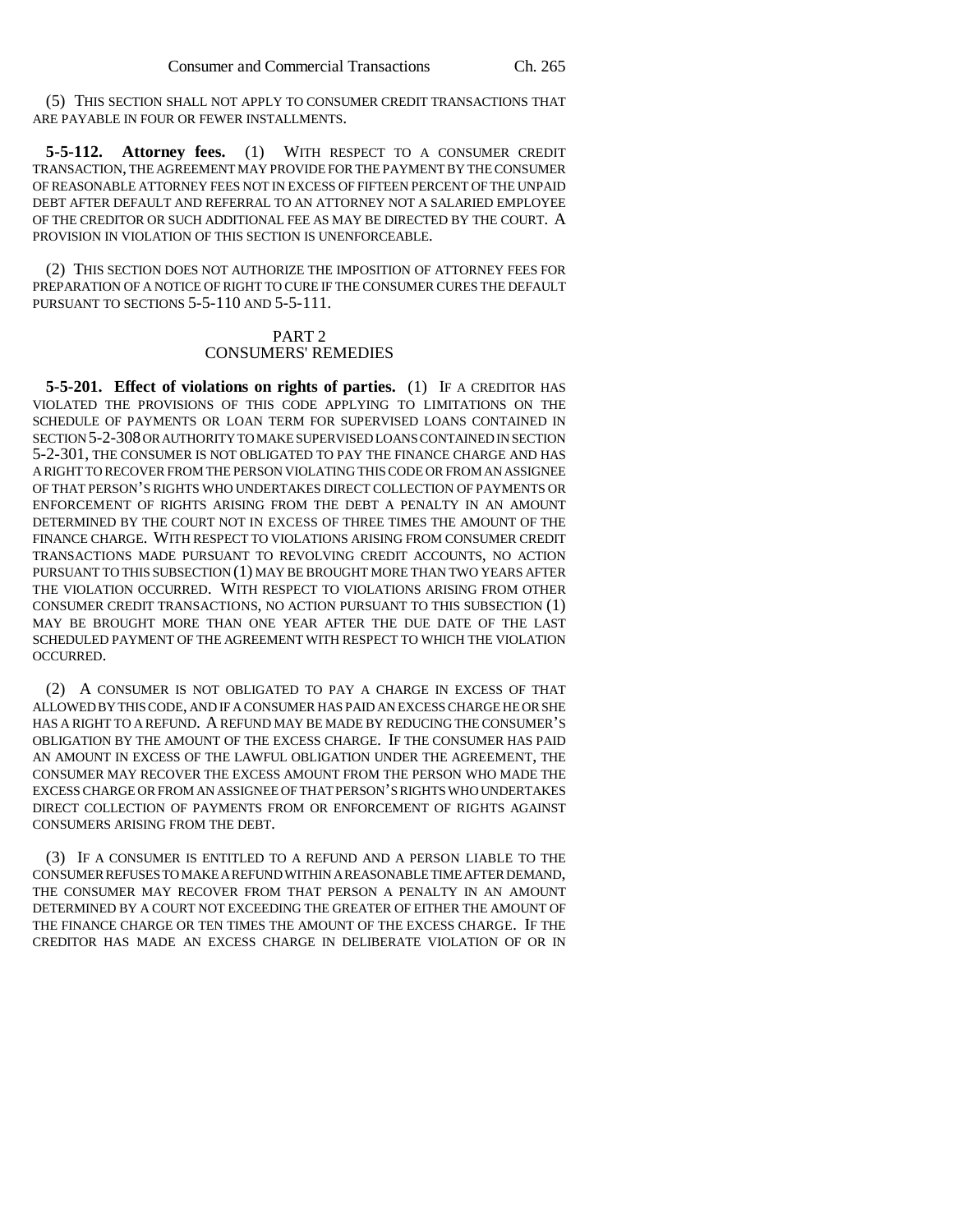(5) THIS SECTION SHALL NOT APPLY TO CONSUMER CREDIT TRANSACTIONS THAT ARE PAYABLE IN FOUR OR FEWER INSTALLMENTS.

**5-5-112. Attorney fees.** (1) WITH RESPECT TO A CONSUMER CREDIT TRANSACTION, THE AGREEMENT MAY PROVIDE FOR THE PAYMENT BY THE CONSUMER OF REASONABLE ATTORNEY FEES NOT IN EXCESS OF FIFTEEN PERCENT OF THE UNPAID DEBT AFTER DEFAULT AND REFERRAL TO AN ATTORNEY NOT A SALARIED EMPLOYEE OF THE CREDITOR OR SUCH ADDITIONAL FEE AS MAY BE DIRECTED BY THE COURT. A PROVISION IN VIOLATION OF THIS SECTION IS UNENFORCEABLE.

(2) THIS SECTION DOES NOT AUTHORIZE THE IMPOSITION OF ATTORNEY FEES FOR PREPARATION OF A NOTICE OF RIGHT TO CURE IF THE CONSUMER CURES THE DEFAULT PURSUANT TO SECTIONS 5-5-110 AND 5-5-111.

## PART 2
## CONSUMERS' REMEDIES

**5-5-201. Effect of violations on rights of parties.** (1) IF A CREDITOR HAS VIOLATED THE PROVISIONS OF THIS CODE APPLYING TO LIMITATIONS ON THE SCHEDULE OF PAYMENTS OR LOAN TERM FOR SUPERVISED LOANS CONTAINED IN SECTION 5-2-308 OR AUTHORITY TO MAKE SUPERVISED LOANS CONTAINED IN SECTION 5-2-301, THE CONSUMER IS NOT OBLIGATED TO PAY THE FINANCE CHARGE AND HAS A RIGHT TO RECOVER FROM THE PERSON VIOLATING THIS CODE OR FROM AN ASSIGNEE OF THAT PERSON'S RIGHTS WHO UNDERTAKES DIRECT COLLECTION OF PAYMENTS OR ENFORCEMENT OF RIGHTS ARISING FROM THE DEBT A PENALTY IN AN AMOUNT DETERMINED BY THE COURT NOT IN EXCESS OF THREE TIMES THE AMOUNT OF THE FINANCE CHARGE. WITH RESPECT TO VIOLATIONS ARISING FROM CONSUMER CREDIT TRANSACTIONS MADE PURSUANT TO REVOLVING CREDIT ACCOUNTS, NO ACTION PURSUANT TO THIS SUBSECTION (1) MAY BE BROUGHT MORE THAN TWO YEARS AFTER THE VIOLATION OCCURRED. WITH RESPECT TO VIOLATIONS ARISING FROM OTHER CONSUMER CREDIT TRANSACTIONS, NO ACTION PURSUANT TO THIS SUBSECTION (1) MAY BE BROUGHT MORE THAN ONE YEAR AFTER THE DUE DATE OF THE LAST SCHEDULED PAYMENT OF THE AGREEMENT WITH RESPECT TO WHICH THE VIOLATION OCCURRED.

(2) A CONSUMER IS NOT OBLIGATED TO PAY A CHARGE IN EXCESS OF THAT ALLOWED BY THIS CODE, AND IF A CONSUMER HAS PAID AN EXCESS CHARGE HE OR SHE HAS A RIGHT TO A REFUND. A REFUND MAY BE MADE BY REDUCING THE CONSUMER'S OBLIGATION BY THE AMOUNT OF THE EXCESS CHARGE. IF THE CONSUMER HAS PAID AN AMOUNT IN EXCESS OF THE LAWFUL OBLIGATION UNDER THE AGREEMENT, THE CONSUMER MAY RECOVER THE EXCESS AMOUNT FROM THE PERSON WHO MADE THE EXCESS CHARGE OR FROM AN ASSIGNEE OF THAT PERSON'S RIGHTS WHO UNDERTAKES DIRECT COLLECTION OF PAYMENTS FROM OR ENFORCEMENT OF RIGHTS AGAINST CONSUMERS ARISING FROM THE DEBT.

(3) IF A CONSUMER IS ENTITLED TO A REFUND AND A PERSON LIABLE TO THE CONSUMER REFUSES TO MAKE A REFUND WITHIN A REASONABLE TIME AFTER DEMAND, THE CONSUMER MAY RECOVER FROM THAT PERSON A PENALTY IN AN AMOUNT DETERMINED BY A COURT NOT EXCEEDING THE GREATER OF EITHER THE AMOUNT OF THE FINANCE CHARGE OR TEN TIMES THE AMOUNT OF THE EXCESS CHARGE. IF THE CREDITOR HAS MADE AN EXCESS CHARGE IN DELIBERATE VIOLATION OF OR IN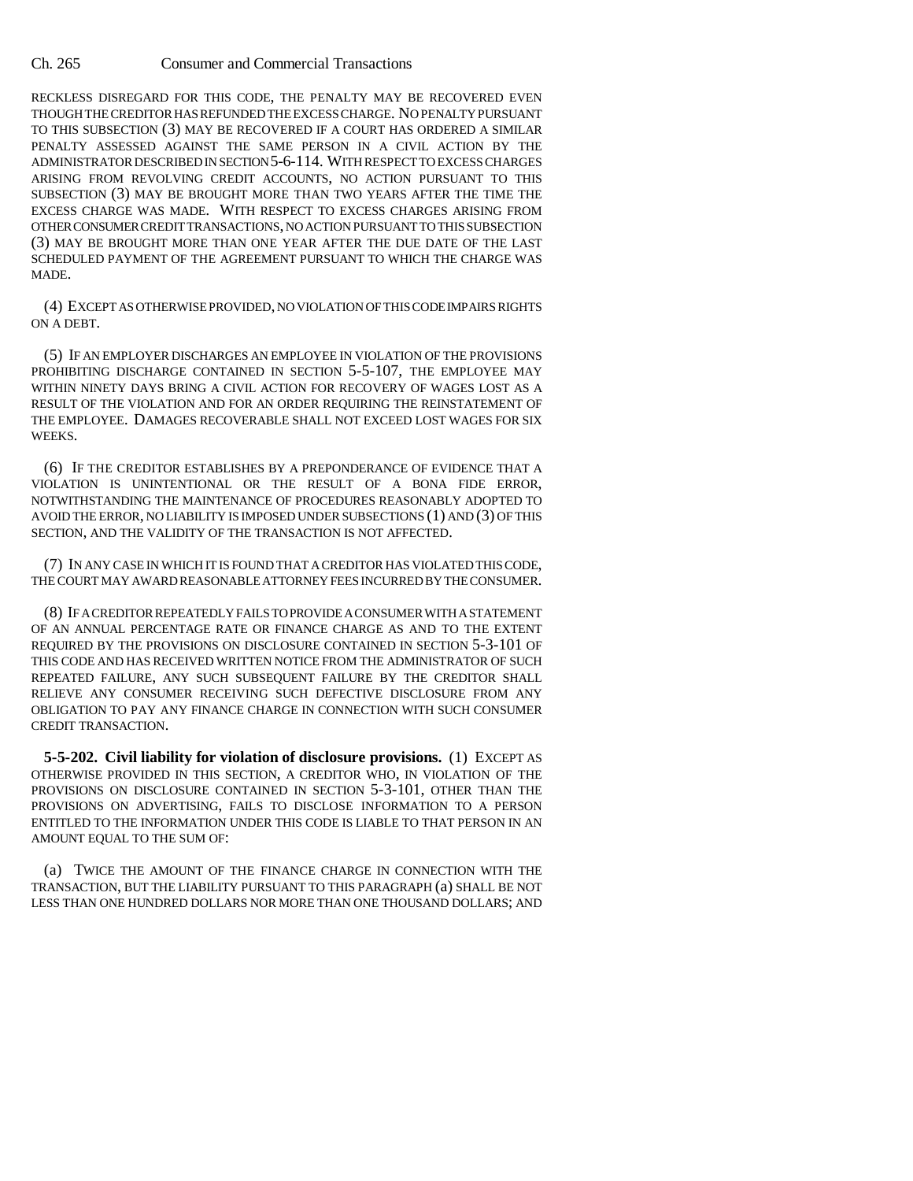RECKLESS DISREGARD FOR THIS CODE, THE PENALTY MAY BE RECOVERED EVEN THOUGH THE CREDITOR HAS REFUNDED THE EXCESS CHARGE. NO PENALTY PURSUANT TO THIS SUBSECTION (3) MAY BE RECOVERED IF A COURT HAS ORDERED A SIMILAR PENALTY ASSESSED AGAINST THE SAME PERSON IN A CIVIL ACTION BY THE ADMINISTRATOR DESCRIBED IN SECTION 5-6-114. WITH RESPECT TO EXCESS CHARGES ARISING FROM REVOLVING CREDIT ACCOUNTS, NO ACTION PURSUANT TO THIS SUBSECTION (3) MAY BE BROUGHT MORE THAN TWO YEARS AFTER THE TIME THE EXCESS CHARGE WAS MADE. WITH RESPECT TO EXCESS CHARGES ARISING FROM OTHER CONSUMER CREDIT TRANSACTIONS, NO ACTION PURSUANT TO THIS SUBSECTION (3) MAY BE BROUGHT MORE THAN ONE YEAR AFTER THE DUE DATE OF THE LAST SCHEDULED PAYMENT OF THE AGREEMENT PURSUANT TO WHICH THE CHARGE WAS MADE.

(4) EXCEPT AS OTHERWISE PROVIDED, NO VIOLATION OF THIS CODE IMPAIRS RIGHTS ON A DEBT.

(5) IF AN EMPLOYER DISCHARGES AN EMPLOYEE IN VIOLATION OF THE PROVISIONS PROHIBITING DISCHARGE CONTAINED IN SECTION 5-5-107, THE EMPLOYEE MAY WITHIN NINETY DAYS BRING A CIVIL ACTION FOR RECOVERY OF WAGES LOST AS A RESULT OF THE VIOLATION AND FOR AN ORDER REQUIRING THE REINSTATEMENT OF THE EMPLOYEE. DAMAGES RECOVERABLE SHALL NOT EXCEED LOST WAGES FOR SIX WEEKS.

(6) IF THE CREDITOR ESTABLISHES BY A PREPONDERANCE OF EVIDENCE THAT A VIOLATION IS UNINTENTIONAL OR THE RESULT OF A BONA FIDE ERROR, NOTWITHSTANDING THE MAINTENANCE OF PROCEDURES REASONABLY ADOPTED TO AVOID THE ERROR, NO LIABILITY IS IMPOSED UNDER SUBSECTIONS (1) AND (3) OF THIS SECTION, AND THE VALIDITY OF THE TRANSACTION IS NOT AFFECTED.

(7) IN ANY CASE IN WHICH IT IS FOUND THAT A CREDITOR HAS VIOLATED THIS CODE, THE COURT MAY AWARD REASONABLE ATTORNEY FEES INCURRED BY THE CONSUMER.

(8) IF A CREDITOR REPEATEDLY FAILS TO PROVIDE A CONSUMER WITH A STATEMENT OF AN ANNUAL PERCENTAGE RATE OR FINANCE CHARGE AS AND TO THE EXTENT REQUIRED BY THE PROVISIONS ON DISCLOSURE CONTAINED IN SECTION 5-3-101 OF THIS CODE AND HAS RECEIVED WRITTEN NOTICE FROM THE ADMINISTRATOR OF SUCH REPEATED FAILURE, ANY SUCH SUBSEQUENT FAILURE BY THE CREDITOR SHALL RELIEVE ANY CONSUMER RECEIVING SUCH DEFECTIVE DISCLOSURE FROM ANY OBLIGATION TO PAY ANY FINANCE CHARGE IN CONNECTION WITH SUCH CONSUMER CREDIT TRANSACTION.

**5-5-202. Civil liability for violation of disclosure provisions.** (1) EXCEPT AS OTHERWISE PROVIDED IN THIS SECTION, A CREDITOR WHO, IN VIOLATION OF THE PROVISIONS ON DISCLOSURE CONTAINED IN SECTION 5-3-101, OTHER THAN THE PROVISIONS ON ADVERTISING, FAILS TO DISCLOSE INFORMATION TO A PERSON ENTITLED TO THE INFORMATION UNDER THIS CODE IS LIABLE TO THAT PERSON IN AN AMOUNT EQUAL TO THE SUM OF:

(a) TWICE THE AMOUNT OF THE FINANCE CHARGE IN CONNECTION WITH THE TRANSACTION, BUT THE LIABILITY PURSUANT TO THIS PARAGRAPH (a) SHALL BE NOT LESS THAN ONE HUNDRED DOLLARS NOR MORE THAN ONE THOUSAND DOLLARS; AND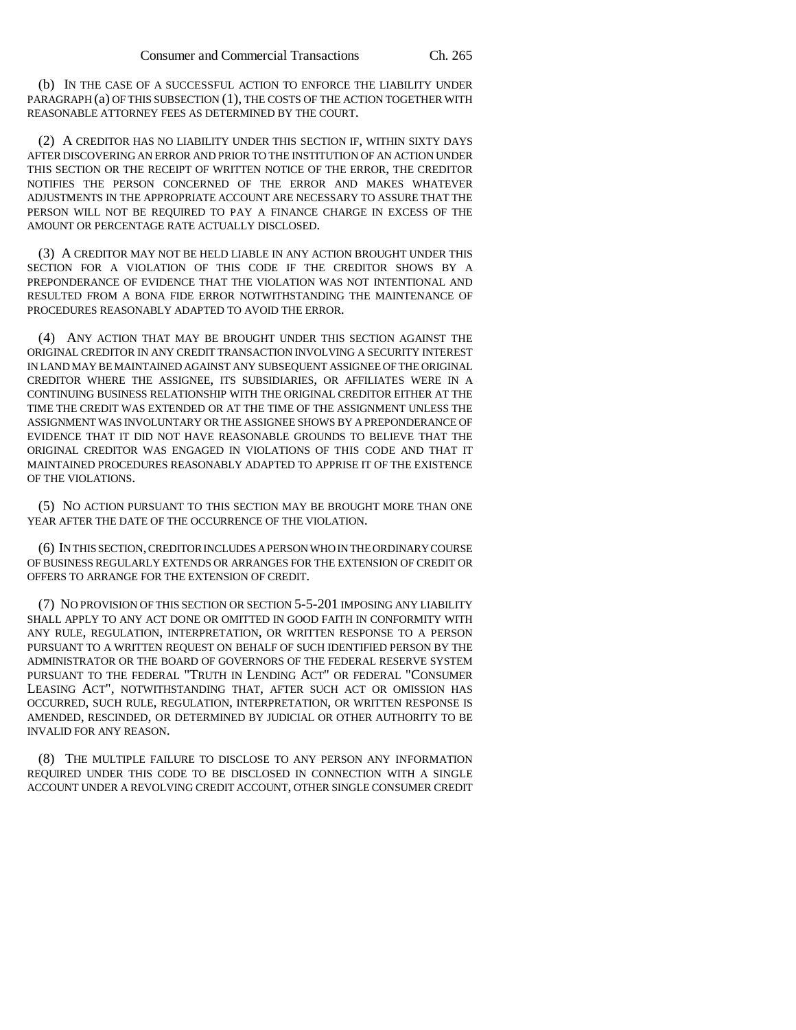(b) IN THE CASE OF A SUCCESSFUL ACTION TO ENFORCE THE LIABILITY UNDER PARAGRAPH (a) OF THIS SUBSECTION (1), THE COSTS OF THE ACTION TOGETHER WITH REASONABLE ATTORNEY FEES AS DETERMINED BY THE COURT.

(2) A CREDITOR HAS NO LIABILITY UNDER THIS SECTION IF, WITHIN SIXTY DAYS AFTER DISCOVERING AN ERROR AND PRIOR TO THE INSTITUTION OF AN ACTION UNDER THIS SECTION OR THE RECEIPT OF WRITTEN NOTICE OF THE ERROR, THE CREDITOR NOTIFIES THE PERSON CONCERNED OF THE ERROR AND MAKES WHATEVER ADJUSTMENTS IN THE APPROPRIATE ACCOUNT ARE NECESSARY TO ASSURE THAT THE PERSON WILL NOT BE REQUIRED TO PAY A FINANCE CHARGE IN EXCESS OF THE AMOUNT OR PERCENTAGE RATE ACTUALLY DISCLOSED.

(3) A CREDITOR MAY NOT BE HELD LIABLE IN ANY ACTION BROUGHT UNDER THIS SECTION FOR A VIOLATION OF THIS CODE IF THE CREDITOR SHOWS BY A PREPONDERANCE OF EVIDENCE THAT THE VIOLATION WAS NOT INTENTIONAL AND RESULTED FROM A BONA FIDE ERROR NOTWITHSTANDING THE MAINTENANCE OF PROCEDURES REASONABLY ADAPTED TO AVOID THE ERROR.

(4) ANY ACTION THAT MAY BE BROUGHT UNDER THIS SECTION AGAINST THE ORIGINAL CREDITOR IN ANY CREDIT TRANSACTION INVOLVING A SECURITY INTEREST IN LAND MAY BE MAINTAINED AGAINST ANY SUBSEQUENT ASSIGNEE OF THE ORIGINAL CREDITOR WHERE THE ASSIGNEE, ITS SUBSIDIARIES, OR AFFILIATES WERE IN A CONTINUING BUSINESS RELATIONSHIP WITH THE ORIGINAL CREDITOR EITHER AT THE TIME THE CREDIT WAS EXTENDED OR AT THE TIME OF THE ASSIGNMENT UNLESS THE ASSIGNMENT WAS INVOLUNTARY OR THE ASSIGNEE SHOWS BY A PREPONDERANCE OF EVIDENCE THAT IT DID NOT HAVE REASONABLE GROUNDS TO BELIEVE THAT THE ORIGINAL CREDITOR WAS ENGAGED IN VIOLATIONS OF THIS CODE AND THAT IT MAINTAINED PROCEDURES REASONABLY ADAPTED TO APPRISE IT OF THE EXISTENCE OF THE VIOLATIONS.

(5) NO ACTION PURSUANT TO THIS SECTION MAY BE BROUGHT MORE THAN ONE YEAR AFTER THE DATE OF THE OCCURRENCE OF THE VIOLATION.

(6) IN THIS SECTION, CREDITOR INCLUDES A PERSON WHO IN THE ORDINARY COURSE OF BUSINESS REGULARLY EXTENDS OR ARRANGES FOR THE EXTENSION OF CREDIT OR OFFERS TO ARRANGE FOR THE EXTENSION OF CREDIT.

(7) NO PROVISION OF THIS SECTION OR SECTION 5-5-201 IMPOSING ANY LIABILITY SHALL APPLY TO ANY ACT DONE OR OMITTED IN GOOD FAITH IN CONFORMITY WITH ANY RULE, REGULATION, INTERPRETATION, OR WRITTEN RESPONSE TO A PERSON PURSUANT TO A WRITTEN REQUEST ON BEHALF OF SUCH IDENTIFIED PERSON BY THE ADMINISTRATOR OR THE BOARD OF GOVERNORS OF THE FEDERAL RESERVE SYSTEM PURSUANT TO THE FEDERAL "TRUTH IN LENDING ACT" OR FEDERAL "CONSUMER LEASING ACT", NOTWITHSTANDING THAT, AFTER SUCH ACT OR OMISSION HAS OCCURRED, SUCH RULE, REGULATION, INTERPRETATION, OR WRITTEN RESPONSE IS AMENDED, RESCINDED, OR DETERMINED BY JUDICIAL OR OTHER AUTHORITY TO BE INVALID FOR ANY REASON.

(8) THE MULTIPLE FAILURE TO DISCLOSE TO ANY PERSON ANY INFORMATION REQUIRED UNDER THIS CODE TO BE DISCLOSED IN CONNECTION WITH A SINGLE ACCOUNT UNDER A REVOLVING CREDIT ACCOUNT, OTHER SINGLE CONSUMER CREDIT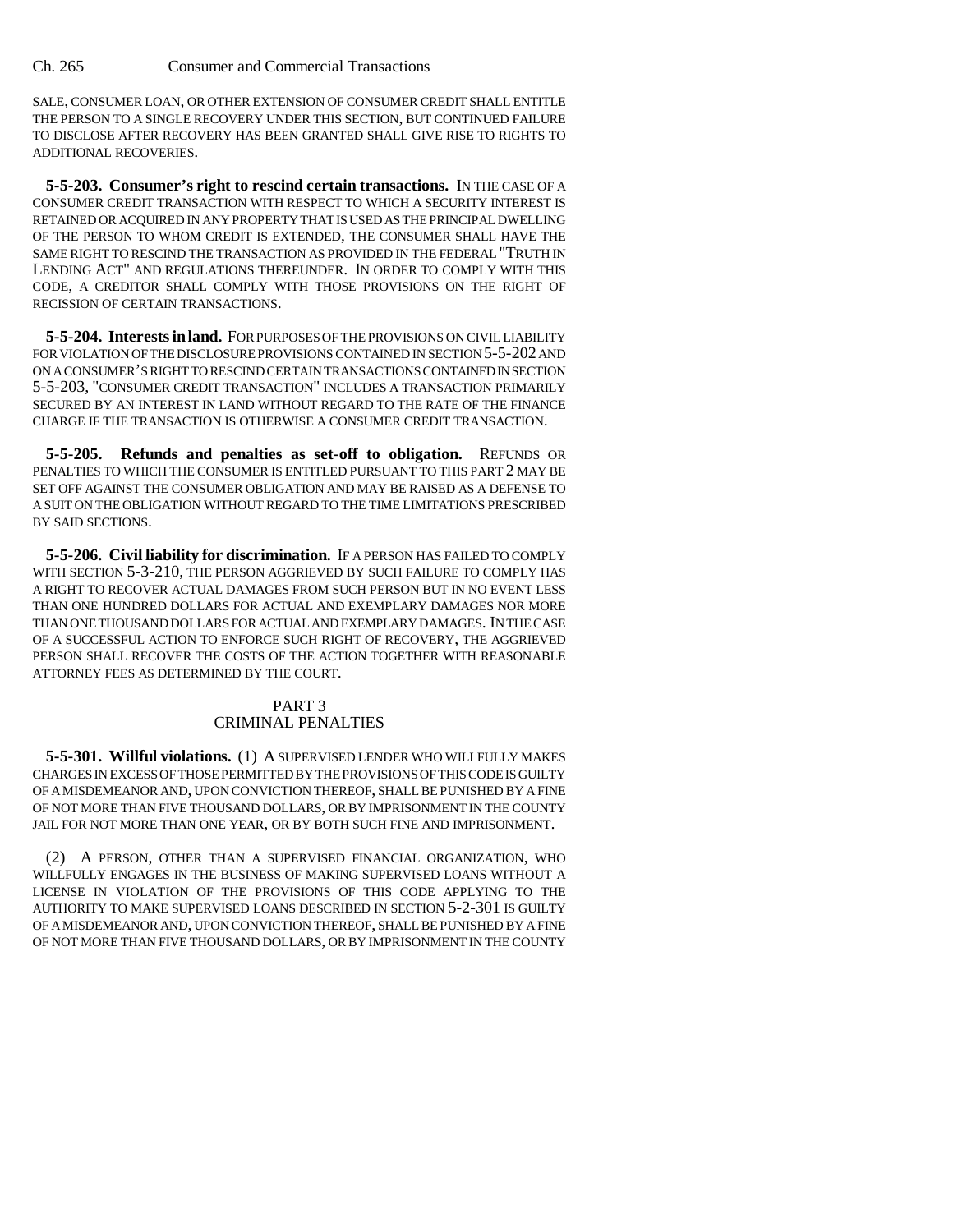SALE, CONSUMER LOAN, OR OTHER EXTENSION OF CONSUMER CREDIT SHALL ENTITLE THE PERSON TO A SINGLE RECOVERY UNDER THIS SECTION, BUT CONTINUED FAILURE TO DISCLOSE AFTER RECOVERY HAS BEEN GRANTED SHALL GIVE RISE TO RIGHTS TO ADDITIONAL RECOVERIES.

**5-5-203. Consumer's right to rescind certain transactions.** IN THE CASE OF A CONSUMER CREDIT TRANSACTION WITH RESPECT TO WHICH A SECURITY INTEREST IS RETAINED OR ACQUIRED IN ANY PROPERTY THAT IS USED AS THE PRINCIPAL DWELLING OF THE PERSON TO WHOM CREDIT IS EXTENDED, THE CONSUMER SHALL HAVE THE SAME RIGHT TO RESCIND THE TRANSACTION AS PROVIDED IN THE FEDERAL "TRUTH IN LENDING ACT" AND REGULATIONS THEREUNDER. IN ORDER TO COMPLY WITH THIS CODE, A CREDITOR SHALL COMPLY WITH THOSE PROVISIONS ON THE RIGHT OF RECISSION OF CERTAIN TRANSACTIONS.

**5-5-204. Interests in land.** FOR PURPOSES OF THE PROVISIONS ON CIVIL LIABILITY FOR VIOLATION OF THE DISCLOSURE PROVISIONS CONTAINED IN SECTION 5-5-202 AND ON A CONSUMER'S RIGHT TO RESCIND CERTAIN TRANSACTIONS CONTAINED IN SECTION 5-5-203, "CONSUMER CREDIT TRANSACTION" INCLUDES A TRANSACTION PRIMARILY SECURED BY AN INTEREST IN LAND WITHOUT REGARD TO THE RATE OF THE FINANCE CHARGE IF THE TRANSACTION IS OTHERWISE A CONSUMER CREDIT TRANSACTION.

**5-5-205. Refunds and penalties as set-off to obligation.** REFUNDS OR PENALTIES TO WHICH THE CONSUMER IS ENTITLED PURSUANT TO THIS PART 2 MAY BE SET OFF AGAINST THE CONSUMER OBLIGATION AND MAY BE RAISED AS A DEFENSE TO A SUIT ON THE OBLIGATION WITHOUT REGARD TO THE TIME LIMITATIONS PRESCRIBED BY SAID SECTIONS.

**5-5-206. Civil liability for discrimination.** IF A PERSON HAS FAILED TO COMPLY WITH SECTION 5-3-210, THE PERSON AGGRIEVED BY SUCH FAILURE TO COMPLY HAS A RIGHT TO RECOVER ACTUAL DAMAGES FROM SUCH PERSON BUT IN NO EVENT LESS THAN ONE HUNDRED DOLLARS FOR ACTUAL AND EXEMPLARY DAMAGES NOR MORE THAN ONE THOUSAND DOLLARS FOR ACTUAL AND EXEMPLARY DAMAGES. IN THE CASE OF A SUCCESSFUL ACTION TO ENFORCE SUCH RIGHT OF RECOVERY, THE AGGRIEVED PERSON SHALL RECOVER THE COSTS OF THE ACTION TOGETHER WITH REASONABLE ATTORNEY FEES AS DETERMINED BY THE COURT.

## PART 3
## CRIMINAL PENALTIES

**5-5-301. Willful violations.** (1) A SUPERVISED LENDER WHO WILLFULLY MAKES CHARGES IN EXCESS OF THOSE PERMITTED BY THE PROVISIONS OF THIS CODE IS GUILTY OF A MISDEMEANOR AND, UPON CONVICTION THEREOF, SHALL BE PUNISHED BY A FINE OF NOT MORE THAN FIVE THOUSAND DOLLARS, OR BY IMPRISONMENT IN THE COUNTY JAIL FOR NOT MORE THAN ONE YEAR, OR BY BOTH SUCH FINE AND IMPRISONMENT.

(2) A PERSON, OTHER THAN A SUPERVISED FINANCIAL ORGANIZATION, WHO WILLFULLY ENGAGES IN THE BUSINESS OF MAKING SUPERVISED LOANS WITHOUT A LICENSE IN VIOLATION OF THE PROVISIONS OF THIS CODE APPLYING TO THE AUTHORITY TO MAKE SUPERVISED LOANS DESCRIBED IN SECTION 5-2-301 IS GUILTY OF A MISDEMEANOR AND, UPON CONVICTION THEREOF, SHALL BE PUNISHED BY A FINE OF NOT MORE THAN FIVE THOUSAND DOLLARS, OR BY IMPRISONMENT IN THE COUNTY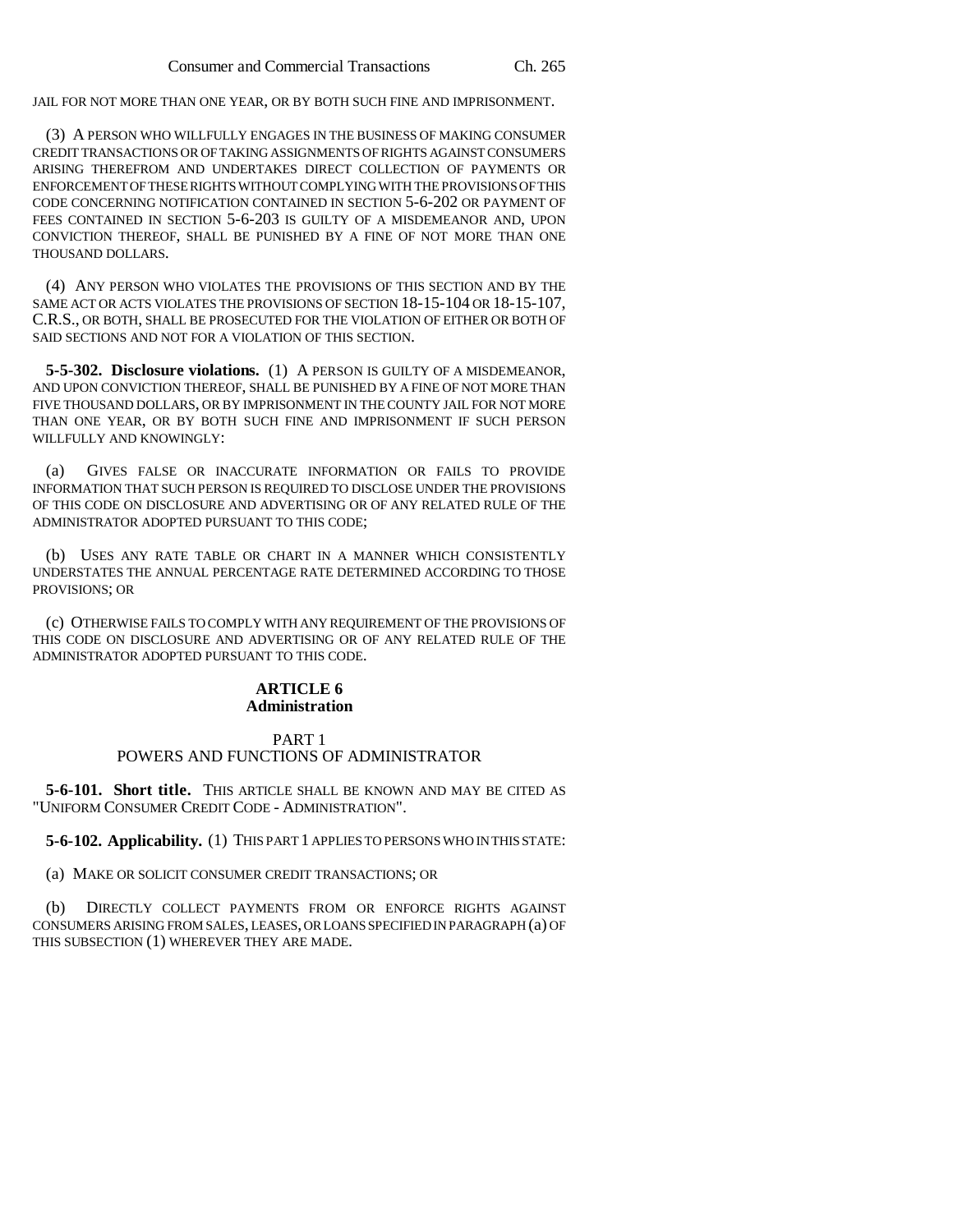JAIL FOR NOT MORE THAN ONE YEAR, OR BY BOTH SUCH FINE AND IMPRISONMENT.

(3) A PERSON WHO WILLFULLY ENGAGES IN THE BUSINESS OF MAKING CONSUMER CREDIT TRANSACTIONS OR OF TAKING ASSIGNMENTS OF RIGHTS AGAINST CONSUMERS ARISING THEREFROM AND UNDERTAKES DIRECT COLLECTION OF PAYMENTS OR ENFORCEMENT OF THESE RIGHTS WITHOUT COMPLYING WITH THE PROVISIONS OF THIS CODE CONCERNING NOTIFICATION CONTAINED IN SECTION 5-6-202 OR PAYMENT OF FEES CONTAINED IN SECTION 5-6-203 IS GUILTY OF A MISDEMEANOR AND, UPON CONVICTION THEREOF, SHALL BE PUNISHED BY A FINE OF NOT MORE THAN ONE THOUSAND DOLLARS.

(4) ANY PERSON WHO VIOLATES THE PROVISIONS OF THIS SECTION AND BY THE SAME ACT OR ACTS VIOLATES THE PROVISIONS OF SECTION 18-15-104 OR 18-15-107, C.R.S., OR BOTH, SHALL BE PROSECUTED FOR THE VIOLATION OF EITHER OR BOTH OF SAID SECTIONS AND NOT FOR A VIOLATION OF THIS SECTION.

**5-5-302. Disclosure violations.** (1) A PERSON IS GUILTY OF A MISDEMEANOR, AND UPON CONVICTION THEREOF, SHALL BE PUNISHED BY A FINE OF NOT MORE THAN FIVE THOUSAND DOLLARS, OR BY IMPRISONMENT IN THE COUNTY JAIL FOR NOT MORE THAN ONE YEAR, OR BY BOTH SUCH FINE AND IMPRISONMENT IF SUCH PERSON WILLFULLY AND KNOWINGLY:

(a) GIVES FALSE OR INACCURATE INFORMATION OR FAILS TO PROVIDE INFORMATION THAT SUCH PERSON IS REQUIRED TO DISCLOSE UNDER THE PROVISIONS OF THIS CODE ON DISCLOSURE AND ADVERTISING OR OF ANY RELATED RULE OF THE ADMINISTRATOR ADOPTED PURSUANT TO THIS CODE;

(b) USES ANY RATE TABLE OR CHART IN A MANNER WHICH CONSISTENTLY UNDERSTATES THE ANNUAL PERCENTAGE RATE DETERMINED ACCORDING TO THOSE PROVISIONS; OR

(c) OTHERWISE FAILS TO COMPLY WITH ANY REQUIREMENT OF THE PROVISIONS OF THIS CODE ON DISCLOSURE AND ADVERTISING OR OF ANY RELATED RULE OF THE ADMINISTRATOR ADOPTED PURSUANT TO THIS CODE.

## ARTICLE 6
## Administration

### PART 1
### POWERS AND FUNCTIONS OF ADMINISTRATOR

**5-6-101. Short title.** THIS ARTICLE SHALL BE KNOWN AND MAY BE CITED AS "UNIFORM CONSUMER CREDIT CODE - ADMINISTRATION".

**5-6-102. Applicability.** (1) THIS PART 1 APPLIES TO PERSONS WHO IN THIS STATE:

(a) MAKE OR SOLICIT CONSUMER CREDIT TRANSACTIONS; OR

(b) DIRECTLY COLLECT PAYMENTS FROM OR ENFORCE RIGHTS AGAINST CONSUMERS ARISING FROM SALES, LEASES, OR LOANS SPECIFIED IN PARAGRAPH (a) OF THIS SUBSECTION (1) WHEREVER THEY ARE MADE.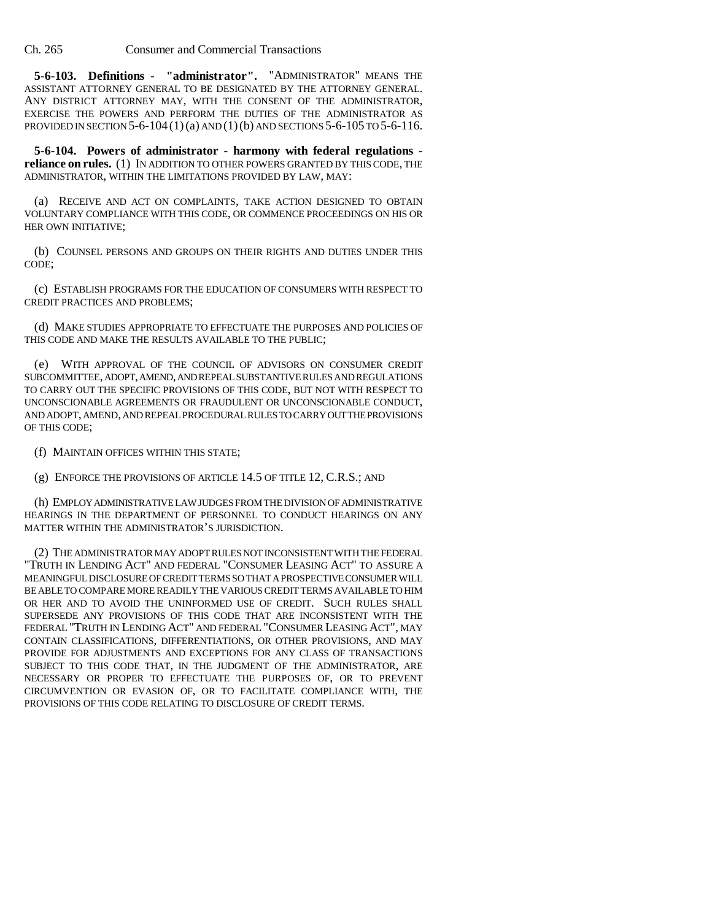**5-6-103. Definitions - "administrator".** "ADMINISTRATOR" MEANS THE ASSISTANT ATTORNEY GENERAL TO BE DESIGNATED BY THE ATTORNEY GENERAL. ANY DISTRICT ATTORNEY MAY, WITH THE CONSENT OF THE ADMINISTRATOR, EXERCISE THE POWERS AND PERFORM THE DUTIES OF THE ADMINISTRATOR AS PROVIDED IN SECTION 5-6-104 (1) (a) AND (1) (b) AND SECTIONS 5-6-105 TO 5-6-116.

**5-6-104. Powers of administrator - harmony with federal regulations - reliance on rules.** (1) IN ADDITION TO OTHER POWERS GRANTED BY THIS CODE, THE ADMINISTRATOR, WITHIN THE LIMITATIONS PROVIDED BY LAW, MAY:

(a) RECEIVE AND ACT ON COMPLAINTS, TAKE ACTION DESIGNED TO OBTAIN VOLUNTARY COMPLIANCE WITH THIS CODE, OR COMMENCE PROCEEDINGS ON HIS OR HER OWN INITIATIVE;

(b) COUNSEL PERSONS AND GROUPS ON THEIR RIGHTS AND DUTIES UNDER THIS CODE;

(c) ESTABLISH PROGRAMS FOR THE EDUCATION OF CONSUMERS WITH RESPECT TO CREDIT PRACTICES AND PROBLEMS;

(d) MAKE STUDIES APPROPRIATE TO EFFECTUATE THE PURPOSES AND POLICIES OF THIS CODE AND MAKE THE RESULTS AVAILABLE TO THE PUBLIC;

(e) WITH APPROVAL OF THE COUNCIL OF ADVISORS ON CONSUMER CREDIT SUBCOMMITTEE, ADOPT, AMEND, AND REPEAL SUBSTANTIVE RULES AND REGULATIONS TO CARRY OUT THE SPECIFIC PROVISIONS OF THIS CODE, BUT NOT WITH RESPECT TO UNCONSCIONABLE AGREEMENTS OR FRAUDULENT OR UNCONSCIONABLE CONDUCT, AND ADOPT, AMEND, AND REPEAL PROCEDURAL RULES TO CARRY OUT THE PROVISIONS OF THIS CODE;

(f) MAINTAIN OFFICES WITHIN THIS STATE;

(g) ENFORCE THE PROVISIONS OF ARTICLE 14.5 OF TITLE 12, C.R.S.; AND

(h) EMPLOY ADMINISTRATIVE LAW JUDGES FROM THE DIVISION OF ADMINISTRATIVE HEARINGS IN THE DEPARTMENT OF PERSONNEL TO CONDUCT HEARINGS ON ANY MATTER WITHIN THE ADMINISTRATOR'S JURISDICTION.

(2) THE ADMINISTRATOR MAY ADOPT RULES NOT INCONSISTENT WITH THE FEDERAL "TRUTH IN LENDING ACT" AND FEDERAL "CONSUMER LEASING ACT" TO ASSURE A MEANINGFUL DISCLOSURE OF CREDIT TERMS SO THAT A PROSPECTIVE CONSUMER WILL BE ABLE TO COMPARE MORE READILY THE VARIOUS CREDIT TERMS AVAILABLE TO HIM OR HER AND TO AVOID THE UNINFORMED USE OF CREDIT. SUCH RULES SHALL SUPERSEDE ANY PROVISIONS OF THIS CODE THAT ARE INCONSISTENT WITH THE FEDERAL "TRUTH IN LENDING ACT" AND FEDERAL "CONSUMER LEASING ACT", MAY CONTAIN CLASSIFICATIONS, DIFFERENTIATIONS, OR OTHER PROVISIONS, AND MAY PROVIDE FOR ADJUSTMENTS AND EXCEPTIONS FOR ANY CLASS OF TRANSACTIONS SUBJECT TO THIS CODE THAT, IN THE JUDGMENT OF THE ADMINISTRATOR, ARE NECESSARY OR PROPER TO EFFECTUATE THE PURPOSES OF, OR TO PREVENT CIRCUMVENTION OR EVASION OF, OR TO FACILITATE COMPLIANCE WITH, THE PROVISIONS OF THIS CODE RELATING TO DISCLOSURE OF CREDIT TERMS.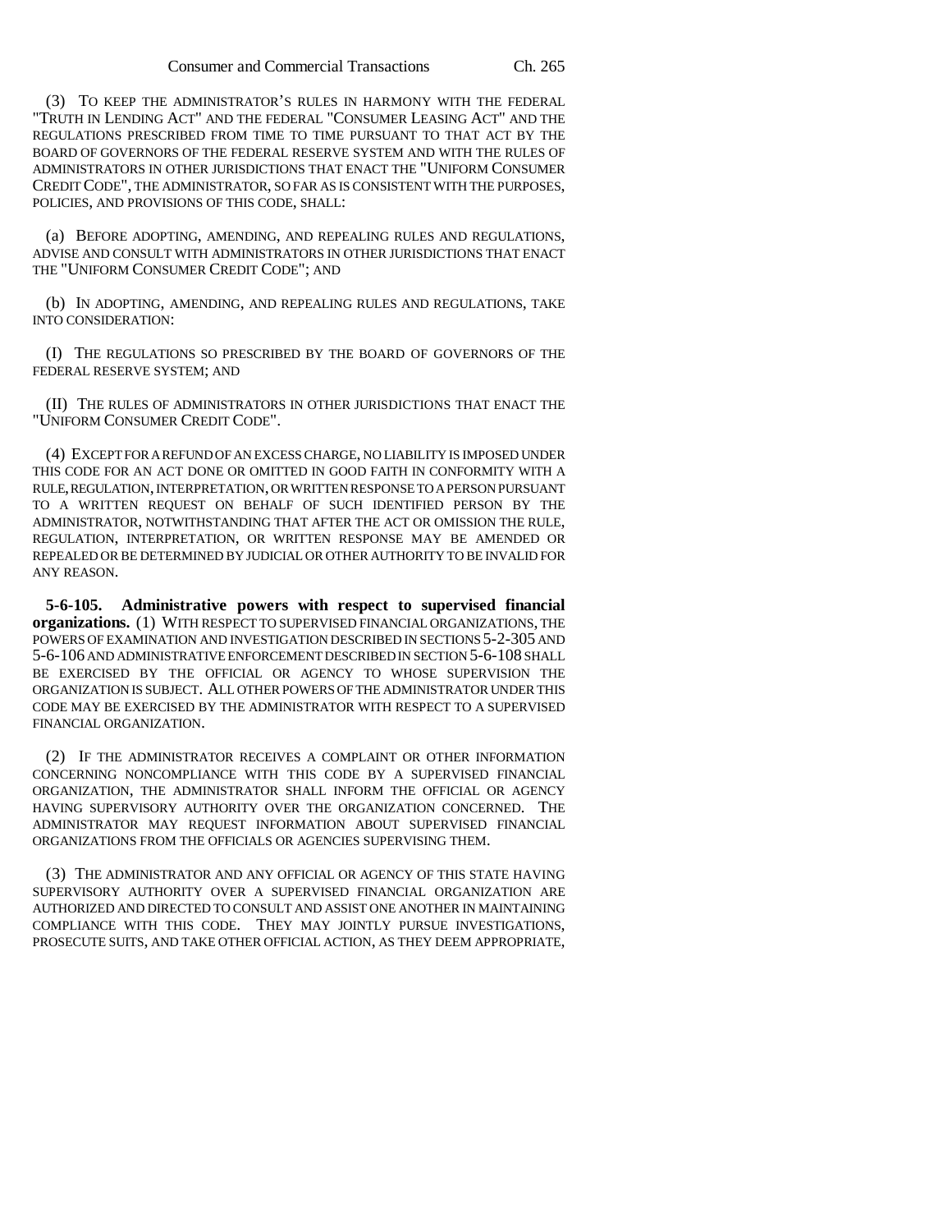(3) TO KEEP THE ADMINISTRATOR'S RULES IN HARMONY WITH THE FEDERAL "TRUTH IN LENDING ACT" AND THE FEDERAL "CONSUMER LEASING ACT" AND THE REGULATIONS PRESCRIBED FROM TIME TO TIME PURSUANT TO THAT ACT BY THE BOARD OF GOVERNORS OF THE FEDERAL RESERVE SYSTEM AND WITH THE RULES OF ADMINISTRATORS IN OTHER JURISDICTIONS THAT ENACT THE "UNIFORM CONSUMER CREDIT CODE", THE ADMINISTRATOR, SO FAR AS IS CONSISTENT WITH THE PURPOSES, POLICIES, AND PROVISIONS OF THIS CODE, SHALL:

(a) BEFORE ADOPTING, AMENDING, AND REPEALING RULES AND REGULATIONS, ADVISE AND CONSULT WITH ADMINISTRATORS IN OTHER JURISDICTIONS THAT ENACT THE "UNIFORM CONSUMER CREDIT CODE"; AND

(b) IN ADOPTING, AMENDING, AND REPEALING RULES AND REGULATIONS, TAKE INTO CONSIDERATION:

(I) THE REGULATIONS SO PRESCRIBED BY THE BOARD OF GOVERNORS OF THE FEDERAL RESERVE SYSTEM; AND

(II) THE RULES OF ADMINISTRATORS IN OTHER JURISDICTIONS THAT ENACT THE "UNIFORM CONSUMER CREDIT CODE".

(4) EXCEPT FOR A REFUND OF AN EXCESS CHARGE, NO LIABILITY IS IMPOSED UNDER THIS CODE FOR AN ACT DONE OR OMITTED IN GOOD FAITH IN CONFORMITY WITH A RULE, REGULATION, INTERPRETATION, OR WRITTEN RESPONSE TO A PERSON PURSUANT TO A WRITTEN REQUEST ON BEHALF OF SUCH IDENTIFIED PERSON BY THE ADMINISTRATOR, NOTWITHSTANDING THAT AFTER THE ACT OR OMISSION THE RULE, REGULATION, INTERPRETATION, OR WRITTEN RESPONSE MAY BE AMENDED OR REPEALED OR BE DETERMINED BY JUDICIAL OR OTHER AUTHORITY TO BE INVALID FOR ANY REASON.

**5-6-105. Administrative powers with respect to supervised financial organizations.** (1) WITH RESPECT TO SUPERVISED FINANCIAL ORGANIZATIONS, THE POWERS OF EXAMINATION AND INVESTIGATION DESCRIBED IN SECTIONS 5-2-305 AND 5-6-106 AND ADMINISTRATIVE ENFORCEMENT DESCRIBED IN SECTION 5-6-108 SHALL BE EXERCISED BY THE OFFICIAL OR AGENCY TO WHOSE SUPERVISION THE ORGANIZATION IS SUBJECT. ALL OTHER POWERS OF THE ADMINISTRATOR UNDER THIS CODE MAY BE EXERCISED BY THE ADMINISTRATOR WITH RESPECT TO A SUPERVISED FINANCIAL ORGANIZATION.

(2) IF THE ADMINISTRATOR RECEIVES A COMPLAINT OR OTHER INFORMATION CONCERNING NONCOMPLIANCE WITH THIS CODE BY A SUPERVISED FINANCIAL ORGANIZATION, THE ADMINISTRATOR SHALL INFORM THE OFFICIAL OR AGENCY HAVING SUPERVISORY AUTHORITY OVER THE ORGANIZATION CONCERNED. THE ADMINISTRATOR MAY REQUEST INFORMATION ABOUT SUPERVISED FINANCIAL ORGANIZATIONS FROM THE OFFICIALS OR AGENCIES SUPERVISING THEM.

(3) THE ADMINISTRATOR AND ANY OFFICIAL OR AGENCY OF THIS STATE HAVING SUPERVISORY AUTHORITY OVER A SUPERVISED FINANCIAL ORGANIZATION ARE AUTHORIZED AND DIRECTED TO CONSULT AND ASSIST ONE ANOTHER IN MAINTAINING COMPLIANCE WITH THIS CODE. THEY MAY JOINTLY PURSUE INVESTIGATIONS, PROSECUTE SUITS, AND TAKE OTHER OFFICIAL ACTION, AS THEY DEEM APPROPRIATE,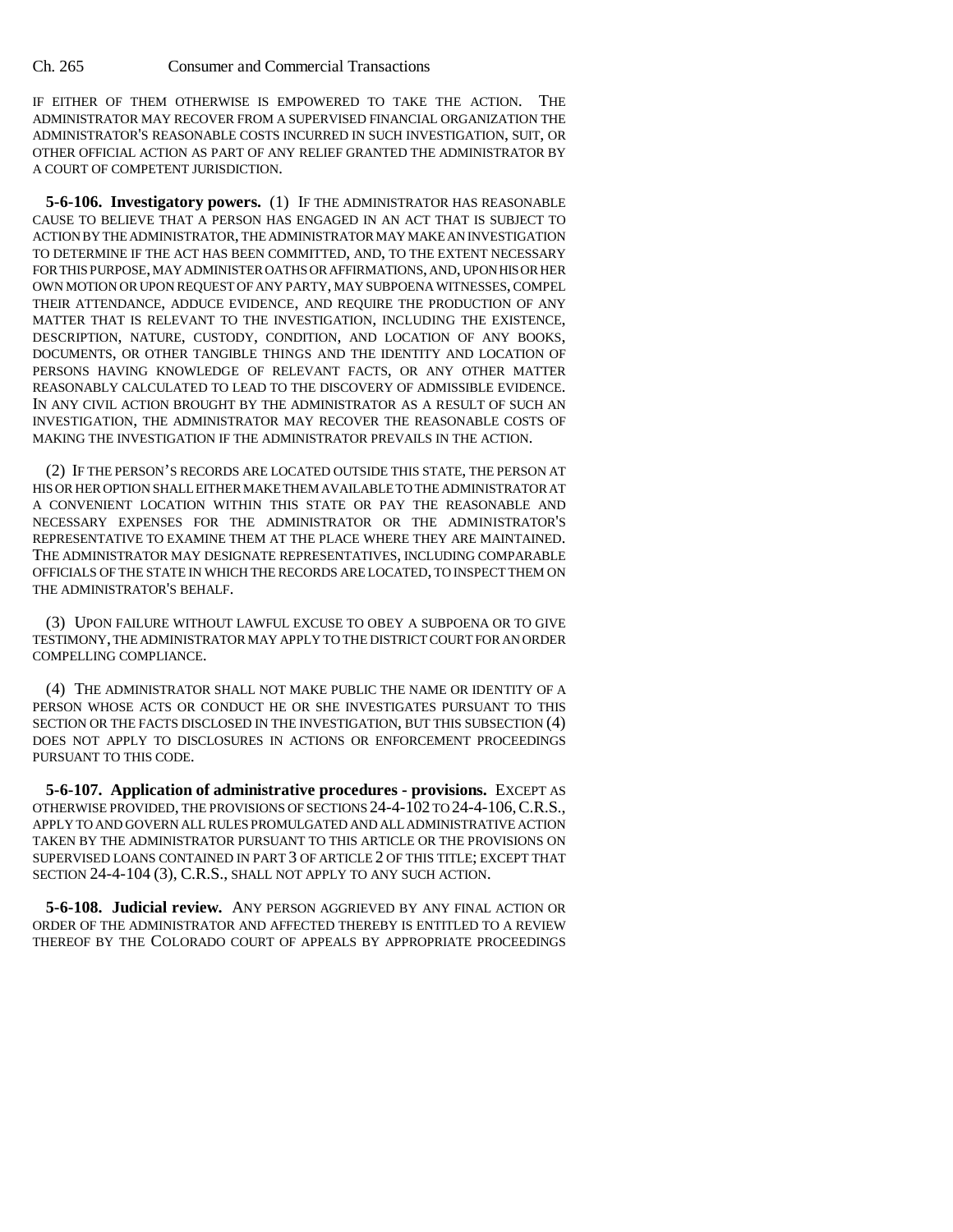IF EITHER OF THEM OTHERWISE IS EMPOWERED TO TAKE THE ACTION. THE ADMINISTRATOR MAY RECOVER FROM A SUPERVISED FINANCIAL ORGANIZATION THE ADMINISTRATOR'S REASONABLE COSTS INCURRED IN SUCH INVESTIGATION, SUIT, OR OTHER OFFICIAL ACTION AS PART OF ANY RELIEF GRANTED THE ADMINISTRATOR BY A COURT OF COMPETENT JURISDICTION.

**5-6-106. Investigatory powers.** (1) IF THE ADMINISTRATOR HAS REASONABLE CAUSE TO BELIEVE THAT A PERSON HAS ENGAGED IN AN ACT THAT IS SUBJECT TO ACTION BY THE ADMINISTRATOR, THE ADMINISTRATOR MAY MAKE AN INVESTIGATION TO DETERMINE IF THE ACT HAS BEEN COMMITTED, AND, TO THE EXTENT NECESSARY FOR THIS PURPOSE, MAY ADMINISTER OATHS OR AFFIRMATIONS, AND, UPON HIS OR HER OWN MOTION OR UPON REQUEST OF ANY PARTY, MAY SUBPOENA WITNESSES, COMPEL THEIR ATTENDANCE, ADDUCE EVIDENCE, AND REQUIRE THE PRODUCTION OF ANY MATTER THAT IS RELEVANT TO THE INVESTIGATION, INCLUDING THE EXISTENCE, DESCRIPTION, NATURE, CUSTODY, CONDITION, AND LOCATION OF ANY BOOKS, DOCUMENTS, OR OTHER TANGIBLE THINGS AND THE IDENTITY AND LOCATION OF PERSONS HAVING KNOWLEDGE OF RELEVANT FACTS, OR ANY OTHER MATTER REASONABLY CALCULATED TO LEAD TO THE DISCOVERY OF ADMISSIBLE EVIDENCE. IN ANY CIVIL ACTION BROUGHT BY THE ADMINISTRATOR AS A RESULT OF SUCH AN INVESTIGATION, THE ADMINISTRATOR MAY RECOVER THE REASONABLE COSTS OF MAKING THE INVESTIGATION IF THE ADMINISTRATOR PREVAILS IN THE ACTION.

(2) IF THE PERSON'S RECORDS ARE LOCATED OUTSIDE THIS STATE, THE PERSON AT HIS OR HER OPTION SHALL EITHER MAKE THEM AVAILABLE TO THE ADMINISTRATOR AT A CONVENIENT LOCATION WITHIN THIS STATE OR PAY THE REASONABLE AND NECESSARY EXPENSES FOR THE ADMINISTRATOR OR THE ADMINISTRATOR'S REPRESENTATIVE TO EXAMINE THEM AT THE PLACE WHERE THEY ARE MAINTAINED. THE ADMINISTRATOR MAY DESIGNATE REPRESENTATIVES, INCLUDING COMPARABLE OFFICIALS OF THE STATE IN WHICH THE RECORDS ARE LOCATED, TO INSPECT THEM ON THE ADMINISTRATOR'S BEHALF.

(3) UPON FAILURE WITHOUT LAWFUL EXCUSE TO OBEY A SUBPOENA OR TO GIVE TESTIMONY, THE ADMINISTRATOR MAY APPLY TO THE DISTRICT COURT FOR AN ORDER COMPELLING COMPLIANCE.

(4) THE ADMINISTRATOR SHALL NOT MAKE PUBLIC THE NAME OR IDENTITY OF A PERSON WHOSE ACTS OR CONDUCT HE OR SHE INVESTIGATES PURSUANT TO THIS SECTION OR THE FACTS DISCLOSED IN THE INVESTIGATION, BUT THIS SUBSECTION (4) DOES NOT APPLY TO DISCLOSURES IN ACTIONS OR ENFORCEMENT PROCEEDINGS PURSUANT TO THIS CODE.

**5-6-107. Application of administrative procedures - provisions.** EXCEPT AS OTHERWISE PROVIDED, THE PROVISIONS OF SECTIONS 24-4-102 TO 24-4-106, C.R.S., APPLY TO AND GOVERN ALL RULES PROMULGATED AND ALL ADMINISTRATIVE ACTION TAKEN BY THE ADMINISTRATOR PURSUANT TO THIS ARTICLE OR THE PROVISIONS ON SUPERVISED LOANS CONTAINED IN PART 3 OF ARTICLE 2 OF THIS TITLE; EXCEPT THAT SECTION 24-4-104 (3), C.R.S., SHALL NOT APPLY TO ANY SUCH ACTION.

**5-6-108. Judicial review.** ANY PERSON AGGRIEVED BY ANY FINAL ACTION OR ORDER OF THE ADMINISTRATOR AND AFFECTED THEREBY IS ENTITLED TO A REVIEW THEREOF BY THE COLORADO COURT OF APPEALS BY APPROPRIATE PROCEEDINGS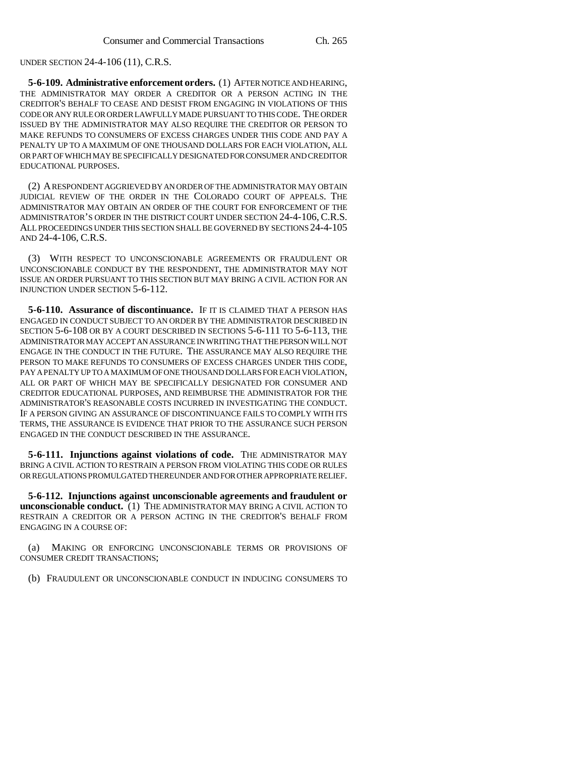UNDER SECTION 24-4-106 (11), C.R.S.

**5-6-109. Administrative enforcement orders.** (1) AFTER NOTICE AND HEARING, THE ADMINISTRATOR MAY ORDER A CREDITOR OR A PERSON ACTING IN THE CREDITOR'S BEHALF TO CEASE AND DESIST FROM ENGAGING IN VIOLATIONS OF THIS CODE OR ANY RULE OR ORDER LAWFULLY MADE PURSUANT TO THIS CODE. THE ORDER ISSUED BY THE ADMINISTRATOR MAY ALSO REQUIRE THE CREDITOR OR PERSON TO MAKE REFUNDS TO CONSUMERS OF EXCESS CHARGES UNDER THIS CODE AND PAY A PENALTY UP TO A MAXIMUM OF ONE THOUSAND DOLLARS FOR EACH VIOLATION, ALL OR PART OF WHICH MAY BE SPECIFICALLY DESIGNATED FOR CONSUMER AND CREDITOR EDUCATIONAL PURPOSES.

(2) A RESPONDENT AGGRIEVED BY AN ORDER OF THE ADMINISTRATOR MAY OBTAIN JUDICIAL REVIEW OF THE ORDER IN THE COLORADO COURT OF APPEALS. THE ADMINISTRATOR MAY OBTAIN AN ORDER OF THE COURT FOR ENFORCEMENT OF THE ADMINISTRATOR'S ORDER IN THE DISTRICT COURT UNDER SECTION 24-4-106, C.R.S. ALL PROCEEDINGS UNDER THIS SECTION SHALL BE GOVERNED BY SECTIONS 24-4-105 AND 24-4-106, C.R.S.

(3) WITH RESPECT TO UNCONSCIONABLE AGREEMENTS OR FRAUDULENT OR UNCONSCIONABLE CONDUCT BY THE RESPONDENT, THE ADMINISTRATOR MAY NOT ISSUE AN ORDER PURSUANT TO THIS SECTION BUT MAY BRING A CIVIL ACTION FOR AN INJUNCTION UNDER SECTION 5-6-112.

**5-6-110. Assurance of discontinuance.** IF IT IS CLAIMED THAT A PERSON HAS ENGAGED IN CONDUCT SUBJECT TO AN ORDER BY THE ADMINISTRATOR DESCRIBED IN SECTION 5-6-108 OR BY A COURT DESCRIBED IN SECTIONS 5-6-111 TO 5-6-113, THE ADMINISTRATOR MAY ACCEPT AN ASSURANCE IN WRITING THAT THE PERSON WILL NOT ENGAGE IN THE CONDUCT IN THE FUTURE. THE ASSURANCE MAY ALSO REQUIRE THE PERSON TO MAKE REFUNDS TO CONSUMERS OF EXCESS CHARGES UNDER THIS CODE, PAY A PENALTY UP TO A MAXIMUM OF ONE THOUSAND DOLLARS FOR EACH VIOLATION, ALL OR PART OF WHICH MAY BE SPECIFICALLY DESIGNATED FOR CONSUMER AND CREDITOR EDUCATIONAL PURPOSES, AND REIMBURSE THE ADMINISTRATOR FOR THE ADMINISTRATOR'S REASONABLE COSTS INCURRED IN INVESTIGATING THE CONDUCT. IF A PERSON GIVING AN ASSURANCE OF DISCONTINUANCE FAILS TO COMPLY WITH ITS TERMS, THE ASSURANCE IS EVIDENCE THAT PRIOR TO THE ASSURANCE SUCH PERSON ENGAGED IN THE CONDUCT DESCRIBED IN THE ASSURANCE.

**5-6-111. Injunctions against violations of code.** THE ADMINISTRATOR MAY BRING A CIVIL ACTION TO RESTRAIN A PERSON FROM VIOLATING THIS CODE OR RULES OR REGULATIONS PROMULGATED THEREUNDER AND FOR OTHER APPROPRIATE RELIEF.

**5-6-112. Injunctions against unconscionable agreements and fraudulent or unconscionable conduct.** (1) THE ADMINISTRATOR MAY BRING A CIVIL ACTION TO RESTRAIN A CREDITOR OR A PERSON ACTING IN THE CREDITOR'S BEHALF FROM ENGAGING IN A COURSE OF:

(a) MAKING OR ENFORCING UNCONSCIONABLE TERMS OR PROVISIONS OF CONSUMER CREDIT TRANSACTIONS;

(b) FRAUDULENT OR UNCONSCIONABLE CONDUCT IN INDUCING CONSUMERS TO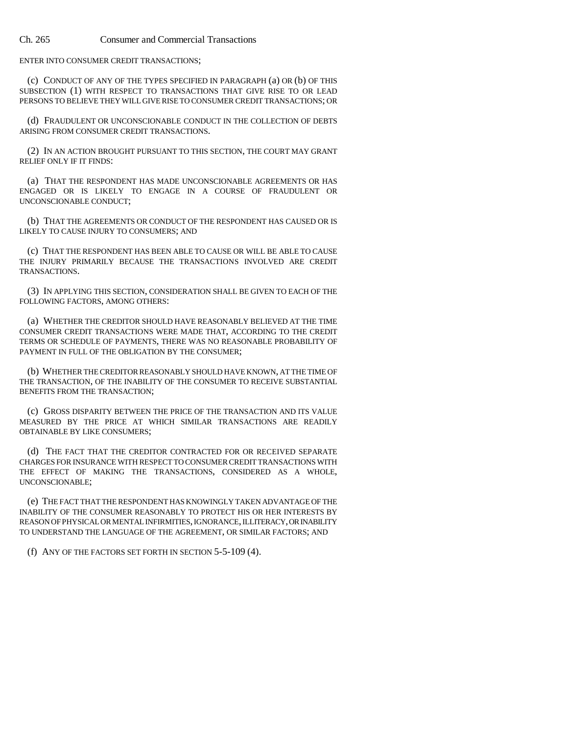ENTER INTO CONSUMER CREDIT TRANSACTIONS;

(c) CONDUCT OF ANY OF THE TYPES SPECIFIED IN PARAGRAPH (a) OR (b) OF THIS SUBSECTION (1) WITH RESPECT TO TRANSACTIONS THAT GIVE RISE TO OR LEAD PERSONS TO BELIEVE THEY WILL GIVE RISE TO CONSUMER CREDIT TRANSACTIONS; OR

(d) FRAUDULENT OR UNCONSCIONABLE CONDUCT IN THE COLLECTION OF DEBTS ARISING FROM CONSUMER CREDIT TRANSACTIONS.

(2) IN AN ACTION BROUGHT PURSUANT TO THIS SECTION, THE COURT MAY GRANT RELIEF ONLY IF IT FINDS:

(a) THAT THE RESPONDENT HAS MADE UNCONSCIONABLE AGREEMENTS OR HAS ENGAGED OR IS LIKELY TO ENGAGE IN A COURSE OF FRAUDULENT OR UNCONSCIONABLE CONDUCT;

(b) THAT THE AGREEMENTS OR CONDUCT OF THE RESPONDENT HAS CAUSED OR IS LIKELY TO CAUSE INJURY TO CONSUMERS; AND

(c) THAT THE RESPONDENT HAS BEEN ABLE TO CAUSE OR WILL BE ABLE TO CAUSE THE INJURY PRIMARILY BECAUSE THE TRANSACTIONS INVOLVED ARE CREDIT TRANSACTIONS.

(3) IN APPLYING THIS SECTION, CONSIDERATION SHALL BE GIVEN TO EACH OF THE FOLLOWING FACTORS, AMONG OTHERS:

(a) WHETHER THE CREDITOR SHOULD HAVE REASONABLY BELIEVED AT THE TIME CONSUMER CREDIT TRANSACTIONS WERE MADE THAT, ACCORDING TO THE CREDIT TERMS OR SCHEDULE OF PAYMENTS, THERE WAS NO REASONABLE PROBABILITY OF PAYMENT IN FULL OF THE OBLIGATION BY THE CONSUMER;

(b) WHETHER THE CREDITOR REASONABLY SHOULD HAVE KNOWN, AT THE TIME OF THE TRANSACTION, OF THE INABILITY OF THE CONSUMER TO RECEIVE SUBSTANTIAL BENEFITS FROM THE TRANSACTION;

(c) GROSS DISPARITY BETWEEN THE PRICE OF THE TRANSACTION AND ITS VALUE MEASURED BY THE PRICE AT WHICH SIMILAR TRANSACTIONS ARE READILY OBTAINABLE BY LIKE CONSUMERS;

(d) THE FACT THAT THE CREDITOR CONTRACTED FOR OR RECEIVED SEPARATE CHARGES FOR INSURANCE WITH RESPECT TO CONSUMER CREDIT TRANSACTIONS WITH THE EFFECT OF MAKING THE TRANSACTIONS, CONSIDERED AS A WHOLE, UNCONSCIONABLE;

(e) THE FACT THAT THE RESPONDENT HAS KNOWINGLY TAKEN ADVANTAGE OF THE INABILITY OF THE CONSUMER REASONABLY TO PROTECT HIS OR HER INTERESTS BY REASON OF PHYSICAL OR MENTAL INFIRMITIES, IGNORANCE, ILLITERACY, OR INABILITY TO UNDERSTAND THE LANGUAGE OF THE AGREEMENT, OR SIMILAR FACTORS; AND

(f) ANY OF THE FACTORS SET FORTH IN SECTION 5-5-109 (4).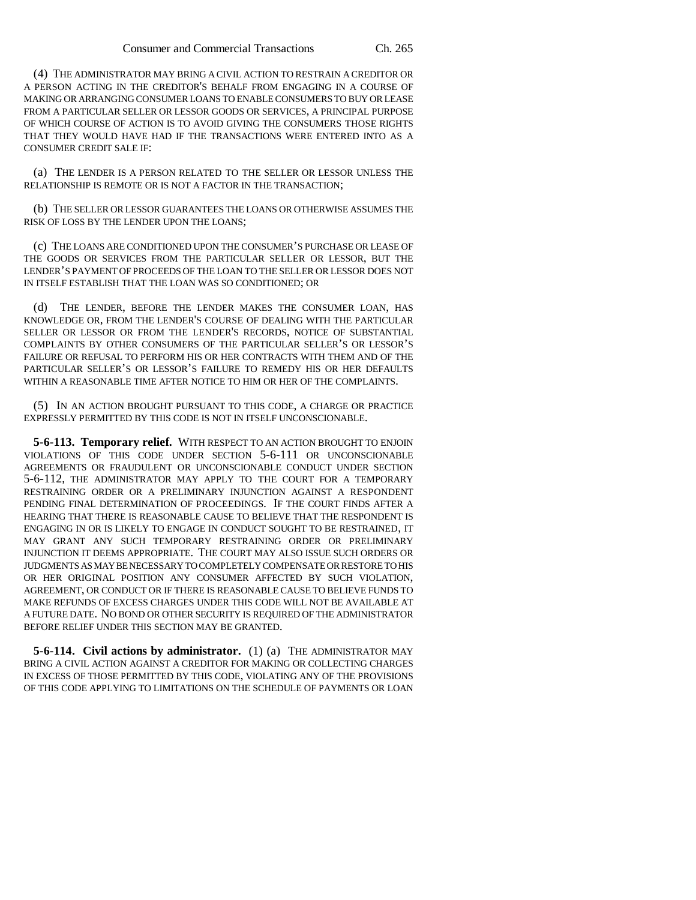(4) THE ADMINISTRATOR MAY BRING A CIVIL ACTION TO RESTRAIN A CREDITOR OR A PERSON ACTING IN THE CREDITOR'S BEHALF FROM ENGAGING IN A COURSE OF MAKING OR ARRANGING CONSUMER LOANS TO ENABLE CONSUMERS TO BUY OR LEASE FROM A PARTICULAR SELLER OR LESSOR GOODS OR SERVICES, A PRINCIPAL PURPOSE OF WHICH COURSE OF ACTION IS TO AVOID GIVING THE CONSUMERS THOSE RIGHTS THAT THEY WOULD HAVE HAD IF THE TRANSACTIONS WERE ENTERED INTO AS A CONSUMER CREDIT SALE IF:

(a) THE LENDER IS A PERSON RELATED TO THE SELLER OR LESSOR UNLESS THE RELATIONSHIP IS REMOTE OR IS NOT A FACTOR IN THE TRANSACTION;

(b) THE SELLER OR LESSOR GUARANTEES THE LOANS OR OTHERWISE ASSUMES THE RISK OF LOSS BY THE LENDER UPON THE LOANS;

(c) THE LOANS ARE CONDITIONED UPON THE CONSUMER'S PURCHASE OR LEASE OF THE GOODS OR SERVICES FROM THE PARTICULAR SELLER OR LESSOR, BUT THE LENDER'S PAYMENT OF PROCEEDS OF THE LOAN TO THE SELLER OR LESSOR DOES NOT IN ITSELF ESTABLISH THAT THE LOAN WAS SO CONDITIONED; OR

(d) THE LENDER, BEFORE THE LENDER MAKES THE CONSUMER LOAN, HAS KNOWLEDGE OR, FROM THE LENDER'S COURSE OF DEALING WITH THE PARTICULAR SELLER OR LESSOR OR FROM THE LENDER'S RECORDS, NOTICE OF SUBSTANTIAL COMPLAINTS BY OTHER CONSUMERS OF THE PARTICULAR SELLER'S OR LESSOR'S FAILURE OR REFUSAL TO PERFORM HIS OR HER CONTRACTS WITH THEM AND OF THE PARTICULAR SELLER'S OR LESSOR'S FAILURE TO REMEDY HIS OR HER DEFAULTS WITHIN A REASONABLE TIME AFTER NOTICE TO HIM OR HER OF THE COMPLAINTS.

(5) IN AN ACTION BROUGHT PURSUANT TO THIS CODE, A CHARGE OR PRACTICE EXPRESSLY PERMITTED BY THIS CODE IS NOT IN ITSELF UNCONSCIONABLE.

**5-6-113. Temporary relief.** WITH RESPECT TO AN ACTION BROUGHT TO ENJOIN VIOLATIONS OF THIS CODE UNDER SECTION 5-6-111 OR UNCONSCIONABLE AGREEMENTS OR FRAUDULENT OR UNCONSCIONABLE CONDUCT UNDER SECTION 5-6-112, THE ADMINISTRATOR MAY APPLY TO THE COURT FOR A TEMPORARY RESTRAINING ORDER OR A PRELIMINARY INJUNCTION AGAINST A RESPONDENT PENDING FINAL DETERMINATION OF PROCEEDINGS. IF THE COURT FINDS AFTER A HEARING THAT THERE IS REASONABLE CAUSE TO BELIEVE THAT THE RESPONDENT IS ENGAGING IN OR IS LIKELY TO ENGAGE IN CONDUCT SOUGHT TO BE RESTRAINED, IT MAY GRANT ANY SUCH TEMPORARY RESTRAINING ORDER OR PRELIMINARY INJUNCTION IT DEEMS APPROPRIATE. THE COURT MAY ALSO ISSUE SUCH ORDERS OR JUDGMENTS AS MAY BE NECESSARY TO COMPLETELY COMPENSATE OR RESTORE TO HIS OR HER ORIGINAL POSITION ANY CONSUMER AFFECTED BY SUCH VIOLATION, AGREEMENT, OR CONDUCT OR IF THERE IS REASONABLE CAUSE TO BELIEVE FUNDS TO MAKE REFUNDS OF EXCESS CHARGES UNDER THIS CODE WILL NOT BE AVAILABLE AT A FUTURE DATE. NO BOND OR OTHER SECURITY IS REQUIRED OF THE ADMINISTRATOR BEFORE RELIEF UNDER THIS SECTION MAY BE GRANTED.

**5-6-114. Civil actions by administrator.** (1) (a) THE ADMINISTRATOR MAY BRING A CIVIL ACTION AGAINST A CREDITOR FOR MAKING OR COLLECTING CHARGES IN EXCESS OF THOSE PERMITTED BY THIS CODE, VIOLATING ANY OF THE PROVISIONS OF THIS CODE APPLYING TO LIMITATIONS ON THE SCHEDULE OF PAYMENTS OR LOAN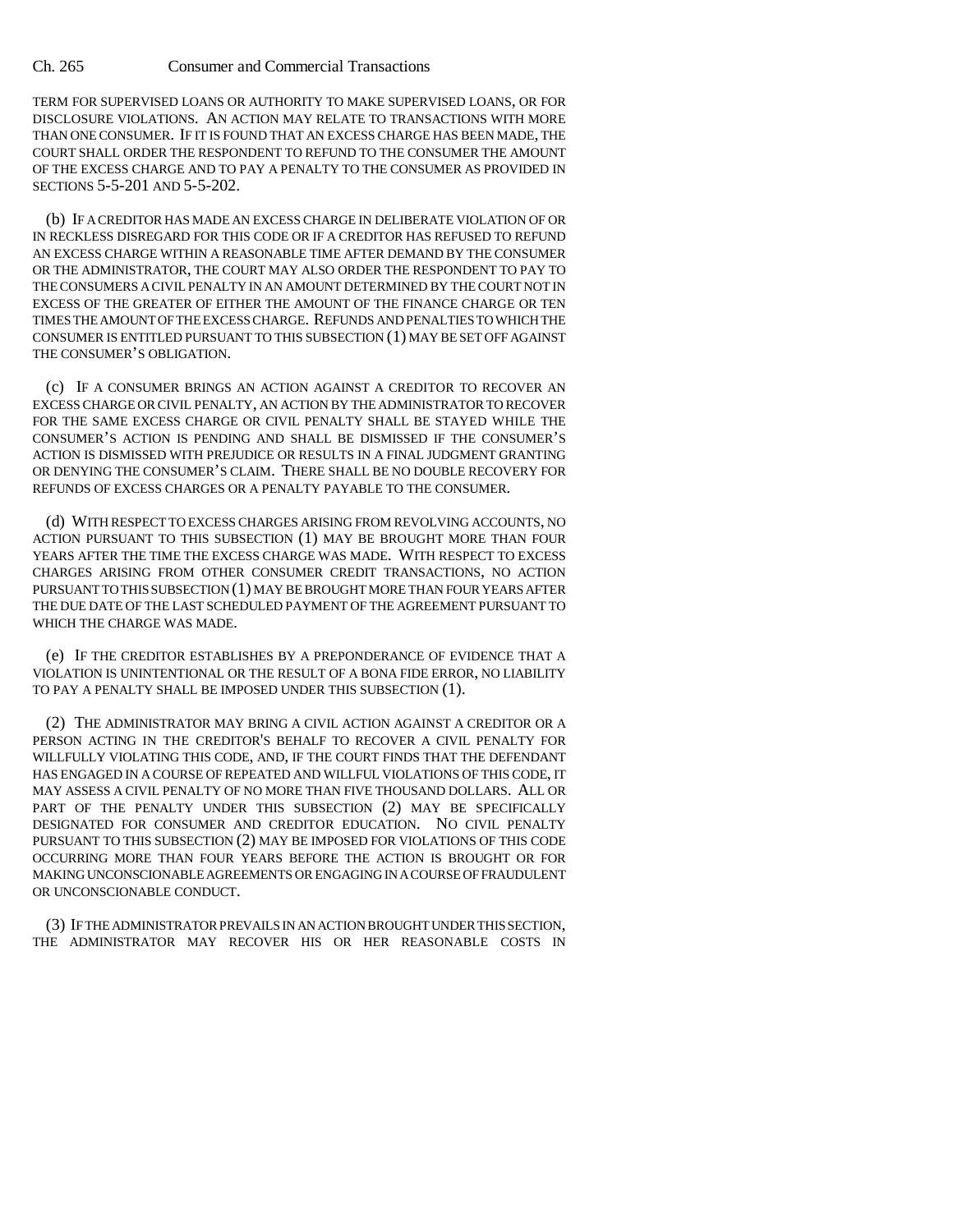TERM FOR SUPERVISED LOANS OR AUTHORITY TO MAKE SUPERVISED LOANS, OR FOR DISCLOSURE VIOLATIONS. AN ACTION MAY RELATE TO TRANSACTIONS WITH MORE THAN ONE CONSUMER. IF IT IS FOUND THAT AN EXCESS CHARGE HAS BEEN MADE, THE COURT SHALL ORDER THE RESPONDENT TO REFUND TO THE CONSUMER THE AMOUNT OF THE EXCESS CHARGE AND TO PAY A PENALTY TO THE CONSUMER AS PROVIDED IN SECTIONS 5-5-201 AND 5-5-202.

(b) IF A CREDITOR HAS MADE AN EXCESS CHARGE IN DELIBERATE VIOLATION OF OR IN RECKLESS DISREGARD FOR THIS CODE OR IF A CREDITOR HAS REFUSED TO REFUND AN EXCESS CHARGE WITHIN A REASONABLE TIME AFTER DEMAND BY THE CONSUMER OR THE ADMINISTRATOR, THE COURT MAY ALSO ORDER THE RESPONDENT TO PAY TO THE CONSUMERS A CIVIL PENALTY IN AN AMOUNT DETERMINED BY THE COURT NOT IN EXCESS OF THE GREATER OF EITHER THE AMOUNT OF THE FINANCE CHARGE OR TEN TIMES THE AMOUNT OF THE EXCESS CHARGE. REFUNDS AND PENALTIES TO WHICH THE CONSUMER IS ENTITLED PURSUANT TO THIS SUBSECTION (1) MAY BE SET OFF AGAINST THE CONSUMER'S OBLIGATION.

(c) IF A CONSUMER BRINGS AN ACTION AGAINST A CREDITOR TO RECOVER AN EXCESS CHARGE OR CIVIL PENALTY, AN ACTION BY THE ADMINISTRATOR TO RECOVER FOR THE SAME EXCESS CHARGE OR CIVIL PENALTY SHALL BE STAYED WHILE THE CONSUMER'S ACTION IS PENDING AND SHALL BE DISMISSED IF THE CONSUMER'S ACTION IS DISMISSED WITH PREJUDICE OR RESULTS IN A FINAL JUDGMENT GRANTING OR DENYING THE CONSUMER'S CLAIM. THERE SHALL BE NO DOUBLE RECOVERY FOR REFUNDS OF EXCESS CHARGES OR A PENALTY PAYABLE TO THE CONSUMER.

(d) WITH RESPECT TO EXCESS CHARGES ARISING FROM REVOLVING ACCOUNTS, NO ACTION PURSUANT TO THIS SUBSECTION (1) MAY BE BROUGHT MORE THAN FOUR YEARS AFTER THE TIME THE EXCESS CHARGE WAS MADE. WITH RESPECT TO EXCESS CHARGES ARISING FROM OTHER CONSUMER CREDIT TRANSACTIONS, NO ACTION PURSUANT TO THIS SUBSECTION (1) MAY BE BROUGHT MORE THAN FOUR YEARS AFTER THE DUE DATE OF THE LAST SCHEDULED PAYMENT OF THE AGREEMENT PURSUANT TO WHICH THE CHARGE WAS MADE.

(e) IF THE CREDITOR ESTABLISHES BY A PREPONDERANCE OF EVIDENCE THAT A VIOLATION IS UNINTENTIONAL OR THE RESULT OF A BONA FIDE ERROR, NO LIABILITY TO PAY A PENALTY SHALL BE IMPOSED UNDER THIS SUBSECTION (1).

(2) THE ADMINISTRATOR MAY BRING A CIVIL ACTION AGAINST A CREDITOR OR A PERSON ACTING IN THE CREDITOR'S BEHALF TO RECOVER A CIVIL PENALTY FOR WILLFULLY VIOLATING THIS CODE, AND, IF THE COURT FINDS THAT THE DEFENDANT HAS ENGAGED IN A COURSE OF REPEATED AND WILLFUL VIOLATIONS OF THIS CODE, IT MAY ASSESS A CIVIL PENALTY OF NO MORE THAN FIVE THOUSAND DOLLARS. ALL OR PART OF THE PENALTY UNDER THIS SUBSECTION (2) MAY BE SPECIFICALLY DESIGNATED FOR CONSUMER AND CREDITOR EDUCATION. NO CIVIL PENALTY PURSUANT TO THIS SUBSECTION (2) MAY BE IMPOSED FOR VIOLATIONS OF THIS CODE OCCURRING MORE THAN FOUR YEARS BEFORE THE ACTION IS BROUGHT OR FOR MAKING UNCONSCIONABLE AGREEMENTS OR ENGAGING IN A COURSE OF FRAUDULENT OR UNCONSCIONABLE CONDUCT.

(3) IF THE ADMINISTRATOR PREVAILS IN AN ACTION BROUGHT UNDER THIS SECTION, THE ADMINISTRATOR MAY RECOVER HIS OR HER REASONABLE COSTS IN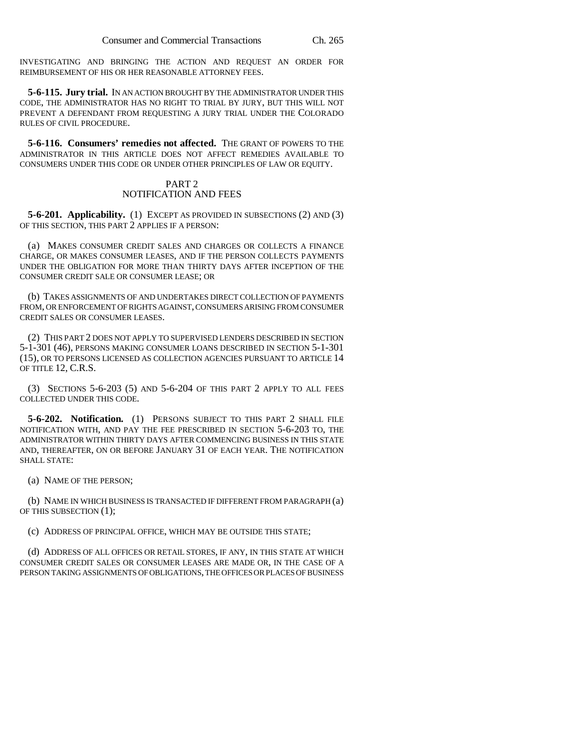INVESTIGATING AND BRINGING THE ACTION AND REQUEST AN ORDER FOR REIMBURSEMENT OF HIS OR HER REASONABLE ATTORNEY FEES.

**5-6-115. Jury trial.** IN AN ACTION BROUGHT BY THE ADMINISTRATOR UNDER THIS CODE, THE ADMINISTRATOR HAS NO RIGHT TO TRIAL BY JURY, BUT THIS WILL NOT PREVENT A DEFENDANT FROM REQUESTING A JURY TRIAL UNDER THE COLORADO RULES OF CIVIL PROCEDURE.

**5-6-116. Consumers' remedies not affected.** THE GRANT OF POWERS TO THE ADMINISTRATOR IN THIS ARTICLE DOES NOT AFFECT REMEDIES AVAILABLE TO CONSUMERS UNDER THIS CODE OR UNDER OTHER PRINCIPLES OF LAW OR EQUITY.

## PART 2
## NOTIFICATION AND FEES

**5-6-201. Applicability.** (1) EXCEPT AS PROVIDED IN SUBSECTIONS (2) AND (3) OF THIS SECTION, THIS PART 2 APPLIES IF A PERSON:

(a) MAKES CONSUMER CREDIT SALES AND CHARGES OR COLLECTS A FINANCE CHARGE, OR MAKES CONSUMER LEASES, AND IF THE PERSON COLLECTS PAYMENTS UNDER THE OBLIGATION FOR MORE THAN THIRTY DAYS AFTER INCEPTION OF THE CONSUMER CREDIT SALE OR CONSUMER LEASE; OR

(b) TAKES ASSIGNMENTS OF AND UNDERTAKES DIRECT COLLECTION OF PAYMENTS FROM, OR ENFORCEMENT OF RIGHTS AGAINST, CONSUMERS ARISING FROM CONSUMER CREDIT SALES OR CONSUMER LEASES.

(2) THIS PART 2 DOES NOT APPLY TO SUPERVISED LENDERS DESCRIBED IN SECTION 5-1-301 (46), PERSONS MAKING CONSUMER LOANS DESCRIBED IN SECTION 5-1-301 (15), OR TO PERSONS LICENSED AS COLLECTION AGENCIES PURSUANT TO ARTICLE 14 OF TITLE 12, C.R.S.

(3) SECTIONS 5-6-203 (5) AND 5-6-204 OF THIS PART 2 APPLY TO ALL FEES COLLECTED UNDER THIS CODE.

**5-6-202. Notification.** (1) PERSONS SUBJECT TO THIS PART 2 SHALL FILE NOTIFICATION WITH, AND PAY THE FEE PRESCRIBED IN SECTION 5-6-203 TO, THE ADMINISTRATOR WITHIN THIRTY DAYS AFTER COMMENCING BUSINESS IN THIS STATE AND, THEREAFTER, ON OR BEFORE JANUARY 31 OF EACH YEAR. THE NOTIFICATION SHALL STATE:

(a) NAME OF THE PERSON;

(b) NAME IN WHICH BUSINESS IS TRANSACTED IF DIFFERENT FROM PARAGRAPH (a) OF THIS SUBSECTION (1);

(c) ADDRESS OF PRINCIPAL OFFICE, WHICH MAY BE OUTSIDE THIS STATE;

(d) ADDRESS OF ALL OFFICES OR RETAIL STORES, IF ANY, IN THIS STATE AT WHICH CONSUMER CREDIT SALES OR CONSUMER LEASES ARE MADE OR, IN THE CASE OF A PERSON TAKING ASSIGNMENTS OF OBLIGATIONS, THE OFFICES OR PLACES OF BUSINESS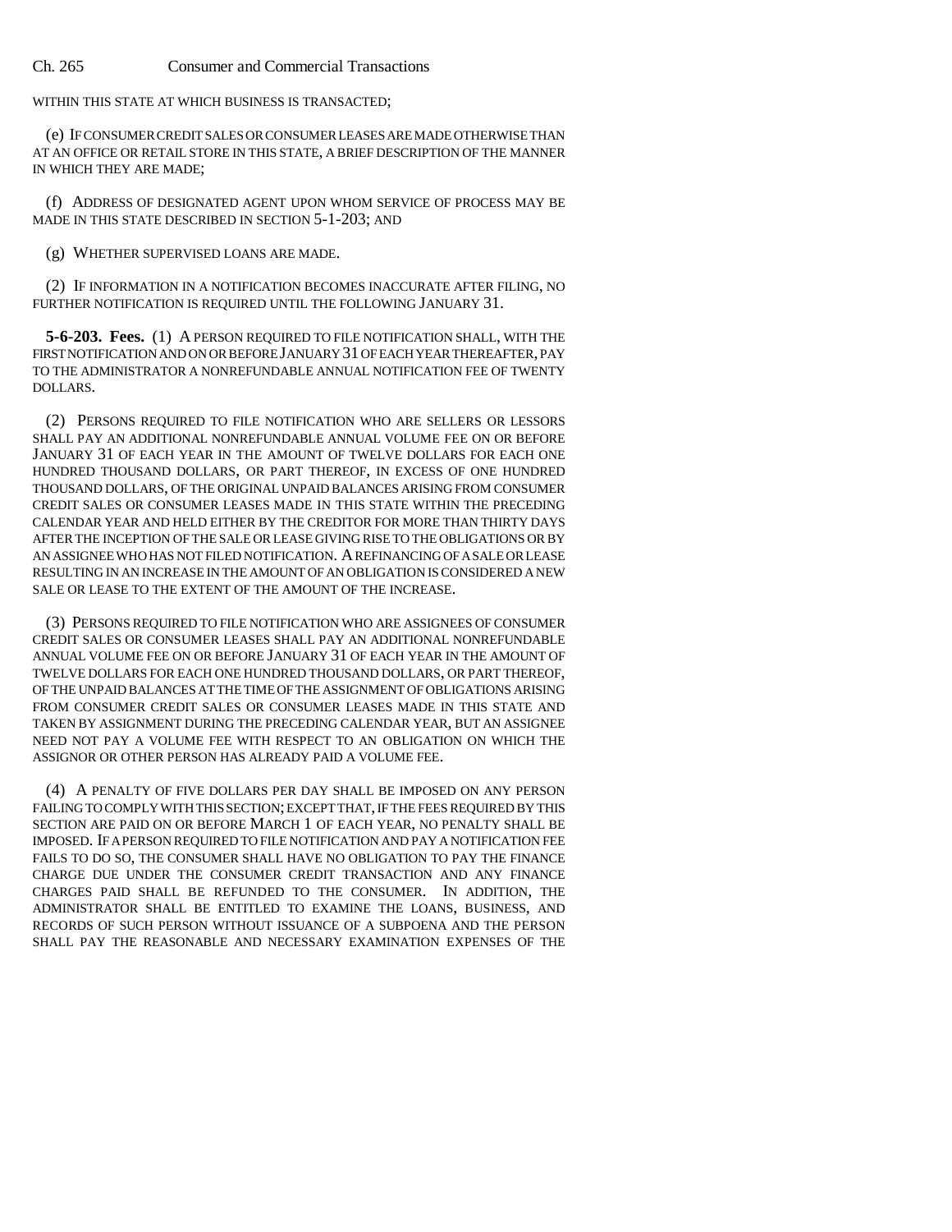WITHIN THIS STATE AT WHICH BUSINESS IS TRANSACTED;

(e) IF CONSUMER CREDIT SALES OR CONSUMER LEASES ARE MADE OTHERWISE THAN AT AN OFFICE OR RETAIL STORE IN THIS STATE, A BRIEF DESCRIPTION OF THE MANNER IN WHICH THEY ARE MADE;

(f) ADDRESS OF DESIGNATED AGENT UPON WHOM SERVICE OF PROCESS MAY BE MADE IN THIS STATE DESCRIBED IN SECTION 5-1-203; AND

(g) WHETHER SUPERVISED LOANS ARE MADE.

(2) IF INFORMATION IN A NOTIFICATION BECOMES INACCURATE AFTER FILING, NO FURTHER NOTIFICATION IS REQUIRED UNTIL THE FOLLOWING JANUARY 31.

**5-6-203. Fees.** (1) A PERSON REQUIRED TO FILE NOTIFICATION SHALL, WITH THE FIRST NOTIFICATION AND ON OR BEFORE JANUARY 31 OF EACH YEAR THEREAFTER, PAY TO THE ADMINISTRATOR A NONREFUNDABLE ANNUAL NOTIFICATION FEE OF TWENTY DOLLARS.

(2) PERSONS REQUIRED TO FILE NOTIFICATION WHO ARE SELLERS OR LESSORS SHALL PAY AN ADDITIONAL NONREFUNDABLE ANNUAL VOLUME FEE ON OR BEFORE JANUARY 31 OF EACH YEAR IN THE AMOUNT OF TWELVE DOLLARS FOR EACH ONE HUNDRED THOUSAND DOLLARS, OR PART THEREOF, IN EXCESS OF ONE HUNDRED THOUSAND DOLLARS, OF THE ORIGINAL UNPAID BALANCES ARISING FROM CONSUMER CREDIT SALES OR CONSUMER LEASES MADE IN THIS STATE WITHIN THE PRECEDING CALENDAR YEAR AND HELD EITHER BY THE CREDITOR FOR MORE THAN THIRTY DAYS AFTER THE INCEPTION OF THE SALE OR LEASE GIVING RISE TO THE OBLIGATIONS OR BY AN ASSIGNEE WHO HAS NOT FILED NOTIFICATION. A REFINANCING OF A SALE OR LEASE RESULTING IN AN INCREASE IN THE AMOUNT OF AN OBLIGATION IS CONSIDERED A NEW SALE OR LEASE TO THE EXTENT OF THE AMOUNT OF THE INCREASE.

(3) PERSONS REQUIRED TO FILE NOTIFICATION WHO ARE ASSIGNEES OF CONSUMER CREDIT SALES OR CONSUMER LEASES SHALL PAY AN ADDITIONAL NONREFUNDABLE ANNUAL VOLUME FEE ON OR BEFORE JANUARY 31 OF EACH YEAR IN THE AMOUNT OF TWELVE DOLLARS FOR EACH ONE HUNDRED THOUSAND DOLLARS, OR PART THEREOF, OF THE UNPAID BALANCES AT THE TIME OF THE ASSIGNMENT OF OBLIGATIONS ARISING FROM CONSUMER CREDIT SALES OR CONSUMER LEASES MADE IN THIS STATE AND TAKEN BY ASSIGNMENT DURING THE PRECEDING CALENDAR YEAR, BUT AN ASSIGNEE NEED NOT PAY A VOLUME FEE WITH RESPECT TO AN OBLIGATION ON WHICH THE ASSIGNOR OR OTHER PERSON HAS ALREADY PAID A VOLUME FEE.

(4) A PENALTY OF FIVE DOLLARS PER DAY SHALL BE IMPOSED ON ANY PERSON FAILING TO COMPLY WITH THIS SECTION; EXCEPT THAT, IF THE FEES REQUIRED BY THIS SECTION ARE PAID ON OR BEFORE MARCH 1 OF EACH YEAR, NO PENALTY SHALL BE IMPOSED. IF A PERSON REQUIRED TO FILE NOTIFICATION AND PAY A NOTIFICATION FEE FAILS TO DO SO, THE CONSUMER SHALL HAVE NO OBLIGATION TO PAY THE FINANCE CHARGE DUE UNDER THE CONSUMER CREDIT TRANSACTION AND ANY FINANCE CHARGES PAID SHALL BE REFUNDED TO THE CONSUMER. IN ADDITION, THE ADMINISTRATOR SHALL BE ENTITLED TO EXAMINE THE LOANS, BUSINESS, AND RECORDS OF SUCH PERSON WITHOUT ISSUANCE OF A SUBPOENA AND THE PERSON SHALL PAY THE REASONABLE AND NECESSARY EXAMINATION EXPENSES OF THE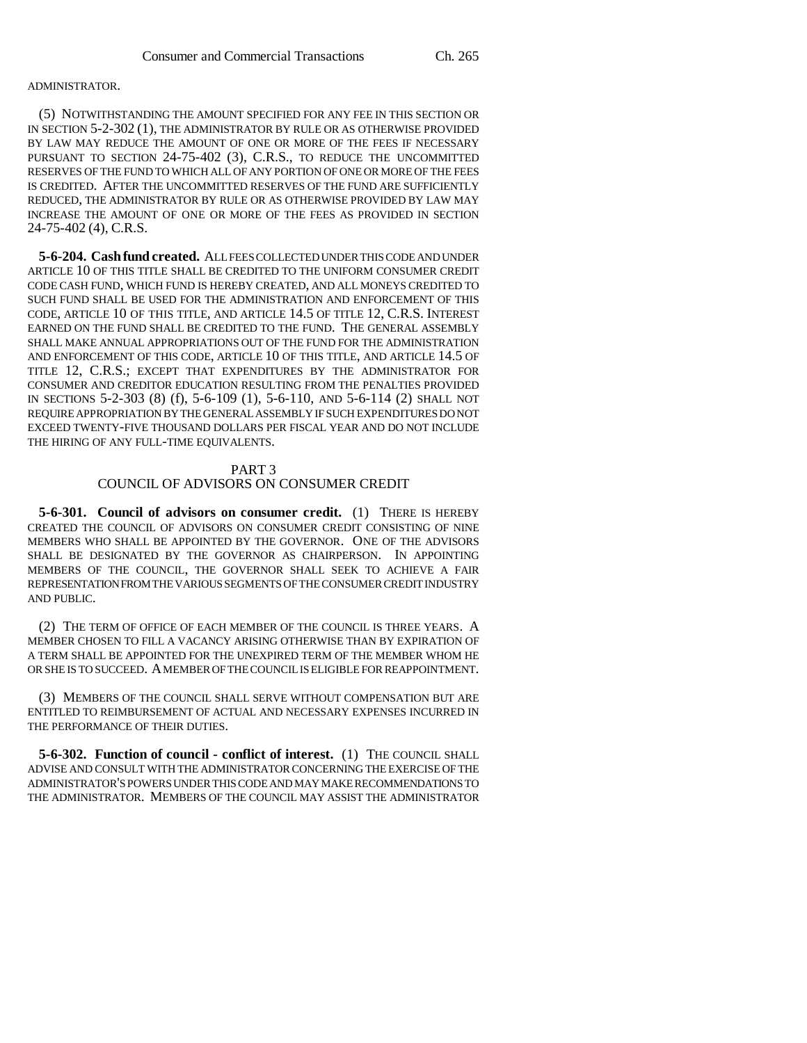ADMINISTRATOR.

(5) NOTWITHSTANDING THE AMOUNT SPECIFIED FOR ANY FEE IN THIS SECTION OR IN SECTION 5-2-302 (1), THE ADMINISTRATOR BY RULE OR AS OTHERWISE PROVIDED BY LAW MAY REDUCE THE AMOUNT OF ONE OR MORE OF THE FEES IF NECESSARY PURSUANT TO SECTION 24-75-402 (3), C.R.S., TO REDUCE THE UNCOMMITTED RESERVES OF THE FUND TO WHICH ALL OF ANY PORTION OF ONE OR MORE OF THE FEES IS CREDITED. AFTER THE UNCOMMITTED RESERVES OF THE FUND ARE SUFFICIENTLY REDUCED, THE ADMINISTRATOR BY RULE OR AS OTHERWISE PROVIDED BY LAW MAY INCREASE THE AMOUNT OF ONE OR MORE OF THE FEES AS PROVIDED IN SECTION 24-75-402 (4), C.R.S.

**5-6-204. Cash fund created.** ALL FEES COLLECTED UNDER THIS CODE AND UNDER ARTICLE 10 OF THIS TITLE SHALL BE CREDITED TO THE UNIFORM CONSUMER CREDIT CODE CASH FUND, WHICH FUND IS HEREBY CREATED, AND ALL MONEYS CREDITED TO SUCH FUND SHALL BE USED FOR THE ADMINISTRATION AND ENFORCEMENT OF THIS CODE, ARTICLE 10 OF THIS TITLE, AND ARTICLE 14.5 OF TITLE 12, C.R.S. INTEREST EARNED ON THE FUND SHALL BE CREDITED TO THE FUND. THE GENERAL ASSEMBLY SHALL MAKE ANNUAL APPROPRIATIONS OUT OF THE FUND FOR THE ADMINISTRATION AND ENFORCEMENT OF THIS CODE, ARTICLE 10 OF THIS TITLE, AND ARTICLE 14.5 OF TITLE 12, C.R.S.; EXCEPT THAT EXPENDITURES BY THE ADMINISTRATOR FOR CONSUMER AND CREDITOR EDUCATION RESULTING FROM THE PENALTIES PROVIDED IN SECTIONS 5-2-303 (8) (f), 5-6-109 (1), 5-6-110, AND 5-6-114 (2) SHALL NOT REQUIRE APPROPRIATION BY THE GENERAL ASSEMBLY IF SUCH EXPENDITURES DO NOT EXCEED TWENTY-FIVE THOUSAND DOLLARS PER FISCAL YEAR AND DO NOT INCLUDE THE HIRING OF ANY FULL-TIME EQUIVALENTS.

## PART 3
## COUNCIL OF ADVISORS ON CONSUMER CREDIT

**5-6-301. Council of advisors on consumer credit.** (1) THERE IS HEREBY CREATED THE COUNCIL OF ADVISORS ON CONSUMER CREDIT CONSISTING OF NINE MEMBERS WHO SHALL BE APPOINTED BY THE GOVERNOR. ONE OF THE ADVISORS SHALL BE DESIGNATED BY THE GOVERNOR AS CHAIRPERSON. IN APPOINTING MEMBERS OF THE COUNCIL, THE GOVERNOR SHALL SEEK TO ACHIEVE A FAIR REPRESENTATION FROM THE VARIOUS SEGMENTS OF THE CONSUMER CREDIT INDUSTRY AND PUBLIC.

(2) THE TERM OF OFFICE OF EACH MEMBER OF THE COUNCIL IS THREE YEARS. A MEMBER CHOSEN TO FILL A VACANCY ARISING OTHERWISE THAN BY EXPIRATION OF A TERM SHALL BE APPOINTED FOR THE UNEXPIRED TERM OF THE MEMBER WHOM HE OR SHE IS TO SUCCEED. A MEMBER OF THE COUNCIL IS ELIGIBLE FOR REAPPOINTMENT.

(3) MEMBERS OF THE COUNCIL SHALL SERVE WITHOUT COMPENSATION BUT ARE ENTITLED TO REIMBURSEMENT OF ACTUAL AND NECESSARY EXPENSES INCURRED IN THE PERFORMANCE OF THEIR DUTIES.

**5-6-302. Function of council - conflict of interest.** (1) THE COUNCIL SHALL ADVISE AND CONSULT WITH THE ADMINISTRATOR CONCERNING THE EXERCISE OF THE ADMINISTRATOR'S POWERS UNDER THIS CODE AND MAY MAKE RECOMMENDATIONS TO THE ADMINISTRATOR. MEMBERS OF THE COUNCIL MAY ASSIST THE ADMINISTRATOR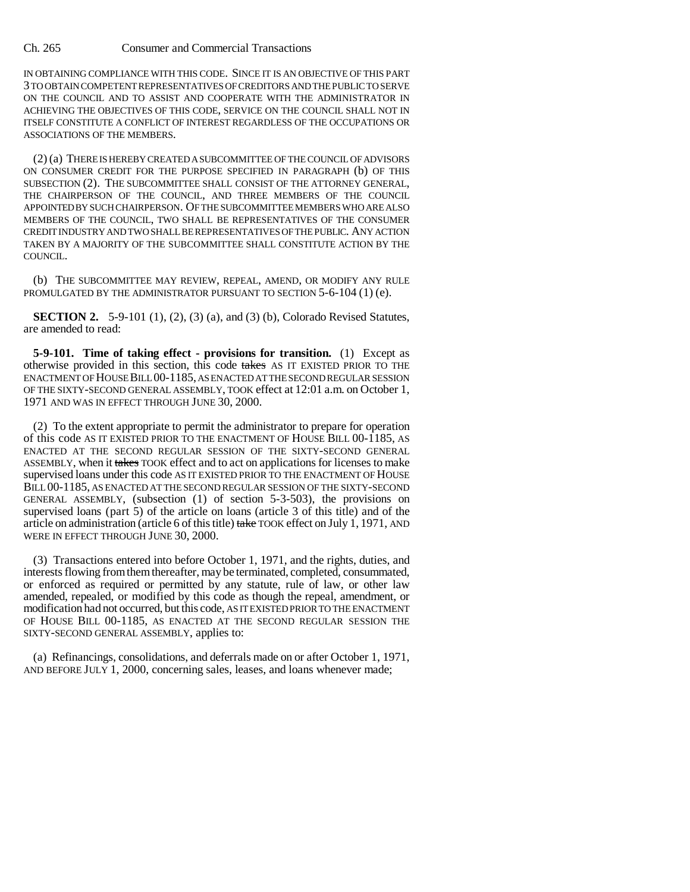IN OBTAINING COMPLIANCE WITH THIS CODE. SINCE IT IS AN OBJECTIVE OF THIS PART 3 TO OBTAIN COMPETENT REPRESENTATIVES OF CREDITORS AND THE PUBLIC TO SERVE ON THE COUNCIL AND TO ASSIST AND COOPERATE WITH THE ADMINISTRATOR IN ACHIEVING THE OBJECTIVES OF THIS CODE, SERVICE ON THE COUNCIL SHALL NOT IN ITSELF CONSTITUTE A CONFLICT OF INTEREST REGARDLESS OF THE OCCUPATIONS OR ASSOCIATIONS OF THE MEMBERS.

(2) (a) THERE IS HEREBY CREATED A SUBCOMMITTEE OF THE COUNCIL OF ADVISORS ON CONSUMER CREDIT FOR THE PURPOSE SPECIFIED IN PARAGRAPH (b) OF THIS SUBSECTION (2). THE SUBCOMMITTEE SHALL CONSIST OF THE ATTORNEY GENERAL, THE CHAIRPERSON OF THE COUNCIL, AND THREE MEMBERS OF THE COUNCIL APPOINTED BY SUCH CHAIRPERSON. OF THE SUBCOMMITTEE MEMBERS WHO ARE ALSO MEMBERS OF THE COUNCIL, TWO SHALL BE REPRESENTATIVES OF THE CONSUMER CREDIT INDUSTRY AND TWO SHALL BE REPRESENTATIVES OF THE PUBLIC. ANY ACTION TAKEN BY A MAJORITY OF THE SUBCOMMITTEE SHALL CONSTITUTE ACTION BY THE COUNCIL.

(b) THE SUBCOMMITTEE MAY REVIEW, REPEAL, AMEND, OR MODIFY ANY RULE PROMULGATED BY THE ADMINISTRATOR PURSUANT TO SECTION 5-6-104 (1) (e).

**SECTION 2.** 5-9-101 (1), (2), (3) (a), and (3) (b), Colorado Revised Statutes, are amended to read:

**5-9-101. Time of taking effect - provisions for transition.** (1) Except as otherwise provided in this section, this code ~~takes~~ AS IT EXISTED PRIOR TO THE ENACTMENT OF HOUSE BILL 00-1185, AS ENACTED AT THE SECOND REGULAR SESSION OF THE SIXTY-SECOND GENERAL ASSEMBLY, TOOK effect at 12:01 a.m. on October 1, 1971 AND WAS IN EFFECT THROUGH JUNE 30, 2000.

(2) To the extent appropriate to permit the administrator to prepare for operation of this code AS IT EXISTED PRIOR TO THE ENACTMENT OF HOUSE BILL 00-1185, AS ENACTED AT THE SECOND REGULAR SESSION OF THE SIXTY-SECOND GENERAL ASSEMBLY, when it ~~takes~~ TOOK effect and to act on applications for licenses to make supervised loans under this code AS IT EXISTED PRIOR TO THE ENACTMENT OF HOUSE BILL 00-1185, AS ENACTED AT THE SECOND REGULAR SESSION OF THE SIXTY-SECOND GENERAL ASSEMBLY, (subsection (1) of section 5-3-503), the provisions on supervised loans (part 5) of the article on loans (article 3 of this title) and of the article on administration (article 6 of this title) ~~take~~ TOOK effect on July 1, 1971, AND WERE IN EFFECT THROUGH JUNE 30, 2000.

(3) Transactions entered into before October 1, 1971, and the rights, duties, and interests flowing from them thereafter, may be terminated, completed, consummated, or enforced as required or permitted by any statute, rule of law, or other law amended, repealed, or modified by this code as though the repeal, amendment, or modification had not occurred, but this code, AS IT EXISTED PRIOR TO THE ENACTMENT OF HOUSE BILL 00-1185, AS ENACTED AT THE SECOND REGULAR SESSION THE SIXTY-SECOND GENERAL ASSEMBLY, applies to:

(a) Refinancings, consolidations, and deferrals made on or after October 1, 1971, AND BEFORE JULY 1, 2000, concerning sales, leases, and loans whenever made;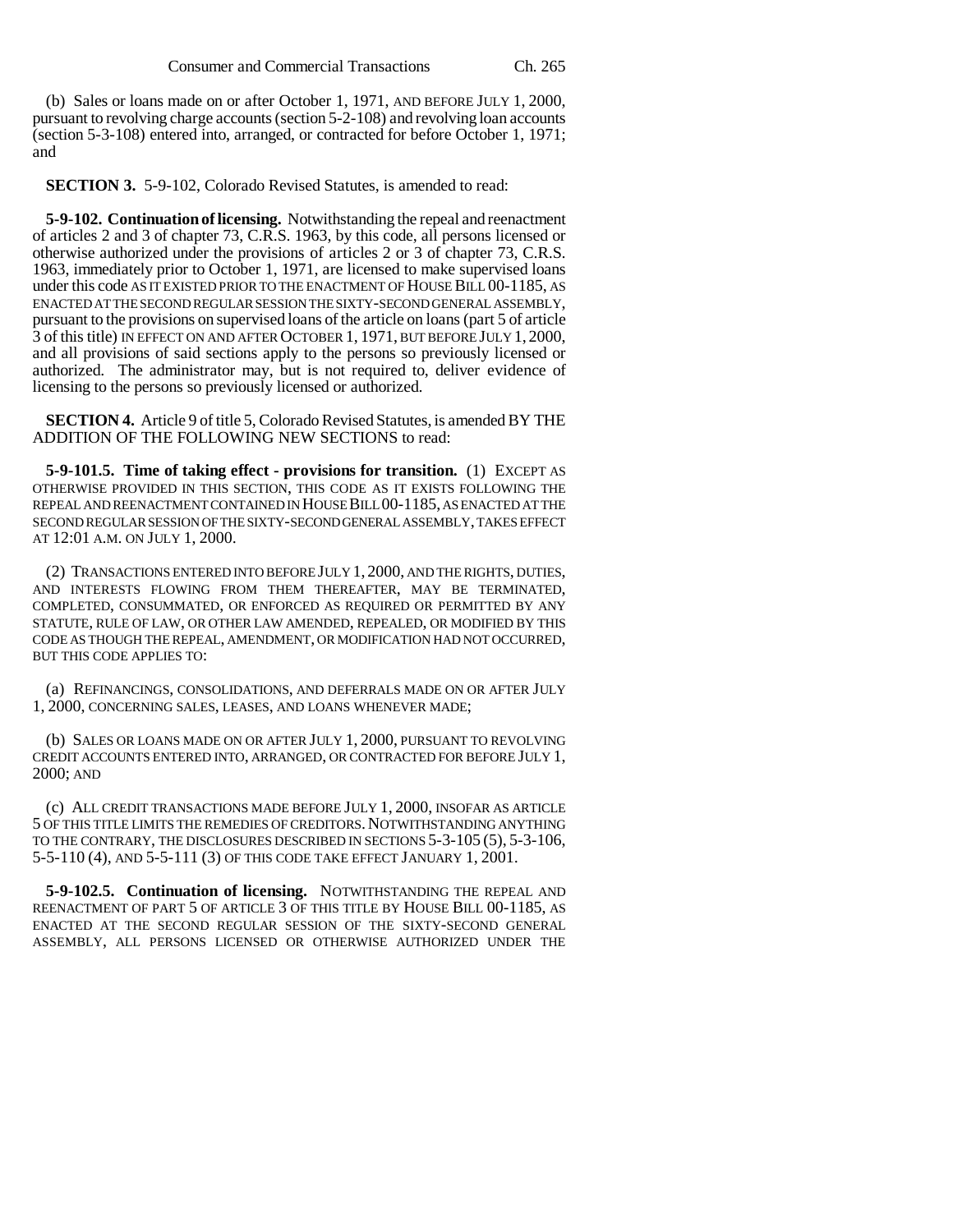(b) Sales or loans made on or after October 1, 1971, AND BEFORE JULY 1, 2000, pursuant to revolving charge accounts (section 5-2-108) and revolving loan accounts (section 5-3-108) entered into, arranged, or contracted for before October 1, 1971; and

**SECTION 3.** 5-9-102, Colorado Revised Statutes, is amended to read:

**5-9-102. Continuation of licensing.** Notwithstanding the repeal and reenactment of articles 2 and 3 of chapter 73, C.R.S. 1963, by this code, all persons licensed or otherwise authorized under the provisions of articles 2 or 3 of chapter 73, C.R.S. 1963, immediately prior to October 1, 1971, are licensed to make supervised loans under this code AS IT EXISTED PRIOR TO THE ENACTMENT OF HOUSE BILL 00-1185, AS ENACTED AT THE SECOND REGULAR SESSION THE SIXTY-SECOND GENERAL ASSEMBLY, pursuant to the provisions on supervised loans of the article on loans (part 5 of article 3 of this title) IN EFFECT ON AND AFTER OCTOBER 1, 1971, BUT BEFORE JULY 1, 2000, and all provisions of said sections apply to the persons so previously licensed or authorized. The administrator may, but is not required to, deliver evidence of licensing to the persons so previously licensed or authorized.

**SECTION 4.** Article 9 of title 5, Colorado Revised Statutes, is amended BY THE ADDITION OF THE FOLLOWING NEW SECTIONS to read:

**5-9-101.5. Time of taking effect - provisions for transition.** (1) EXCEPT AS OTHERWISE PROVIDED IN THIS SECTION, THIS CODE AS IT EXISTS FOLLOWING THE REPEAL AND REENACTMENT CONTAINED IN HOUSE BILL 00-1185, AS ENACTED AT THE SECOND REGULAR SESSION OF THE SIXTY-SECOND GENERAL ASSEMBLY, TAKES EFFECT AT 12:01 A.M. ON JULY 1, 2000.

(2) TRANSACTIONS ENTERED INTO BEFORE JULY 1, 2000, AND THE RIGHTS, DUTIES, AND INTERESTS FLOWING FROM THEM THEREAFTER, MAY BE TERMINATED, COMPLETED, CONSUMMATED, OR ENFORCED AS REQUIRED OR PERMITTED BY ANY STATUTE, RULE OF LAW, OR OTHER LAW AMENDED, REPEALED, OR MODIFIED BY THIS CODE AS THOUGH THE REPEAL, AMENDMENT, OR MODIFICATION HAD NOT OCCURRED, BUT THIS CODE APPLIES TO:

(a) REFINANCINGS, CONSOLIDATIONS, AND DEFERRALS MADE ON OR AFTER JULY 1, 2000, CONCERNING SALES, LEASES, AND LOANS WHENEVER MADE;

(b) SALES OR LOANS MADE ON OR AFTER JULY 1, 2000, PURSUANT TO REVOLVING CREDIT ACCOUNTS ENTERED INTO, ARRANGED, OR CONTRACTED FOR BEFORE JULY 1, 2000; AND

(c) ALL CREDIT TRANSACTIONS MADE BEFORE JULY 1, 2000, INSOFAR AS ARTICLE 5 OF THIS TITLE LIMITS THE REMEDIES OF CREDITORS. NOTWITHSTANDING ANYTHING TO THE CONTRARY, THE DISCLOSURES DESCRIBED IN SECTIONS 5-3-105 (5), 5-3-106, 5-5-110 (4), AND 5-5-111 (3) OF THIS CODE TAKE EFFECT JANUARY 1, 2001.

**5-9-102.5. Continuation of licensing.** NOTWITHSTANDING THE REPEAL AND REENACTMENT OF PART 5 OF ARTICLE 3 OF THIS TITLE BY HOUSE BILL 00-1185, AS ENACTED AT THE SECOND REGULAR SESSION OF THE SIXTY-SECOND GENERAL ASSEMBLY, ALL PERSONS LICENSED OR OTHERWISE AUTHORIZED UNDER THE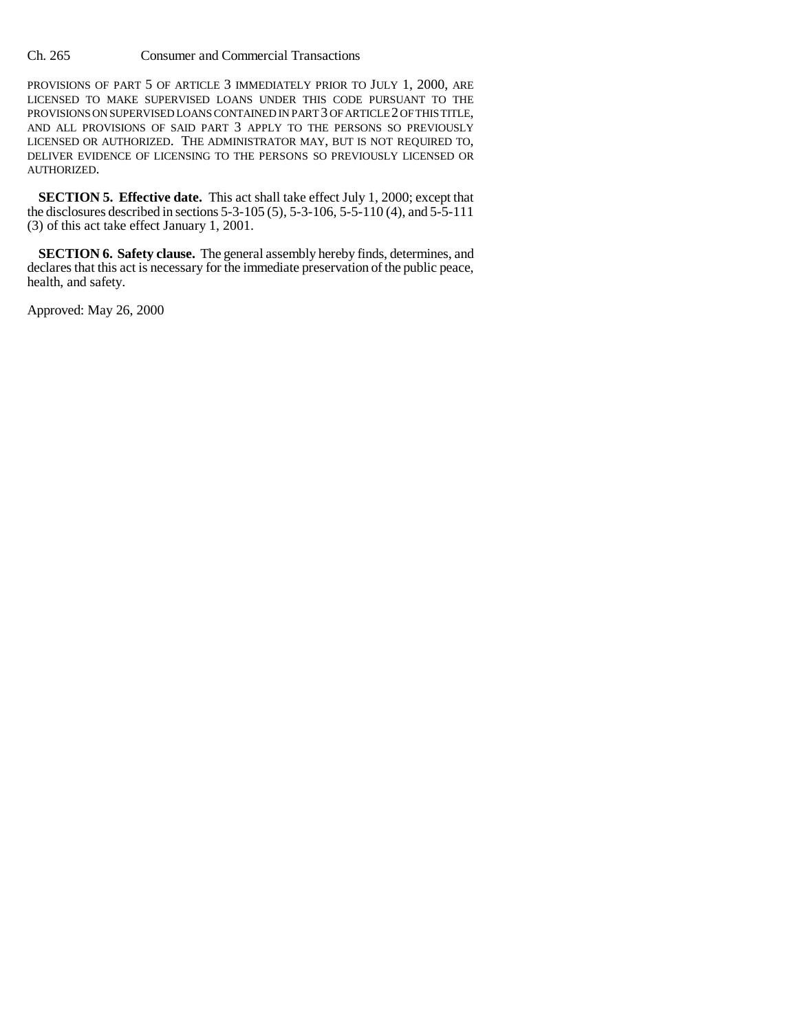PROVISIONS OF PART 5 OF ARTICLE 3 IMMEDIATELY PRIOR TO JULY 1, 2000, ARE LICENSED TO MAKE SUPERVISED LOANS UNDER THIS CODE PURSUANT TO THE PROVISIONS ON SUPERVISED LOANS CONTAINED IN PART 3 OF ARTICLE 2 OF THIS TITLE, AND ALL PROVISIONS OF SAID PART 3 APPLY TO THE PERSONS SO PREVIOUSLY LICENSED OR AUTHORIZED. THE ADMINISTRATOR MAY, BUT IS NOT REQUIRED TO, DELIVER EVIDENCE OF LICENSING TO THE PERSONS SO PREVIOUSLY LICENSED OR AUTHORIZED.

**SECTION 5. Effective date.** This act shall take effect July 1, 2000; except that the disclosures described in sections 5-3-105 (5), 5-3-106, 5-5-110 (4), and 5-5-111 (3) of this act take effect January 1, 2001.

**SECTION 6. Safety clause.** The general assembly hereby finds, determines, and declares that this act is necessary for the immediate preservation of the public peace, health, and safety.

Approved: May 26, 2000